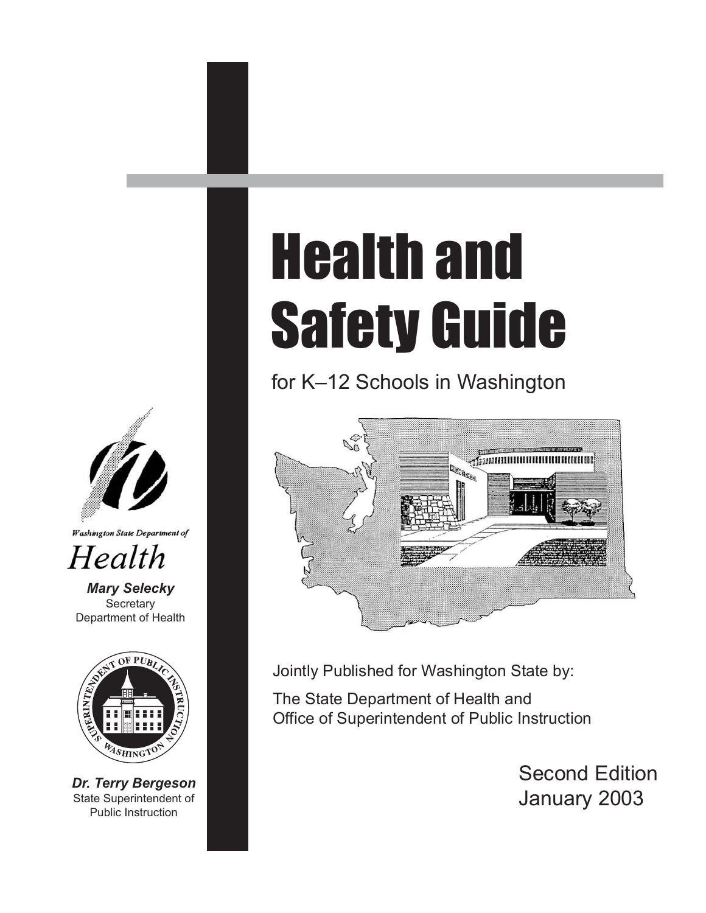# Health and Safety Guide

for K–12 Schools in Washington

Jointly Published for Washington State by:

The State Department of Health and
Office of Superintendent of Public Instruction

Second Edition
January 2003

Washington State Department of
Health

***Mary Selecky***
Secretary
Department of Health

SUPERINTENDENT OF PUBLIC INSTRUCTION
WASHINGTON

***Dr. Terry Bergeson***
State Superintendent of
Public Instruction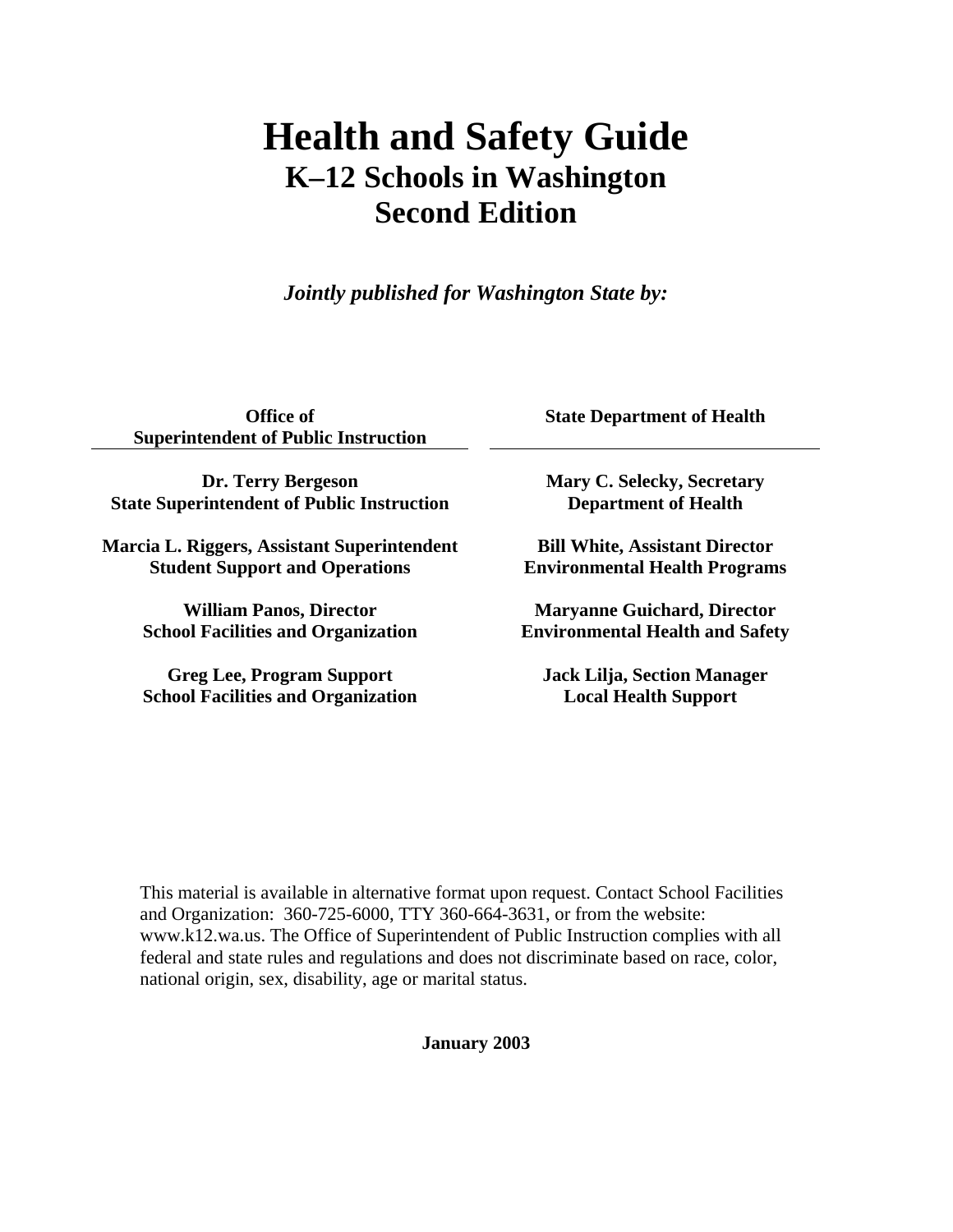# Health and Safety Guide

## K–12 Schools in Washington

## Second Edition

***Jointly published for Washington State by:***

**Office of Superintendent of Public Instruction**

**Dr. Terry Bergeson**
**State Superintendent of Public Instruction**

**Marcia L. Riggers, Assistant Superintendent**
**Student Support and Operations**

**William Panos, Director**
**School Facilities and Organization**

**Greg Lee, Program Support**
**School Facilities and Organization**

**State Department of Health**

**Mary C. Selecky, Secretary**
**Department of Health**

**Bill White, Assistant Director**
**Environmental Health Programs**

**Maryanne Guichard, Director**
**Environmental Health and Safety**

**Jack Lilja, Section Manager**
**Local Health Support**

This material is available in alternative format upon request. Contact School Facilities and Organization: 360-725-6000, TTY 360-664-3631, or from the website: www.k12.wa.us. The Office of Superintendent of Public Instruction complies with all federal and state rules and regulations and does not discriminate based on race, color, national origin, sex, disability, age or marital status.

**January 2003**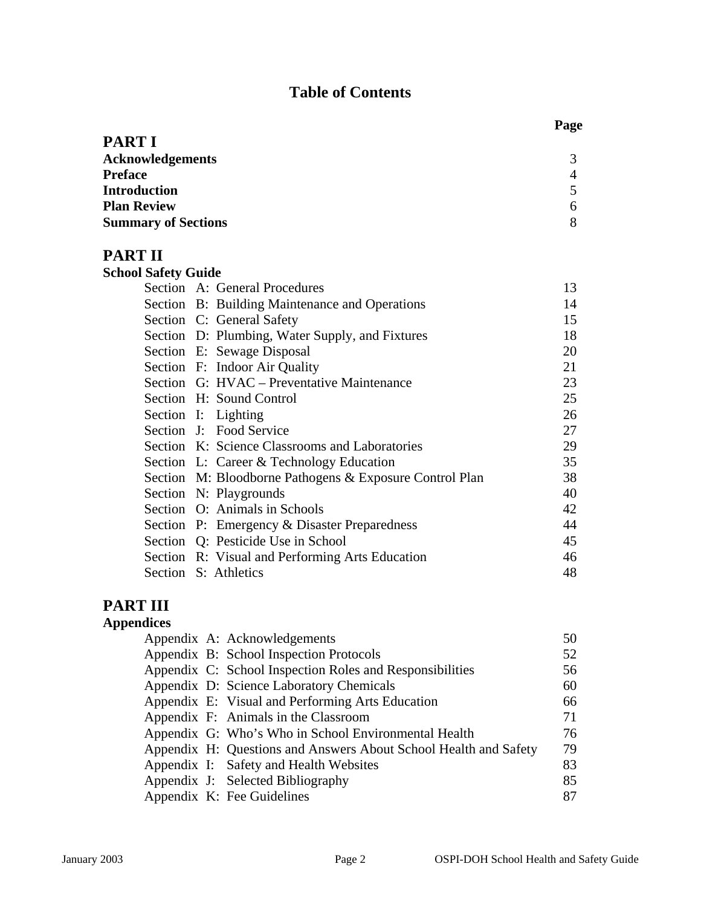# Table of Contents

| | Page |
|---|---|
| **PART I** | |
| **Acknowledgements** | 3 |
| **Preface** | 4 |
| **Introduction** | 5 |
| **Plan Review** | 6 |
| **Summary of Sections** | 8 |
| **PART II** | |
| **School Safety Guide** | |
| Section A: General Procedures | 13 |
| Section B: Building Maintenance and Operations | 14 |
| Section C: General Safety | 15 |
| Section D: Plumbing, Water Supply, and Fixtures | 18 |
| Section E: Sewage Disposal | 20 |
| Section F: Indoor Air Quality | 21 |
| Section G: HVAC – Preventative Maintenance | 23 |
| Section H: Sound Control | 25 |
| Section I: Lighting | 26 |
| Section J: Food Service | 27 |
| Section K: Science Classrooms and Laboratories | 29 |
| Section L: Career & Technology Education | 35 |
| Section M: Bloodborne Pathogens & Exposure Control Plan | 38 |
| Section N: Playgrounds | 40 |
| Section O: Animals in Schools | 42 |
| Section P: Emergency & Disaster Preparedness | 44 |
| Section Q: Pesticide Use in School | 45 |
| Section R: Visual and Performing Arts Education | 46 |
| Section S: Athletics | 48 |
| **PART III** | |
| **Appendices** | |
| Appendix A: Acknowledgements | 50 |
| Appendix B: School Inspection Protocols | 52 |
| Appendix C: School Inspection Roles and Responsibilities | 56 |
| Appendix D: Science Laboratory Chemicals | 60 |
| Appendix E: Visual and Performing Arts Education | 66 |
| Appendix F: Animals in the Classroom | 71 |
| Appendix G: Who's Who in School Environmental Health | 76 |
| Appendix H: Questions and Answers About School Health and Safety | 79 |
| Appendix I: Safety and Health Websites | 83 |
| Appendix J: Selected Bibliography | 85 |
| Appendix K: Fee Guidelines | 87 |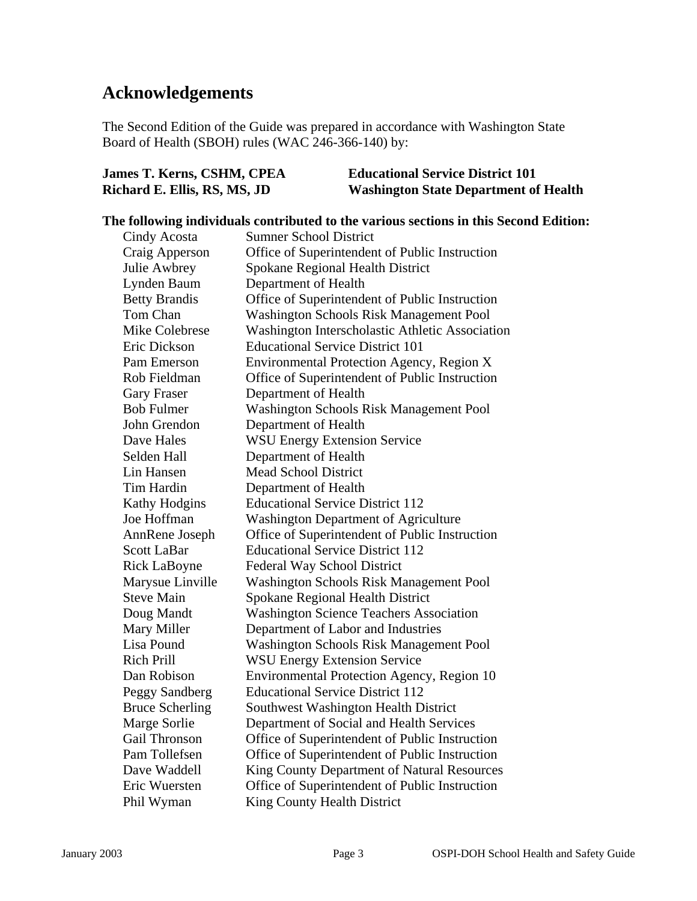## Acknowledgements

The Second Edition of the Guide was prepared in accordance with Washington State Board of Health (SBOH) rules (WAC 246-366-140) by:

| | |
|---|---|
| **James T. Kerns, CSHM, CPEA** | **Educational Service District 101** |
| **Richard E. Ellis, RS, MS, JD** | **Washington State Department of Health** |

**The following individuals contributed to the various sections in this Second Edition:**

| | |
|---|---|
| Cindy Acosta | Sumner School District |
| Craig Apperson | Office of Superintendent of Public Instruction |
| Julie Awbrey | Spokane Regional Health District |
| Lynden Baum | Department of Health |
| Betty Brandis | Office of Superintendent of Public Instruction |
| Tom Chan | Washington Schools Risk Management Pool |
| Mike Colebrese | Washington Interscholastic Athletic Association |
| Eric Dickson | Educational Service District 101 |
| Pam Emerson | Environmental Protection Agency, Region X |
| Rob Fieldman | Office of Superintendent of Public Instruction |
| Gary Fraser | Department of Health |
| Bob Fulmer | Washington Schools Risk Management Pool |
| John Grendon | Department of Health |
| Dave Hales | WSU Energy Extension Service |
| Selden Hall | Department of Health |
| Lin Hansen | Mead School District |
| Tim Hardin | Department of Health |
| Kathy Hodgins | Educational Service District 112 |
| Joe Hoffman | Washington Department of Agriculture |
| AnnRene Joseph | Office of Superintendent of Public Instruction |
| Scott LaBar | Educational Service District 112 |
| Rick LaBoyne | Federal Way School District |
| Marysue Linville | Washington Schools Risk Management Pool |
| Steve Main | Spokane Regional Health District |
| Doug Mandt | Washington Science Teachers Association |
| Mary Miller | Department of Labor and Industries |
| Lisa Pound | Washington Schools Risk Management Pool |
| Rich Prill | WSU Energy Extension Service |
| Dan Robison | Environmental Protection Agency, Region 10 |
| Peggy Sandberg | Educational Service District 112 |
| Bruce Scherling | Southwest Washington Health District |
| Marge Sorlie | Department of Social and Health Services |
| Gail Thronson | Office of Superintendent of Public Instruction |
| Pam Tollefsen | Office of Superintendent of Public Instruction |
| Dave Waddell | King County Department of Natural Resources |
| Eric Wuersten | Office of Superintendent of Public Instruction |
| Phil Wyman | King County Health District |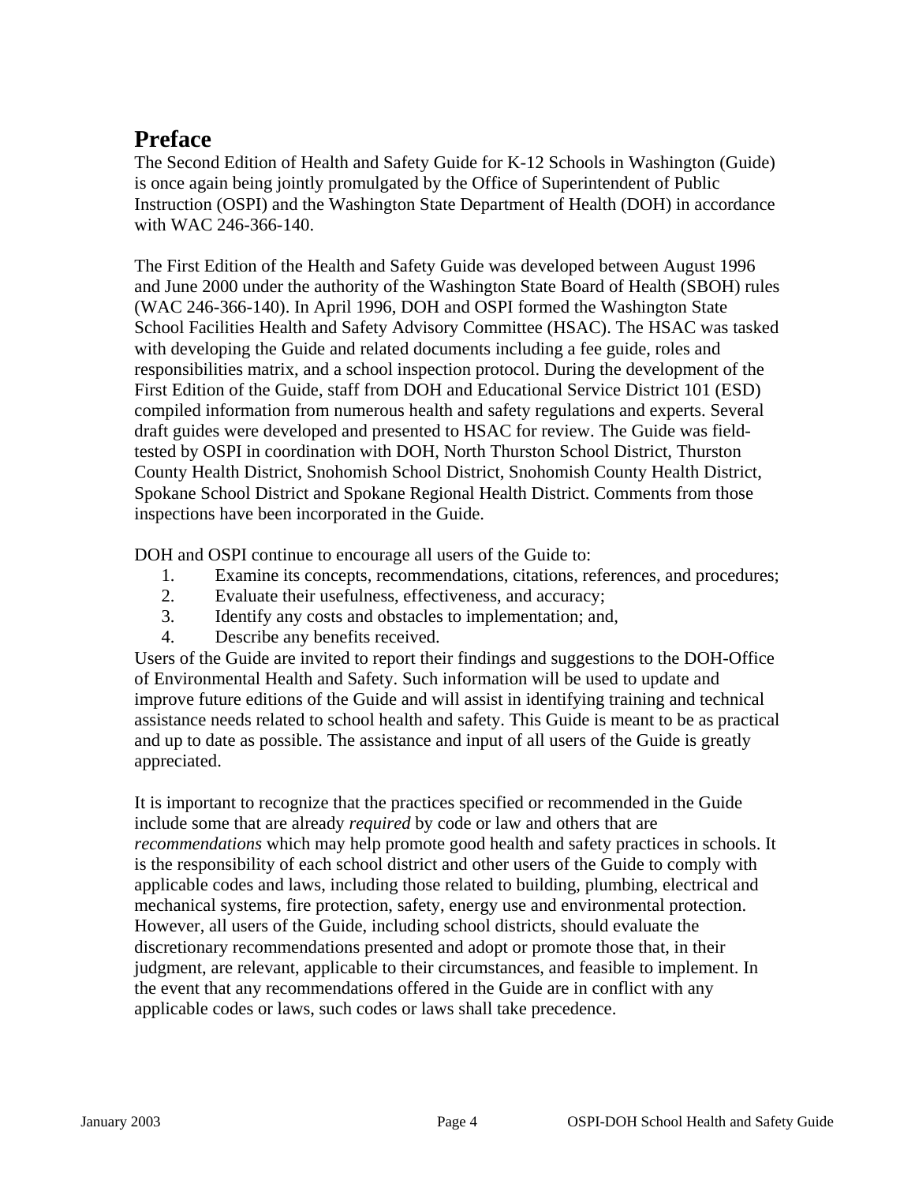## Preface

The Second Edition of Health and Safety Guide for K-12 Schools in Washington (Guide) is once again being jointly promulgated by the Office of Superintendent of Public Instruction (OSPI) and the Washington State Department of Health (DOH) in accordance with WAC 246-366-140.

The First Edition of the Health and Safety Guide was developed between August 1996 and June 2000 under the authority of the Washington State Board of Health (SBOH) rules (WAC 246-366-140). In April 1996, DOH and OSPI formed the Washington State School Facilities Health and Safety Advisory Committee (HSAC). The HSAC was tasked with developing the Guide and related documents including a fee guide, roles and responsibilities matrix, and a school inspection protocol. During the development of the First Edition of the Guide, staff from DOH and Educational Service District 101 (ESD) compiled information from numerous health and safety regulations and experts. Several draft guides were developed and presented to HSAC for review. The Guide was field-tested by OSPI in coordination with DOH, North Thurston School District, Thurston County Health District, Snohomish School District, Snohomish County Health District, Spokane School District and Spokane Regional Health District. Comments from those inspections have been incorporated in the Guide.

DOH and OSPI continue to encourage all users of the Guide to:

1. Examine its concepts, recommendations, citations, references, and procedures;
2. Evaluate their usefulness, effectiveness, and accuracy;
3. Identify any costs and obstacles to implementation; and,
4. Describe any benefits received.

Users of the Guide are invited to report their findings and suggestions to the DOH-Office of Environmental Health and Safety. Such information will be used to update and improve future editions of the Guide and will assist in identifying training and technical assistance needs related to school health and safety. This Guide is meant to be as practical and up to date as possible. The assistance and input of all users of the Guide is greatly appreciated.

It is important to recognize that the practices specified or recommended in the Guide include some that are already *required* by code or law and others that are *recommendations* which may help promote good health and safety practices in schools. It is the responsibility of each school district and other users of the Guide to comply with applicable codes and laws, including those related to building, plumbing, electrical and mechanical systems, fire protection, safety, energy use and environmental protection. However, all users of the Guide, including school districts, should evaluate the discretionary recommendations presented and adopt or promote those that, in their judgment, are relevant, applicable to their circumstances, and feasible to implement. In the event that any recommendations offered in the Guide are in conflict with any applicable codes or laws, such codes or laws shall take precedence.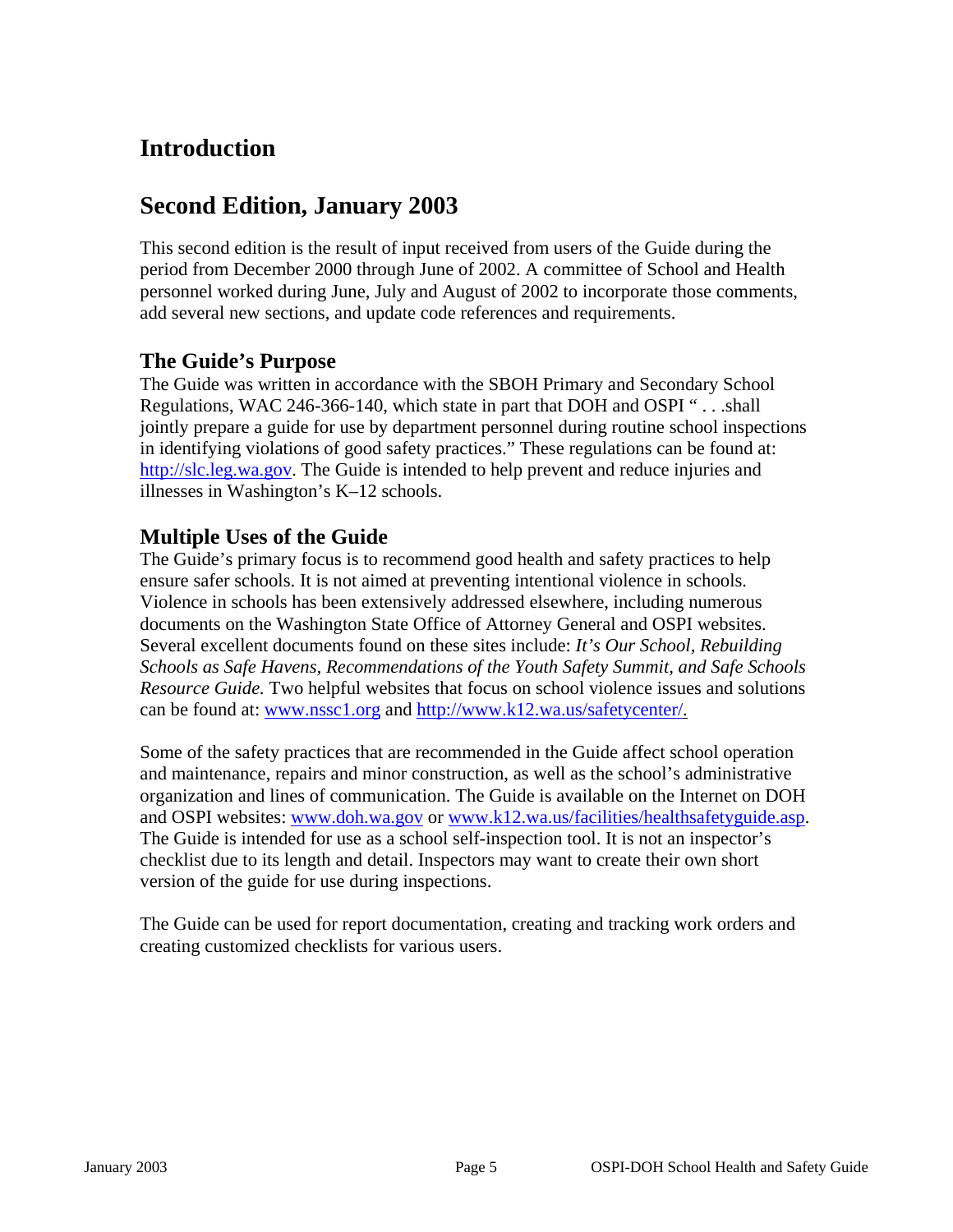# Introduction

## Second Edition, January 2003

This second edition is the result of input received from users of the Guide during the period from December 2000 through June of 2002. A committee of School and Health personnel worked during June, July and August of 2002 to incorporate those comments, add several new sections, and update code references and requirements.

### The Guide's Purpose

The Guide was written in accordance with the SBOH Primary and Secondary School Regulations, WAC 246-366-140, which state in part that DOH and OSPI " . . .shall jointly prepare a guide for use by department personnel during routine school inspections in identifying violations of good safety practices." These regulations can be found at: http://slc.leg.wa.gov. The Guide is intended to help prevent and reduce injuries and illnesses in Washington's K–12 schools.

### Multiple Uses of the Guide

The Guide's primary focus is to recommend good health and safety practices to help ensure safer schools. It is not aimed at preventing intentional violence in schools. Violence in schools has been extensively addressed elsewhere, including numerous documents on the Washington State Office of Attorney General and OSPI websites. Several excellent documents found on these sites include: *It's Our School, Rebuilding Schools as Safe Havens, Recommendations of the Youth Safety Summit, and Safe Schools Resource Guide.* Two helpful websites that focus on school violence issues and solutions can be found at: www.nssc1.org and http://www.k12.wa.us/safetycenter/.

Some of the safety practices that are recommended in the Guide affect school operation and maintenance, repairs and minor construction, as well as the school's administrative organization and lines of communication. The Guide is available on the Internet on DOH and OSPI websites: www.doh.wa.gov or www.k12.wa.us/facilities/healthsafetyguide.asp. The Guide is intended for use as a school self-inspection tool. It is not an inspector's checklist due to its length and detail. Inspectors may want to create their own short version of the guide for use during inspections.

The Guide can be used for report documentation, creating and tracking work orders and creating customized checklists for various users.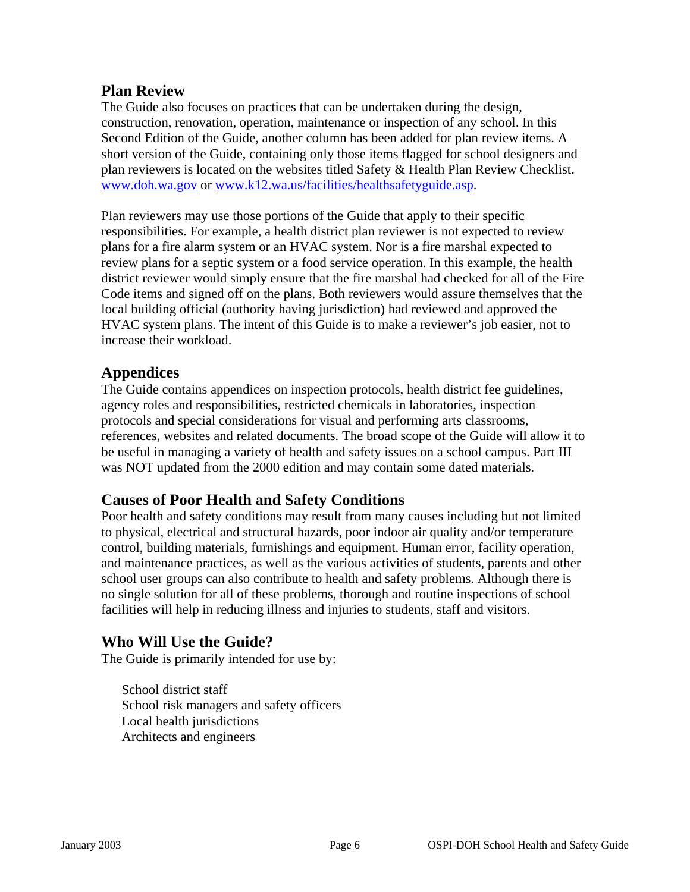## Plan Review

The Guide also focuses on practices that can be undertaken during the design, construction, renovation, operation, maintenance or inspection of any school. In this Second Edition of the Guide, another column has been added for plan review items. A short version of the Guide, containing only those items flagged for school designers and plan reviewers is located on the websites titled Safety & Health Plan Review Checklist. www.doh.wa.gov or www.k12.wa.us/facilities/healthsafetyguide.asp.

Plan reviewers may use those portions of the Guide that apply to their specific responsibilities. For example, a health district plan reviewer is not expected to review plans for a fire alarm system or an HVAC system. Nor is a fire marshal expected to review plans for a septic system or a food service operation. In this example, the health district reviewer would simply ensure that the fire marshal had checked for all of the Fire Code items and signed off on the plans. Both reviewers would assure themselves that the local building official (authority having jurisdiction) had reviewed and approved the HVAC system plans. The intent of this Guide is to make a reviewer's job easier, not to increase their workload.

## Appendices

The Guide contains appendices on inspection protocols, health district fee guidelines, agency roles and responsibilities, restricted chemicals in laboratories, inspection protocols and special considerations for visual and performing arts classrooms, references, websites and related documents. The broad scope of the Guide will allow it to be useful in managing a variety of health and safety issues on a school campus. Part III was NOT updated from the 2000 edition and may contain some dated materials.

## Causes of Poor Health and Safety Conditions

Poor health and safety conditions may result from many causes including but not limited to physical, electrical and structural hazards, poor indoor air quality and/or temperature control, building materials, furnishings and equipment. Human error, facility operation, and maintenance practices, as well as the various activities of students, parents and other school user groups can also contribute to health and safety problems. Although there is no single solution for all of these problems, thorough and routine inspections of school facilities will help in reducing illness and injuries to students, staff and visitors.

## Who Will Use the Guide?

The Guide is primarily intended for use by:

- School district staff
- School risk managers and safety officers
- Local health jurisdictions
- Architects and engineers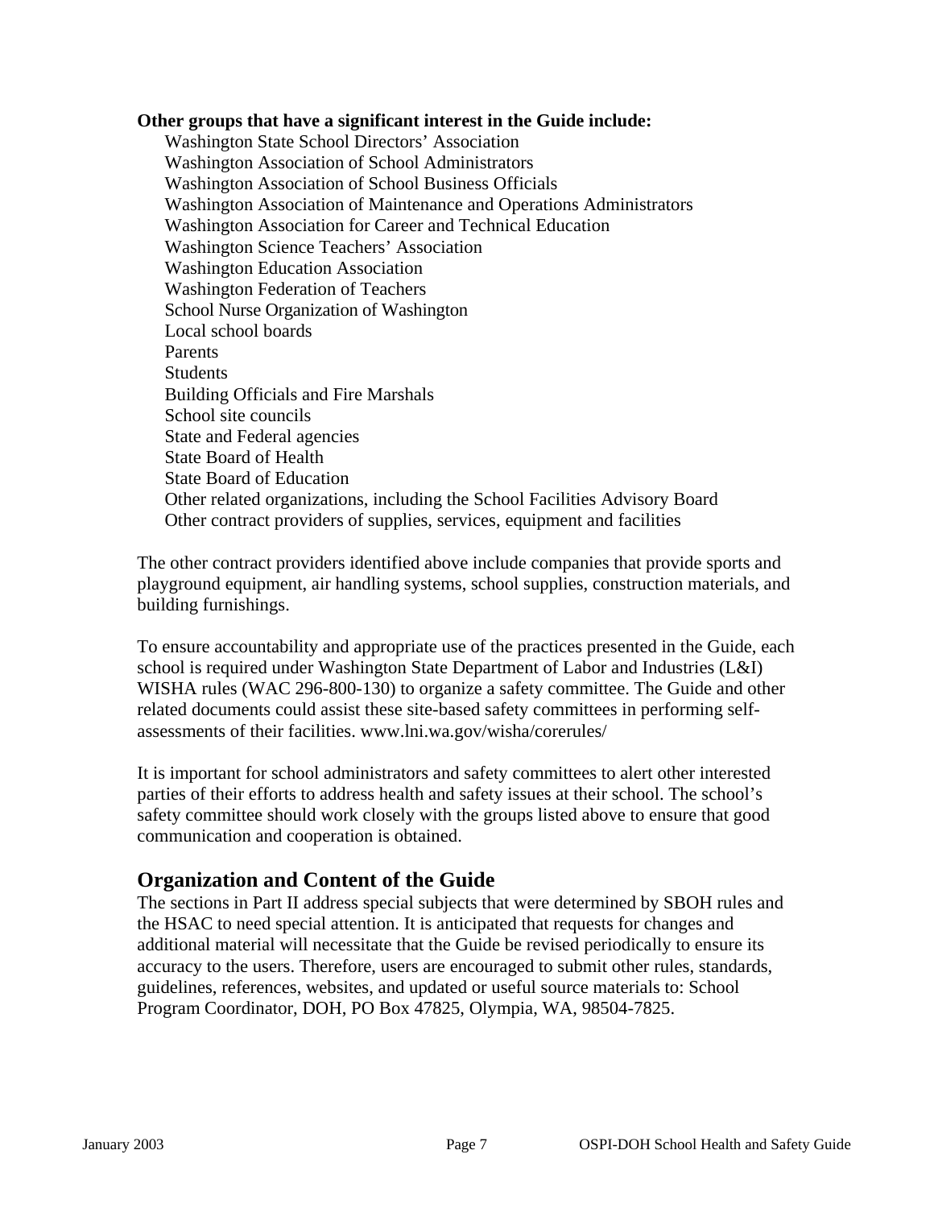**Other groups that have a significant interest in the Guide include:**

- Washington State School Directors' Association
- Washington Association of School Administrators
- Washington Association of School Business Officials
- Washington Association of Maintenance and Operations Administrators
- Washington Association for Career and Technical Education
- Washington Science Teachers' Association
- Washington Education Association
- Washington Federation of Teachers
- School Nurse Organization of Washington
- Local school boards
- Parents
- Students
- Building Officials and Fire Marshals
- School site councils
- State and Federal agencies
- State Board of Health
- State Board of Education
- Other related organizations, including the School Facilities Advisory Board
- Other contract providers of supplies, services, equipment and facilities

The other contract providers identified above include companies that provide sports and playground equipment, air handling systems, school supplies, construction materials, and building furnishings.

To ensure accountability and appropriate use of the practices presented in the Guide, each school is required under Washington State Department of Labor and Industries (L&I) WISHA rules (WAC 296-800-130) to organize a safety committee. The Guide and other related documents could assist these site-based safety committees in performing self-assessments of their facilities. www.lni.wa.gov/wisha/corerules/

It is important for school administrators and safety committees to alert other interested parties of their efforts to address health and safety issues at their school. The school's safety committee should work closely with the groups listed above to ensure that good communication and cooperation is obtained.

## Organization and Content of the Guide

The sections in Part II address special subjects that were determined by SBOH rules and the HSAC to need special attention. It is anticipated that requests for changes and additional material will necessitate that the Guide be revised periodically to ensure its accuracy to the users. Therefore, users are encouraged to submit other rules, standards, guidelines, references, websites, and updated or useful source materials to: School Program Coordinator, DOH, PO Box 47825, Olympia, WA, 98504-7825.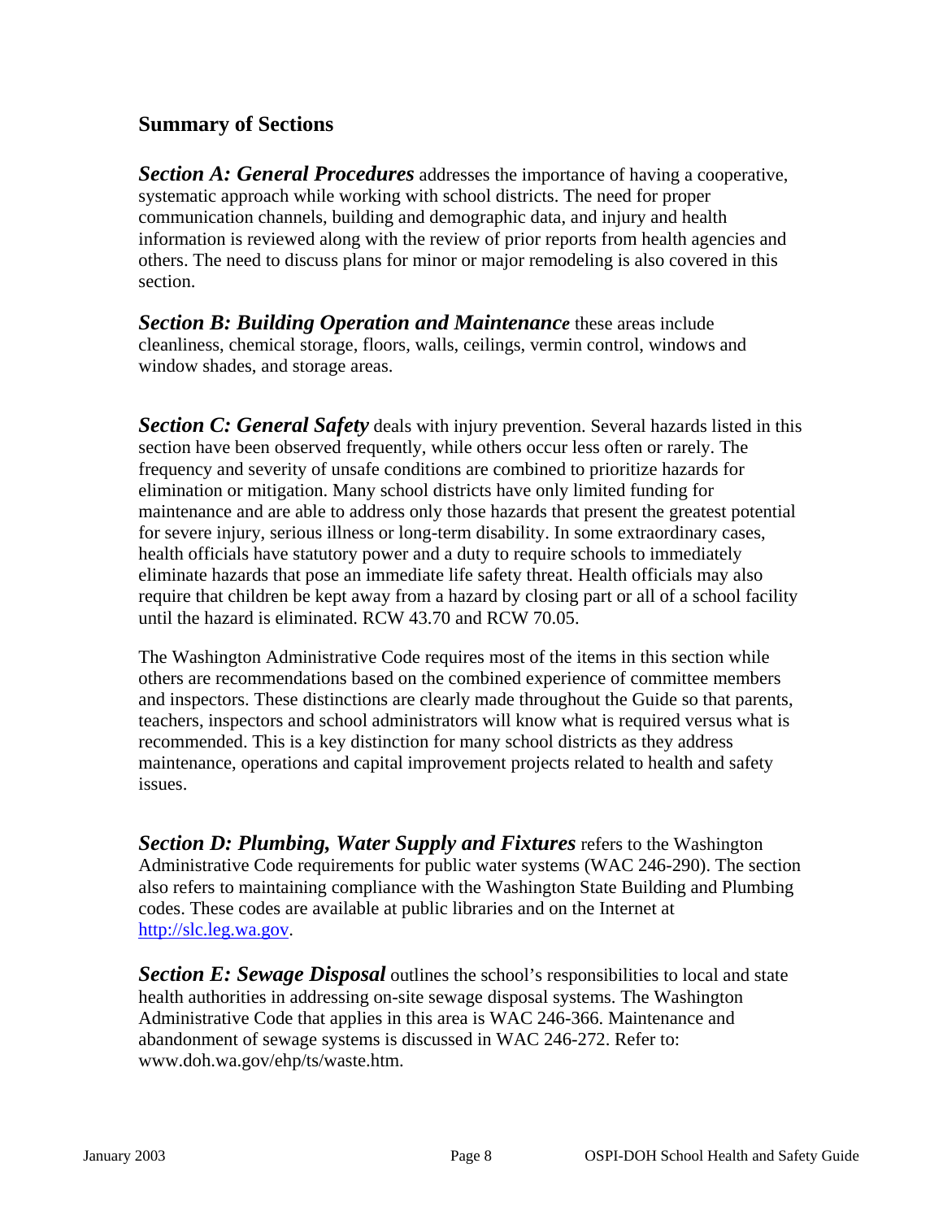## Summary of Sections

***Section A: General Procedures*** addresses the importance of having a cooperative, systematic approach while working with school districts. The need for proper communication channels, building and demographic data, and injury and health information is reviewed along with the review of prior reports from health agencies and others. The need to discuss plans for minor or major remodeling is also covered in this section.

***Section B: Building Operation and Maintenance*** these areas include cleanliness, chemical storage, floors, walls, ceilings, vermin control, windows and window shades, and storage areas.

***Section C: General Safety*** deals with injury prevention. Several hazards listed in this section have been observed frequently, while others occur less often or rarely. The frequency and severity of unsafe conditions are combined to prioritize hazards for elimination or mitigation. Many school districts have only limited funding for maintenance and are able to address only those hazards that present the greatest potential for severe injury, serious illness or long-term disability. In some extraordinary cases, health officials have statutory power and a duty to require schools to immediately eliminate hazards that pose an immediate life safety threat. Health officials may also require that children be kept away from a hazard by closing part or all of a school facility until the hazard is eliminated. RCW 43.70 and RCW 70.05.

The Washington Administrative Code requires most of the items in this section while others are recommendations based on the combined experience of committee members and inspectors. These distinctions are clearly made throughout the Guide so that parents, teachers, inspectors and school administrators will know what is required versus what is recommended. This is a key distinction for many school districts as they address maintenance, operations and capital improvement projects related to health and safety issues.

***Section D: Plumbing, Water Supply and Fixtures*** refers to the Washington Administrative Code requirements for public water systems (WAC 246-290). The section also refers to maintaining compliance with the Washington State Building and Plumbing codes. These codes are available at public libraries and on the Internet at [http://slc.leg.wa.gov](http://slc.leg.wa.gov).

***Section E: Sewage Disposal*** outlines the school's responsibilities to local and state health authorities in addressing on-site sewage disposal systems. The Washington Administrative Code that applies in this area is WAC 246-366. Maintenance and abandonment of sewage systems is discussed in WAC 246-272. Refer to: www.doh.wa.gov/ehp/ts/waste.htm.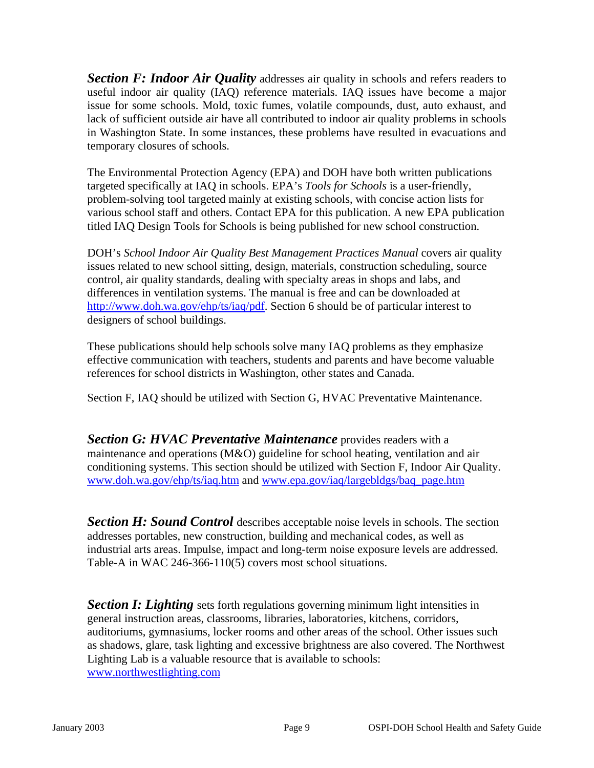***Section F: Indoor Air Quality*** addresses air quality in schools and refers readers to useful indoor air quality (IAQ) reference materials. IAQ issues have become a major issue for some schools. Mold, toxic fumes, volatile compounds, dust, auto exhaust, and lack of sufficient outside air have all contributed to indoor air quality problems in schools in Washington State. In some instances, these problems have resulted in evacuations and temporary closures of schools.

The Environmental Protection Agency (EPA) and DOH have both written publications targeted specifically at IAQ in schools. EPA's *Tools for Schools* is a user-friendly, problem-solving tool targeted mainly at existing schools, with concise action lists for various school staff and others. Contact EPA for this publication. A new EPA publication titled IAQ Design Tools for Schools is being published for new school construction.

DOH's *School Indoor Air Quality Best Management Practices Manual* covers air quality issues related to new school sitting, design, materials, construction scheduling, source control, air quality standards, dealing with specialty areas in shops and labs, and differences in ventilation systems. The manual is free and can be downloaded at http://www.doh.wa.gov/ehp/ts/iaq/pdf. Section 6 should be of particular interest to designers of school buildings.

These publications should help schools solve many IAQ problems as they emphasize effective communication with teachers, students and parents and have become valuable references for school districts in Washington, other states and Canada.

Section F, IAQ should be utilized with Section G, HVAC Preventative Maintenance.

***Section G: HVAC Preventative Maintenance*** provides readers with a maintenance and operations (M&O) guideline for school heating, ventilation and air conditioning systems. This section should be utilized with Section F, Indoor Air Quality. www.doh.wa.gov/ehp/ts/iaq.htm and www.epa.gov/iaq/largebldgs/baq_page.htm

***Section H: Sound Control*** describes acceptable noise levels in schools. The section addresses portables, new construction, building and mechanical codes, as well as industrial arts areas. Impulse, impact and long-term noise exposure levels are addressed. Table-A in WAC 246-366-110(5) covers most school situations.

***Section I: Lighting*** sets forth regulations governing minimum light intensities in general instruction areas, classrooms, libraries, laboratories, kitchens, corridors, auditoriums, gymnasiums, locker rooms and other areas of the school. Other issues such as shadows, glare, task lighting and excessive brightness are also covered. The Northwest Lighting Lab is a valuable resource that is available to schools: www.northwestlighting.com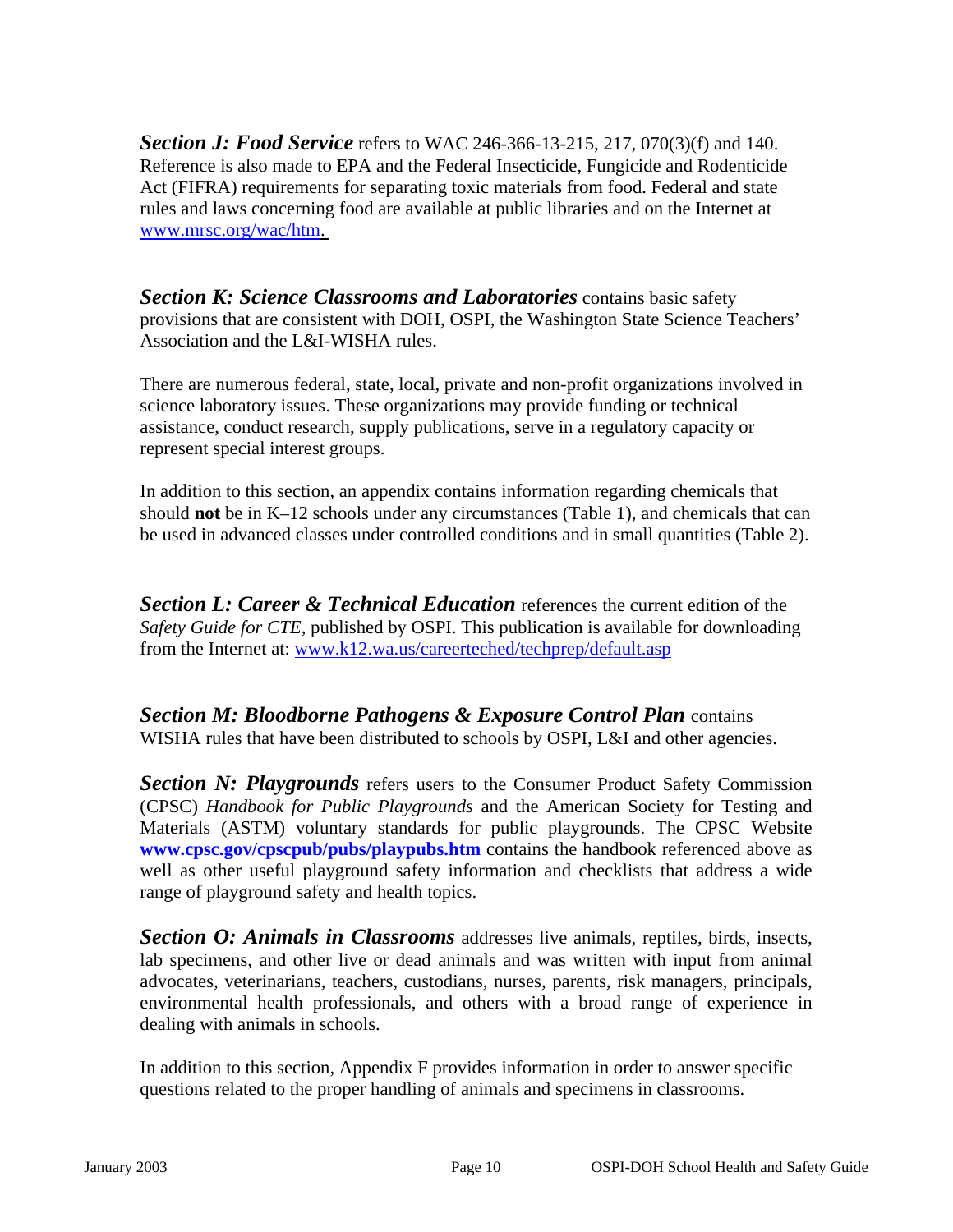***Section J: Food Service*** refers to WAC 246-366-13-215, 217, 070(3)(f) and 140. Reference is also made to EPA and the Federal Insecticide, Fungicide and Rodenticide Act (FIFRA) requirements for separating toxic materials from food. Federal and state rules and laws concerning food are available at public libraries and on the Internet at www.mrsc.org/wac/htm.

***Section K: Science Classrooms and Laboratories*** contains basic safety provisions that are consistent with DOH, OSPI, the Washington State Science Teachers' Association and the L&I-WISHA rules.

There are numerous federal, state, local, private and non-profit organizations involved in science laboratory issues. These organizations may provide funding or technical assistance, conduct research, supply publications, serve in a regulatory capacity or represent special interest groups.

In addition to this section, an appendix contains information regarding chemicals that should **not** be in K–12 schools under any circumstances (Table 1), and chemicals that can be used in advanced classes under controlled conditions and in small quantities (Table 2).

***Section L: Career & Technical Education*** references the current edition of the *Safety Guide for CTE,* published by OSPI. This publication is available for downloading from the Internet at: www.k12.wa.us/careerteched/techprep/default.asp

***Section M: Bloodborne Pathogens & Exposure Control Plan*** contains WISHA rules that have been distributed to schools by OSPI, L&I and other agencies.

***Section N: Playgrounds*** refers users to the Consumer Product Safety Commission (CPSC) *Handbook for Public Playgrounds* and the American Society for Testing and Materials (ASTM) voluntary standards for public playgrounds. The CPSC Website **www.cpsc.gov/cpscpub/pubs/playpubs.htm** contains the handbook referenced above as well as other useful playground safety information and checklists that address a wide range of playground safety and health topics.

***Section O: Animals in Classrooms*** addresses live animals, reptiles, birds, insects, lab specimens, and other live or dead animals and was written with input from animal advocates, veterinarians, teachers, custodians, nurses, parents, risk managers, principals, environmental health professionals, and others with a broad range of experience in dealing with animals in schools.

In addition to this section, Appendix F provides information in order to answer specific questions related to the proper handling of animals and specimens in classrooms.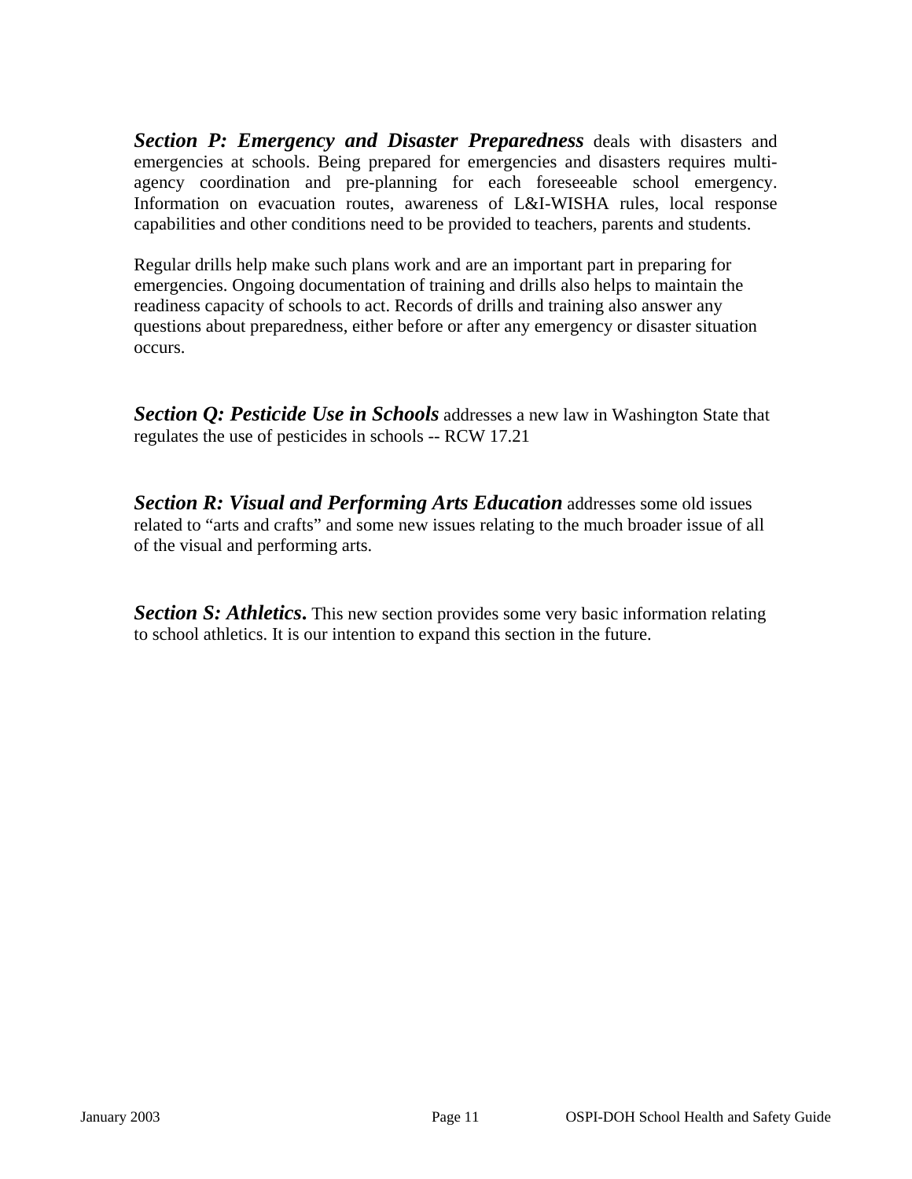***Section P: Emergency and Disaster Preparedness*** deals with disasters and emergencies at schools. Being prepared for emergencies and disasters requires multi-agency coordination and pre-planning for each foreseeable school emergency. Information on evacuation routes, awareness of L&I-WISHA rules, local response capabilities and other conditions need to be provided to teachers, parents and students.

Regular drills help make such plans work and are an important part in preparing for emergencies. Ongoing documentation of training and drills also helps to maintain the readiness capacity of schools to act. Records of drills and training also answer any questions about preparedness, either before or after any emergency or disaster situation occurs.

***Section Q: Pesticide Use in Schools*** addresses a new law in Washington State that regulates the use of pesticides in schools -- RCW 17.21

***Section R: Visual and Performing Arts Education*** addresses some old issues related to "arts and crafts" and some new issues relating to the much broader issue of all of the visual and performing arts.

***Section S: Athletics*****.** This new section provides some very basic information relating to school athletics. It is our intention to expand this section in the future.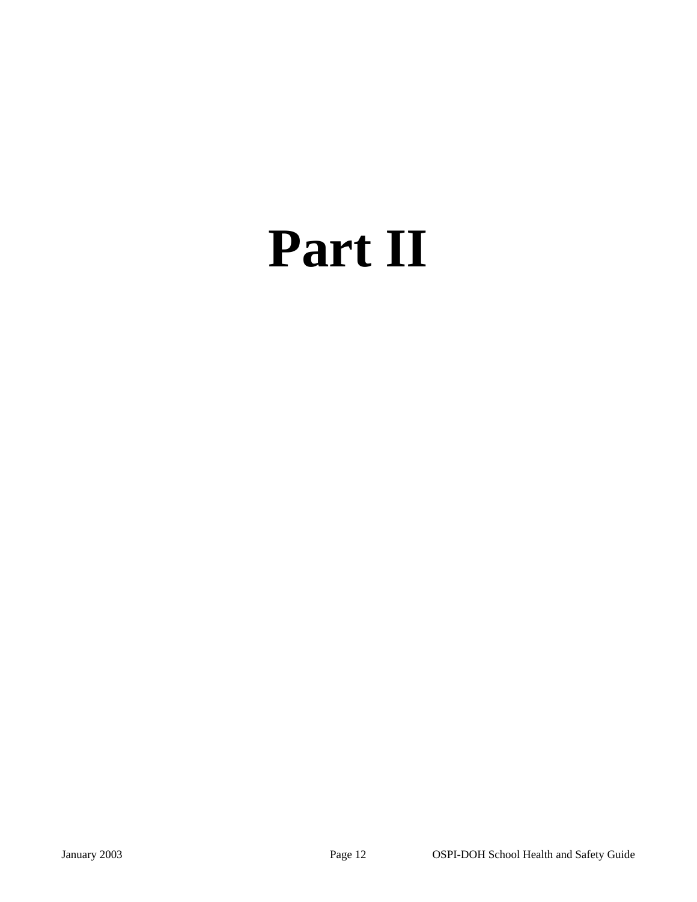# Part II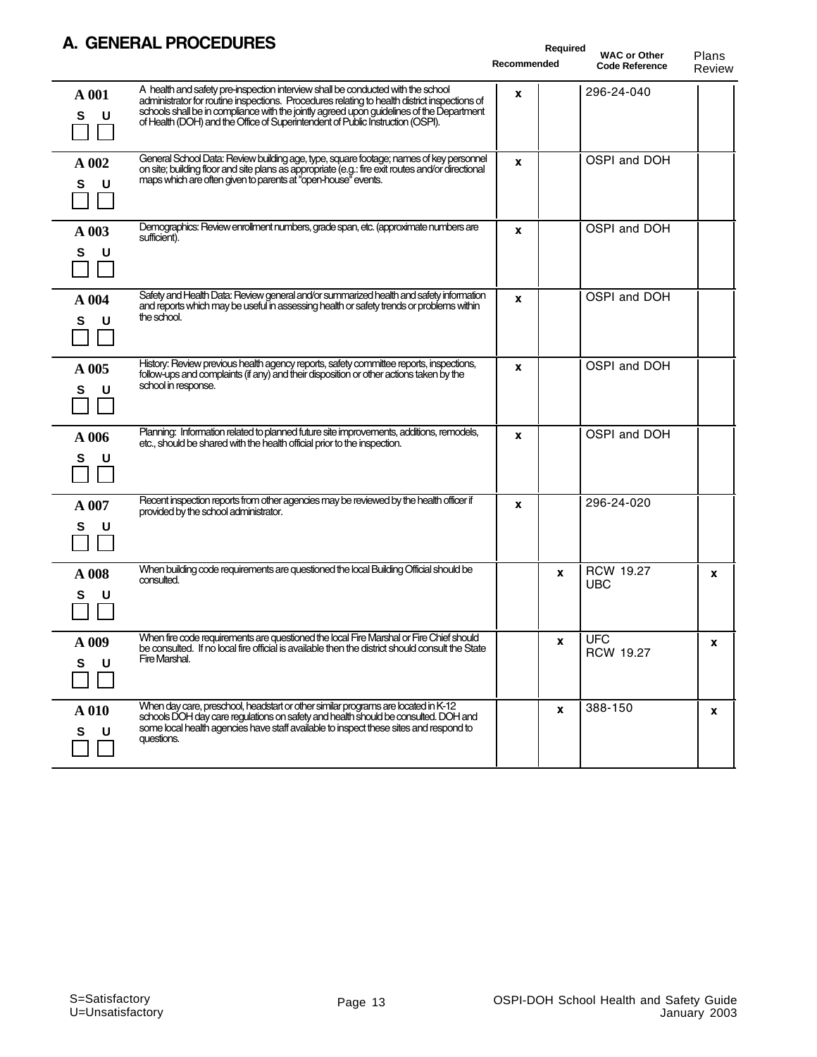## A. GENERAL PROCEDURES

| Item | Description | Recommended | Required | WAC or Other Code Reference | Plans Review |
|---|---|---|---|---|---|
| A 001 S ☐ U ☐ | A health and safety pre-inspection interview shall be conducted with the school administrator for routine inspections. Procedures relating to health district inspections of schools shall be in compliance with the jointly agreed upon guidelines of the Department of Health (DOH) and the Office of Superintendent of Public Instruction (OSPI). | x | | 296-24-040 | |
| A 002 S ☐ U ☐ | General School Data: Review building age, type, square footage; names of key personnel on site; building floor and site plans as appropriate (e.g.: fire exit routes and/or directional maps which are often given to parents at "open-house" events. | x | | OSPI and DOH | |
| A 003 S ☐ U ☐ | Demographics: Review enrollment numbers, grade span, etc. (approximate numbers are sufficient). | x | | OSPI and DOH | |
| A 004 S ☐ U ☐ | Safety and Health Data: Review general and/or summarized health and safety information and reports which may be useful in assessing health or safety trends or problems within the school. | x | | OSPI and DOH | |
| A 005 S ☐ U ☐ | History: Review previous health agency reports, safety committee reports, inspections, follow-ups and complaints (if any) and their disposition or other actions taken by the school in response. | x | | OSPI and DOH | |
| A 006 S ☐ U ☐ | Planning: Information related to planned future site improvements, additions, remodels, etc., should be shared with the health official prior to the inspection. | x | | OSPI and DOH | |
| A 007 S ☐ U ☐ | Recent inspection reports from other agencies may be reviewed by the health officer if provided by the school administrator. | x | | 296-24-020 | |
| A 008 S ☐ U ☐ | When building code requirements are questioned the local Building Official should be consulted. | | x | RCW 19.27 UBC | x |
| A 009 S ☐ U ☐ | When fire code requirements are questioned the local Fire Marshal or Fire Chief should be consulted. If no local fire official is available then the district should consult the State Fire Marshal. | | x | UFC RCW 19.27 | x |
| A 010 S ☐ U ☐ | When day care, preschool, headstart or other similar programs are located in K-12 schools DOH day care regulations on safety and health should be consulted. DOH and some local health agencies have staff available to inspect these sites and respond to questions. | | x | 388-150 | x |

S=Satisfactory
U=Unsatisfactory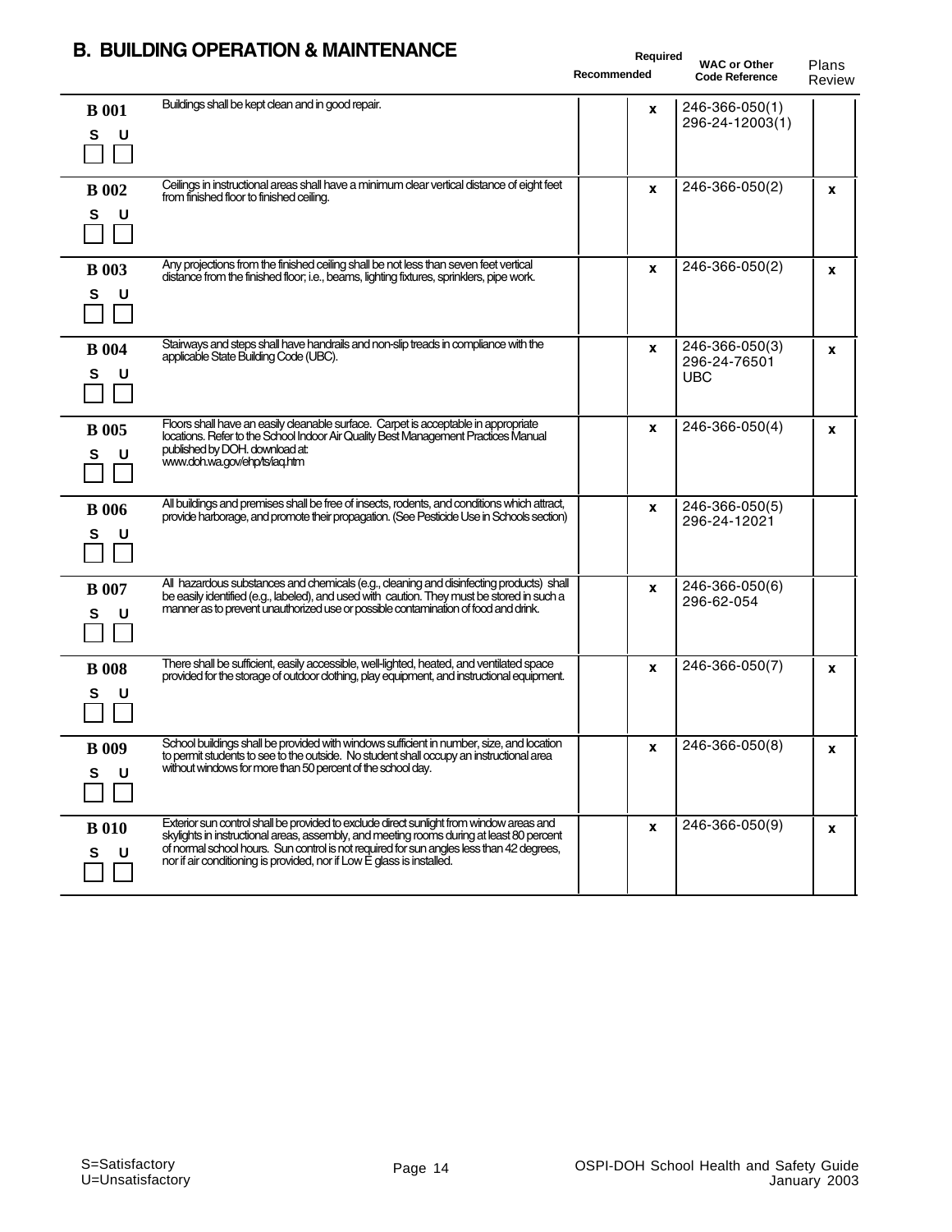## B. BUILDING OPERATION & MAINTENANCE

| Item | Description | Recommended | Required | WAC or Other Code Reference | Plans Review |
|---|---|---|---|---|---|
| **B 001** S U | Buildings shall be kept clean and in good repair. | | x | 246-366-050(1) 296-24-12003(1) | |
| **B 002** S U | Ceilings in instructional areas shall have a minimum clear vertical distance of eight feet from finished floor to finished ceiling. | | x | 246-366-050(2) | x |
| **B 003** S U | Any projections from the finished ceiling shall be not less than seven feet vertical distance from the finished floor; i.e., beams, lighting fixtures, sprinklers, pipe work. | | x | 246-366-050(2) | x |
| **B 004** S U | Stairways and steps shall have handrails and non-slip treads in compliance with the applicable State Building Code (UBC). | | x | 246-366-050(3) 296-24-76501 UBC | x |
| **B 005** S U | Floors shall have an easily cleanable surface. Carpet is acceptable in appropriate locations. Refer to the School Indoor Air Quality Best Management Practices Manual published by DOH. download at: www.doh.wa.gov/ehp/ts/iaq.htm | | x | 246-366-050(4) | x |
| **B 006** S U | All buildings and premises shall be free of insects, rodents, and conditions which attract, provide harborage, and promote their propagation. (See Pesticide Use in Schools section) | | x | 246-366-050(5) 296-24-12021 | |
| **B 007** S U | All hazardous substances and chemicals (e.g., cleaning and disinfecting products) shall be easily identified (e.g., labeled), and used with caution. They must be stored in such a manner as to prevent unauthorized use or possible contamination of food and drink. | | x | 246-366-050(6) 296-62-054 | |
| **B 008** S U | There shall be sufficient, easily accessible, well-lighted, heated, and ventilated space provided for the storage of outdoor clothing, play equipment, and instructional equipment. | | x | 246-366-050(7) | x |
| **B 009** S U | School buildings shall be provided with windows sufficient in number, size, and location to permit students to see to the outside. No student shall occupy an instructional area without windows for more than 50 percent of the school day. | | x | 246-366-050(8) | x |
| **B 010** S U | Exterior sun control shall be provided to exclude direct sunlight from window areas and skylights in instructional areas, assembly, and meeting rooms during at least 80 percent of normal school hours. Sun control is not required for sun angles less than 42 degrees, nor if air conditioning is provided, nor if Low E glass is installed. | | x | 246-366-050(9) | x |

S=Satisfactory
U=Unsatisfactory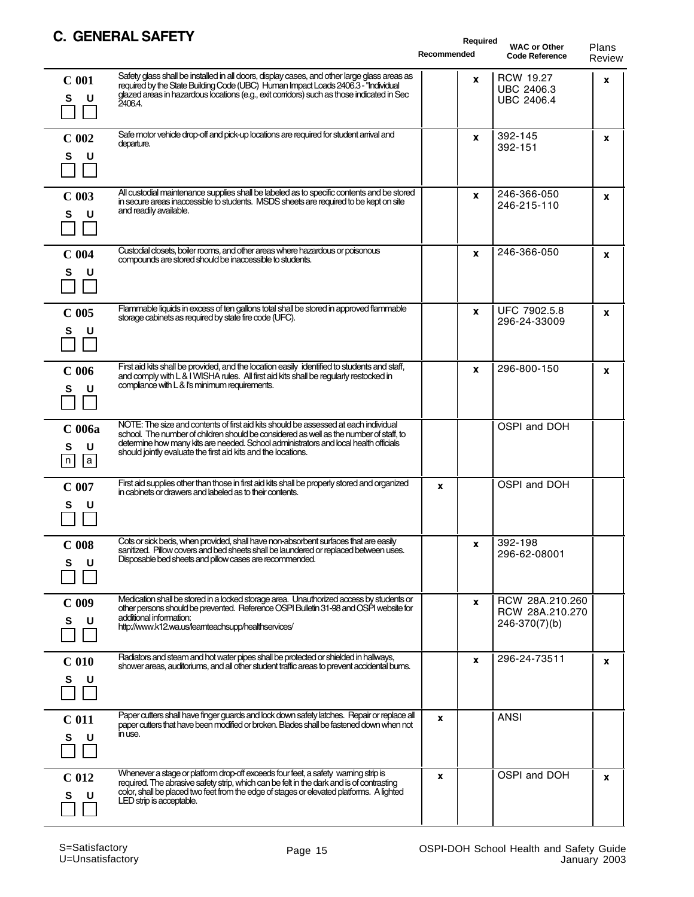## C. GENERAL SAFETY

| Item | Description | Recommended | Required | WAC or Other Code Reference | Plans Review |
|---|---|---|---|---|---|
| **C 001** S U | Safety glass shall be installed in all doors, display cases, and other large glass areas as required by the State Building Code (UBC) Human Impact Loads 2406.3 - "Individual glazed areas in hazardous locations (e.g., exit corridors) such as those indicated in Sec 2406.4. | | x | RCW 19.27<br>UBC 2406.3<br>UBC 2406.4 | x |
| **C 002** S U | Safe motor vehicle drop-off and pick-up locations are required for student arrival and departure. | | x | 392-145<br>392-151 | x |
| **C 003** S U | All custodial maintenance supplies shall be labeled as to specific contents and be stored in secure areas inaccessible to students. MSDS sheets are required to be kept on site and readily available. | | x | 246-366-050<br>246-215-110 | x |
| **C 004** S U | Custodial closets, boiler rooms, and other areas where hazardous or poisonous compounds are stored should be inaccessible to students. | | x | 246-366-050 | x |
| **C 005** S U | Flammable liquids in excess of ten gallons total shall be stored in approved flammable storage cabinets as required by state fire code (UFC). | | x | UFC 7902.5.8<br>296-24-33009 | x |
| **C 006** S U | First aid kits shall be provided, and the location easily identified to students and staff, and comply with L & I WISHA rules. All first aid kits shall be regularly restocked in compliance with L & I's minimum requirements. | | x | 296-800-150 | x |
| **C 006a** S U (n a) | NOTE: The size and contents of first aid kits should be assessed at each individual school. The number of children should be considered as well as the number of staff, to determine how many kits are needed. School administrators and local health officials should jointly evaluate the first aid kits and the locations. | | | OSPI and DOH | |
| **C 007** S U | First aid supplies other than those in first aid kits shall be properly stored and organized in cabinets or drawers and labeled as to their contents. | x | | OSPI and DOH | |
| **C 008** S U | Cots or sick beds, when provided, shall have non-absorbent surfaces that are easily sanitized. Pillow covers and bed sheets shall be laundered or replaced between uses. Disposable bed sheets and pillow cases are recommended. | | x | 392-198<br>296-62-08001 | |
| **C 009** S U | Medication shall be stored in a locked storage area. Unauthorized access by students or other persons should be prevented. Reference OSPI Bulletin 31-98 and OSPI website for additional information: http://www.k12.wa.us/learnteachsupp/healthservices/ | | x | RCW 28A.210.260<br>RCW 28A.210.270<br>246-370(7)(b) | |
| **C 010** S U | Radiators and steam and hot water pipes shall be protected or shielded in hallways, shower areas, auditoriums, and all other student traffic areas to prevent accidental burns. | | x | 296-24-73511 | x |
| **C 011** S U | Paper cutters shall have finger guards and lock down safety latches. Repair or replace all paper cutters that have been modified or broken. Blades shall be fastened down when not in use. | x | | ANSI | |
| **C 012** S U | Whenever a stage or platform drop-off exceeds four feet, a safety warning strip is required. The abrasive safety strip, which can be felt in the dark and is of contrasting color, shall be placed two feet from the edge of stages or elevated platforms. A lighted LED strip is acceptable. | x | | OSPI and DOH | x |

S=Satisfactory
U=Unsatisfactory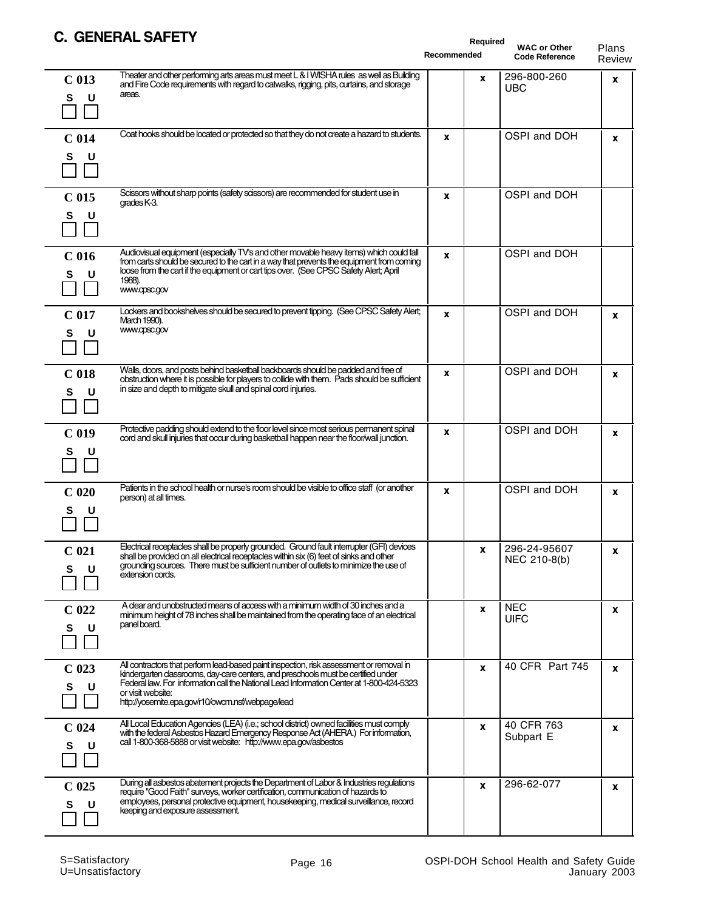# C. GENERAL SAFETY

| Item | Description | Recommended | Required | WAC or Other Code Reference | Plans Review |
|---|---|---|---|---|---|
| C 013<br>S U ☐ ☐ | Theater and other performing arts areas must meet L & I WISHA rules as well as Building and Fire Code requirements with regard to catwalks, rigging, pits, curtains, and storage areas. | | x | 296-800-260<br>UBC | x |
| C 014<br>S U ☐ ☐ | Coat hooks should be located or protected so that they do not create a hazard to students. | x | | OSPI and DOH | x |
| C 015<br>S U ☐ ☐ | Scissors without sharp points (safety scissors) are recommended for student use in grades K-3. | x | | OSPI and DOH | |
| C 016<br>S U ☐ ☐ | Audiovisual equipment (especially TV's and other movable heavy items) which could fall from carts should be secured to the cart in a way that prevents the equipment from coming loose from the cart if the equipment or cart tips over. (See CPSC Safety Alert; April 1988).<br>www.cpsc.gov | x | | OSPI and DOH | |
| C 017<br>S U ☐ ☐ | Lockers and bookshelves should be secured to prevent tipping. (See CPSC Safety Alert; March 1990).<br>www.cpsc.gov | x | | OSPI and DOH | x |
| C 018<br>S U ☐ ☐ | Walls, doors, and posts behind basketball backboards should be padded and free of obstruction where it is possible for players to collide with them. Pads should be sufficient in size and depth to mitigate skull and spinal cord injuries. | x | | OSPI and DOH | x |
| C 019<br>S U ☐ ☐ | Protective padding should extend to the floor level since most serious permanent spinal cord and skull injuries that occur during basketball happen near the floor/wall junction. | x | | OSPI and DOH | x |
| C 020<br>S U ☐ ☐ | Patients in the school health or nurse's room should be visible to office staff (or another person) at all times. | x | | OSPI and DOH | x |
| C 021<br>S U ☐ ☐ | Electrical receptacles shall be properly grounded. Ground fault interrupter (GFI) devices shall be provided on all electrical receptacles within six (6) feet of sinks and other grounding sources. There must be sufficient number of outlets to minimize the use of extension cords. | | x | 296-24-95607<br>NEC 210-8(b) | x |
| C 022<br>S U ☐ ☐ | A clear and unobstructed means of access with a minimum width of 30 inches and a minimum height of 78 inches shall be maintained from the operating face of an electrical panel board. | | x | NEC<br>UIFC | x |
| C 023<br>S U ☐ ☐ | All contractors that perform lead-based paint inspection, risk assessment or removal in kindergarten classrooms, day-care centers, and preschools must be certified under Federal law. For information call the National Lead Information Center at 1-800-424-5323 or visit website:<br>http://yosemite.epa.gov/r10/owcm.nsf/webpage/lead | | x | 40 CFR Part 745 | x |
| C 024<br>S U ☐ ☐ | All Local Education Agencies (LEA) (i.e.; school district) owned facilities must comply with the federal Asbestos Hazard Emergency Response Act (AHERA.) For information, call 1-800-368-5888 or visit website: http://www.epa.gov/asbestos | | x | 40 CFR 763<br>Subpart E | x |
| C 025<br>S U ☐ ☐ | During all asbestos abatement projects the Department of Labor & Industries regulations require "Good Faith" surveys, worker certification, communication of hazards to employees, personal protective equipment, housekeeping, medical surveillance, record keeping and exposure assessment. | | x | 296-62-077 | x |

S=Satisfactory
U=Unsatisfactory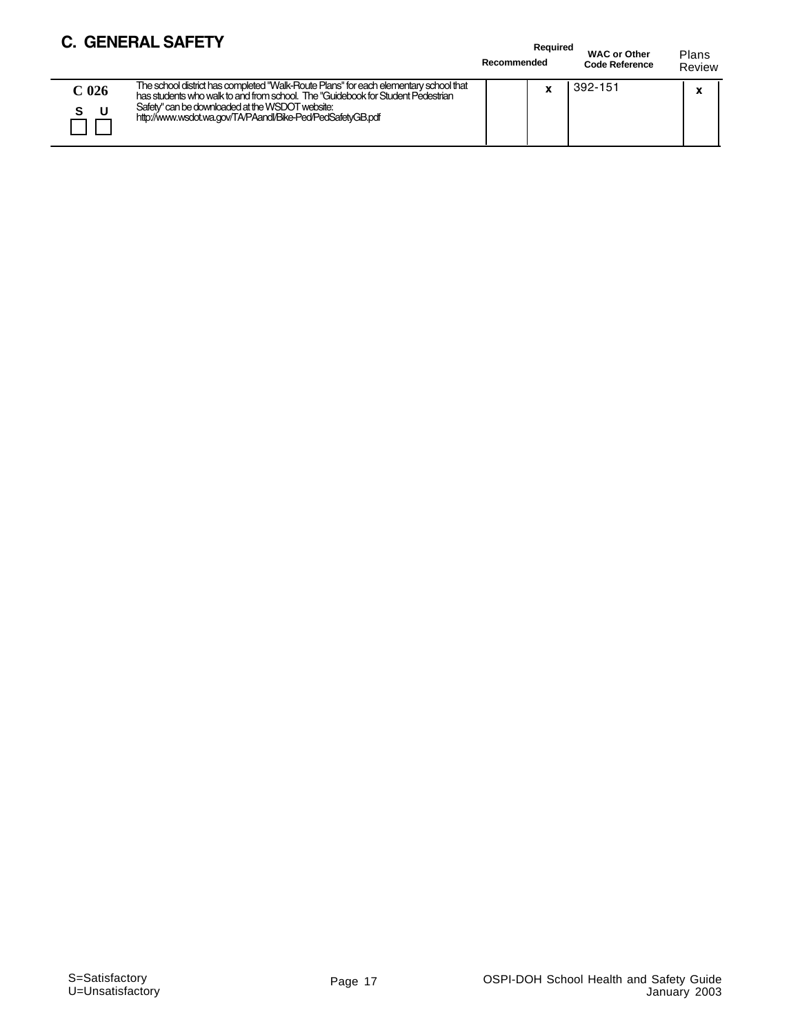## C. GENERAL SAFETY

| | | Recommended | Required | WAC or Other Code Reference | Plans Review |
|---|---|---|---|---|---|
| **C 026**<br>S ☐ U ☐ | The school district has completed "Walk-Route Plans" for each elementary school that has students who walk to and from school. The "Guidebook for Student Pedestrian Safety" can be downloaded at the WSDOT website: http://www.wsdot.wa.gov/TA/PAandI/Bike-Ped/PedSafetyGB.pdf | | x | 392-151 | x |

S=Satisfactory
U=Unsatisfactory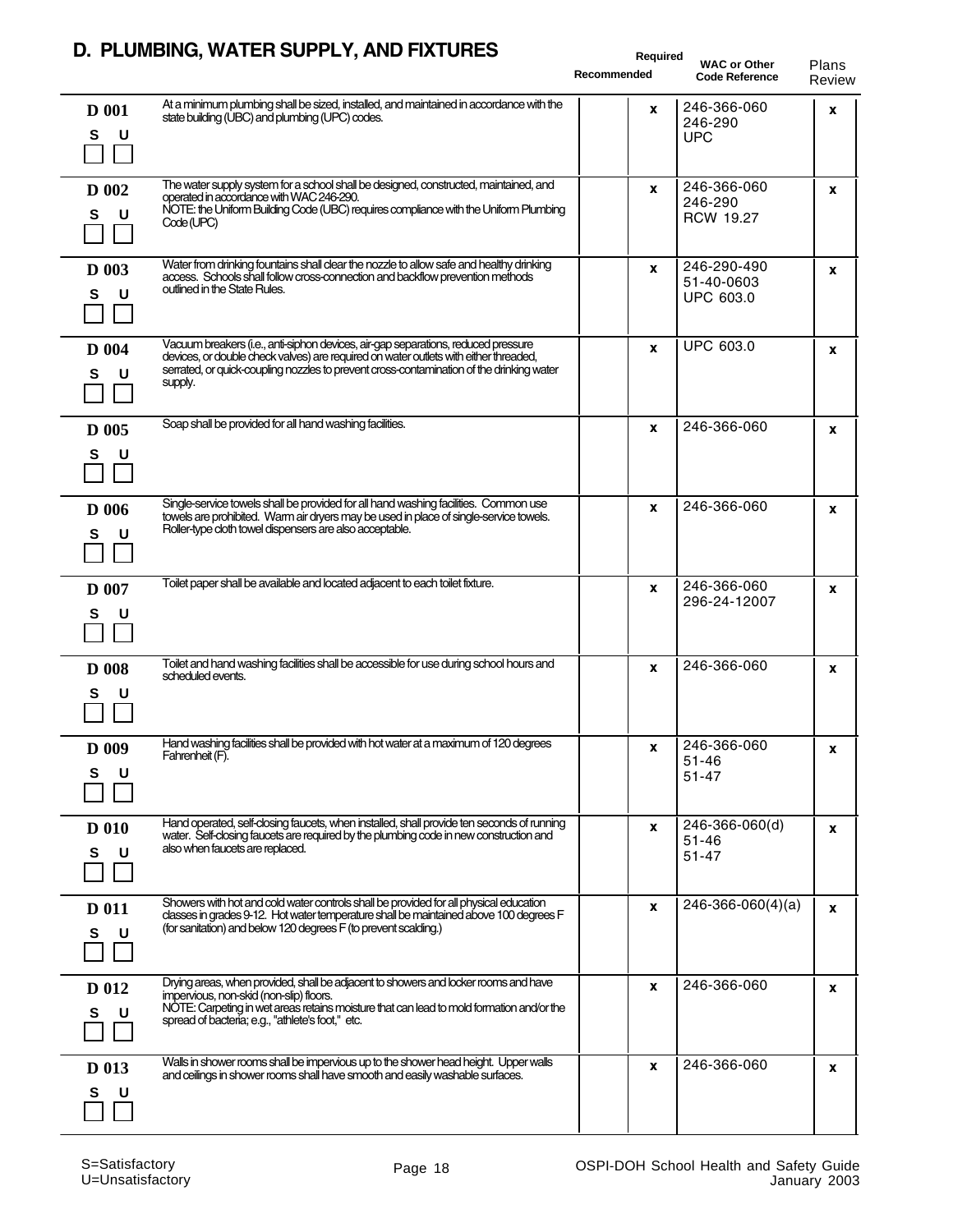## D. PLUMBING, WATER SUPPLY, AND FIXTURES

| Item | Requirement | Recommended | Required | WAC or Other Code Reference | Plans Review |
|---|---|---|---|---|---|
| D 001<br>S U | At a minimum plumbing shall be sized, installed, and maintained in accordance with the state building (UBC) and plumbing (UPC) codes. | | x | 246-366-060<br>246-290<br>UPC | x |
| D 002<br>S U | The water supply system for a school shall be designed, constructed, maintained, and operated in accordance with WAC 246-290.<br>NOTE: the Uniform Building Code (UBC) requires compliance with the Uniform Plumbing Code (UPC) | | x | 246-366-060<br>246-290<br>RCW 19.27 | x |
| D 003<br>S U | Water from drinking fountains shall clear the nozzle to allow safe and healthy drinking access. Schools shall follow cross-connection and backflow prevention methods outlined in the State Rules. | | x | 246-290-490<br>51-40-0603<br>UPC 603.0 | x |
| D 004<br>S U | Vacuum breakers (i.e., anti-siphon devices, air-gap separations, reduced pressure devices, or double check valves) are required on water outlets with either threaded, serrated, or quick-coupling nozzles to prevent cross-contamination of the drinking water supply. | | x | UPC 603.0 | x |
| D 005<br>S U | Soap shall be provided for all hand washing facilities. | | x | 246-366-060 | x |
| D 006<br>S U | Single-service towels shall be provided for all hand washing facilities. Common use towels are prohibited. Warm air dryers may be used in place of single-service towels. Roller-type cloth towel dispensers are also acceptable. | | x | 246-366-060 | x |
| D 007<br>S U | Toilet paper shall be available and located adjacent to each toilet fixture. | | x | 246-366-060<br>296-24-12007 | x |
| D 008<br>S U | Toilet and hand washing facilities shall be accessible for use during school hours and scheduled events. | | x | 246-366-060 | x |
| D 009<br>S U | Hand washing facilities shall be provided with hot water at a maximum of 120 degrees Fahrenheit (F). | | x | 246-366-060<br>51-46<br>51-47 | x |
| D 010<br>S U | Hand operated, self-closing faucets, when installed, shall provide ten seconds of running water. Self-closing faucets are required by the plumbing code in new construction and also when faucets are replaced. | | x | 246-366-060(d)<br>51-46<br>51-47 | x |
| D 011<br>S U | Showers with hot and cold water controls shall be provided for all physical education classes in grades 9-12. Hot water temperature shall be maintained above 100 degrees F (for sanitation) and below 120 degrees F (to prevent scalding.) | | x | 246-366-060(4)(a) | x |
| D 012<br>S U | Drying areas, when provided, shall be adjacent to showers and locker rooms and have impervious, non-skid (non-slip) floors.<br>NOTE: Carpeting in wet areas retains moisture that can lead to mold formation and/or the spread of bacteria; e.g., "athlete's foot," etc. | | x | 246-366-060 | x |
| D 013<br>S U | Walls in shower rooms shall be impervious up to the shower head height. Upper walls and ceilings in shower rooms shall have smooth and easily washable surfaces. | | x | 246-366-060 | x |

S=Satisfactory
U=Unsatisfactory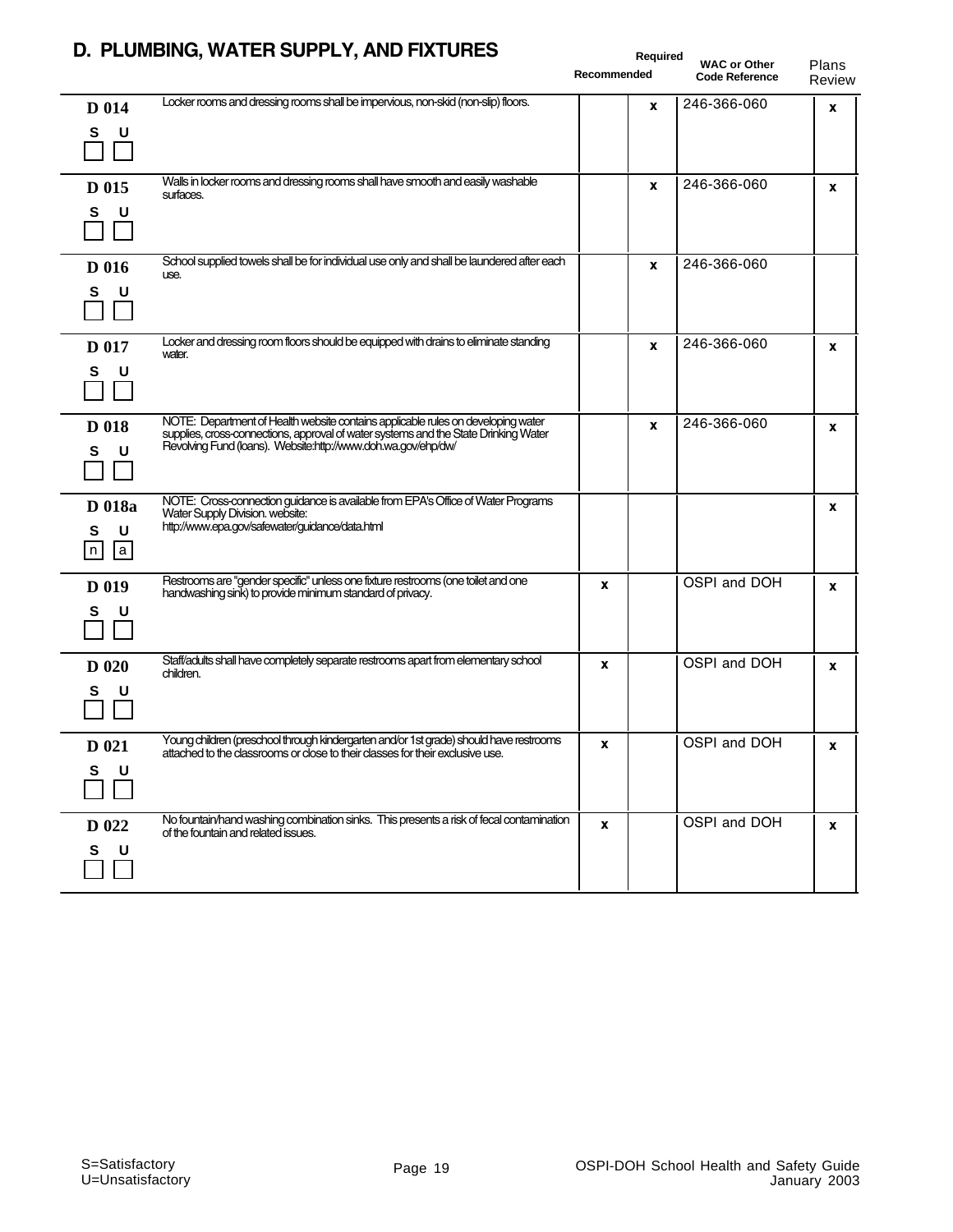# D. PLUMBING, WATER SUPPLY, AND FIXTURES

| Item | Description | Recommended | Required | WAC or Other Code Reference | Plans Review |
|---|---|---|---|---|---|
| D 014<br>S U | Locker rooms and dressing rooms shall be impervious, non-skid (non-slip) floors. | | x | 246-366-060 | x |
| D 015<br>S U | Walls in locker rooms and dressing rooms shall have smooth and easily washable surfaces. | | x | 246-366-060 | x |
| D 016<br>S U | School supplied towels shall be for individual use only and shall be laundered after each use. | | x | 246-366-060 | |
| D 017<br>S U | Locker and dressing room floors should be equipped with drains to eliminate standing water. | | x | 246-366-060 | x |
| D 018<br>S U | NOTE: Department of Health website contains applicable rules on developing water supplies, cross-connections, approval of water systems and the State Drinking Water Revolving Fund (loans). Website:http://www.doh.wa.gov/ehp/dw/ | | x | 246-366-060 | x |
| D 018a<br>S U<br>n a | NOTE: Cross-connection guidance is available from EPA's Office of Water Programs Water Supply Division. website: http://www.epa.gov/safewater/guidance/data.html | | | | x |
| D 019<br>S U | Restrooms are "gender specific" unless one fixture restrooms (one toilet and one handwashing sink) to provide minimum standard of privacy. | x | | OSPI and DOH | x |
| D 020<br>S U | Staff/adults shall have completely separate restrooms apart from elementary school children. | x | | OSPI and DOH | x |
| D 021<br>S U | Young children (preschool through kindergarten and/or 1st grade) should have restrooms attached to the classrooms or close to their classes for their exclusive use. | x | | OSPI and DOH | x |
| D 022<br>S U | No fountain/hand washing combination sinks. This presents a risk of fecal contamination of the fountain and related issues. | x | | OSPI and DOH | x |

S=Satisfactory
U=Unsatisfactory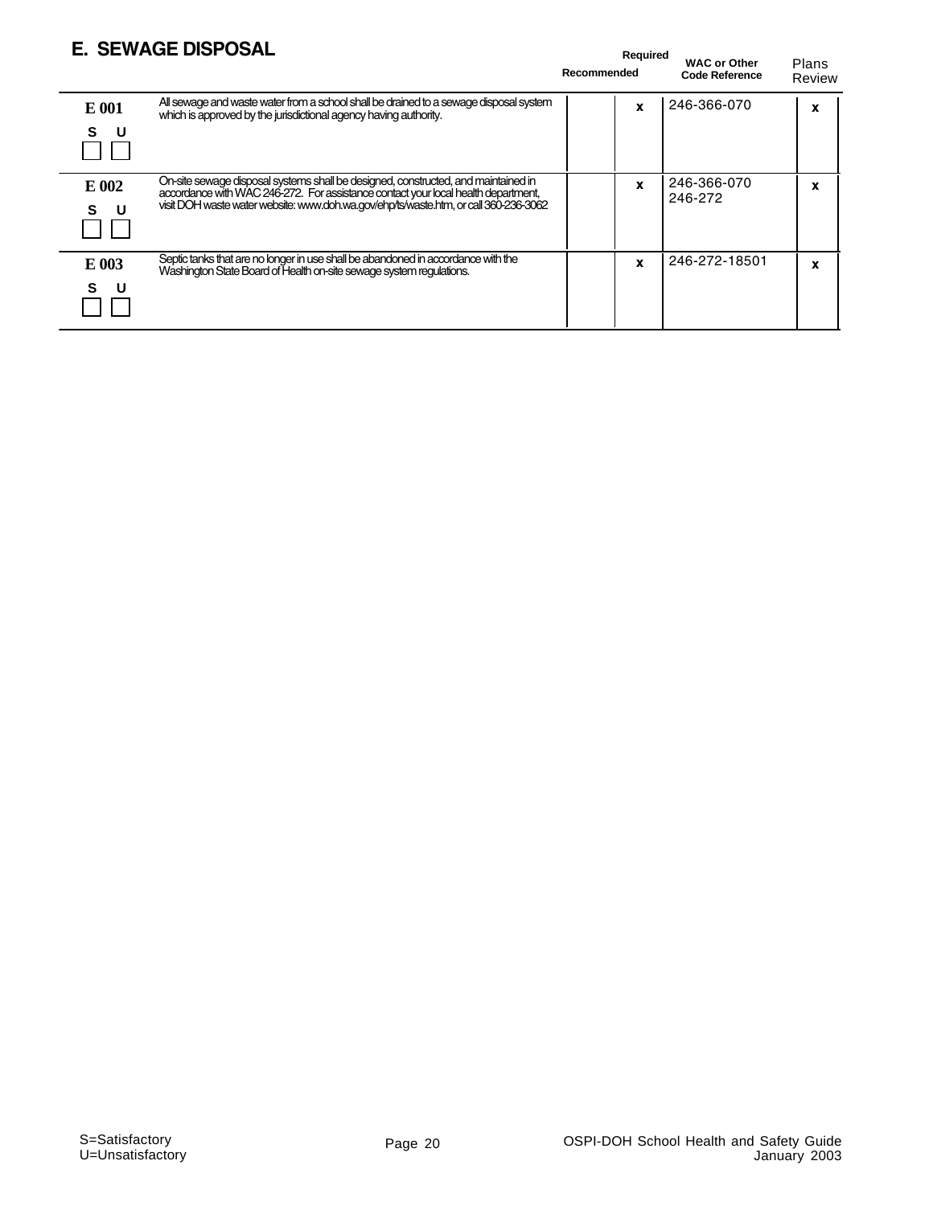## E. SEWAGE DISPOSAL

| | | Recommended | Required | WAC or Other Code Reference | Plans Review |
|---|---|---|---|---|---|
| **E 001** S ☐ U ☐ | All sewage and waste water from a school shall be drained to a sewage disposal system which is approved by the jurisdictional agency having authority. | | x | 246-366-070 | x |
| **E 002** S ☐ U ☐ | On-site sewage disposal systems shall be designed, constructed, and maintained in accordance with WAC 246-272. For assistance contact your local health department, visit DOH waste water website: www.doh.wa.gov/ehp/ts/waste.htm, or call 360-236-3062 | | x | 246-366-070<br>246-272 | x |
| **E 003** S ☐ U ☐ | Septic tanks that are no longer in use shall be abandoned in accordance with the Washington State Board of Health on-site sewage system regulations. | | x | 246-272-18501 | x |

S=Satisfactory
U=Unsatisfactory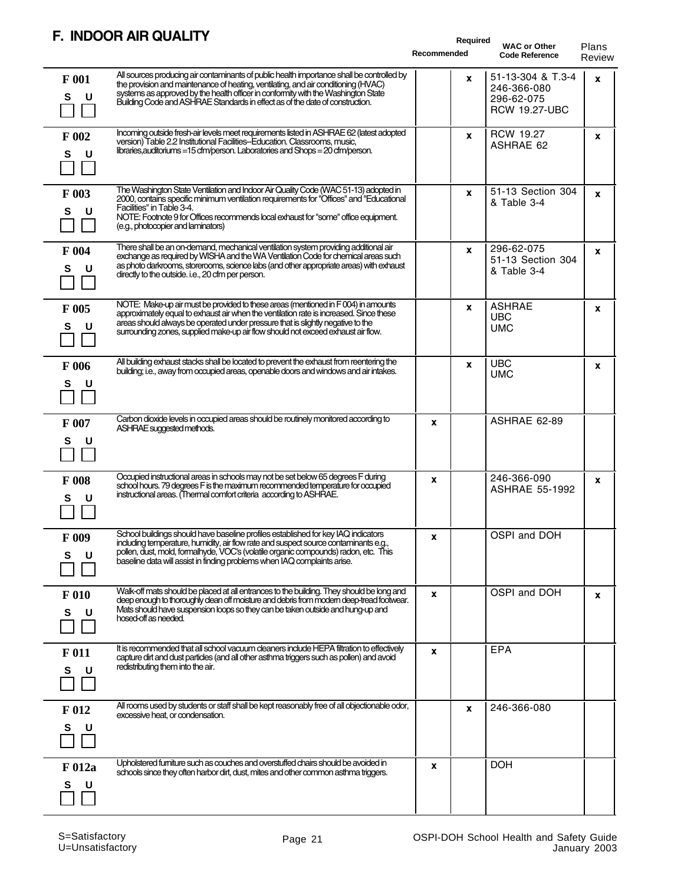# F. INDOOR AIR QUALITY

| Item | Description | Recommended | Required | WAC or Other Code Reference | Plans Review |
|---|---|---|---|---|---|
| F 001<br>S U | All sources producing air contaminants of public health importance shall be controlled by the provision and maintenance of heating, ventilating, and air conditioning (HVAC) systems as approved by the health officer in conformity with the Washington State Building Code and ASHRAE Standards in effect as of the date of construction. | | x | 51-13-304 & T.3-4<br>246-366-080<br>296-62-075<br>RCW 19.27-UBC | x |
| F 002<br>S U | Incoming outside fresh-air levels meet requirements listed in ASHRAE 62 (latest adopted version) Table 2.2 Institutional Facilities--Education. Classrooms, music, libraries,auditoriums =15 cfm/person. Laboratories and Shops = 20 cfm/person. | | x | RCW 19.27<br>ASHRAE 62 | x |
| F 003<br>S U | The Washington State Ventilation and Indoor Air Quality Code (WAC 51-13) adopted in 2000, contains specific minimum ventilation requirements for "Offices" and "Educational Facilities" in Table 3-4.<br>NOTE: Footnote 9 for Offices recommends local exhaust for "some" office equipment. (e.g., photocopier and laminators) | | x | 51-13 Section 304 & Table 3-4 | x |
| F 004<br>S U | There shall be an on-demand, mechanical ventilation system providing additional air exchange as required by WISHA and the WA Ventilation Code for chemical areas such as photo darkrooms, storerooms, science labs (and other appropriate areas) with exhaust directly to the outside. i.e., 20 cfm per person. | | x | 296-62-075<br>51-13 Section 304 & Table 3-4 | x |
| F 005<br>S U | NOTE: Make-up air must be provided to these areas (mentioned in F 004) in amounts approximately equal to exhaust air when the ventilation rate is increased. Since these areas should always be operated under pressure that is slightly negative to the surrounding zones, supplied make-up air flow should not exceed exhaust air flow. | | x | ASHRAE<br>UBC<br>UMC | x |
| F 006<br>S U | All building exhaust stacks shall be located to prevent the exhaust from reentering the building; i.e., away from occupied areas, openable doors and windows and air intakes. | | x | UBC<br>UMC | x |
| F 007<br>S U | Carbon dioxide levels in occupied areas should be routinely monitored according to ASHRAE suggested methods. | x | | ASHRAE 62-89 | |
| F 008<br>S U | Occupied instructional areas in schools may not be set below 65 degrees F during school hours. 79 degrees F is the maximum recommended temperature for occupied instructional areas. (Thermal comfort criteria according to ASHRAE. | x | | 246-366-090<br>ASHRAE 55-1992 | x |
| F 009<br>S U | School buildings should have baseline profiles established for key IAQ indicators including temperature, humidity, air flow rate and suspect source contaminants e.g., pollen, dust, mold, formalhyde, VOC's (volatile organic compounds) radon, etc. This baseline data will assist in finding problems when IAQ complaints arise. | x | | OSPI and DOH | |
| F 010<br>S U | Walk-off mats should be placed at all entrances to the building. They should be long and deep enough to thoroughly clean off moisture and debris from modern deep-tread footwear. Mats should have suspension loops so they can be taken outside and hung-up and hosed-off as needed. | x | | OSPI and DOH | x |
| F 011<br>S U | It is recommended that all school vacuum cleaners include HEPA filtration to effectively capture dirt and dust particles (and all other asthma triggers such as pollen) and avoid redistributing them into the air. | x | | EPA | |
| F 012<br>S U | All rooms used by students or staff shall be kept reasonably free of all objectionable odor, excessive heat, or condensation. | | x | 246-366-080 | |
| F 012a<br>S U | Upholstered furniture such as couches and overstuffed chairs should be avoided in schools since they often harbor dirt, dust, mites and other common asthma triggers. | x | | DOH | |

S=Satisfactory
U=Unsatisfactory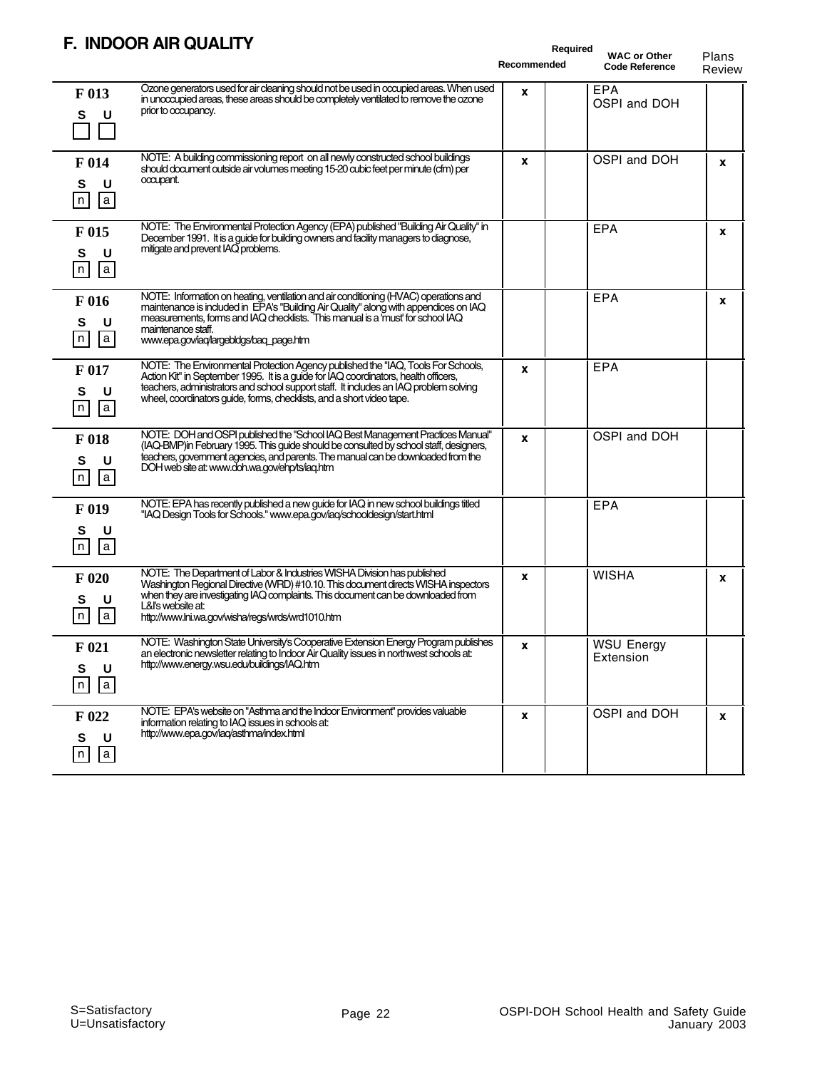## F. INDOOR AIR QUALITY

| | | Recommended | Required | WAC or Other Code Reference | Plans Review |
|---|---|---|---|---|---|
| **F 013**<br>S U<br>☐ ☐ | Ozone generators used for air cleaning should not be used in occupied areas. When used in unoccupied areas, these areas should be completely ventilated to remove the ozone prior to occupancy. | x | | EPA<br>OSPI and DOH | |
| **F 014**<br>S U<br>n a | NOTE: A building commissioning report on all newly constructed school buildings should document outside air volumes meeting 15-20 cubic feet per minute (cfm) per occupant. | x | | OSPI and DOH | x |
| **F 015**<br>S U<br>n a | NOTE: The Environmental Protection Agency (EPA) published "Building Air Quality" in December 1991. It is a guide for building owners and facility managers to diagnose, mitigate and prevent IAQ problems. | | | EPA | x |
| **F 016**<br>S U<br>n a | NOTE: Information on heating, ventilation and air conditioning (HVAC) operations and maintenance is included in EPA's "Building Air Quality" along with appendices on IAQ measurements, forms and IAQ checklists. This manual is a 'must' for school IAQ maintenance staff.<br>www.epa.gov/iaq/largebldgs/baq_page.htm | | | EPA | x |
| **F 017**<br>S U<br>n a | NOTE: The Environmental Protection Agency published the "IAQ, Tools For Schools, Action Kit" in September 1995. It is a guide for IAQ coordinators, health officers, teachers, administrators and school support staff. It includes an IAQ problem solving wheel, coordinators guide, forms, checklists, and a short video tape. | x | | EPA | |
| **F 018**<br>S U<br>n a | NOTE: DOH and OSPI published the "School IAQ Best Management Practices Manual" (IAQ-BMP)in February 1995. This guide should be consulted by school staff, designers, teachers, government agencies, and parents. The manual can be downloaded from the DOH web site at: www.doh.wa.gov/ehp/ts/iaq.htm | x | | OSPI and DOH | |
| **F 019**<br>S U<br>n a | NOTE: EPA has recently published a new guide for IAQ in new school buildings titled "IAQ Design Tools for Schools." www.epa.gov/iaq/schooldesign/start.html | | | EPA | |
| **F 020**<br>S U<br>n a | NOTE: The Department of Labor & Industries WISHA Division has published Washington Regional Directive (WRD) #10.10. This document directs WISHA inspectors when they are investigating IAQ complaints. This document can be downloaded from L&I's website at:<br>http://www.lni.wa.gov/wisha/regs/wrds/wrd1010.htm | x | | WISHA | x |
| **F 021**<br>S U<br>n a | NOTE: Washington State University's Cooperative Extension Energy Program publishes an electronic newsletter relating to Indoor Air Quality issues in northwest schools at:<br>http://www.energy.wsu.edu/buildings/IAQ.htm | x | | WSU Energy Extension | |
| **F 022**<br>S U<br>n a | NOTE: EPA's website on "Asthma and the Indoor Environment" provides valuable information relating to IAQ issues in schools at:<br>http://www.epa.gov/iaq/asthma/index.html | x | | OSPI and DOH | x |

S=Satisfactory
U=Unsatisfactory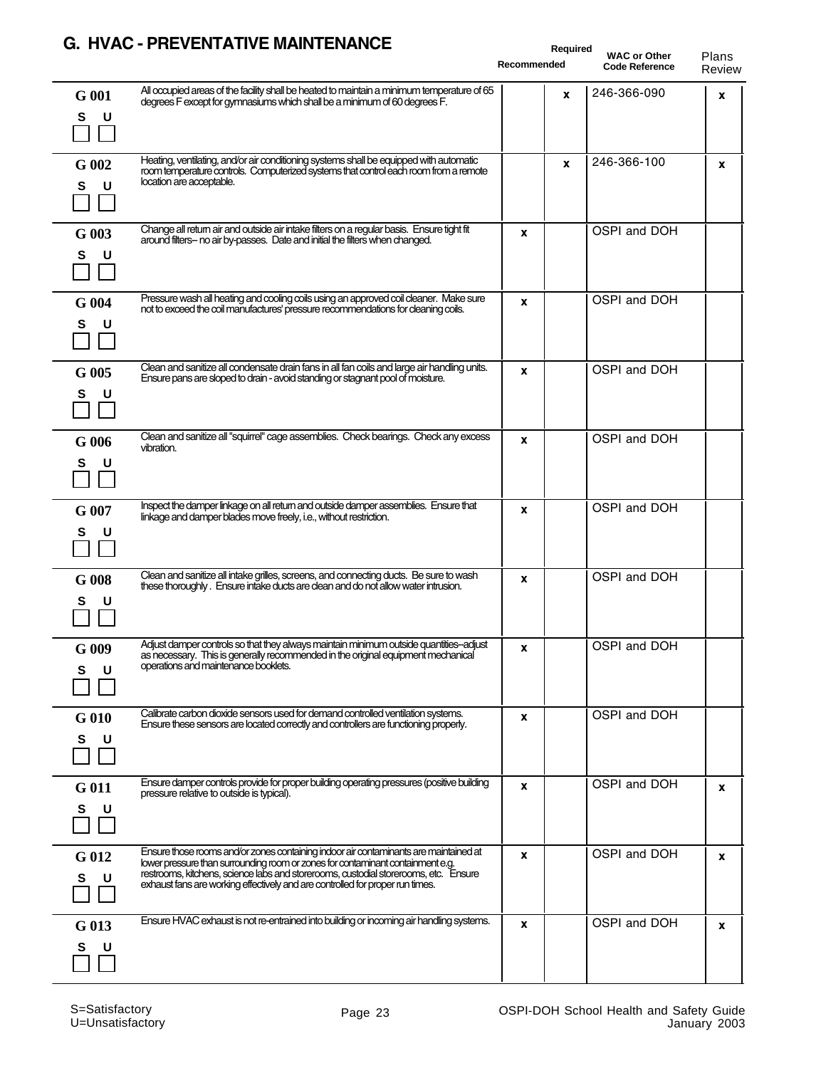## G. HVAC - PREVENTATIVE MAINTENANCE

| Item | Description | Recommended | Required | WAC or Other Code Reference | Plans Review |
|---|---|---|---|---|---|
| G 001 S U | All occupied areas of the facility shall be heated to maintain a minimum temperature of 65 degrees F except for gymnasiums which shall be a minimum of 60 degrees F. | | x | 246-366-090 | x |
| G 002 S U | Heating, ventilating, and/or air conditioning systems shall be equipped with automatic room temperature controls. Computerized systems that control each room from a remote location are acceptable. | | x | 246-366-100 | x |
| G 003 S U | Change all return air and outside air intake filters on a regular basis. Ensure tight fit around filters-- no air by-passes. Date and initial the filters when changed. | x | | OSPI and DOH | |
| G 004 S U | Pressure wash all heating and cooling coils using an approved coil cleaner. Make sure not to exceed the coil manufactures' pressure recommendations for cleaning coils. | x | | OSPI and DOH | |
| G 005 S U | Clean and sanitize all condensate drain fans in all fan coils and large air handling units. Ensure pans are sloped to drain - avoid standing or stagnant pool of moisture. | x | | OSPI and DOH | |
| G 006 S U | Clean and sanitize all "squirrel" cage assemblies. Check bearings. Check any excess vibration. | x | | OSPI and DOH | |
| G 007 S U | Inspect the damper linkage on all return and outside damper assemblies. Ensure that linkage and damper blades move freely, i.e., without restriction. | x | | OSPI and DOH | |
| G 008 S U | Clean and sanitize all intake grilles, screens, and connecting ducts. Be sure to wash these thoroughly . Ensure intake ducts are clean and do not allow water intrusion. | x | | OSPI and DOH | |
| G 009 S U | Adjust damper controls so that they always maintain minimum outside quantities--adjust as necessary. This is generally recommended in the original equipment mechanical operations and maintenance booklets. | x | | OSPI and DOH | |
| G 010 S U | Calibrate carbon dioxide sensors used for demand controlled ventilation systems. Ensure these sensors are located correctly and controllers are functioning properly. | x | | OSPI and DOH | |
| G 011 S U | Ensure damper controls provide for proper building operating pressures (positive building pressure relative to outside is typical). | x | | OSPI and DOH | x |
| G 012 S U | Ensure those rooms and/or zones containing indoor air contaminants are maintained at lower pressure than surrounding room or zones for contaminant containment e.g. restrooms, kitchens, science labs and storerooms, custodial storerooms, etc. Ensure exhaust fans are working effectively and are controlled for proper run times. | x | | OSPI and DOH | x |
| G 013 S U | Ensure HVAC exhaust is not re-entrained into building or incoming air handling systems. | x | | OSPI and DOH | x |

S=Satisfactory
U=Unsatisfactory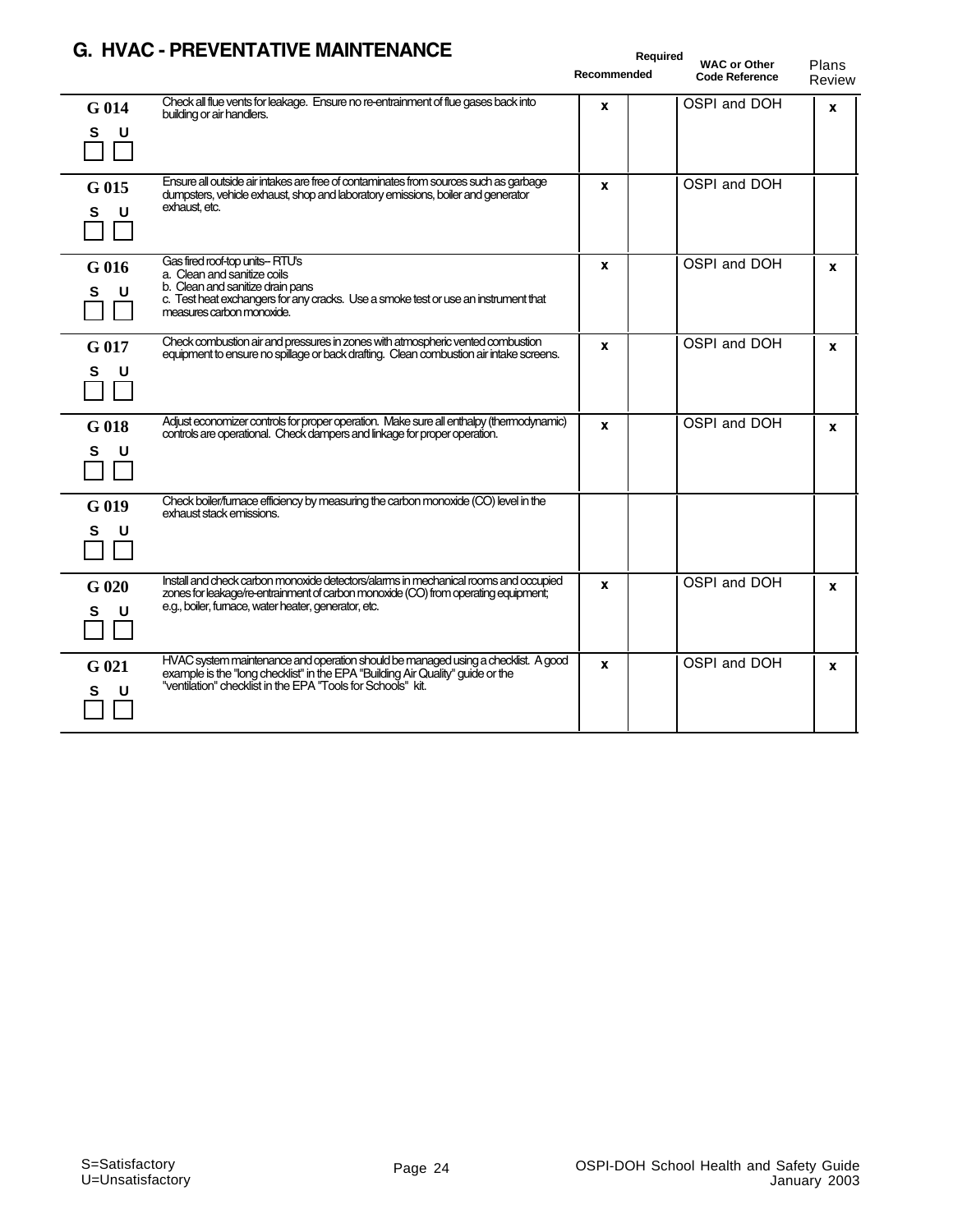## G. HVAC - PREVENTATIVE MAINTENANCE

| | | Recommended | Required | WAC or Other Code Reference | Plans Review |
|---|---|---|---|---|---|
| **G 014** S ☐ U ☐ | Check all flue vents for leakage. Ensure no re-entrainment of flue gases back into building or air handlers. | x | | OSPI and DOH | x |
| **G 015** S ☐ U ☐ | Ensure all outside air intakes are free of contaminates from sources such as garbage dumpsters, vehicle exhaust, shop and laboratory emissions, boiler and generator exhaust, etc. | x | | OSPI and DOH | |
| **G 016** S ☐ U ☐ | Gas fired roof-top units– RTU's<br>a. Clean and sanitize coils<br>b. Clean and sanitize drain pans<br>c. Test heat exchangers for any cracks. Use a smoke test or use an instrument that measures carbon monoxide. | x | | OSPI and DOH | x |
| **G 017** S ☐ U ☐ | Check combustion air and pressures in zones with atmospheric vented combustion equipment to ensure no spillage or back drafting. Clean combustion air intake screens. | x | | OSPI and DOH | x |
| **G 018** S ☐ U ☐ | Adjust economizer controls for proper operation. Make sure all enthalpy (thermodynamic) controls are operational. Check dampers and linkage for proper operation. | x | | OSPI and DOH | x |
| **G 019** S ☐ U ☐ | Check boiler/furnace efficiency by measuring the carbon monoxide (CO) level in the exhaust stack emissions. | | | | |
| **G 020** S ☐ U ☐ | Install and check carbon monoxide detectors/alarms in mechanical rooms and occupied zones for leakage/re-entrainment of carbon monoxide (CO) from operating equipment; e.g., boiler, furnace, water heater, generator, etc. | x | | OSPI and DOH | x |
| **G 021** S ☐ U ☐ | HVAC system maintenance and operation should be managed using a checklist. A good example is the "long checklist" in the EPA "Building Air Quality" guide or the "ventilation" checklist in the EPA "Tools for Schools" kit. | x | | OSPI and DOH | x |

S=Satisfactory
U=Unsatisfactory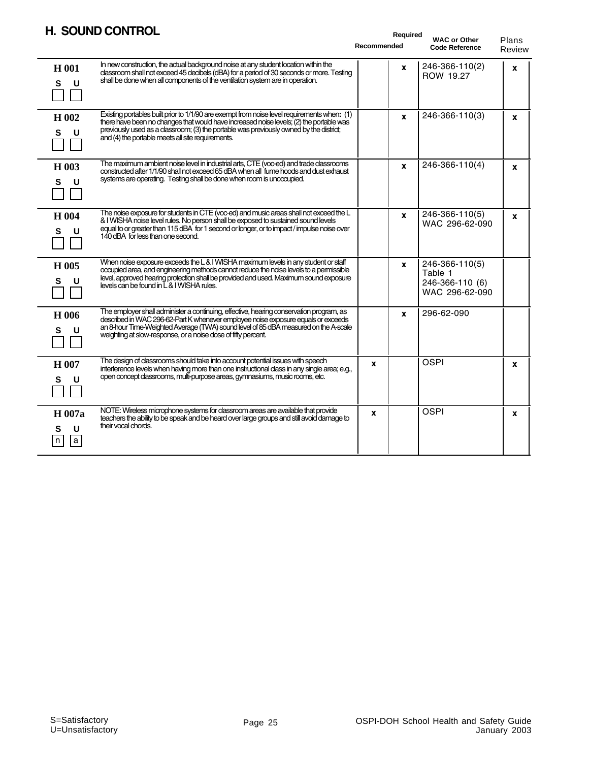## H. SOUND CONTROL

| Item | Requirement | Recommended | Required | WAC or Other Code Reference | Plans Review |
|---|---|---|---|---|---|
| H 001 S U | In new construction, the actual background noise at any student location within the classroom shall not exceed 45 decibels (dBA) for a period of 30 seconds or more. Testing shall be done when all components of the ventilation system are in operation. | | x | 246-366-110(2) ROW 19.27 | x |
| H 002 S U | Existing portables built prior to 1/1/90 are exempt from noise level requirements when: (1) there have been no changes that would have increased noise levels; (2) the portable was previously used as a classroom; (3) the portable was previously owned by the district; and (4) the portable meets all site requirements. | | x | 246-366-110(3) | x |
| H 003 S U | The maximum ambient noise level in industrial arts, CTE (voc-ed) and trade classrooms constructed after 1/1/90 shall not exceed 65 dBA when all fume hoods and dust exhaust systems are operating. Testing shall be done when room is unoccupied. | | x | 246-366-110(4) | x |
| H 004 S U | The noise exposure for students in CTE (voc-ed) and music areas shall not exceed the L & I WISHA noise level rules. No person shall be exposed to sustained sound levels equal to or greater than 115 dBA for 1 second or longer, or to impact / impulse noise over 140 dBA for less than one second. | | x | 246-366-110(5) WAC 296-62-090 | x |
| H 005 S U | When noise exposure exceeds the L & I WISHA maximum levels in any student or staff occupied area, and engineering methods cannot reduce the noise levels to a permissible level, approved hearing protection shall be provided and used. Maximum sound exposure levels can be found in L & I WISHA rules. | | x | 246-366-110(5) Table 1 246-366-110 (6) WAC 296-62-090 | |
| H 006 S U | The employer shall administer a continuing, effective, hearing conservation program, as described in WAC 296-62-Part K whenever employee noise exposure equals or exceeds an 8-hour Time-Weighted Average (TWA) sound level of 85 dBA measured on the A-scale weighting at slow-response, or a noise dose of fifty percent. | | x | 296-62-090 | |
| H 007 S U | The design of classrooms should take into account potential issues with speech interference levels when having more than one instructional class in any single area; e.g., open concept classrooms, multi-purpose areas, gymnasiums, music rooms, etc. | x | | OSPI | x |
| H 007a S U n a | NOTE: Wireless microphone systems for classroom areas are available that provide teachers the ability to be speak and be heard over large groups and still avoid damage to their vocal chords. | x | | OSPI | x |

S=Satisfactory
U=Unsatisfactory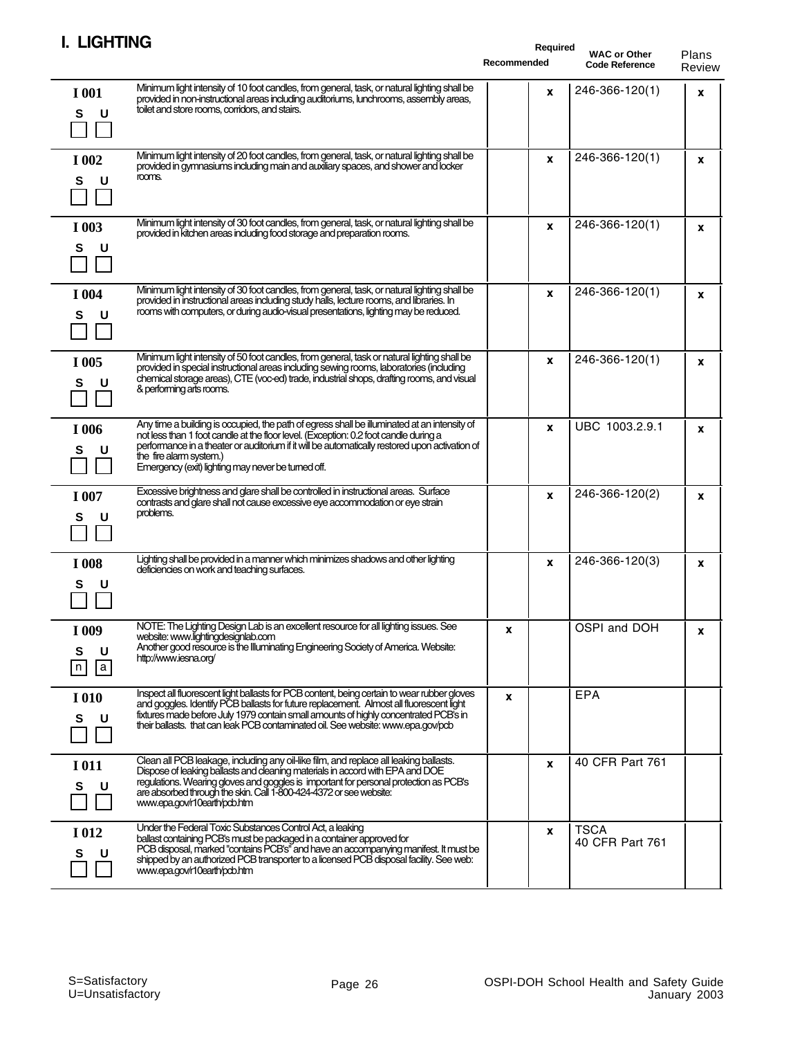# I. LIGHTING

| | | Recommended | Required | WAC or Other Code Reference | Plans Review |
|---|---|---|---|---|---|
| **I 001** S U | Minimum light intensity of 10 foot candles, from general, task, or natural lighting shall be provided in non-instructional areas including auditoriums, lunchrooms, assembly areas, toilet and store rooms, corridors, and stairs. | | x | 246-366-120(1) | x |
| **I 002** S U | Minimum light intensity of 20 foot candles, from general, task, or natural lighting shall be provided in gymnasiums including main and auxiliary spaces, and shower and locker rooms. | | x | 246-366-120(1) | x |
| **I 003** S U | Minimum light intensity of 30 foot candles, from general, task, or natural lighting shall be provided in kitchen areas including food storage and preparation rooms. | | x | 246-366-120(1) | x |
| **I 004** S U | Minimum light intensity of 30 foot candles, from general, task, or natural lighting shall be provided in instructional areas including study halls, lecture rooms, and libraries. In rooms with computers, or during audio-visual presentations, lighting may be reduced. | | x | 246-366-120(1) | x |
| **I 005** S U | Minimum light intensity of 50 foot candles, from general, task or natural lighting shall be provided in special instructional areas including sewing rooms, laboratories (including chemical storage areas), CTE (voc-ed) trade, industrial shops, drafting rooms, and visual & performing arts rooms. | | x | 246-366-120(1) | x |
| **I 006** S U | Any time a building is occupied, the path of egress shall be illuminated at an intensity of not less than 1 foot candle at the floor level. (Exception: 0.2 foot candle during a performance in a theater or auditorium if it will be automatically restored upon activation of the fire alarm system.) Emergency (exit) lighting may never be turned off. | | x | UBC 1003.2.9.1 | x |
| **I 007** S U | Excessive brightness and glare shall be controlled in instructional areas. Surface contrasts and glare shall not cause excessive eye accommodation or eye strain problems. | | x | 246-366-120(2) | x |
| **I 008** S U | Lighting shall be provided in a manner which minimizes shadows and other lighting deficiencies on work and teaching surfaces. | | x | 246-366-120(3) | x |
| **I 009** S U n a | NOTE: The Lighting Design Lab is an excellent resource for all lighting issues. See website: www.lightingdesignlab.com Another good resource is the Illuminating Engineering Society of America. Website: http://www.iesna.org/ | x | | OSPI and DOH | x |
| **I 010** S U | Inspect all fluorescent light ballasts for PCB content, being certain to wear rubber gloves and goggles. Identify PCB ballasts for future replacement. Almost all fluorescent light fixtures made before July 1979 contain small amounts of highly concentrated PCB's in their ballasts. that can leak PCB contaminated oil. See website: www.epa.gov/pcb | x | | EPA | |
| **I 011** S U | Clean all PCB leakage, including any oil-like film, and replace all leaking ballasts. Dispose of leaking ballasts and cleaning materials in accord with EPA and DOE regulations. Wearing gloves and goggles is important for personal protection as PCB's are absorbed through the skin. Call 1-800-424-4372 or see website: www.epa.gov/r10earth/pcb.htm | | x | 40 CFR Part 761 | |
| **I 012** S U | Under the Federal Toxic Substances Control Act, a leaking ballast containing PCB's must be packaged in a container approved for PCB disposal, marked "contains PCB's" and have an accompanying manifest. It must be shipped by an authorized PCB transporter to a licensed PCB disposal facility. See web: www.epa.gov/r10earth/pcb.htm | | x | TSCA 40 CFR Part 761 | |

S=Satisfactory
U=Unsatisfactory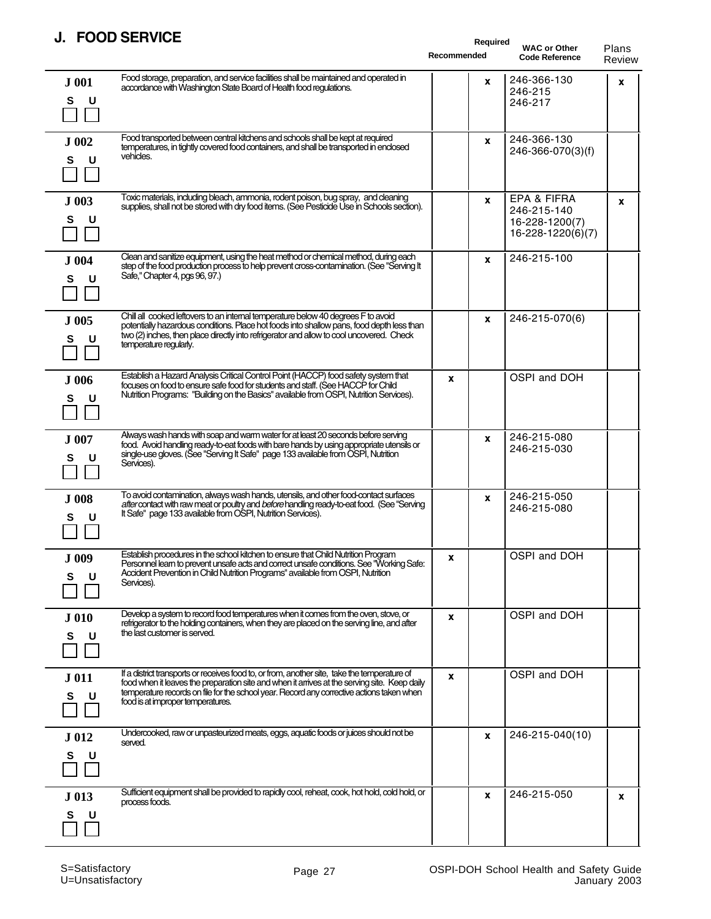## J. FOOD SERVICE

| | | Recommended | Required | WAC or Other Code Reference | Plans Review |
|---|---|---|---|---|---|
| **J 001**<br>S U | Food storage, preparation, and service facilities shall be maintained and operated in accordance with Washington State Board of Health food regulations. | | x | 246-366-130<br>246-215<br>246-217 | x |
| **J 002**<br>S U | Food transported between central kitchens and schools shall be kept at required temperatures, in tightly covered food containers, and shall be transported in enclosed vehicles. | | x | 246-366-130<br>246-366-070(3)(f) | |
| **J 003**<br>S U | Toxic materials, including bleach, ammonia, rodent poison, bug spray, and cleaning supplies, shall not be stored with dry food items. (See Pesticide Use in Schools section). | | x | EPA & FIFRA<br>246-215-140<br>16-228-1200(7)<br>16-228-1220(6)(7) | x |
| **J 004**<br>S U | Clean and sanitize equipment, using the heat method or chemical method, during each step of the food production process to help prevent cross-contamination. (See "Serving It Safe," Chapter 4, pgs 96, 97.) | | x | 246-215-100 | |
| **J 005**<br>S U | Chill all cooked leftovers to an internal temperature below 40 degrees F to avoid potentially hazardous conditions. Place hot foods into shallow pans, food depth less than two (2) inches, then place directly into refrigerator and allow to cool uncovered. Check temperature regularly. | | x | 246-215-070(6) | |
| **J 006**<br>S U | Establish a Hazard Analysis Critical Control Point (HACCP) food safety system that focuses on food to ensure safe food for students and staff. (See HACCP for Child Nutrition Programs: "Building on the Basics" available from OSPI, Nutrition Services). | x | | OSPI and DOH | |
| **J 007**<br>S U | Always wash hands with soap and warm water for at least 20 seconds before serving food. Avoid handling ready-to-eat foods with bare hands by using appropriate utensils or single-use gloves. (See "Serving It Safe" page 133 available from OSPI, Nutrition Services). | | x | 246-215-080<br>246-215-030 | |
| **J 008**<br>S U | To avoid contamination, always wash hands, utensils, and other food-contact surfaces *after* contact with raw meat or poultry and *before* handling ready-to-eat food. (See "Serving It Safe" page 133 available from OSPI, Nutrition Services). | | x | 246-215-050<br>246-215-080 | |
| **J 009**<br>S U | Establish procedures in the school kitchen to ensure that Child Nutrition Program Personnel learn to prevent unsafe acts and correct unsafe conditions. See "Working Safe: Accident Prevention in Child Nutrition Programs" available from OSPI, Nutrition Services). | x | | OSPI and DOH | |
| **J 010**<br>S U | Develop a system to record food temperatures when it comes from the oven, stove, or refrigerator to the holding containers, when they are placed on the serving line, and after the last customer is served. | x | | OSPI and DOH | |
| **J 011**<br>S U | If a district transports or receives food to, or from, another site, take the temperature of food when it leaves the preparation site and when it arrives at the serving site. Keep daily temperature records on file for the school year. Record any corrective actions taken when food is at improper temperatures. | x | | OSPI and DOH | |
| **J 012**<br>S U | Undercooked, raw or unpasteurized meats, eggs, aquatic foods or juices should not be served. | | x | 246-215-040(10) | |
| **J 013**<br>S U | Sufficient equipment shall be provided to rapidly cool, reheat, cook, hot hold, cold hold, or process foods. | | x | 246-215-050 | x |

S=Satisfactory
U=Unsatisfactory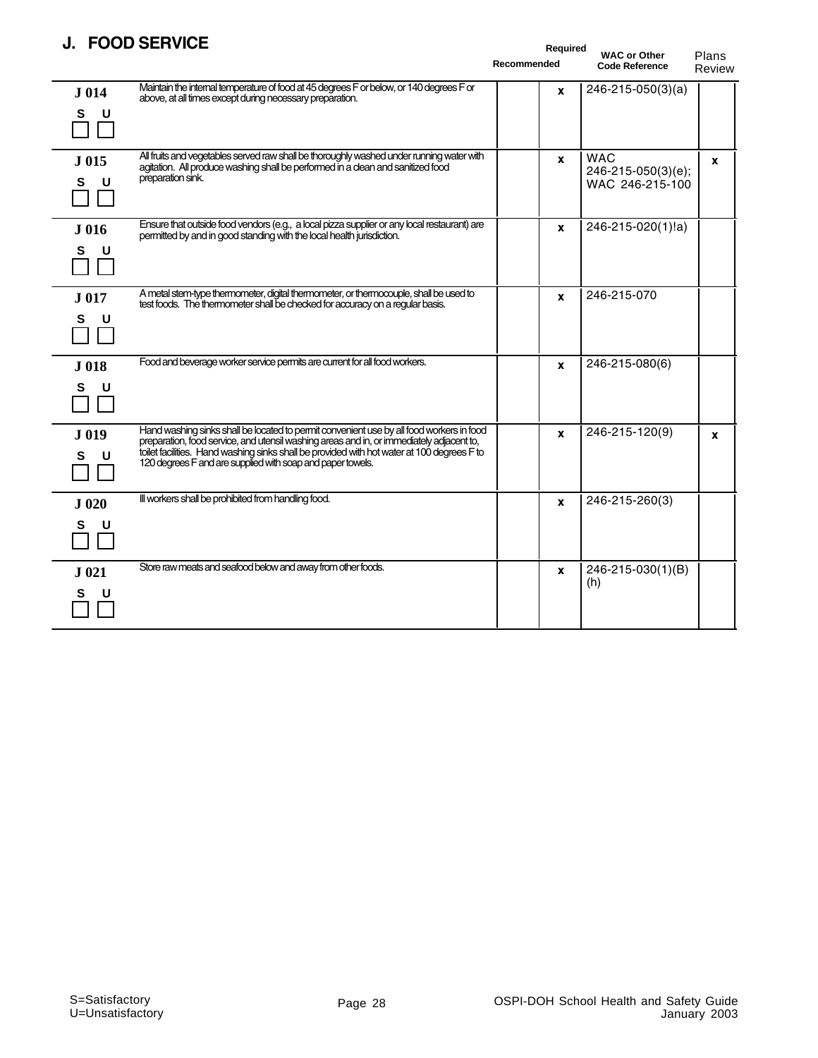## J. FOOD SERVICE

| Item | Description | Recommended | Required | WAC or Other Code Reference | Plans Review |
|---|---|---|---|---|---|
| J 014<br>S ☐ U ☐ | Maintain the internal temperature of food at 45 degrees F or below, or 140 degrees F or above, at all times except during necessary preparation. | | x | 246-215-050(3)(a) | |
| J 015<br>S ☐ U ☐ | All fruits and vegetables served raw shall be thoroughly washed under running water with agitation. All produce washing shall be performed in a clean and sanitized food preparation sink. | | x | WAC 246-215-050(3)(e); WAC 246-215-100 | x |
| J 016<br>S ☐ U ☐ | Ensure that outside food vendors (e.g., a local pizza supplier or any local restaurant) are permitted by and in good standing with the local health jurisdiction. | | x | 246-215-020(1)!a) | |
| J 017<br>S ☐ U ☐ | A metal stem-type thermometer, digital thermometer, or thermocouple, shall be used to test foods. The thermometer shall be checked for accuracy on a regular basis. | | x | 246-215-070 | |
| J 018<br>S ☐ U ☐ | Food and beverage worker service permits are current for all food workers. | | x | 246-215-080(6) | |
| J 019<br>S ☐ U ☐ | Hand washing sinks shall be located to permit convenient use by all food workers in food preparation, food service, and utensil washing areas and in, or immediately adjacent to, toilet facilities. Hand washing sinks shall be provided with hot water at 100 degrees F to 120 degrees F and are supplied with soap and paper towels. | | x | 246-215-120(9) | x |
| J 020<br>S ☐ U ☐ | Ill workers shall be prohibited from handling food. | | x | 246-215-260(3) | |
| J 021<br>S ☐ U ☐ | Store raw meats and seafood below and away from other foods. | | x | 246-215-030(1)(B)(h) | |

S=Satisfactory
U=Unsatisfactory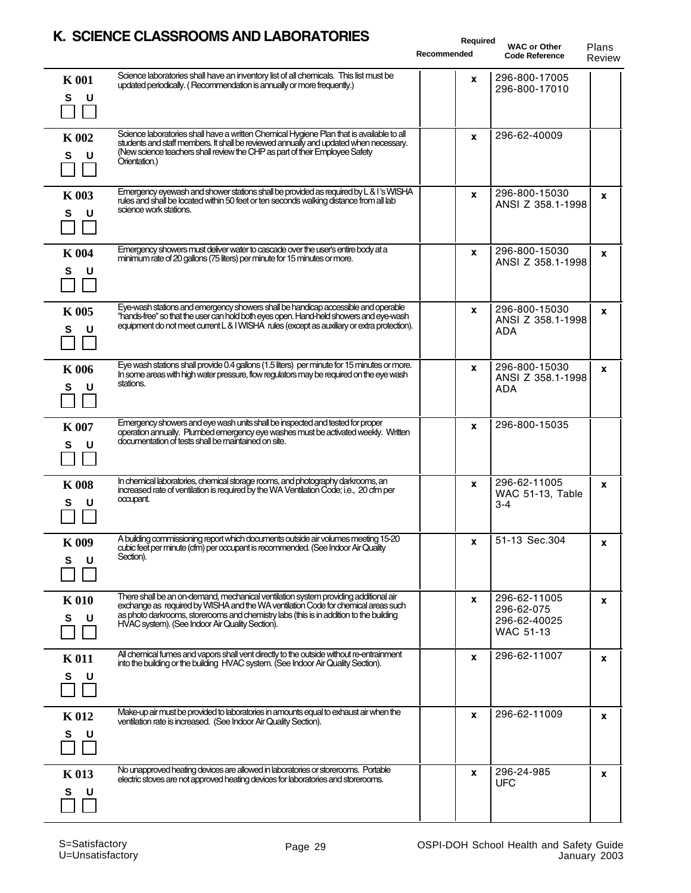## K. SCIENCE CLASSROOMS AND LABORATORIES

| Item | Description | Recommended | Required | WAC or Other Code Reference | Plans Review |
|---|---|---|---|---|---|
| K 001 S U | Science laboratories shall have an inventory list of all chemicals. This list must be updated periodically. ( Recommendation is annually or more frequently.) | | x | 296-800-17005<br>296-800-17010 | |
| K 002 S U | Science laboratories shall have a written Chemical Hygiene Plan that is available to all students and staff members. It shall be reviewed annually and updated when necessary. (New science teachers shall review the CHP as part of their Employee Safety Orientation.) | | x | 296-62-40009 | |
| K 003 S U | Emergency eyewash and shower stations shall be provided as required by L & I's WISHA rules and shall be located within 50 feet or ten seconds walking distance from all lab science work stations. | | x | 296-800-15030<br>ANSI Z 358.1-1998 | x |
| K 004 S U | Emergency showers must deliver water to cascade over the user's entire body at a minimum rate of 20 gallons (75 liters) per minute for 15 minutes or more. | | x | 296-800-15030<br>ANSI Z 358.1-1998 | x |
| K 005 S U | Eye-wash stations and emergency showers shall be handicap accessible and operable "hands-free" so that the user can hold both eyes open. Hand-held showers and eye-wash equipment do not meet current L & I WISHA rules (except as auxiliary or extra protection). | | x | 296-800-15030<br>ANSI Z 358.1-1998<br>ADA | x |
| K 006 S U | Eye wash stations shall provide 0.4 gallons (1.5 liters) per minute for 15 minutes or more. In some areas with high water pressure, flow regulators may be required on the eye wash stations. | | x | 296-800-15030<br>ANSI Z 358.1-1998<br>ADA | x |
| K 007 S U | Emergency showers and eye wash units shall be inspected and tested for proper operation annually. Plumbed emergency eye washes must be activated weekly. Written documentation of tests shall be maintained on site. | | x | 296-800-15035 | |
| K 008 S U | In chemical laboratories, chemical storage rooms, and photography darkrooms, an increased rate of ventilation is required by the WA Ventilation Code; i.e., 20 cfm per occupant. | | x | 296-62-11005<br>WAC 51-13, Table 3-4 | x |
| K 009 S U | A building commissioning report which documents outside air volumes meeting 15-20 cubic feet per minute (cfm) per occupant is recommended. (See Indoor Air Quality Section). | | x | 51-13 Sec.304 | x |
| K 010 S U | There shall be an on-demand, mechanical ventilation system providing additional air exchange as required by WISHA and the WA ventilation Code for chemical areas such as photo darkrooms, storerooms and chemistry labs (this is in addition to the building HVAC system). (See Indoor Air Quality Section). | | x | 296-62-11005<br>296-62-075<br>296-62-40025<br>WAC 51-13 | x |
| K 011 S U | All chemical fumes and vapors shall vent directly to the outside without re-entrainment into the building or the building HVAC system. (See Indoor Air Quality Section). | | x | 296-62-11007 | x |
| K 012 S U | Make-up air must be provided to laboratories in amounts equal to exhaust air when the ventilation rate is increased. (See Indoor Air Quality Section). | | x | 296-62-11009 | x |
| K 013 S U | No unapproved heating devices are allowed in laboratories or storerooms. Portable electric stoves are not approved heating devices for laboratories and storerooms. | | x | 296-24-985<br>UFC | x |

S=Satisfactory
U=Unsatisfactory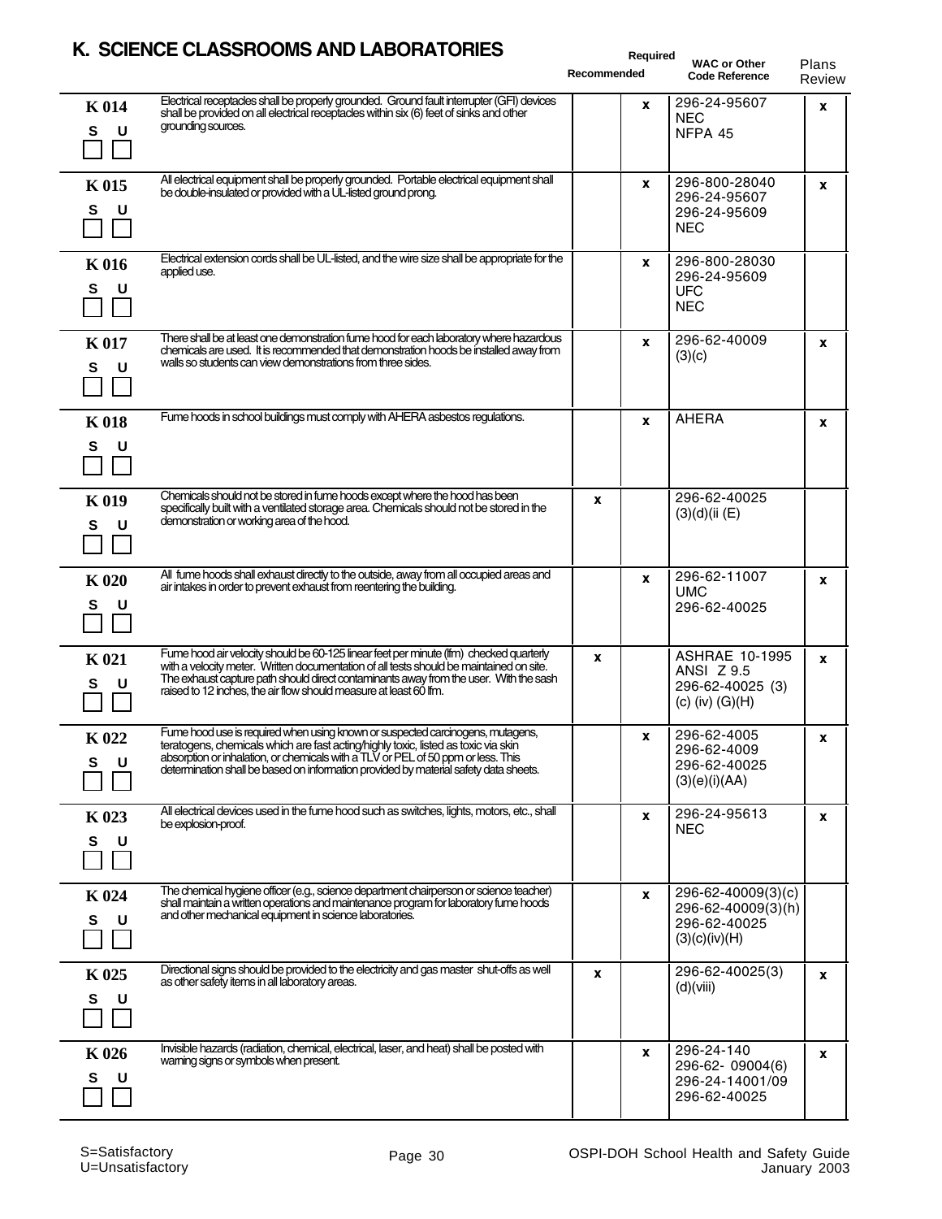## K. SCIENCE CLASSROOMS AND LABORATORIES

| Item | Description | Recommended | Required | WAC or Other Code Reference | Plans Review |
|---|---|---|---|---|---|
| K 014 S ☐ U ☐ | Electrical receptacles shall be properly grounded. Ground fault interrupter (GFI) devices shall be provided on all electrical receptacles within six (6) feet of sinks and other grounding sources. | | x | 296-24-95607 NEC NFPA 45 | x |
| K 015 S ☐ U ☐ | All electrical equipment shall be properly grounded. Portable electrical equipment shall be double-insulated or provided with a UL-listed ground prong. | | x | 296-800-28040 296-24-95607 296-24-95609 NEC | x |
| K 016 S ☐ U ☐ | Electrical extension cords shall be UL-listed, and the wire size shall be appropriate for the applied use. | | x | 296-800-28030 296-24-95609 UFC NEC | |
| K 017 S ☐ U ☐ | There shall be at least one demonstration fume hood for each laboratory where hazardous chemicals are used. It is recommended that demonstration hoods be installed away from walls so students can view demonstrations from three sides. | | x | 296-62-40009 (3)(c) | x |
| K 018 S ☐ U ☐ | Fume hoods in school buildings must comply with AHERA asbestos regulations. | | x | AHERA | x |
| K 019 S ☐ U ☐ | Chemicals should not be stored in fume hoods except where the hood has been specifically built with a ventilated storage area. Chemicals should not be stored in the demonstration or working area of the hood. | x | | 296-62-40025 (3)(d)(ii (E) | |
| K 020 S ☐ U ☐ | All fume hoods shall exhaust directly to the outside, away from all occupied areas and air intakes in order to prevent exhaust from reentering the building. | | x | 296-62-11007 UMC 296-62-40025 | x |
| K 021 S ☐ U ☐ | Fume hood air velocity should be 60-125 linear feet per minute (lfm) checked quarterly with a velocity meter. Written documentation of all tests should be maintained on site. The exhaust capture path should direct contaminants away from the user. With the sash raised to 12 inches, the air flow should measure at least 60 lfm. | x | | ASHRAE 10-1995 ANSI Z 9.5 296-62-40025 (3) (c) (iv) (G)(H) | x |
| K 022 S ☐ U ☐ | Fume hood use is required when using known or suspected carcinogens, mutagens, teratogens, chemicals which are fast acting/highly toxic, listed as toxic via skin absorption or inhalation, or chemicals with a TLV or PEL of 50 ppm or less. This determination shall be based on information provided by material safety data sheets. | | x | 296-62-4005 296-62-4009 296-62-40025 (3)(e)(i)(AA) | x |
| K 023 S ☐ U ☐ | All electrical devices used in the fume hood such as switches, lights, motors, etc., shall be explosion-proof. | | x | 296-24-95613 NEC | x |
| K 024 S ☐ U ☐ | The chemical hygiene officer (e.g., science department chairperson or science teacher) shall maintain a written operations and maintenance program for laboratory fume hoods and other mechanical equipment in science laboratories. | | x | 296-62-40009(3)(c) 296-62-40009(3)(h) 296-62-40025 (3)(c)(iv)(H) | |
| K 025 S ☐ U ☐ | Directional signs should be provided to the electricity and gas master shut-offs as well as other safety items in all laboratory areas. | x | | 296-62-40025(3) (d)(viii) | x |
| K 026 S ☐ U ☐ | Invisible hazards (radiation, chemical, electrical, laser, and heat) shall be posted with warning signs or symbols when present. | | x | 296-24-140 296-62- 09004(6) 296-24-14001/09 296-62-40025 | x |

S=Satisfactory
U=Unsatisfactory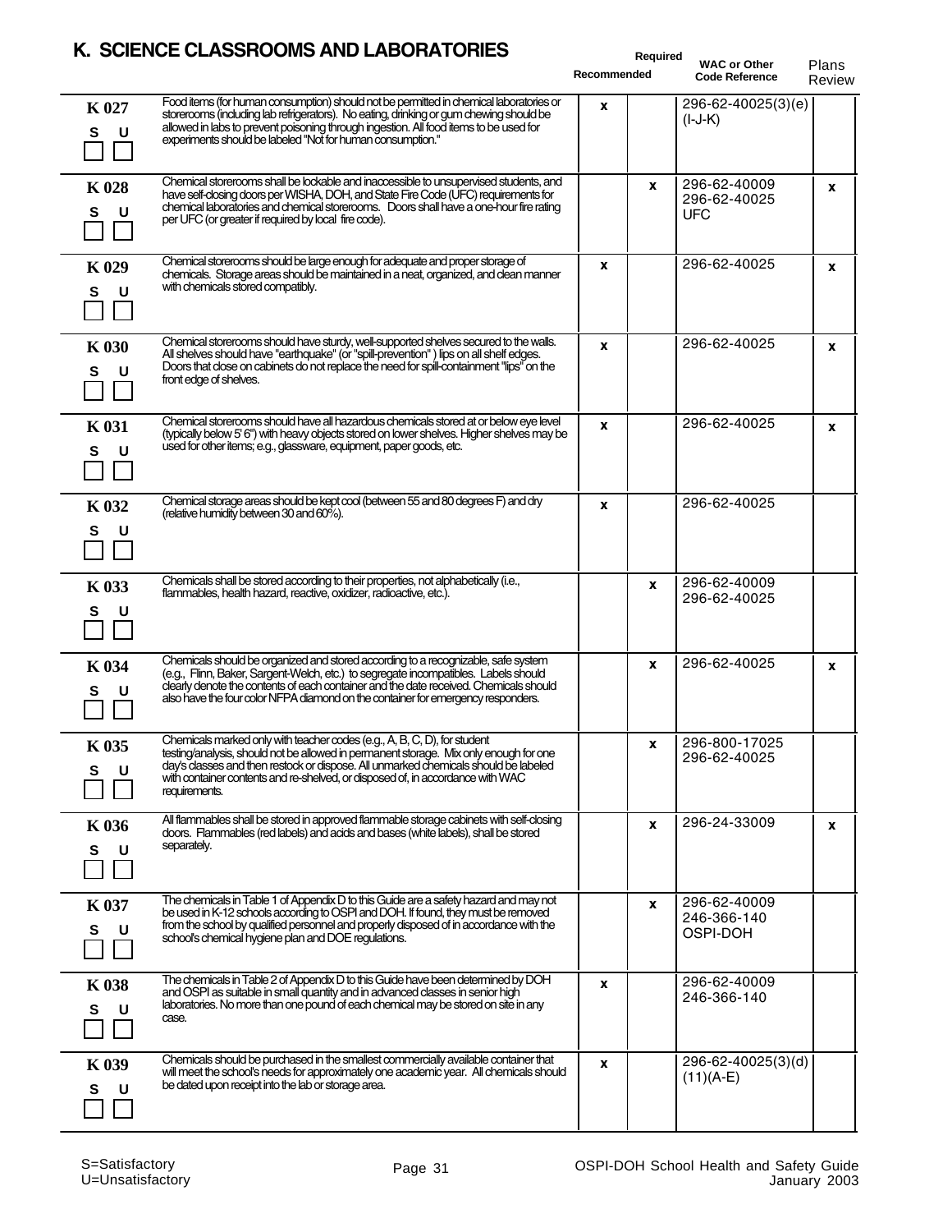## K. SCIENCE CLASSROOMS AND LABORATORIES

| | | Recommended | Required | WAC or Other Code Reference | Plans Review |
|---|---|---|---|---|---|
| **K 027** S U | Food items (for human consumption) should not be permitted in chemical laboratories or storerooms (including lab refrigerators). No eating, drinking or gum chewing should be allowed in labs to prevent poisoning through ingestion. All food items to be used for experiments should be labeled "Not for human consumption." | x | | 296-62-40025(3)(e) (I-J-K) | |
| **K 028** S U | Chemical storerooms shall be lockable and inaccessible to unsupervised students, and have self-closing doors per WISHA, DOH, and State Fire Code (UFC) requirements for chemical laboratories and chemical storerooms. Doors shall have a one-hour fire rating per UFC (or greater if required by local fire code). | | x | 296-62-40009 296-62-40025 UFC | x |
| **K 029** S U | Chemical storerooms should be large enough for adequate and proper storage of chemicals. Storage areas should be maintained in a neat, organized, and clean manner with chemicals stored compatibly. | x | | 296-62-40025 | x |
| **K 030** S U | Chemical storerooms should have sturdy, well-supported shelves secured to the walls. All shelves should have "earthquake" (or "spill-prevention" ) lips on all shelf edges. Doors that close on cabinets do not replace the need for spill-containment "lips" on the front edge of shelves. | x | | 296-62-40025 | x |
| **K 031** S U | Chemical storerooms should have all hazardous chemicals stored at or below eye level (typically below 5' 6") with heavy objects stored on lower shelves. Higher shelves may be used for other items; e.g., glassware, equipment, paper goods, etc. | x | | 296-62-40025 | x |
| **K 032** S U | Chemical storage areas should be kept cool (between 55 and 80 degrees F) and dry (relative humidity between 30 and 60%). | x | | 296-62-40025 | |
| **K 033** S U | Chemicals shall be stored according to their properties, not alphabetically (i.e., flammables, health hazard, reactive, oxidizer, radioactive, etc.). | | x | 296-62-40009 296-62-40025 | |
| **K 034** S U | Chemicals should be organized and stored according to a recognizable, safe system (e.g., Flinn, Baker, Sargent-Welch, etc.) to segregate incompatibles. Labels should clearly denote the contents of each container and the date received. Chemicals should also have the four color NFPA diamond on the container for emergency responders. | | x | 296-62-40025 | x |
| **K 035** S U | Chemicals marked only with teacher codes (e.g., A, B, C, D), for student testing/analysis, should not be allowed in permanent storage. Mix only enough for one day's classes and then restock or dispose. All unmarked chemicals should be labeled with container contents and re-shelved, or disposed of, in accordance with WAC requirements. | | x | 296-800-17025 296-62-40025 | |
| **K 036** S U | All flammables shall be stored in approved flammable storage cabinets with self-closing doors. Flammables (red labels) and acids and bases (white labels), shall be stored separately. | | x | 296-24-33009 | x |
| **K 037** S U | The chemicals in Table 1 of Appendix D to this Guide are a safety hazard and may not be used in K-12 schools according to OSPI and DOH. If found, they must be removed from the school by qualified personnel and properly disposed of in accordance with the school's chemical hygiene plan and DOE regulations. | | x | 296-62-40009 246-366-140 OSPI-DOH | |
| **K 038** S U | The chemicals in Table 2 of Appendix D to this Guide have been determined by DOH and OSPI as suitable in small quantity and in advanced classes in senior high laboratories. No more than one pound of each chemical may be stored on site in any case. | x | | 296-62-40009 246-366-140 | |
| **K 039** S U | Chemicals should be purchased in the smallest commercially available container that will meet the school's needs for approximately one academic year. All chemicals should be dated upon receipt into the lab or storage area. | x | | 296-62-40025(3)(d) (11)(A-E) | |

S=Satisfactory
U=Unsatisfactory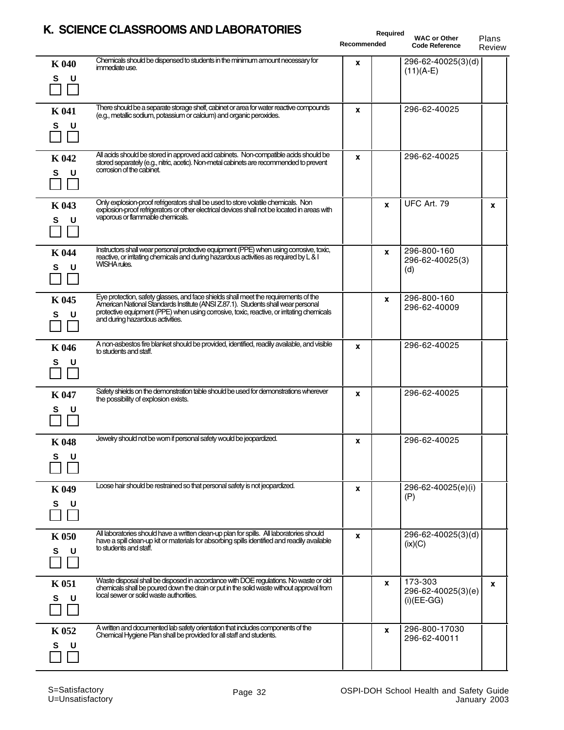# K. SCIENCE CLASSROOMS AND LABORATORIES

| Item | Description | Recommended | Required | WAC or Other Code Reference | Plans Review |
|---|---|---|---|---|---|
| K 040<br>S ☐ U ☐ | Chemicals should be dispensed to students in the minimum amount necessary for immediate use. | x | | 296-62-40025(3)(d)(11)(A-E) | |
| K 041<br>S ☐ U ☐ | There should be a separate storage shelf, cabinet or area for water reactive compounds (e.g., metallic sodium, potassium or calcium) and organic peroxides. | x | | 296-62-40025 | |
| K 042<br>S ☐ U ☐ | All acids should be stored in approved acid cabinets. Non-compatible acids should be stored separately (e.g., nitric, acetic). Non-metal cabinets are recommended to prevent corrosion of the cabinet. | x | | 296-62-40025 | |
| K 043<br>S ☐ U ☐ | Only explosion-proof refrigerators shall be used to store volatile chemicals. Non explosion-proof refrigerators or other electrical devices shall not be located in areas with vaporous or flammable chemicals. | | x | UFC Art. 79 | x |
| K 044<br>S ☐ U ☐ | Instructors shall wear personal protective equipment (PPE) when using corrosive, toxic, reactive, or irritating chemicals and during hazardous activities as required by L & I WISHA rules. | | x | 296-800-160<br>296-62-40025(3)(d) | |
| K 045<br>S ☐ U ☐ | Eye protection, safety glasses, and face shields shall meet the requirements of the American National Standards Institute (ANSI Z.87.1). Students shall wear personal protective equipment (PPE) when using corrosive, toxic, reactive, or irritating chemicals and during hazardous activities. | | x | 296-800-160<br>296-62-40009 | |
| K 046<br>S ☐ U ☐ | A non-asbestos fire blanket should be provided, identified, readily available, and visible to students and staff. | x | | 296-62-40025 | |
| K 047<br>S ☐ U ☐ | Safety shields on the demonstration table should be used for demonstrations wherever the possibility of explosion exists. | x | | 296-62-40025 | |
| K 048<br>S ☐ U ☐ | Jewelry should not be worn if personal safety would be jeopardized. | x | | 296-62-40025 | |
| K 049<br>S ☐ U ☐ | Loose hair should be restrained so that personal safety is not jeopardized. | x | | 296-62-40025(e)(i)(P) | |
| K 050<br>S ☐ U ☐ | All laboratories should have a written clean-up plan for spills. All laboratories should have a spill clean-up kit or materials for absorbing spills identified and readily available to students and staff. | x | | 296-62-40025(3)(d)(ix)(C) | |
| K 051<br>S ☐ U ☐ | Waste disposal shall be disposed in accordance with DOE regulations. No waste or old chemicals shall be poured down the drain or put in the solid waste without approval from local sewer or solid waste authorities. | | x | 173-303<br>296-62-40025(3)(e)(i)(EE-GG) | x |
| K 052<br>S ☐ U ☐ | A written and documented lab safety orientation that includes components of the Chemical Hygiene Plan shall be provided for all staff and students. | | x | 296-800-17030<br>296-62-40011 | |

S=Satisfactory
U=Unsatisfactory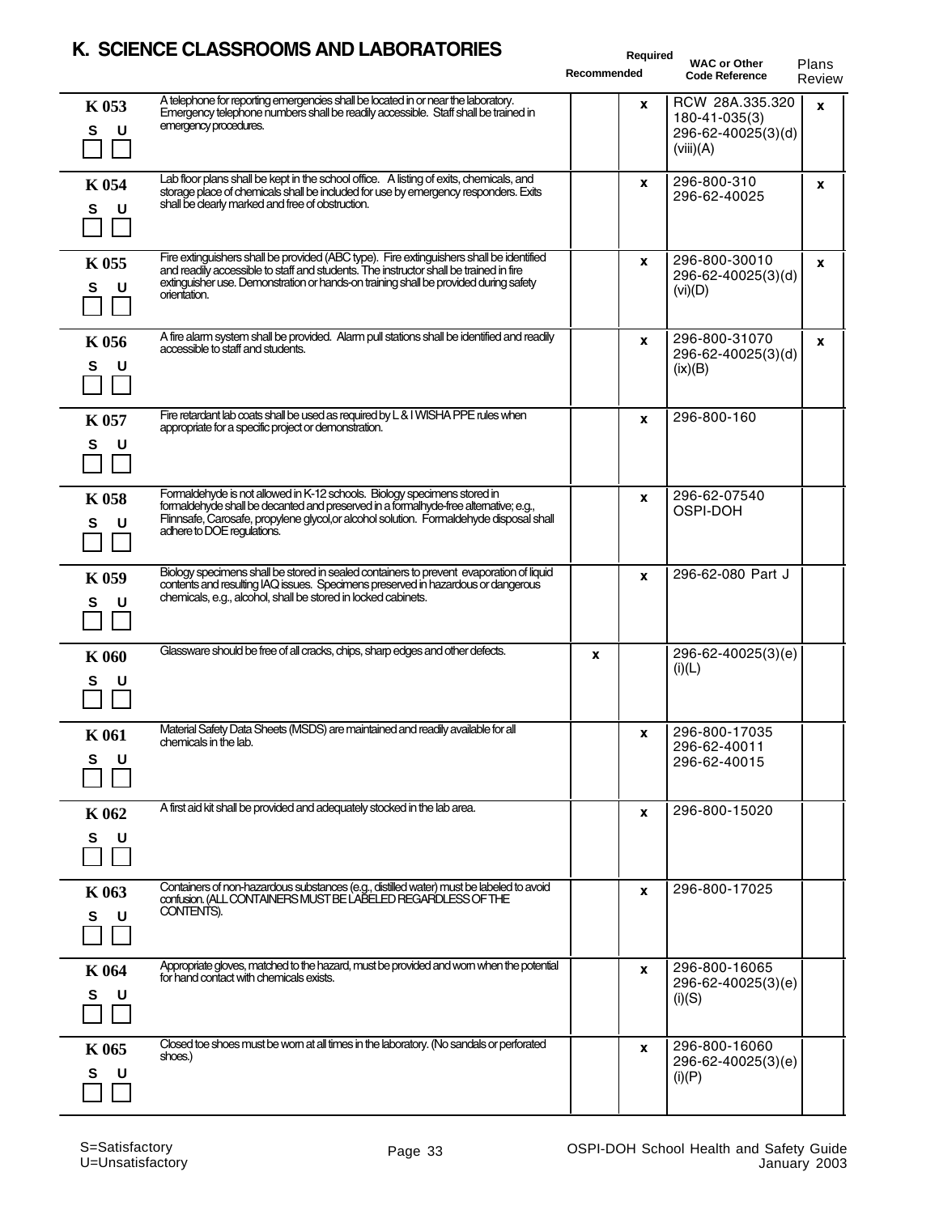## K. SCIENCE CLASSROOMS AND LABORATORIES

| | | Recommended | Required | WAC or Other Code Reference | Plans Review |
|---|---|---|---|---|---|
| K 053<br>S U<br>☐ ☐ | A telephone for reporting emergencies shall be located in or near the laboratory. Emergency telephone numbers shall be readily accessible. Staff shall be trained in emergency procedures. | | x | RCW 28A.335.320<br>180-41-035(3)<br>296-62-40025(3)(d)(viii)(A) | x |
| K 054<br>S U<br>☐ ☐ | Lab floor plans shall be kept in the school office. A listing of exits, chemicals, and storage place of chemicals shall be included for use by emergency responders. Exits shall be clearly marked and free of obstruction. | | x | 296-800-310<br>296-62-40025 | x |
| K 055<br>S U<br>☐ ☐ | Fire extinguishers shall be provided (ABC type). Fire extinguishers shall be identified and readily accessible to staff and students. The instructor shall be trained in fire extinguisher use. Demonstration or hands-on training shall be provided during safety orientation. | | x | 296-800-30010<br>296-62-40025(3)(d)(vi)(D) | x |
| K 056<br>S U<br>☐ ☐ | A fire alarm system shall be provided. Alarm pull stations shall be identified and readily accessible to staff and students. | | x | 296-800-31070<br>296-62-40025(3)(d)(ix)(B) | x |
| K 057<br>S U<br>☐ ☐ | Fire retardant lab coats shall be used as required by L & I WISHA PPE rules when appropriate for a specific project or demonstration. | | x | 296-800-160 | |
| K 058<br>S U<br>☐ ☐ | Formaldehyde is not allowed in K-12 schools. Biology specimens stored in formaldehyde shall be decanted and preserved in a formalhyde-free alternative; e.g., Flinnsafe, Carosafe, propylene glycol,or alcohol solution. Formaldehyde disposal shall adhere to DOE regulations. | | x | 296-62-07540<br>OSPI-DOH | |
| K 059<br>S U<br>☐ ☐ | Biology specimens shall be stored in sealed containers to prevent evaporation of liquid contents and resulting IAQ issues. Specimens preserved in hazardous or dangerous chemicals, e.g., alcohol, shall be stored in locked cabinets. | | x | 296-62-080 Part J | |
| K 060<br>S U<br>☐ ☐ | Glassware should be free of all cracks, chips, sharp edges and other defects. | x | | 296-62-40025(3)(e)(i)(L) | |
| K 061<br>S U<br>☐ ☐ | Material Safety Data Sheets (MSDS) are maintained and readily available for all chemicals in the lab. | | x | 296-800-17035<br>296-62-40011<br>296-62-40015 | |
| K 062<br>S U<br>☐ ☐ | A first aid kit shall be provided and adequately stocked in the lab area. | | x | 296-800-15020 | |
| K 063<br>S U<br>☐ ☐ | Containers of non-hazardous substances (e.g., distilled water) must be labeled to avoid confusion. (ALL CONTAINERS MUST BE LABELED REGARDLESS OF THE CONTENTS). | | x | 296-800-17025 | |
| K 064<br>S U<br>☐ ☐ | Appropriate gloves, matched to the hazard, must be provided and worn when the potential for hand contact with chemicals exists. | | x | 296-800-16065<br>296-62-40025(3)(e)(i)(S) | |
| K 065<br>S U<br>☐ ☐ | Closed toe shoes must be worn at all times in the laboratory. (No sandals or perforated shoes.) | | x | 296-800-16060<br>296-62-40025(3)(e)(i)(P) | |

S=Satisfactory
U=Unsatisfactory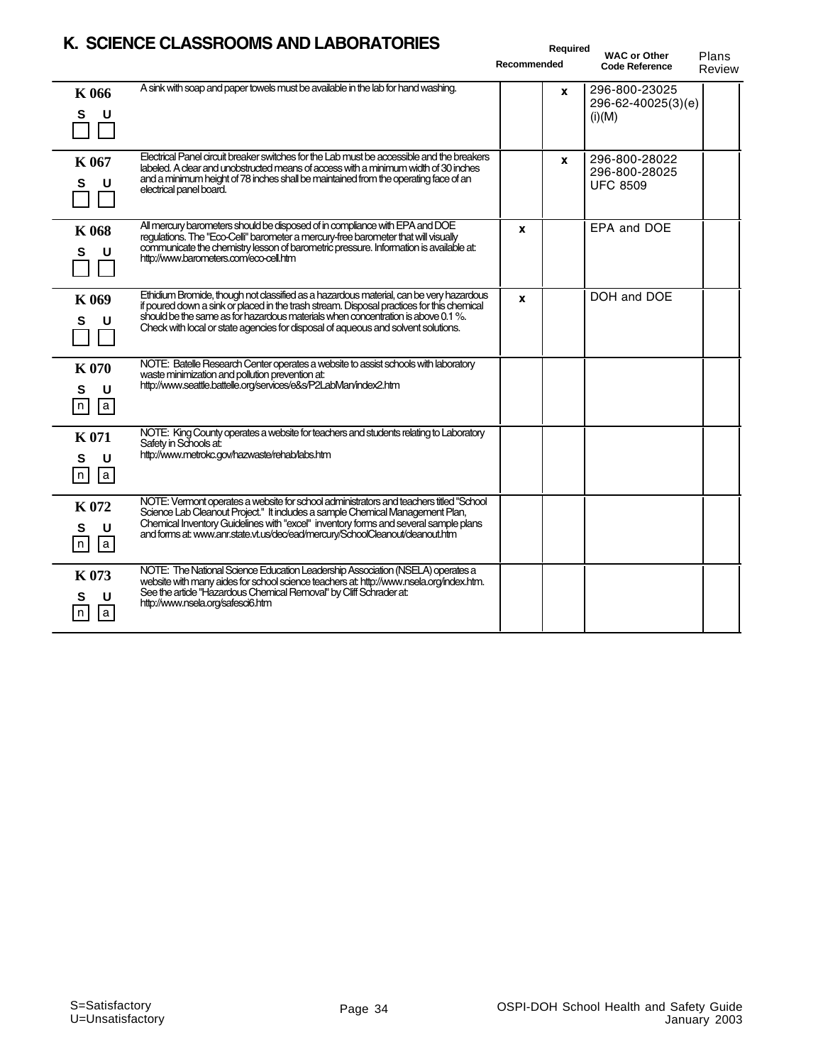## K. SCIENCE CLASSROOMS AND LABORATORIES

| Item | Description | Recommended | Required | WAC or Other Code Reference | Plans Review |
|---|---|---|---|---|---|
| K 066<br>S U | A sink with soap and paper towels must be available in the lab for hand washing. | | x | 296-800-23025<br>296-62-40025(3)(e)(i)(M) | |
| K 067<br>S U | Electrical Panel circuit breaker switches for the Lab must be accessible and the breakers labeled. A clear and unobstructed means of access with a minimum width of 30 inches and a minimum height of 78 inches shall be maintained from the operating face of an electrical panel board. | | x | 296-800-28022<br>296-800-28025<br>UFC 8509 | |
| K 068<br>S U | All mercury barometers should be disposed of in compliance with EPA and DOE regulations. The "Eco-Celli" barometer a mercury-free barometer that will visually communicate the chemistry lesson of barometric pressure. Information is available at: http://www.barometers.com/eco-cell.htm | x | | EPA and DOE | |
| K 069<br>S U | Ethidium Bromide, though not classified as a hazardous material, can be very hazardous if poured down a sink or placed in the trash stream. Disposal practices for this chemical should be the same as for hazardous materials when concentration is above 0.1 %. Check with local or state agencies for disposal of aqueous and solvent solutions. | x | | DOH and DOE | |
| K 070<br>S U<br>n a | NOTE: Batelle Research Center operates a website to assist schools with laboratory waste minimization and pollution prevention at: http://www.seattle.battelle.org/services/e&s/P2LabMan/index2.htm | | | | |
| K 071<br>S U<br>n a | NOTE: King County operates a website for teachers and students relating to Laboratory Safety in Schools at: http://www.metrokc.gov/hazwaste/rehab/labs.htm | | | | |
| K 072<br>S U<br>n a | NOTE: Vermont operates a website for school administrators and teachers titled "School Science Lab Cleanout Project." It includes a sample Chemical Management Plan, Chemical Inventory Guidelines with "excel" inventory forms and several sample plans and forms at: www.anr.state.vt.us/dec/ead/mercury/SchoolCleanout/cleanout.htm | | | | |
| K 073<br>S U<br>n a | NOTE: The National Science Education Leadership Association (NSELA) operates a website with many aides for school science teachers at: http://www.nsela.org/index.htm. See the article "Hazardous Chemical Removal" by Cliff Schrader at: http://www.nsela.org/safesci6.htm | | | | |

S=Satisfactory
U=Unsatisfactory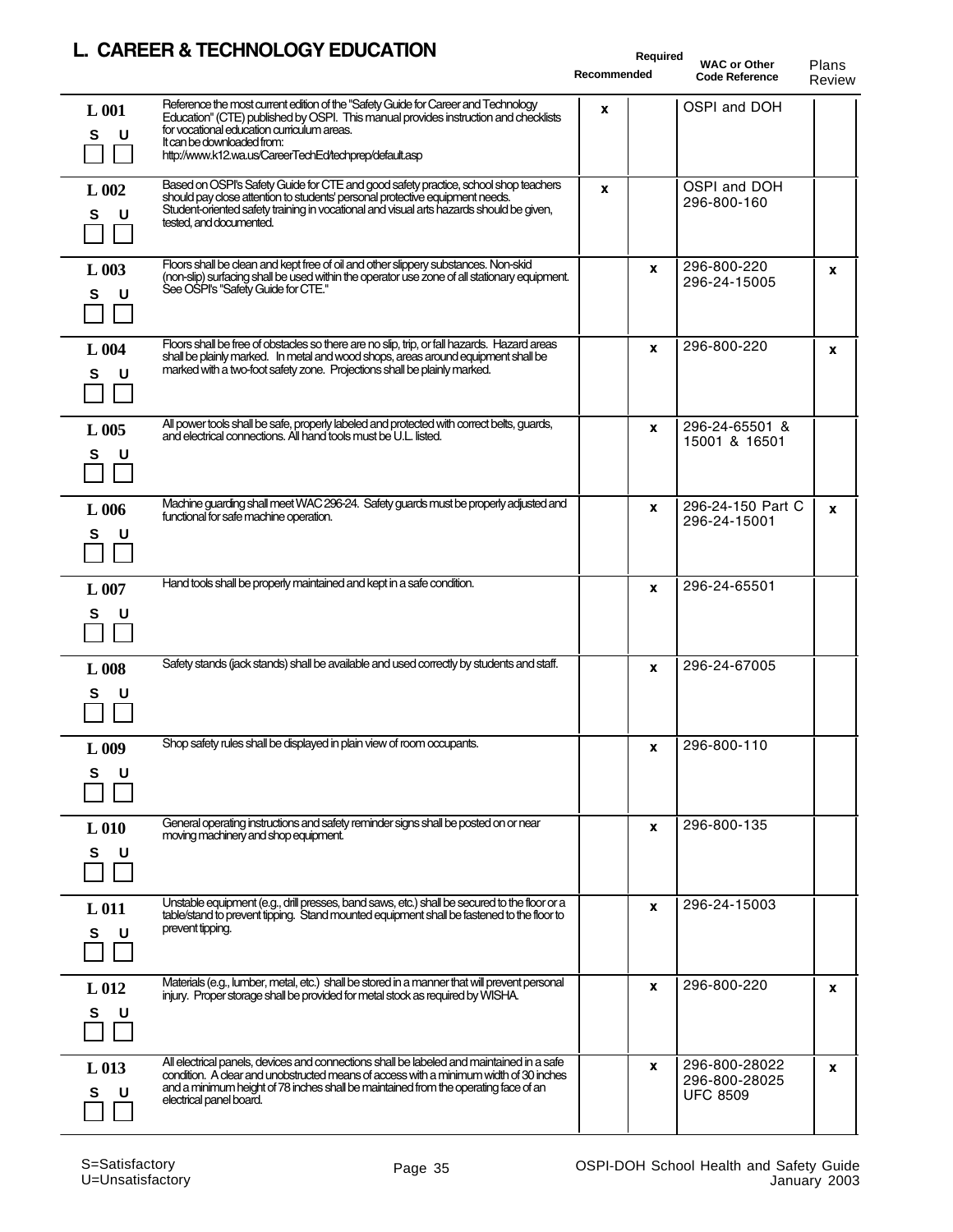## L. CAREER & TECHNOLOGY EDUCATION

| Item | Description | Recommended | Required | WAC or Other Code Reference | Plans Review |
|---|---|---|---|---|---|
| L 001<br>S U<br>☐ ☐ | Reference the most current edition of the "Safety Guide for Career and Technology Education" (CTE) published by OSPI. This manual provides instruction and checklists for vocational education curriculum areas. It can be downloaded from: http://www.k12.wa.us/CareerTechEd/techprep/default.asp | x | | OSPI and DOH | |
| L 002<br>S U<br>☐ ☐ | Based on OSPI's Safety Guide for CTE and good safety practice, school shop teachers should pay close attention to students' personal protective equipment needs. Student-oriented safety training in vocational and visual arts hazards should be given, tested, and documented. | x | | OSPI and DOH 296-800-160 | |
| L 003<br>S U<br>☐ ☐ | Floors shall be clean and kept free of oil and other slippery substances. Non-skid (non-slip) surfacing shall be used within the operator use zone of all stationary equipment. See OSPI's "Safety Guide for CTE." | | x | 296-800-220 296-24-15005 | x |
| L 004<br>S U<br>☐ ☐ | Floors shall be free of obstacles so there are no slip, trip, or fall hazards. Hazard areas shall be plainly marked. In metal and wood shops, areas around equipment shall be marked with a two-foot safety zone. Projections shall be plainly marked. | | x | 296-800-220 | x |
| L 005<br>S U<br>☐ ☐ | All power tools shall be safe, properly labeled and protected with correct belts, guards, and electrical connections. All hand tools must be U.L. listed. | | x | 296-24-65501 & 15001 & 16501 | |
| L 006<br>S U<br>☐ ☐ | Machine guarding shall meet WAC 296-24. Safety guards must be properly adjusted and functional for safe machine operation. | | x | 296-24-150 Part C 296-24-15001 | x |
| L 007<br>S U<br>☐ ☐ | Hand tools shall be properly maintained and kept in a safe condition. | | x | 296-24-65501 | |
| L 008<br>S U<br>☐ ☐ | Safety stands (jack stands) shall be available and used correctly by students and staff. | | x | 296-24-67005 | |
| L 009<br>S U<br>☐ ☐ | Shop safety rules shall be displayed in plain view of room occupants. | | x | 296-800-110 | |
| L 010<br>S U<br>☐ ☐ | General operating instructions and safety reminder signs shall be posted on or near moving machinery and shop equipment. | | x | 296-800-135 | |
| L 011<br>S U<br>☐ ☐ | Unstable equipment (e.g., drill presses, band saws, etc.) shall be secured to the floor or a table/stand to prevent tipping. Stand mounted equipment shall be fastened to the floor to prevent tipping. | | x | 296-24-15003 | |
| L 012<br>S U<br>☐ ☐ | Materials (e.g., lumber, metal, etc.) shall be stored in a manner that will prevent personal injury. Proper storage shall be provided for metal stock as required by WISHA. | | x | 296-800-220 | x |
| L 013<br>S U<br>☐ ☐ | All electrical panels, devices and connections shall be labeled and maintained in a safe condition. A clear and unobstructed means of access with a minimum width of 30 inches and a minimum height of 78 inches shall be maintained from the operating face of an electrical panel board. | | x | 296-800-28022 296-800-28025 UFC 8509 | x |

S=Satisfactory
U=Unsatisfactory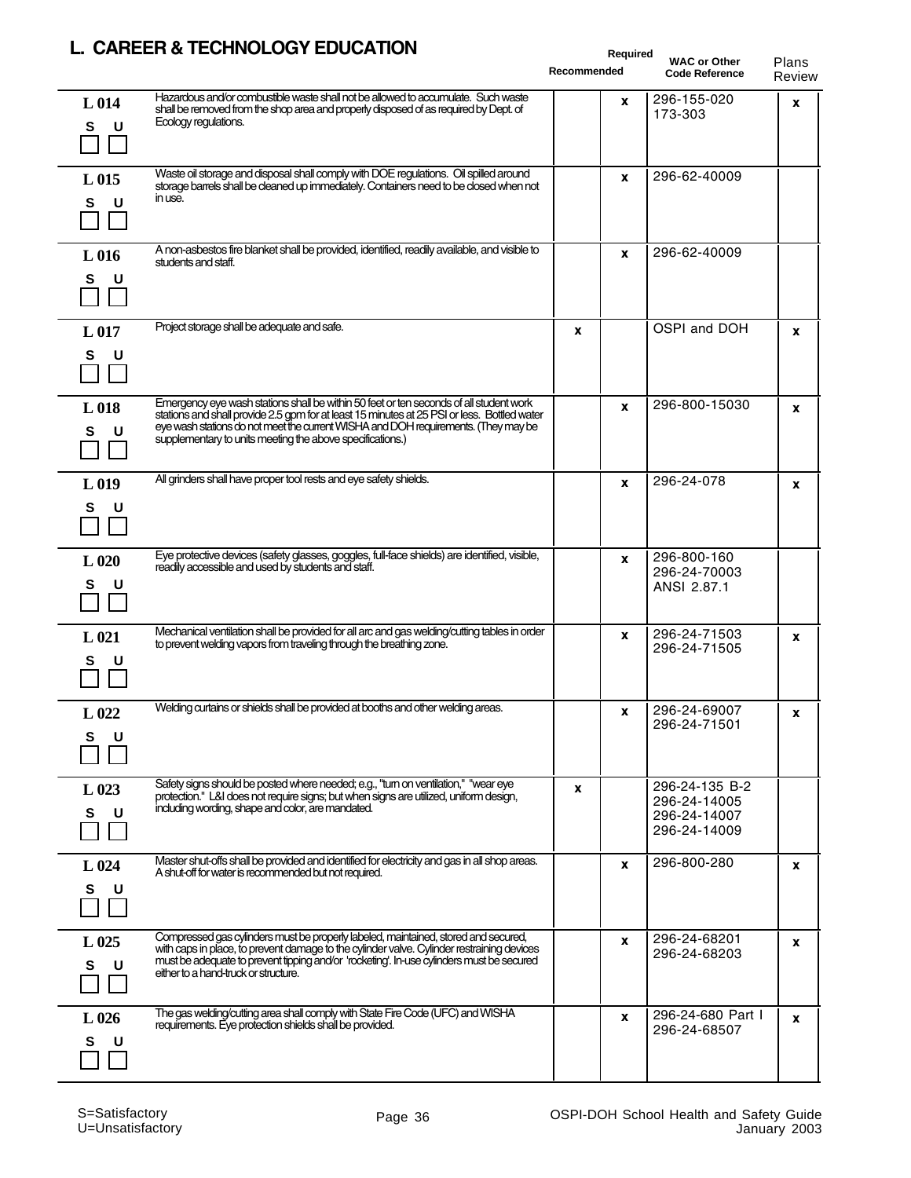## L. CAREER & TECHNOLOGY EDUCATION

| Item | Description | Recommended | Required | WAC or Other Code Reference | Plans Review |
|---|---|---|---|---|---|
| L 014<br>S U<br>☐ ☐ | Hazardous and/or combustible waste shall not be allowed to accumulate. Such waste shall be removed from the shop area and properly disposed of as required by Dept. of Ecology regulations. | | x | 296-155-020<br>173-303 | x |
| L 015<br>S U<br>☐ ☐ | Waste oil storage and disposal shall comply with DOE regulations. Oil spilled around storage barrels shall be cleaned up immediately. Containers need to be closed when not in use. | | x | 296-62-40009 | |
| L 016<br>S U<br>☐ ☐ | A non-asbestos fire blanket shall be provided, identified, readily available, and visible to students and staff. | | x | 296-62-40009 | |
| L 017<br>S U<br>☐ ☐ | Project storage shall be adequate and safe. | x | | OSPI and DOH | x |
| L 018<br>S U<br>☐ ☐ | Emergency eye wash stations shall be within 50 feet or ten seconds of all student work stations and shall provide 2.5 gpm for at least 15 minutes at 25 PSI or less. Bottled water eye wash stations do not meet the current WISHA and DOH requirements. (They may be supplementary to units meeting the above specifications.) | | x | 296-800-15030 | x |
| L 019<br>S U<br>☐ ☐ | All grinders shall have proper tool rests and eye safety shields. | | x | 296-24-078 | x |
| L 020<br>S U<br>☐ ☐ | Eye protective devices (safety glasses, goggles, full-face shields) are identified, visible, readily accessible and used by students and staff. | | x | 296-800-160<br>296-24-70003<br>ANSI 2.87.1 | |
| L 021<br>S U<br>☐ ☐ | Mechanical ventilation shall be provided for all arc and gas welding/cutting tables in order to prevent welding vapors from traveling through the breathing zone. | | x | 296-24-71503<br>296-24-71505 | x |
| L 022<br>S U<br>☐ ☐ | Welding curtains or shields shall be provided at booths and other welding areas. | | x | 296-24-69007<br>296-24-71501 | x |
| L 023<br>S U<br>☐ ☐ | Safety signs should be posted where needed; e.g., "turn on ventilation," "wear eye protection." L&I does not require signs; but when signs are utilized, uniform design, including wording, shape and color, are mandated. | x | | 296-24-135 B-2<br>296-24-14005<br>296-24-14007<br>296-24-14009 | |
| L 024<br>S U<br>☐ ☐ | Master shut-offs shall be provided and identified for electricity and gas in all shop areas. A shut-off for water is recommended but not required. | | x | 296-800-280 | x |
| L 025<br>S U<br>☐ ☐ | Compressed gas cylinders must be properly labeled, maintained, stored and secured, with caps in place, to prevent damage to the cylinder valve. Cylinder restraining devices must be adequate to prevent tipping and/or 'rocketing'. In-use cylinders must be secured either to a hand-truck or structure. | | x | 296-24-68201<br>296-24-68203 | x |
| L 026<br>S U<br>☐ ☐ | The gas welding/cutting area shall comply with State Fire Code (UFC) and WISHA requirements. Eye protection shields shall be provided. | | x | 296-24-680 Part I<br>296-24-68507 | x |

S=Satisfactory
U=Unsatisfactory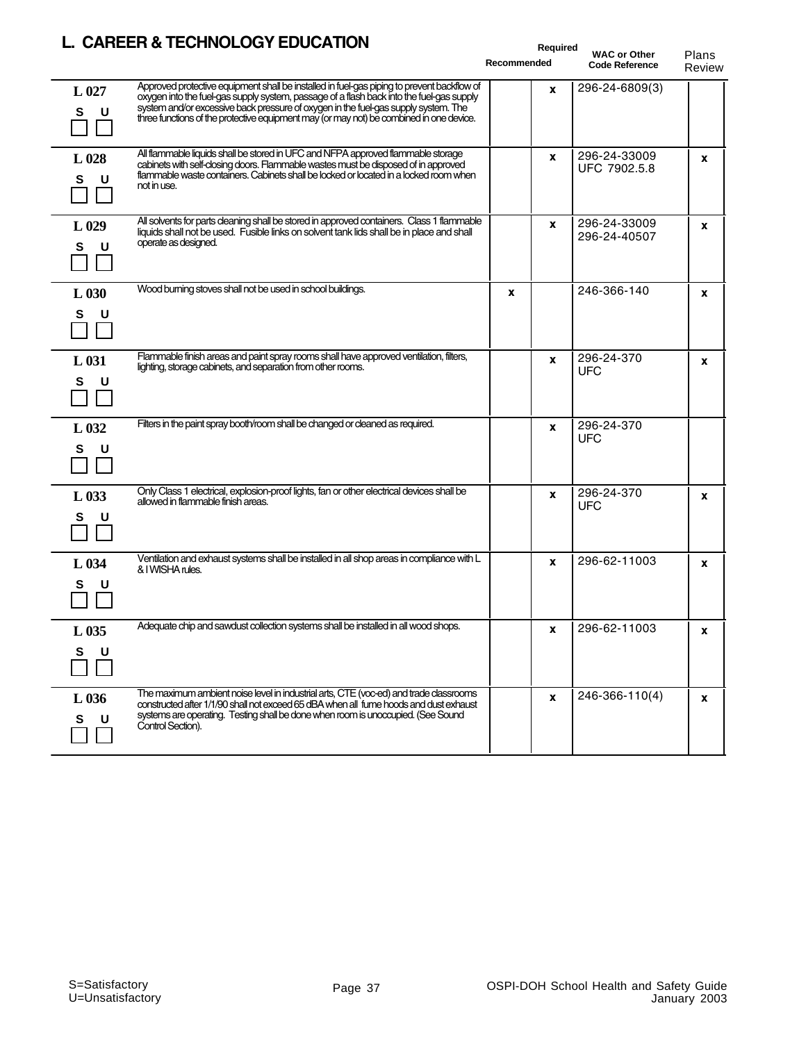# L. CAREER & TECHNOLOGY EDUCATION

| Item | Description | Recommended | Required | WAC or Other Code Reference | Plans Review |
|---|---|---|---|---|---|
| L 027 S U | Approved protective equipment shall be installed in fuel-gas piping to prevent backflow of oxygen into the fuel-gas supply system, passage of a flash back into the fuel-gas supply system and/or excessive back pressure of oxygen in the fuel-gas supply system. The three functions of the protective equipment may (or may not) be combined in one device. | | x | 296-24-6809(3) | |
| L 028 S U | All flammable liquids shall be stored in UFC and NFPA approved flammable storage cabinets with self-closing doors. Flammable wastes must be disposed of in approved flammable waste containers. Cabinets shall be locked or located in a locked room when not in use. | | x | 296-24-33009 UFC 7902.5.8 | x |
| L 029 S U | All solvents for parts cleaning shall be stored in approved containers. Class 1 flammable liquids shall not be used. Fusible links on solvent tank lids shall be in place and shall operate as designed. | | x | 296-24-33009 296-24-40507 | x |
| L 030 S U | Wood burning stoves shall not be used in school buildings. | x | | 246-366-140 | x |
| L 031 S U | Flammable finish areas and paint spray rooms shall have approved ventilation, filters, lighting, storage cabinets, and separation from other rooms. | | x | 296-24-370 UFC | x |
| L 032 S U | Filters in the paint spray booth/room shall be changed or cleaned as required. | | x | 296-24-370 UFC | |
| L 033 S U | Only Class 1 electrical, explosion-proof lights, fan or other electrical devices shall be allowed in flammable finish areas. | | x | 296-24-370 UFC | x |
| L 034 S U | Ventilation and exhaust systems shall be installed in all shop areas in compliance with L & I WISHA rules. | | x | 296-62-11003 | x |
| L 035 S U | Adequate chip and sawdust collection systems shall be installed in all wood shops. | | x | 296-62-11003 | x |
| L 036 S U | The maximum ambient noise level in industrial arts, CTE (voc-ed) and trade classrooms constructed after 1/1/90 shall not exceed 65 dBA when all fume hoods and dust exhaust systems are operating. Testing shall be done when room is unoccupied. (See Sound Control Section). | | x | 246-366-110(4) | x |

S=Satisfactory
U=Unsatisfactory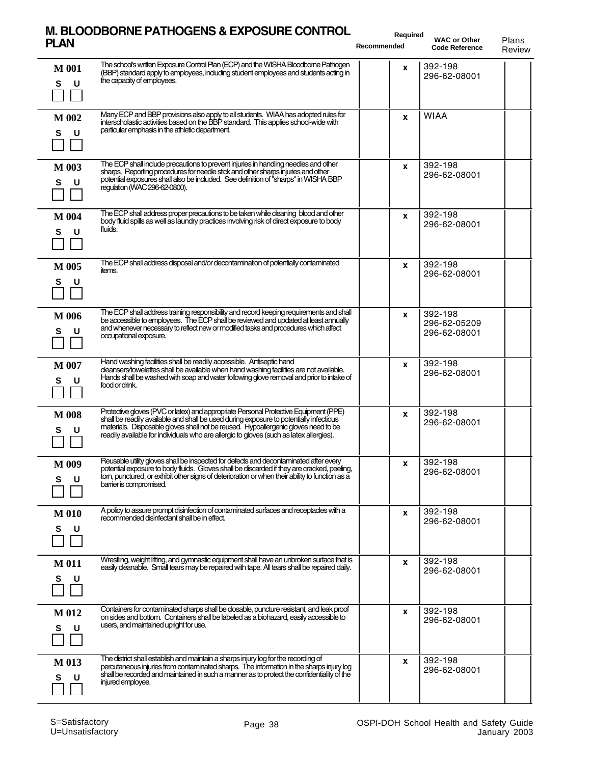## M. BLOODBORNE PATHOGENS & EXPOSURE CONTROL PLAN

| Item | Description | Recommended | Required | WAC or Other Code Reference | Plans Review |
|---|---|---|---|---|---|
| M 001 S ☐ U ☐ | The school's written Exposure Control Plan (ECP) and the WISHA Bloodborne Pathogen (BBP) standard apply to employees, including student employees and students acting in the capacity of employees. | | x | 392-198<br>296-62-08001 | |
| M 002 S ☐ U ☐ | Many ECP and BBP provisions also apply to all students. WIAA has adopted rules for interscholastic activities based on the BBP standard. This applies school-wide with particular emphasis in the athletic department. | | x | WIAA | |
| M 003 S ☐ U ☐ | The ECP shall include precautions to prevent injuries in handling needles and other sharps. Reporting procedures for needle stick and other sharps injuries and other potential exposures shall also be included. See definition of "sharps" in WISHA BBP regulation (WAC 296-62-0800). | | x | 392-198<br>296-62-08001 | |
| M 004 S ☐ U ☐ | The ECP shall address proper precautions to be taken while cleaning blood and other body fluid spills as well as laundry practices involving risk of direct exposure to body fluids. | | x | 392-198<br>296-62-08001 | |
| M 005 S ☐ U ☐ | The ECP shall address disposal and/or decontamination of potentially contaminated items. | | x | 392-198<br>296-62-08001 | |
| M 006 S ☐ U ☐ | The ECP shall address training responsibility and record keeping requirements and shall be accessible to employees. The ECP shall be reviewed and updated at least annually and whenever necessary to reflect new or modified tasks and procedures which affect occupational exposure. | | x | 392-198<br>296-62-05209<br>296-62-08001 | |
| M 007 S ☐ U ☐ | Hand washing facilities shall be readily accessible. Antiseptic hand cleansers/towelettes shall be available when hand washing facilities are not available. Hands shall be washed with soap and water following glove removal and prior to intake of food or drink. | | x | 392-198<br>296-62-08001 | |
| M 008 S ☐ U ☐ | Protective gloves (PVC or latex) and appropriate Personal Protective Equipment (PPE) shall be readily available and shall be used during exposure to potentially infectious materials. Disposable gloves shall not be reused. Hypoallergenic gloves need to be readily available for individuals who are allergic to gloves (such as latex allergies). | | x | 392-198<br>296-62-08001 | |
| M 009 S ☐ U ☐ | Reusable utility gloves shall be inspected for defects and decontaminated after every potential exposure to body fluids. Gloves shall be discarded if they are cracked, peeling, torn, punctured, or exhibit other signs of deterioration or when their ability to function as a barrier is compromised. | | x | 392-198<br>296-62-08001 | |
| M 010 S ☐ U ☐ | A policy to assure prompt disinfection of contaminated surfaces and receptacles with a recommended disinfectant shall be in effect. | | x | 392-198<br>296-62-08001 | |
| M 011 S ☐ U ☐ | Wrestling, weight lifting, and gymnastic equipment shall have an unbroken surface that is easily cleanable. Small tears may be repaired with tape. All tears shall be repaired daily. | | x | 392-198<br>296-62-08001 | |
| M 012 S ☐ U ☐ | Containers for contaminated sharps shall be closable, puncture resistant, and leak proof on sides and bottom. Containers shall be labeled as a biohazard, easily accessible to users, and maintained upright for use. | | x | 392-198<br>296-62-08001 | |
| M 013 S ☐ U ☐ | The district shall establish and maintain a sharps injury log for the recording of percutaneous injuries from contaminated sharps. The information in the sharps injury log shall be recorded and maintained in such a manner as to protect the confidentiality of the injured employee. | | x | 392-198<br>296-62-08001 | |

S=Satisfactory
U=Unsatisfactory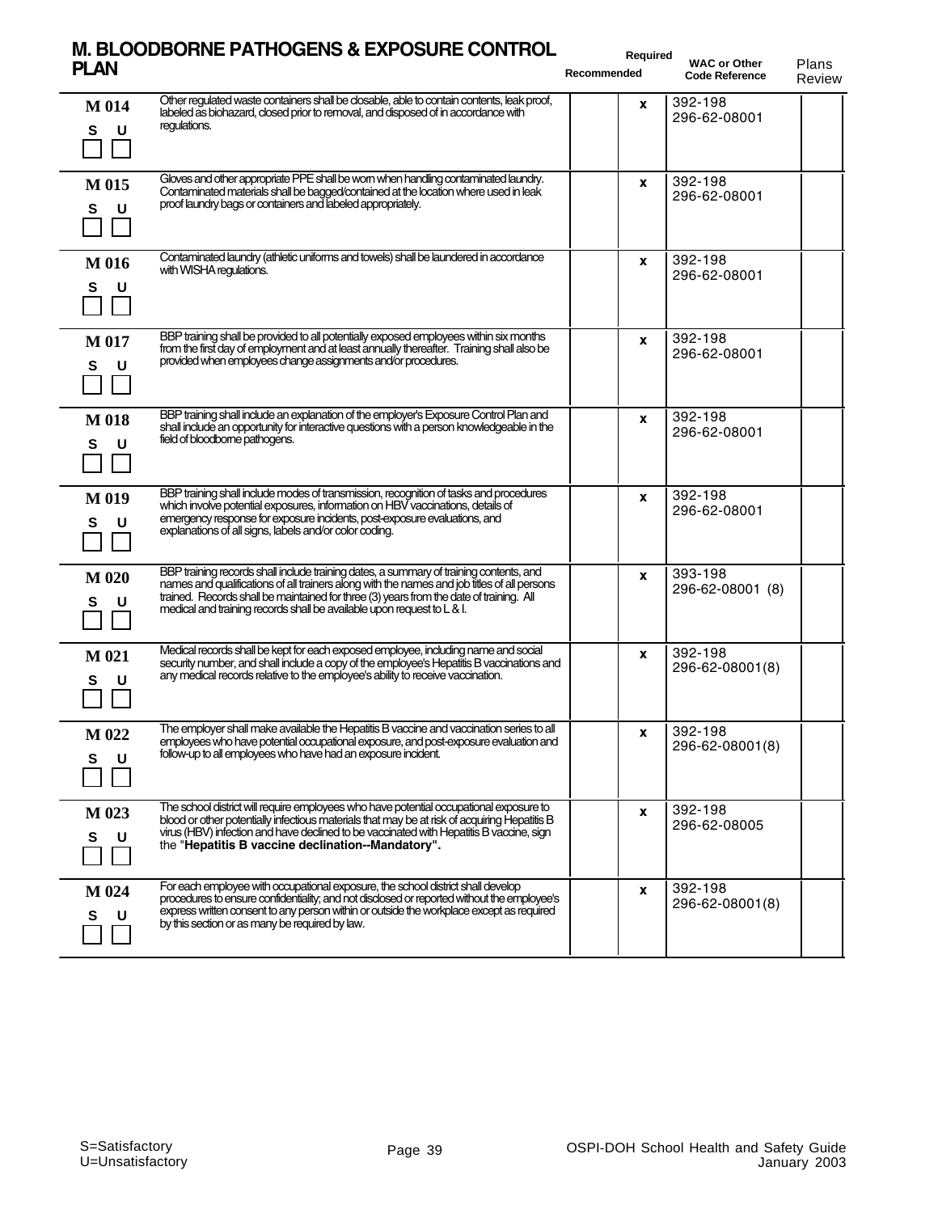## M. BLOODBORNE PATHOGENS & EXPOSURE CONTROL PLAN

| | | Recommended | Required | WAC or Other Code Reference | Plans Review |
|---|---|---|---|---|---|
| M 014<br>S U<br>☐ ☐ | Other regulated waste containers shall be closable, able to contain contents, leak proof, labeled as biohazard, closed prior to removal, and disposed of in accordance with regulations. | | x | 392-198<br>296-62-08001 | |
| M 015<br>S U<br>☐ ☐ | Gloves and other appropriate PPE shall be worn when handling contaminated laundry. Contaminated materials shall be bagged/contained at the location where used in leak proof laundry bags or containers and labeled appropriately. | | x | 392-198<br>296-62-08001 | |
| M 016<br>S U<br>☐ ☐ | Contaminated laundry (athletic uniforms and towels) shall be laundered in accordance with WISHA regulations. | | x | 392-198<br>296-62-08001 | |
| M 017<br>S U<br>☐ ☐ | BBP training shall be provided to all potentially exposed employees within six months from the first day of employment and at least annually thereafter. Training shall also be provided when employees change assignments and/or procedures. | | x | 392-198<br>296-62-08001 | |
| M 018<br>S U<br>☐ ☐ | BBP training shall include an explanation of the employer's Exposure Control Plan and shall include an opportunity for interactive questions with a person knowledgeable in the field of bloodborne pathogens. | | x | 392-198<br>296-62-08001 | |
| M 019<br>S U<br>☐ ☐ | BBP training shall include modes of transmission, recognition of tasks and procedures which involve potential exposures, information on HBV vaccinations, details of emergency response for exposure incidents, post-exposure evaluations, and explanations of all signs, labels and/or color coding. | | x | 392-198<br>296-62-08001 | |
| M 020<br>S U<br>☐ ☐ | BBP training records shall include training dates, a summary of training contents, and names and qualifications of all trainers along with the names and job titles of all persons trained. Records shall be maintained for three (3) years from the date of training. All medical and training records shall be available upon request to L & I. | | x | 393-198<br>296-62-08001 (8) | |
| M 021<br>S U<br>☐ ☐ | Medical records shall be kept for each exposed employee, including name and social security number, and shall include a copy of the employee's Hepatitis B vaccinations and any medical records relative to the employee's ability to receive vaccination. | | x | 392-198<br>296-62-08001(8) | |
| M 022<br>S U<br>☐ ☐ | The employer shall make available the Hepatitis B vaccine and vaccination series to all employees who have potential occupational exposure, and post-exposure evaluation and follow-up to all employees who have had an exposure incident. | | x | 392-198<br>296-62-08001(8) | |
| M 023<br>S U<br>☐ ☐ | The school district will require employees who have potential occupational exposure to blood or other potentially infectious materials that may be at risk of acquiring Hepatitis B virus (HBV) infection and have declined to be vaccinated with Hepatitis B vaccine, sign the "**Hepatitis B vaccine declination--Mandatory".** | | x | 392-198<br>296-62-08005 | |
| M 024<br>S U<br>☐ ☐ | For each employee with occupational exposure, the school district shall develop procedures to ensure confidentiality; and not disclosed or reported without the employee's express written consent to any person within or outside the workplace except as required by this section or as many be required by law. | | x | 392-198<br>296-62-08001(8) | |

S=Satisfactory
U=Unsatisfactory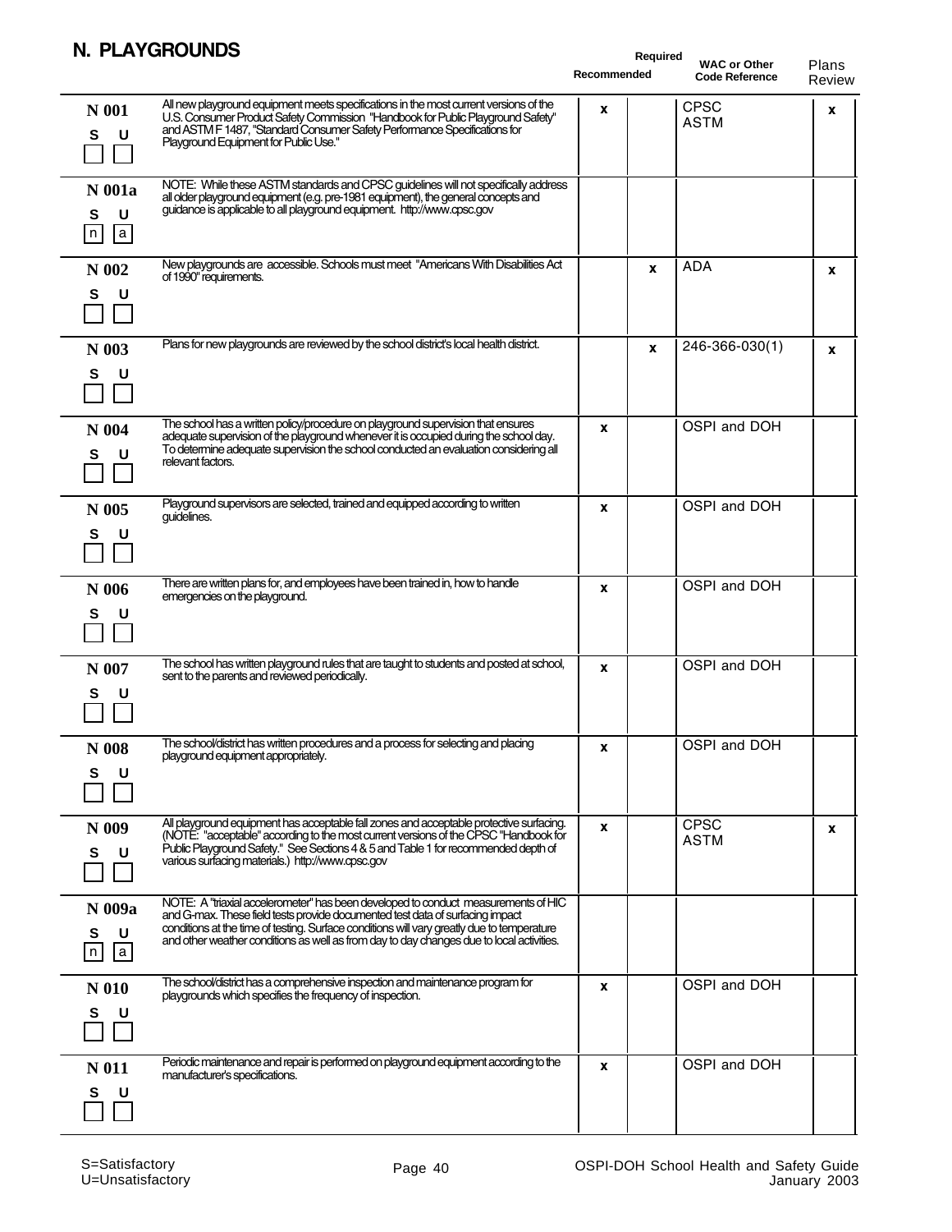## N. PLAYGROUNDS

| Item | Description | Recommended | Required | WAC or Other Code Reference | Plans Review |
|---|---|---|---|---|---|
| N 001<br>S U | All new playground equipment meets specifications in the most current versions of the U.S. Consumer Product Safety Commission "Handbook for Public Playground Safety" and ASTM F 1487, "Standard Consumer Safety Performance Specifications for Playground Equipment for Public Use." | x | | CPSC<br>ASTM | x |
| N 001a<br>S U<br>n a | NOTE: While these ASTM standards and CPSC guidelines will not specifically address all older playground equipment (e.g. pre-1981 equipment), the general concepts and guidance is applicable to all playground equipment. http://www.cpsc.gov | | | | |
| N 002<br>S U | New playgrounds are accessible. Schools must meet "Americans With Disabilities Act of 1990" requirements. | | x | ADA | x |
| N 003<br>S U | Plans for new playgrounds are reviewed by the school district's local health district. | | x | 246-366-030(1) | x |
| N 004<br>S U | The school has a written policy/procedure on playground supervision that ensures adequate supervision of the playground whenever it is occupied during the school day. To determine adequate supervision the school conducted an evaluation considering all relevant factors. | x | | OSPI and DOH | |
| N 005<br>S U | Playground supervisors are selected, trained and equipped according to written guidelines. | x | | OSPI and DOH | |
| N 006<br>S U | There are written plans for, and employees have been trained in, how to handle emergencies on the playground. | x | | OSPI and DOH | |
| N 007<br>S U | The school has written playground rules that are taught to students and posted at school, sent to the parents and reviewed periodically. | x | | OSPI and DOH | |
| N 008<br>S U | The school/district has written procedures and a process for selecting and placing playground equipment appropriately. | x | | OSPI and DOH | |
| N 009<br>S U | All playground equipment has acceptable fall zones and acceptable protective surfacing. (NOTE: "acceptable" according to the most current versions of the CPSC "Handbook for Public Playground Safety." See Sections 4 & 5 and Table 1 for recommended depth of various surfacing materials.) http://www.cpsc.gov | x | | CPSC<br>ASTM | x |
| N 009a<br>S U<br>n a | NOTE: A "triaxial accelerometer" has been developed to conduct measurements of HIC and G-max. These field tests provide documented test data of surfacing impact conditions at the time of testing. Surface conditions will vary greatly due to temperature and other weather conditions as well as from day to day changes due to local activities. | | | | |
| N 010<br>S U | The school/district has a comprehensive inspection and maintenance program for playgrounds which specifies the frequency of inspection. | x | | OSPI and DOH | |
| N 011<br>S U | Periodic maintenance and repair is performed on playground equipment according to the manufacturer's specifications. | x | | OSPI and DOH | |

S=Satisfactory
U=Unsatisfactory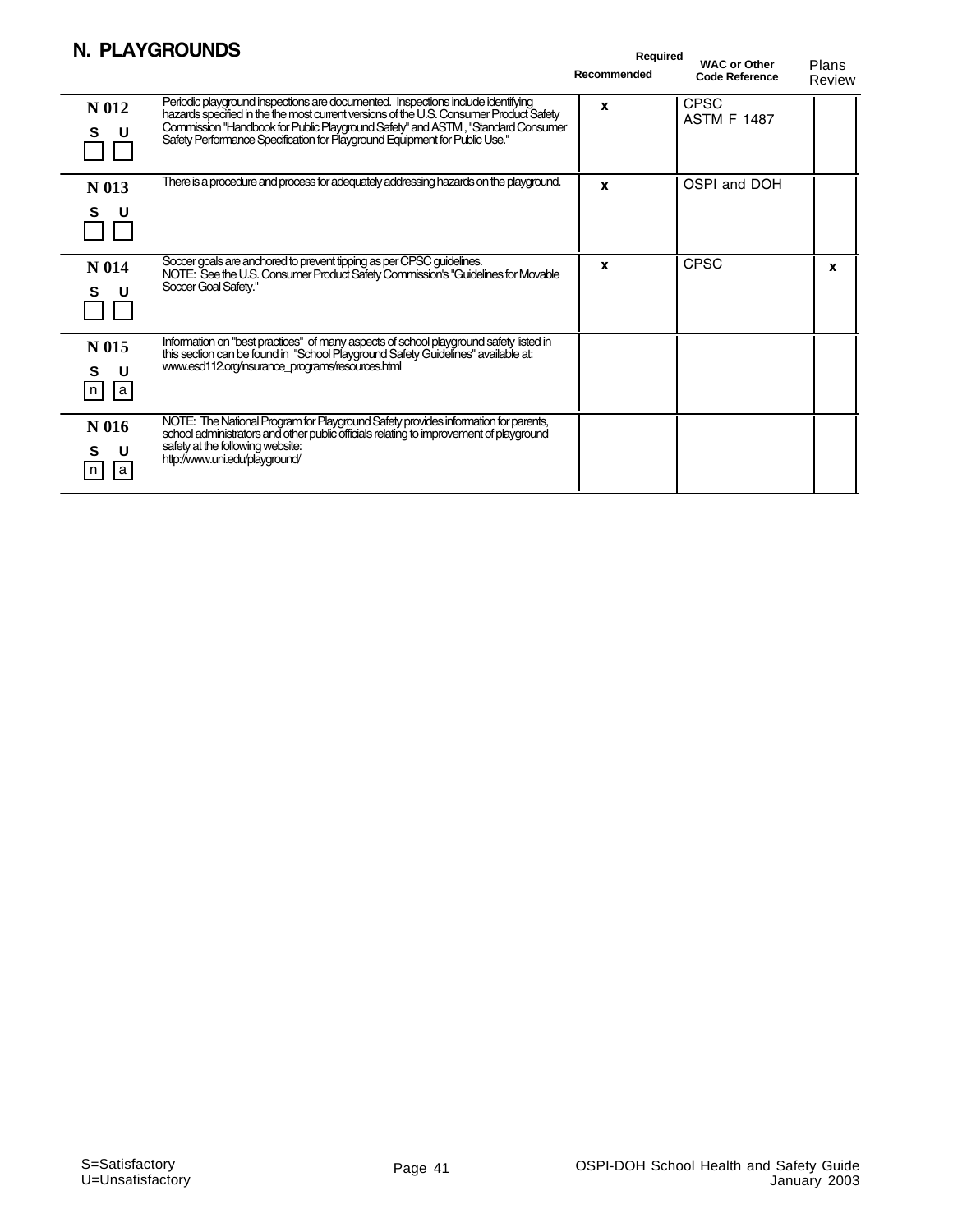## N. PLAYGROUNDS

| | | Recommended | Required | WAC or Other Code Reference | Plans Review |
|---|---|---|---|---|---|
| **N 012** S U | Periodic playground inspections are documented. Inspections include identifying hazards specified in the the most current versions of the U.S. Consumer Product Safety Commission "Handbook for Public Playground Safety" and ASTM , "Standard Consumer Safety Performance Specification for Playground Equipment for Public Use." | x | | CPSC ASTM F 1487 | |
| **N 013** S U | There is a procedure and process for adequately addressing hazards on the playground. | x | | OSPI and DOH | |
| **N 014** S U | Soccer goals are anchored to prevent tipping as per CPSC guidelines. NOTE: See the U.S. Consumer Product Safety Commission's "Guidelines for Movable Soccer Goal Safety." | x | | CPSC | x |
| **N 015** S U n a | Information on "best practices" of many aspects of school playground safety listed in this section can be found in "School Playground Safety Guidelines" available at: www.esd112.org/insurance_programs/resources.html | | | | |
| **N 016** S U n a | NOTE: The National Program for Playground Safety provides information for parents, school administrators and other public officials relating to improvement of playground safety at the following website: http://www.uni.edu/playground/ | | | | |

S=Satisfactory
U=Unsatisfactory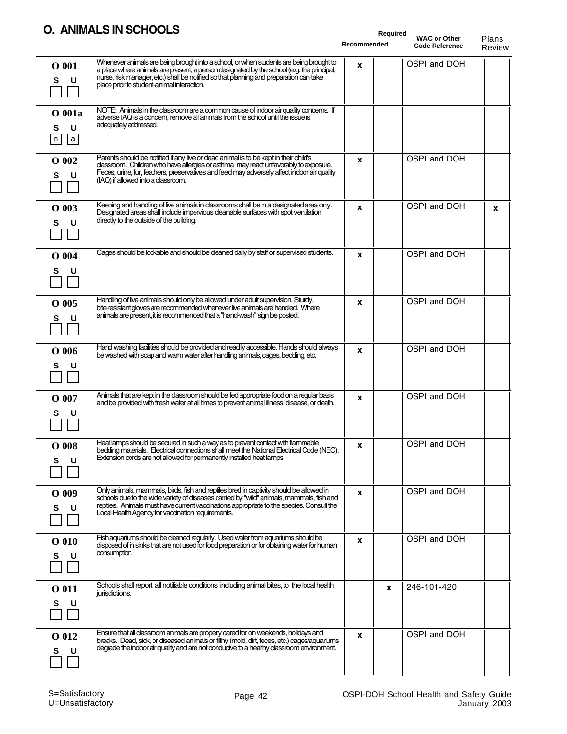## O. ANIMALS IN SCHOOLS

| Item | Description | Recommended | Required | WAC or Other Code Reference | Plans Review |
|---|---|---|---|---|---|
| O 001 S U | Whenever animals are being brought into a school, or when students are being brought to a place where animals are present, a person designated by the school (e.g. the principal, nurse, risk manager, etc.) shall be notified so that planning and preparation can take place prior to student-animal interaction. | x | | OSPI and DOH | |
| O 001a S U n a | NOTE: Animals in the classroom are a common cause of indoor air quality concerns. If adverse IAQ is a concern, remove all animals from the school until the issue is adequately addressed. | | | | |
| O 002 S U | Parents should be notified if any live or dead animal is to be kept in their child's classroom. Children who have allergies or asthma may react unfavorably to exposure. Feces, urine, fur, feathers, preservatives and feed may adversely affect indoor air quality (IAQ) if allowed into a classroom. | x | | OSPI and DOH | |
| O 003 S U | Keeping and handling of live animals in classrooms shall be in a designated area only. Designated areas shall include impervious cleanable surfaces with spot ventilation directly to the outside of the building. | x | | OSPI and DOH | x |
| O 004 S U | Cages should be lockable and should be cleaned daily by staff or supervised students. | x | | OSPI and DOH | |
| O 005 S U | Handling of live animals should only be allowed under adult supervision. Sturdy, bite-resistant gloves are recommended whenever live animals are handled. Where animals are present, it is recommended that a "hand-wash" sign be posted. | x | | OSPI and DOH | |
| O 006 S U | Hand washing facilities should be provided and readily accessible. Hands should always be washed with soap and warm water after handling animals, cages, bedding, etc. | x | | OSPI and DOH | |
| O 007 S U | Animals that are kept in the classroom should be fed appropriate food on a regular basis and be provided with fresh water at all times to prevent animal illness, disease, or death. | x | | OSPI and DOH | |
| O 008 S U | Heat lamps should be secured in such a way as to prevent contact with flammable bedding materials. Electrical connections shall meet the National Electrical Code (NEC). Extension cords are not allowed for permanently installed heat lamps. | x | | OSPI and DOH | |
| O 009 S U | Only animals, mammals, birds, fish and reptiles bred in captivity should be allowed in schools due to the wide variety of diseases carried by "wild" animals, mammals, fish and reptiles. Animals must have current vaccinations appropriate to the species. Consult the Local Health Agency for vaccination requirements. | x | | OSPI and DOH | |
| O 010 S U | Fish aquariums should be cleaned regularly. Used water from aquariums should be disposed of in sinks that are not used for food preparation or for obtaining water for human consumption. | x | | OSPI and DOH | |
| O 011 S U | Schools shall report all notifiable conditions, including animal bites, to the local health jurisdictions. | | x | 246-101-420 | |
| O 012 S U | Ensure that all classroom animals are properly cared for on weekends, holidays and breaks. Dead, sick, or diseased animals or filthy (mold, dirt, feces, etc.) cages/aquariums degrade the indoor air quality and are not conducive to a healthy classroom environment. | x | | OSPI and DOH | |

S=Satisfactory
U=Unsatisfactory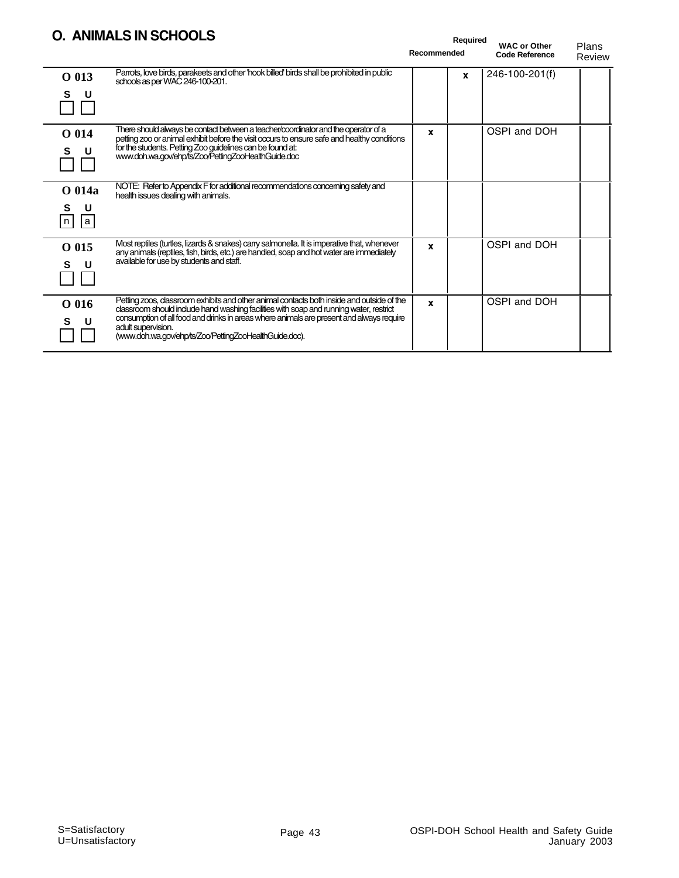## O. ANIMALS IN SCHOOLS

| | | Recommended | Required | WAC or Other Code Reference | Plans Review |
|---|---|---|---|---|---|
| **O 013** S U | Parrots, love birds, parakeets and other 'hook billed' birds shall be prohibited in public schools as per WAC 246-100-201. | | x | 246-100-201(f) | |
| **O 014** S U | There should always be contact between a teacher/coordinator and the operator of a petting zoo or animal exhibit before the visit occurs to ensure safe and healthy conditions for the students. Petting Zoo guidelines can be found at: www.doh.wa.gov/ehp/ts/Zoo/PettingZooHealthGuide.doc | x | | OSPI and DOH | |
| **O 014a** S U n a | NOTE: Refer to Appendix F for additional recommendations concerning safety and health issues dealing with animals. | | | | |
| **O 015** S U | Most reptiles (turtles, lizards & snakes) carry salmonella. It is imperative that, whenever any animals (reptiles, fish, birds, etc.) are handled, soap and hot water are immediately available for use by students and staff. | x | | OSPI and DOH | |
| **O 016** S U | Petting zoos, classroom exhibits and other animal contacts both inside and outside of the classroom should include hand washing facilities with soap and running water, restrict consumption of all food and drinks in areas where animals are present and always require adult supervision. (www.doh.wa.gov/ehp/ts/Zoo/PettingZooHealthGuide.doc). | x | | OSPI and DOH | |

S=Satisfactory
U=Unsatisfactory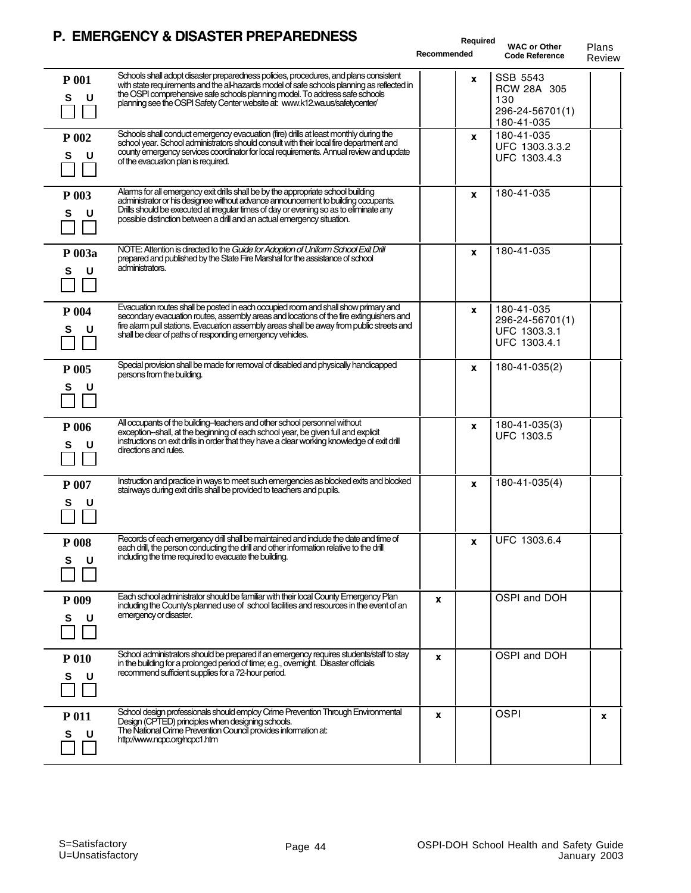# P. EMERGENCY & DISASTER PREPAREDNESS

| | | Recommended | Required | WAC or Other Code Reference | Plans Review |
|---|---|---|---|---|---|
| **P 001** S U | Schools shall adopt disaster preparedness policies, procedures, and plans consistent with state requirements and the all-hazards model of safe schools planning as reflected in the OSPI comprehensive safe schools planning model. To address safe schools planning see the OSPI Safety Center website at: www.k12.wa.us/safetycenter/ | | x | SSB 5543 RCW 28A 305 130 296-24-56701(1) 180-41-035 | |
| **P 002** S U | Schools shall conduct emergency evacuation (fire) drills at least monthly during the school year. School administrators should consult with their local fire department and county emergency services coordinator for local requirements. Annual review and update of the evacuation plan is required. | | x | 180-41-035 UFC 1303.3.2 UFC 1303.4.3 | |
| **P 003** S U | Alarms for all emergency exit drills shall be by the appropriate school building administrator or his designee without advance announcement to building occupants. Drills should be executed at irregular times of day or evening so as to eliminate any possible distinction between a drill and an actual emergency situation. | | x | 180-41-035 | |
| **P 003a** S U | NOTE: Attention is directed to the *Guide for Adoption of Uniform School Exit Drill* prepared and published by the State Fire Marshal for the assistance of school administrators. | | x | 180-41-035 | |
| **P 004** S U | Evacuation routes shall be posted in each occupied room and shall show primary and secondary evacuation routes, assembly areas and locations of the fire extinguishers and fire alarm pull stations. Evacuation assembly areas shall be away from public streets and shall be clear of paths of responding emergency vehicles. | | x | 180-41-035 296-24-56701(1) UFC 1303.3.1 UFC 1303.4.1 | |
| **P 005** S U | Special provision shall be made for removal of disabled and physically handicapped persons from the building. | | x | 180-41-035(2) | |
| **P 006** S U | All occupants of the building–teachers and other school personnel without exception–shall, at the beginning of each school year, be given full and explicit instructions on exit drills in order that they have a clear working knowledge of exit drill directions and rules. | | x | 180-41-035(3) UFC 1303.5 | |
| **P 007** S U | Instruction and practice in ways to meet such emergencies as blocked exits and blocked stairways during exit drills shall be provided to teachers and pupils. | | x | 180-41-035(4) | |
| **P 008** S U | Records of each emergency drill shall be maintained and include the date and time of each drill, the person conducting the drill and other information relative to the drill including the time required to evacuate the building. | | x | UFC 1303.6.4 | |
| **P 009** S U | Each school administrator should be familiar with their local County Emergency Plan including the County's planned use of school facilities and resources in the event of an emergency or disaster. | x | | OSPI and DOH | |
| **P 010** S U | School administrators should be prepared if an emergency requires students/staff to stay in the building for a prolonged period of time; e.g., overnight. Disaster officials recommend sufficient supplies for a 72-hour period. | x | | OSPI and DOH | |
| **P 011** S U | School design professionals should employ Crime Prevention Through Environmental Design (CPTED) principles when designing schools. The National Crime Prevention Council provides information at: http://www.ncpc.org/ncpc1.htm | x | | OSPI | x |

S=Satisfactory
U=Unsatisfactory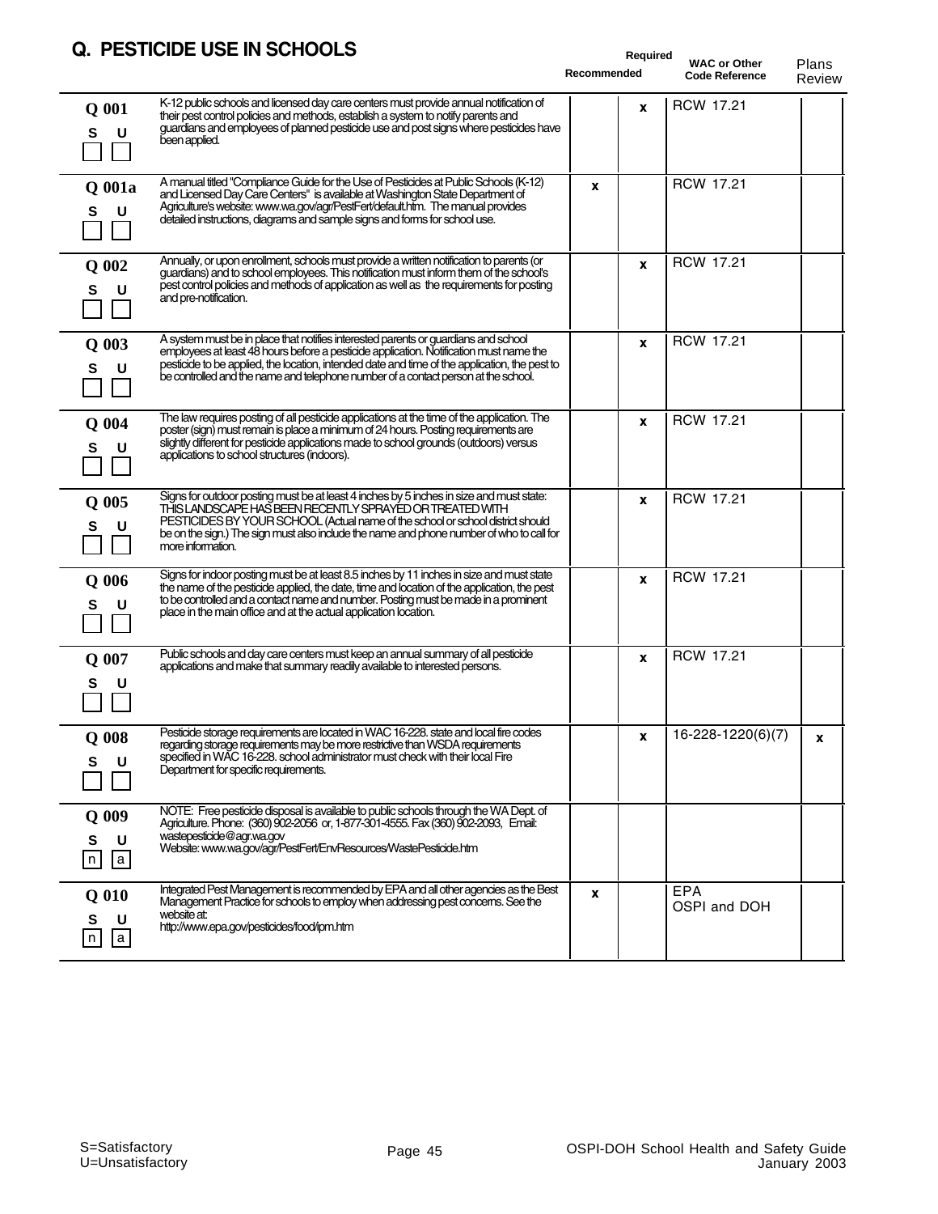## Q. PESTICIDE USE IN SCHOOLS

| Item | Description | Recommended | Required | WAC or Other Code Reference | Plans Review |
|---|---|---|---|---|---|
| Q 001 S U | K-12 public schools and licensed day care centers must provide annual notification of their pest control policies and methods, establish a system to notify parents and guardians and employees of planned pesticide use and post signs where pesticides have been applied. | | x | RCW 17.21 | |
| Q 001a S U | A manual titled "Compliance Guide for the Use of Pesticides at Public Schools (K-12) and Licensed Day Care Centers" is available at Washington State Department of Agriculture's website: www.wa.gov/agr/PestFert/default.htm. The manual provides detailed instructions, diagrams and sample signs and forms for school use. | x | | RCW 17.21 | |
| Q 002 S U | Annually, or upon enrollment, schools must provide a written notification to parents (or guardians) and to school employees. This notification must inform them of the school's pest control policies and methods of application as well as the requirements for posting and pre-notification. | | x | RCW 17.21 | |
| Q 003 S U | A system must be in place that notifies interested parents or guardians and school employees at least 48 hours before a pesticide application. Notification must name the pesticide to be applied, the location, intended date and time of the application, the pest to be controlled and the name and telephone number of a contact person at the school. | | x | RCW 17.21 | |
| Q 004 S U | The law requires posting of all pesticide applications at the time of the application. The poster (sign) must remain is place a minimum of 24 hours. Posting requirements are slightly different for pesticide applications made to school grounds (outdoors) versus applications to school structures (indoors). | | x | RCW 17.21 | |
| Q 005 S U | Signs for outdoor posting must be at least 4 inches by 5 inches in size and must state: THIS LANDSCAPE HAS BEEN RECENTLY SPRAYED OR TREATED WITH PESTICIDES BY YOUR SCHOOL (Actual name of the school or school district should be on the sign.) The sign must also include the name and phone number of who to call for more information. | | x | RCW 17.21 | |
| Q 006 S U | Signs for indoor posting must be at least 8.5 inches by 11 inches in size and must state the name of the pesticide applied, the date, time and location of the application, the pest to be controlled and a contact name and number. Posting must be made in a prominent place in the main office and at the actual application location. | | x | RCW 17.21 | |
| Q 007 S U | Public schools and day care centers must keep an annual summary of all pesticide applications and make that summary readily available to interested persons. | | x | RCW 17.21 | |
| Q 008 S U | Pesticide storage requirements are located in WAC 16-228. state and local fire codes regarding storage requirements may be more restrictive than WSDA requirements specified in WAC 16-228. school administrator must check with their local Fire Department for specific requirements. | | x | 16-228-1220(6)(7) | x |
| Q 009 S U n a | NOTE: Free pesticide disposal is available to public schools through the WA Dept. of Agriculture. Phone: (360) 902-2056 or, 1-877-301-4555. Fax (360) 902-2093, Email: wastepesticide@agr.wa.gov Website: www.wa.gov/agr/PestFert/EnvResources/WastePesticide.htm | | | | |
| Q 010 S U n a | Integrated Pest Management is recommended by EPA and all other agencies as the Best Management Practice for schools to employ when addressing pest concerns. See the website at: http://www.epa.gov/pesticides/food/ipm.htm | x | | EPA OSPI and DOH | |

S=Satisfactory
U=Unsatisfactory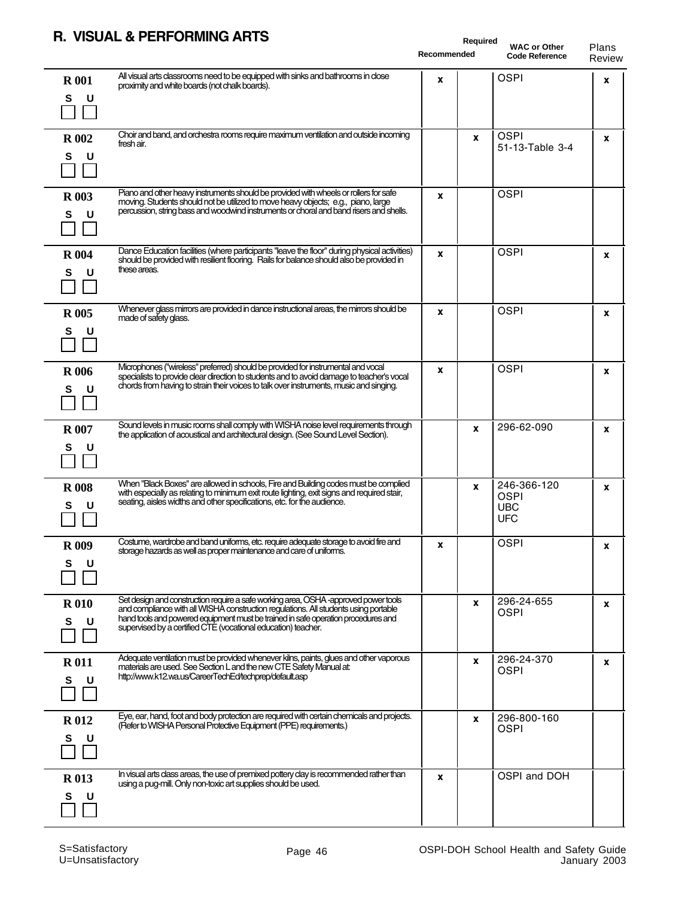## R. VISUAL & PERFORMING ARTS

| Item | Description | Recommended | Required | WAC or Other Code Reference | Plans Review |
|---|---|---|---|---|---|
| R 001<br>S ☐ U ☐ | All visual arts classrooms need to be equipped with sinks and bathrooms in close proximity and white boards (not chalk boards). | x | | OSPI | x |
| R 002<br>S ☐ U ☐ | Choir and band, and orchestra rooms require maximum ventilation and outside incoming fresh air. | | x | OSPI<br>51-13-Table 3-4 | x |
| R 003<br>S ☐ U ☐ | Piano and other heavy instruments should be provided with wheels or rollers for safe moving. Students should not be utilized to move heavy objects; e.g., piano, large percussion, string bass and woodwind instruments or choral and band risers and shells. | x | | OSPI | |
| R 004<br>S ☐ U ☐ | Dance Education facilities (where participants "leave the floor" during physical activities) should be provided with resilient flooring. Rails for balance should also be provided in these areas. | x | | OSPI | x |
| R 005<br>S ☐ U ☐ | Whenever glass mirrors are provided in dance instructional areas, the mirrors should be made of safety glass. | x | | OSPI | x |
| R 006<br>S ☐ U ☐ | Microphones ("wireless" preferred) should be provided for instrumental and vocal specialists to provide clear direction to students and to avoid damage to teacher's vocal chords from having to strain their voices to talk over instruments, music and singing. | x | | OSPI | x |
| R 007<br>S ☐ U ☐ | Sound levels in music rooms shall comply with WISHA noise level requirements through the application of acoustical and architectural design. (See Sound Level Section). | | x | 296-62-090 | x |
| R 008<br>S ☐ U ☐ | When "Black Boxes" are allowed in schools, Fire and Building codes must be complied with especially as relating to minimum exit route lighting, exit signs and required stair, seating, aisles widths and other specifications, etc. for the audience. | | x | 246-366-120<br>OSPI<br>UBC<br>UFC | x |
| R 009<br>S ☐ U ☐ | Costume, wardrobe and band uniforms, etc. require adequate storage to avoid fire and storage hazards as well as proper maintenance and care of uniforms. | x | | OSPI | x |
| R 010<br>S ☐ U ☐ | Set design and construction require a safe working area, OSHA -approved power tools and compliance with all WISHA construction regulations. All students using portable hand tools and powered equipment must be trained in safe operation procedures and supervised by a certified CTE (vocational education) teacher. | | x | 296-24-655<br>OSPI | x |
| R 011<br>S ☐ U ☐ | Adequate ventilation must be provided whenever kilns, paints, glues and other vaporous materials are used. See Section L and the new CTE Safety Manual at: http://www.k12.wa.us/CareerTechEd/techprep/default.asp | | x | 296-24-370<br>OSPI | x |
| R 012<br>S ☐ U ☐ | Eye, ear, hand, foot and body protection are required with certain chemicals and projects. (Refer to WISHA Personal Protective Equipment (PPE) requirements.) | | x | 296-800-160<br>OSPI | |
| R 013<br>S ☐ U ☐ | In visual arts class areas, the use of premixed pottery clay is recommended rather than using a pug-mill. Only non-toxic art supplies should be used. | x | | OSPI and DOH | |

S=Satisfactory
U=Unsatisfactory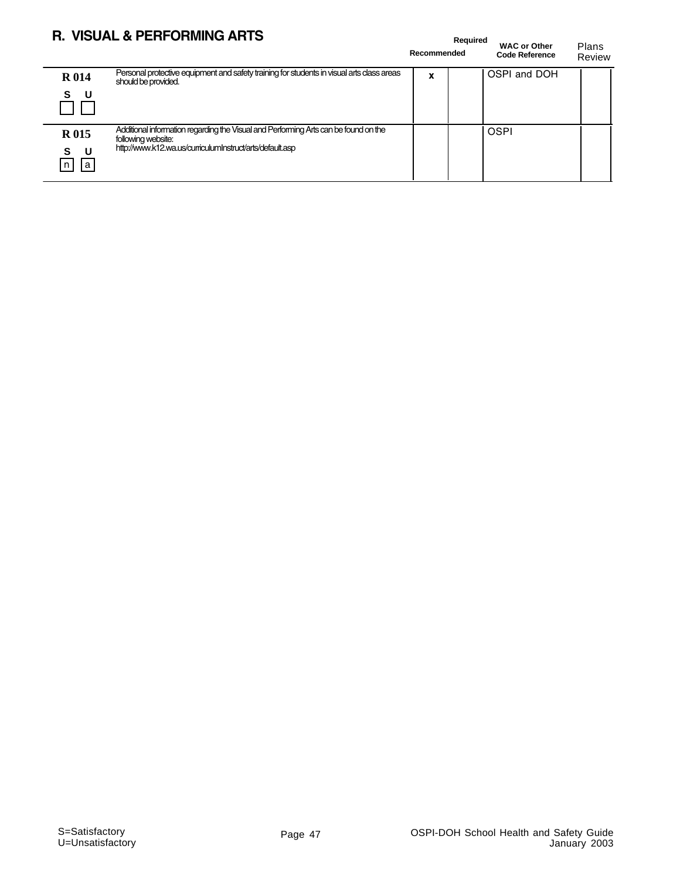## R. VISUAL & PERFORMING ARTS

| | | Recommended | Required | WAC or Other Code Reference | Plans Review |
|---|---|---|---|---|---|
| **R 014**<br>S U<br>☐ ☐ | Personal protective equipment and safety training for students in visual arts class areas should be provided. | x | | OSPI and DOH | |
| **R 015**<br>S U<br>n a | Additional information regarding the Visual and Performing Arts can be found on the following website:<br>http://www.k12.wa.us/curriculumInstruct/arts/default.asp | | | OSPI | |

S=Satisfactory
U=Unsatisfactory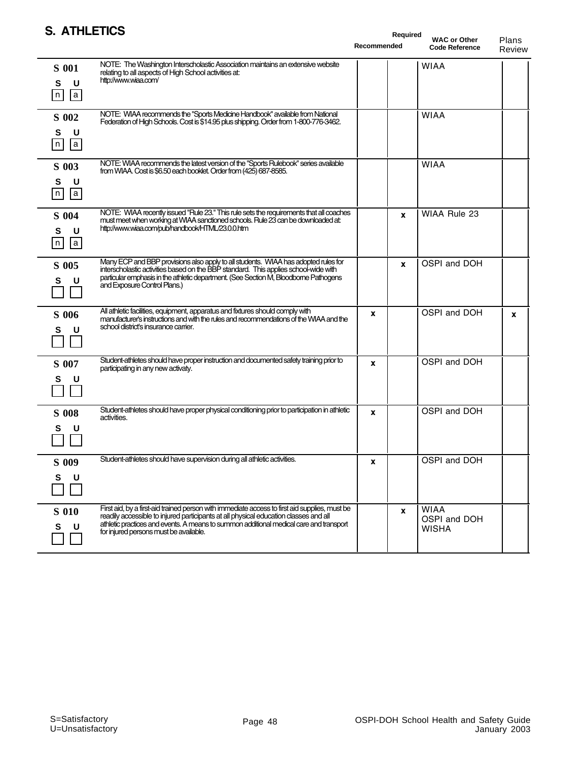# S. ATHLETICS

| Item | Description | Recommended | Required | WAC or Other Code Reference | Plans Review |
|---|---|---|---|---|---|
| S 001 (S U: n a) | NOTE: The Washington Interscholastic Association maintains an extensive website relating to all aspects of High School activities at: http://www.wiaa.com/ | | | WIAA | |
| S 002 (S U: n a) | NOTE: WIAA recommends the "Sports Medicine Handbook" available from National Federation of High Schools. Cost is $14.95 plus shipping. Order from 1-800-776-3462. | | | WIAA | |
| S 003 (S U: n a) | NOTE: WIAA recommends the latest version of the "Sports Rulebook" series available from WIAA. Cost is $6.50 each booklet. Order from (425) 687-8585. | | | WIAA | |
| S 004 (S U: n a) | NOTE: WIAA recently issued "Rule 23." This rule sets the requirements that all coaches must meet when working at WIAA sanctioned schools. Rule 23 can be downloaded at: http://www.wiaa.com/pub/handbook/HTML/23.0.0.htm | | x | WIAA Rule 23 | |
| S 005 (S U) | Many ECP and BBP provisions also apply to all students. WIAA has adopted rules for interscholastic activities based on the BBP standard. This applies school-wide with particular emphasis in the athletic department. (See Section M, Bloodborne Pathogens and Exposure Control Plans.) | | x | OSPI and DOH | |
| S 006 (S U) | All athletic facilities, equipment, apparatus and fixtures should comply with manufacturer's instructions and with the rules and recommendations of the WIAA and the school district's insurance carrier. | x | | OSPI and DOH | x |
| S 007 (S U) | Student-athletes should have proper instruction and documented safety training prior to participating in any new activaty. | x | | OSPI and DOH | |
| S 008 (S U) | Student-athletes should have proper physical conditioning prior to participation in athletic activities. | x | | OSPI and DOH | |
| S 009 (S U) | Student-athletes should have supervision during all athletic activities. | x | | OSPI and DOH | |
| S 010 (S U) | First aid, by a first-aid trained person with immediate access to first aid supplies, must be readily accessible to injured participants at all physical education classes and all athletic practices and events. A means to summon additional medical care and transport for injured persons must be available. | | x | WIAA<br>OSPI and DOH<br>WISHA | |

S=Satisfactory
U=Unsatisfactory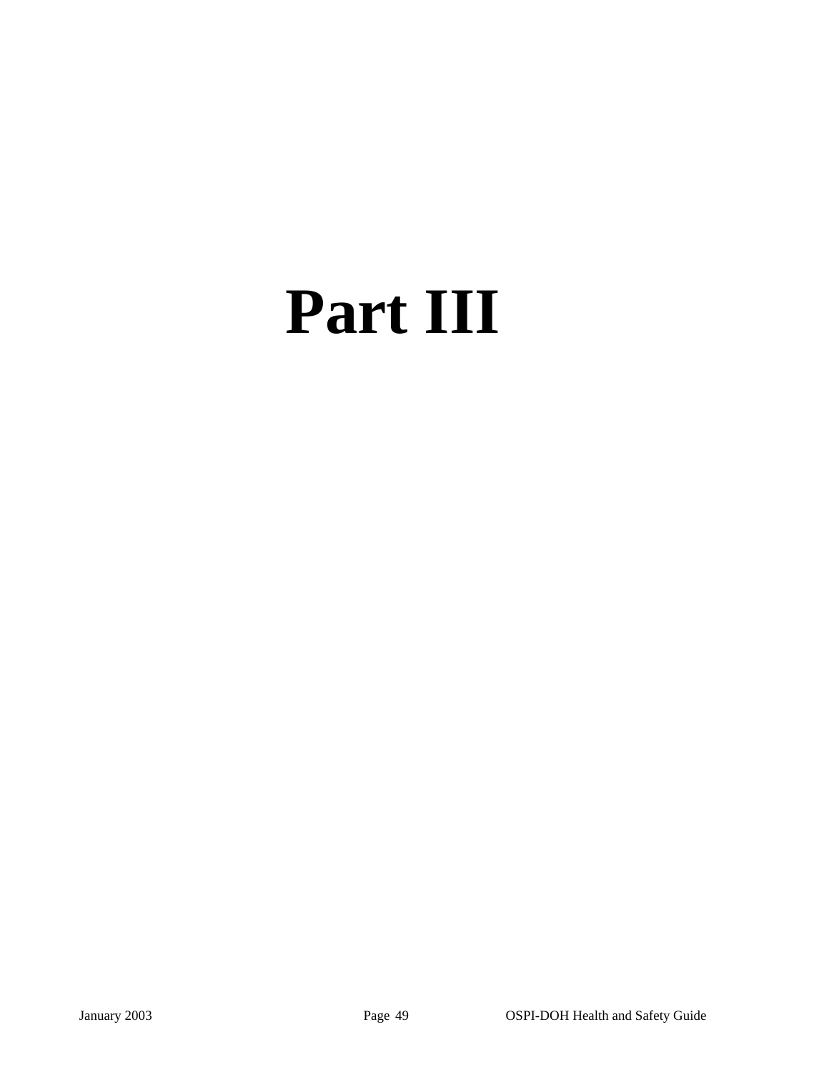# Part III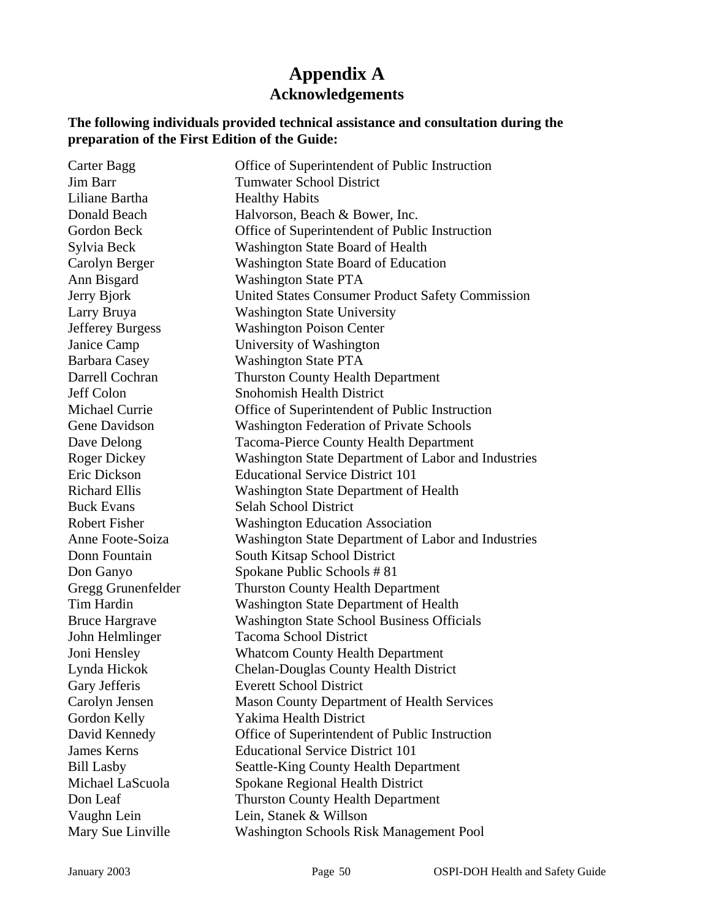# Appendix A
## Acknowledgements

**The following individuals provided technical assistance and consultation during the preparation of the First Edition of the Guide:**

| | |
|---|---|
| Carter Bagg | Office of Superintendent of Public Instruction |
| Jim Barr | Tumwater School District |
| Liliane Bartha | Healthy Habits |
| Donald Beach | Halvorson, Beach & Bower, Inc. |
| Gordon Beck | Office of Superintendent of Public Instruction |
| Sylvia Beck | Washington State Board of Health |
| Carolyn Berger | Washington State Board of Education |
| Ann Bisgard | Washington State PTA |
| Jerry Bjork | United States Consumer Product Safety Commission |
| Larry Bruya | Washington State University |
| Jefferey Burgess | Washington Poison Center |
| Janice Camp | University of Washington |
| Barbara Casey | Washington State PTA |
| Darrell Cochran | Thurston County Health Department |
| Jeff Colon | Snohomish Health District |
| Michael Currie | Office of Superintendent of Public Instruction |
| Gene Davidson | Washington Federation of Private Schools |
| Dave Delong | Tacoma-Pierce County Health Department |
| Roger Dickey | Washington State Department of Labor and Industries |
| Eric Dickson | Educational Service District 101 |
| Richard Ellis | Washington State Department of Health |
| Buck Evans | Selah School District |
| Robert Fisher | Washington Education Association |
| Anne Foote-Soiza | Washington State Department of Labor and Industries |
| Donn Fountain | South Kitsap School District |
| Don Ganyo | Spokane Public Schools # 81 |
| Gregg Grunenfelder | Thurston County Health Department |
| Tim Hardin | Washington State Department of Health |
| Bruce Hargrave | Washington State School Business Officials |
| John Helmlinger | Tacoma School District |
| Joni Hensley | Whatcom County Health Department |
| Lynda Hickok | Chelan-Douglas County Health District |
| Gary Jefferis | Everett School District |
| Carolyn Jensen | Mason County Department of Health Services |
| Gordon Kelly | Yakima Health District |
| David Kennedy | Office of Superintendent of Public Instruction |
| James Kerns | Educational Service District 101 |
| Bill Lasby | Seattle-King County Health Department |
| Michael LaScuola | Spokane Regional Health District |
| Don Leaf | Thurston County Health Department |
| Vaughn Lein | Lein, Stanek & Willson |
| Mary Sue Linville | Washington Schools Risk Management Pool |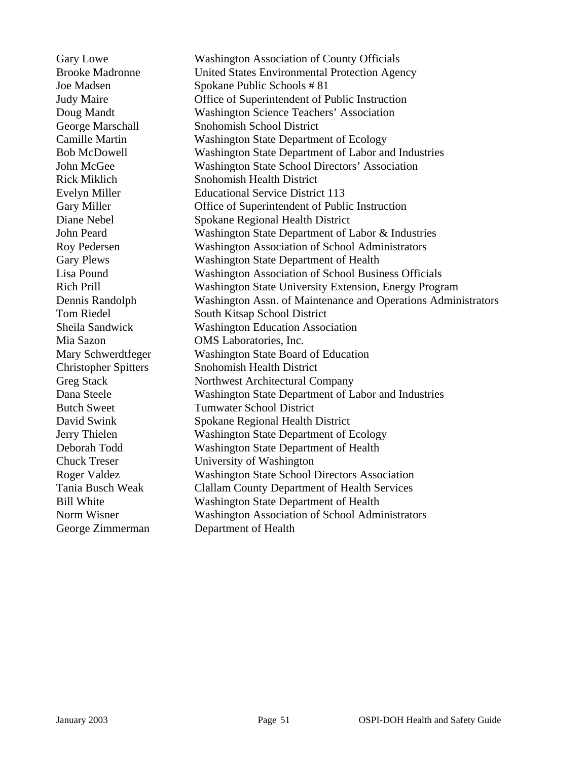| | |
|---|---|
| Gary Lowe | Washington Association of County Officials |
| Brooke Madronne | United States Environmental Protection Agency |
| Joe Madsen | Spokane Public Schools # 81 |
| Judy Maire | Office of Superintendent of Public Instruction |
| Doug Mandt | Washington Science Teachers' Association |
| George Marschall | Snohomish School District |
| Camille Martin | Washington State Department of Ecology |
| Bob McDowell | Washington State Department of Labor and Industries |
| John McGee | Washington State School Directors' Association |
| Rick Miklich | Snohomish Health District |
| Evelyn Miller | Educational Service District 113 |
| Gary Miller | Office of Superintendent of Public Instruction |
| Diane Nebel | Spokane Regional Health District |
| John Peard | Washington State Department of Labor & Industries |
| Roy Pedersen | Washington Association of School Administrators |
| Gary Plews | Washington State Department of Health |
| Lisa Pound | Washington Association of School Business Officials |
| Rich Prill | Washington State University Extension, Energy Program |
| Dennis Randolph | Washington Assn. of Maintenance and Operations Administrators |
| Tom Riedel | South Kitsap School District |
| Sheila Sandwick | Washington Education Association |
| Mia Sazon | OMS Laboratories, Inc. |
| Mary Schwerdtfeger | Washington State Board of Education |
| Christopher Spitters | Snohomish Health District |
| Greg Stack | Northwest Architectural Company |
| Dana Steele | Washington State Department of Labor and Industries |
| Butch Sweet | Tumwater School District |
| David Swink | Spokane Regional Health District |
| Jerry Thielen | Washington State Department of Ecology |
| Deborah Todd | Washington State Department of Health |
| Chuck Treser | University of Washington |
| Roger Valdez | Washington State School Directors Association |
| Tania Busch Weak | Clallam County Department of Health Services |
| Bill White | Washington State Department of Health |
| Norm Wisner | Washington Association of School Administrators |
| George Zimmerman | Department of Health |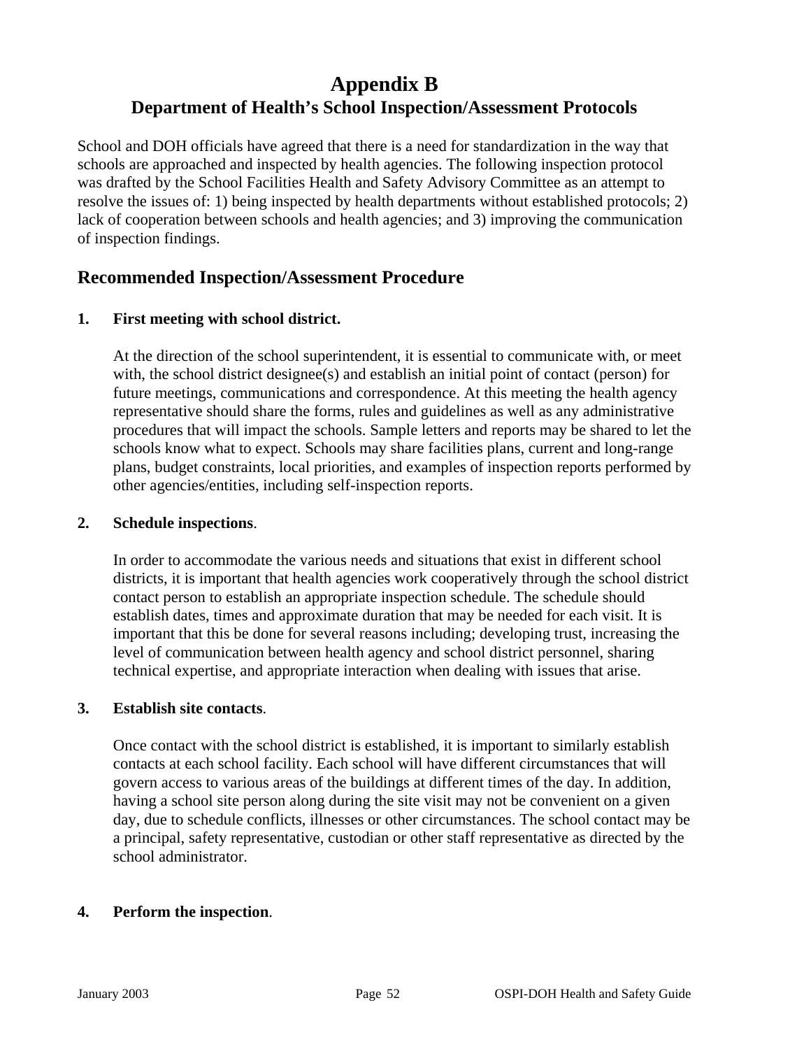# Appendix B
## Department of Health's School Inspection/Assessment Protocols

School and DOH officials have agreed that there is a need for standardization in the way that schools are approached and inspected by health agencies. The following inspection protocol was drafted by the School Facilities Health and Safety Advisory Committee as an attempt to resolve the issues of: 1) being inspected by health departments without established protocols; 2) lack of cooperation between schools and health agencies; and 3) improving the communication of inspection findings.

## Recommended Inspection/Assessment Procedure

**1. First meeting with school district.**

At the direction of the school superintendent, it is essential to communicate with, or meet with, the school district designee(s) and establish an initial point of contact (person) for future meetings, communications and correspondence. At this meeting the health agency representative should share the forms, rules and guidelines as well as any administrative procedures that will impact the schools. Sample letters and reports may be shared to let the schools know what to expect. Schools may share facilities plans, current and long-range plans, budget constraints, local priorities, and examples of inspection reports performed by other agencies/entities, including self-inspection reports.

**2. Schedule inspections**.

In order to accommodate the various needs and situations that exist in different school districts, it is important that health agencies work cooperatively through the school district contact person to establish an appropriate inspection schedule. The schedule should establish dates, times and approximate duration that may be needed for each visit. It is important that this be done for several reasons including; developing trust, increasing the level of communication between health agency and school district personnel, sharing technical expertise, and appropriate interaction when dealing with issues that arise.

**3. Establish site contacts**.

Once contact with the school district is established, it is important to similarly establish contacts at each school facility. Each school will have different circumstances that will govern access to various areas of the buildings at different times of the day. In addition, having a school site person along during the site visit may not be convenient on a given day, due to schedule conflicts, illnesses or other circumstances. The school contact may be a principal, safety representative, custodian or other staff representative as directed by the school administrator.

**4. Perform the inspection**.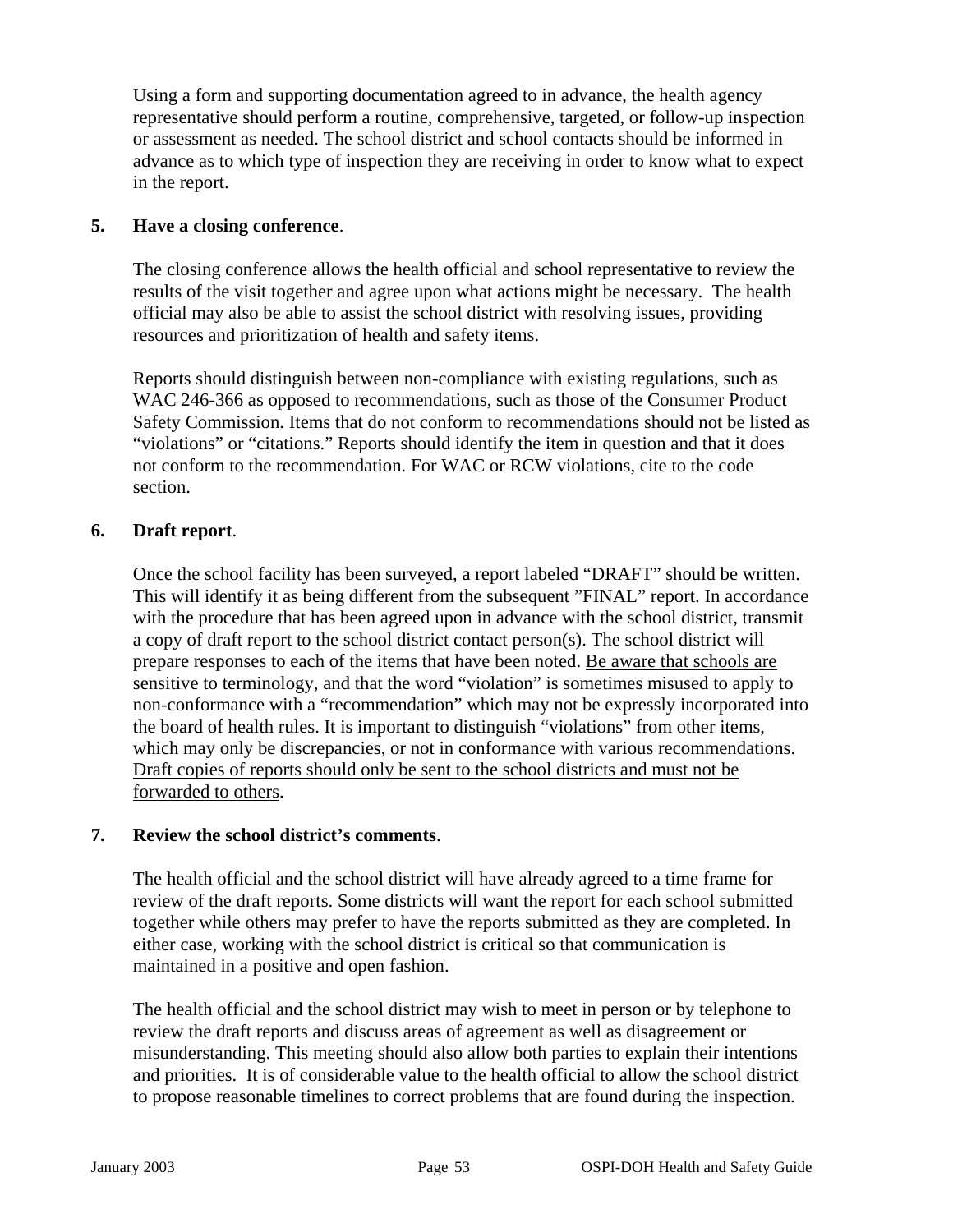Using a form and supporting documentation agreed to in advance, the health agency representative should perform a routine, comprehensive, targeted, or follow-up inspection or assessment as needed. The school district and school contacts should be informed in advance as to which type of inspection they are receiving in order to know what to expect in the report.

**5. Have a closing conference**.

The closing conference allows the health official and school representative to review the results of the visit together and agree upon what actions might be necessary. The health official may also be able to assist the school district with resolving issues, providing resources and prioritization of health and safety items.

Reports should distinguish between non-compliance with existing regulations, such as WAC 246-366 as opposed to recommendations, such as those of the Consumer Product Safety Commission. Items that do not conform to recommendations should not be listed as "violations" or "citations." Reports should identify the item in question and that it does not conform to the recommendation. For WAC or RCW violations, cite to the code section.

**6. Draft report**.

Once the school facility has been surveyed, a report labeled "DRAFT" should be written. This will identify it as being different from the subsequent "FINAL" report. In accordance with the procedure that has been agreed upon in advance with the school district, transmit a copy of draft report to the school district contact person(s). The school district will prepare responses to each of the items that have been noted. Be aware that schools are sensitive to terminology, and that the word "violation" is sometimes misused to apply to non-conformance with a "recommendation" which may not be expressly incorporated into the board of health rules. It is important to distinguish "violations" from other items, which may only be discrepancies, or not in conformance with various recommendations. Draft copies of reports should only be sent to the school districts and must not be forwarded to others.

**7. Review the school district's comments**.

The health official and the school district will have already agreed to a time frame for review of the draft reports. Some districts will want the report for each school submitted together while others may prefer to have the reports submitted as they are completed. In either case, working with the school district is critical so that communication is maintained in a positive and open fashion.

The health official and the school district may wish to meet in person or by telephone to review the draft reports and discuss areas of agreement as well as disagreement or misunderstanding. This meeting should also allow both parties to explain their intentions and priorities. It is of considerable value to the health official to allow the school district to propose reasonable timelines to correct problems that are found during the inspection.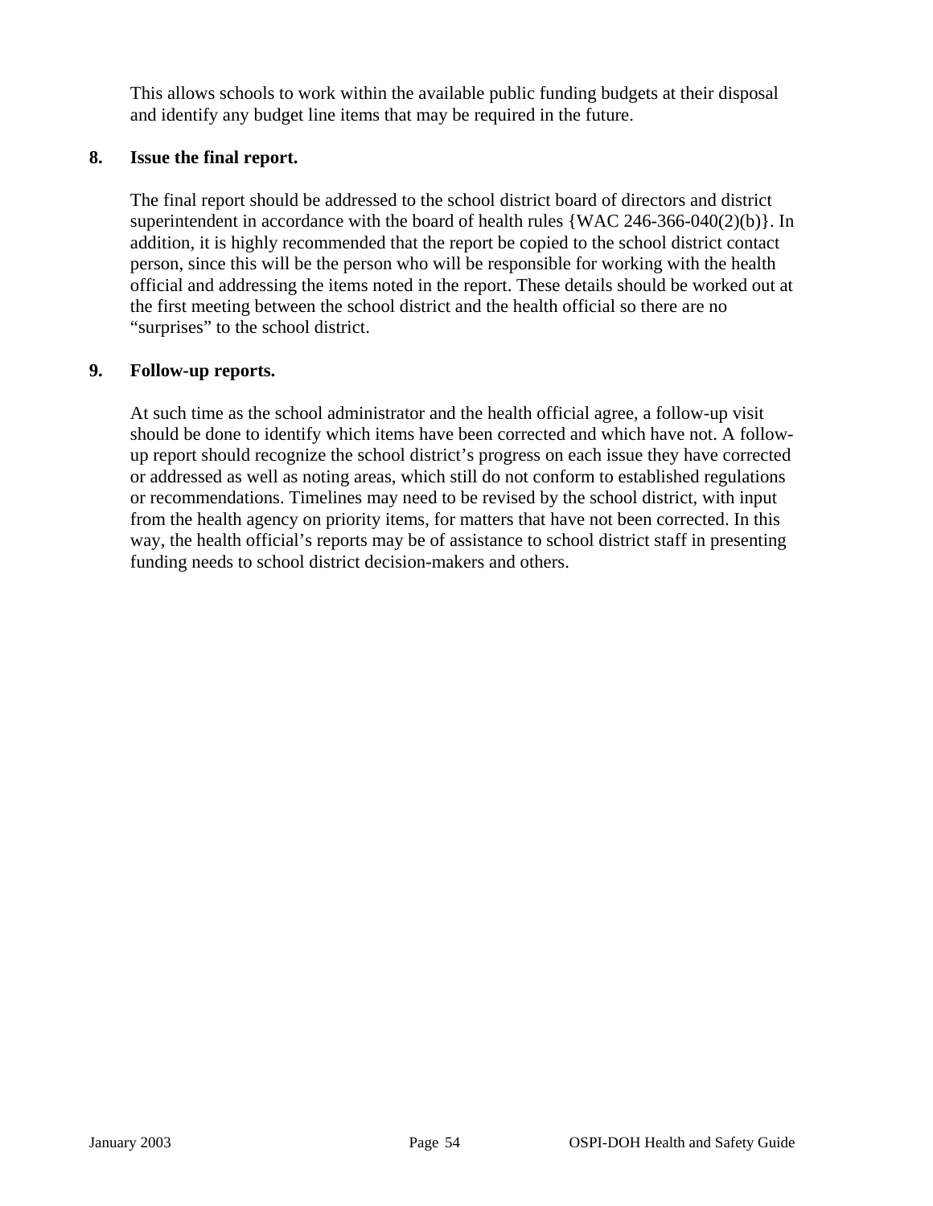This allows schools to work within the available public funding budgets at their disposal and identify any budget line items that may be required in the future.

**8. Issue the final report.**

The final report should be addressed to the school district board of directors and district superintendent in accordance with the board of health rules {WAC 246-366-040(2)(b)}. In addition, it is highly recommended that the report be copied to the school district contact person, since this will be the person who will be responsible for working with the health official and addressing the items noted in the report. These details should be worked out at the first meeting between the school district and the health official so there are no "surprises" to the school district.

**9. Follow-up reports.**

At such time as the school administrator and the health official agree, a follow-up visit should be done to identify which items have been corrected and which have not. A follow-up report should recognize the school district's progress on each issue they have corrected or addressed as well as noting areas, which still do not conform to established regulations or recommendations. Timelines may need to be revised by the school district, with input from the health agency on priority items, for matters that have not been corrected. In this way, the health official's reports may be of assistance to school district staff in presenting funding needs to school district decision-makers and others.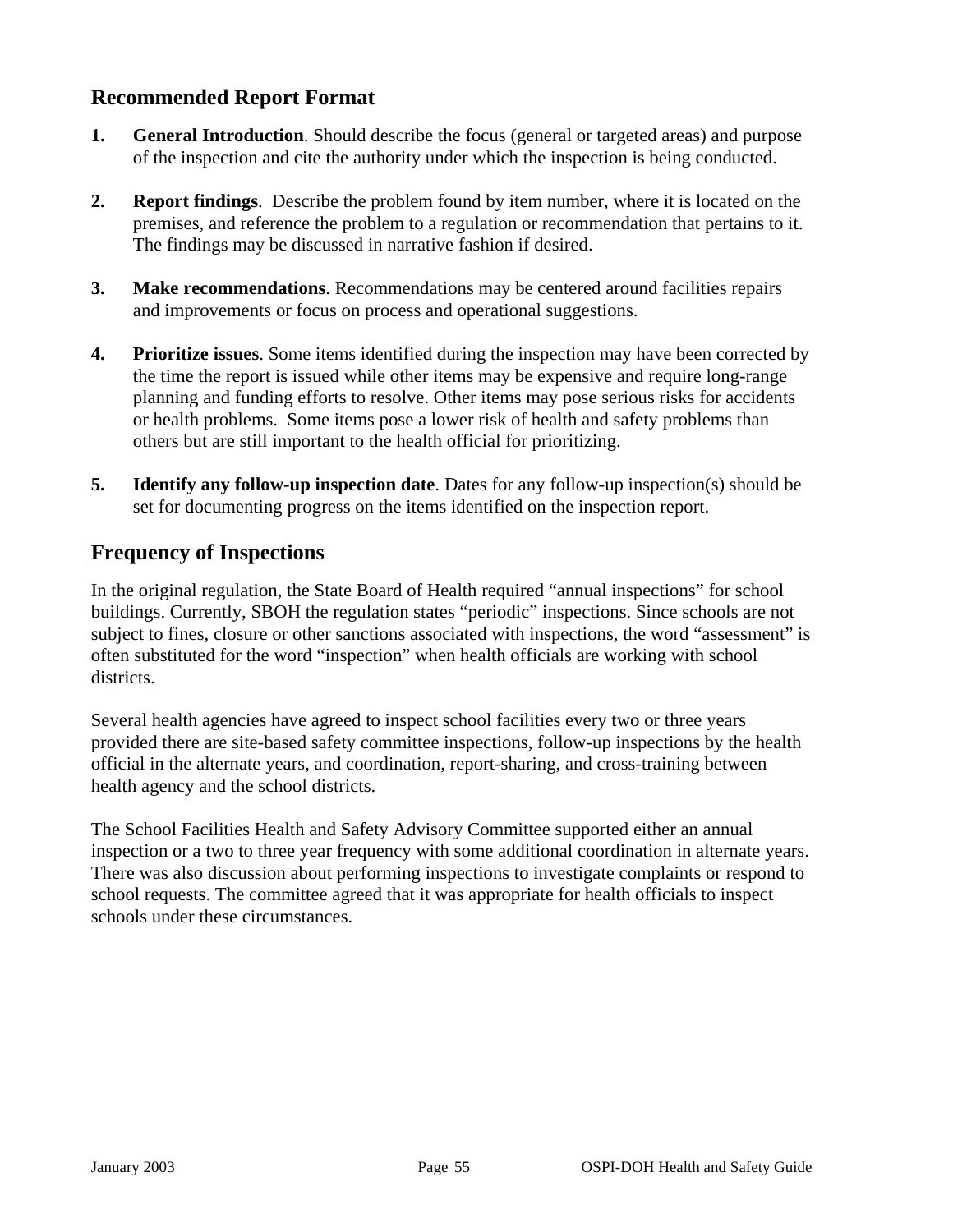## Recommended Report Format

1. **General Introduction**. Should describe the focus (general or targeted areas) and purpose of the inspection and cite the authority under which the inspection is being conducted.

2. **Report findings**. Describe the problem found by item number, where it is located on the premises, and reference the problem to a regulation or recommendation that pertains to it. The findings may be discussed in narrative fashion if desired.

3. **Make recommendations**. Recommendations may be centered around facilities repairs and improvements or focus on process and operational suggestions.

4. **Prioritize issues**. Some items identified during the inspection may have been corrected by the time the report is issued while other items may be expensive and require long-range planning and funding efforts to resolve. Other items may pose serious risks for accidents or health problems. Some items pose a lower risk of health and safety problems than others but are still important to the health official for prioritizing.

5. **Identify any follow-up inspection date**. Dates for any follow-up inspection(s) should be set for documenting progress on the items identified on the inspection report.

## Frequency of Inspections

In the original regulation, the State Board of Health required "annual inspections" for school buildings. Currently, SBOH the regulation states "periodic" inspections. Since schools are not subject to fines, closure or other sanctions associated with inspections, the word "assessment" is often substituted for the word "inspection" when health officials are working with school districts.

Several health agencies have agreed to inspect school facilities every two or three years provided there are site-based safety committee inspections, follow-up inspections by the health official in the alternate years, and coordination, report-sharing, and cross-training between health agency and the school districts.

The School Facilities Health and Safety Advisory Committee supported either an annual inspection or a two to three year frequency with some additional coordination in alternate years. There was also discussion about performing inspections to investigate complaints or respond to school requests. The committee agreed that it was appropriate for health officials to inspect schools under these circumstances.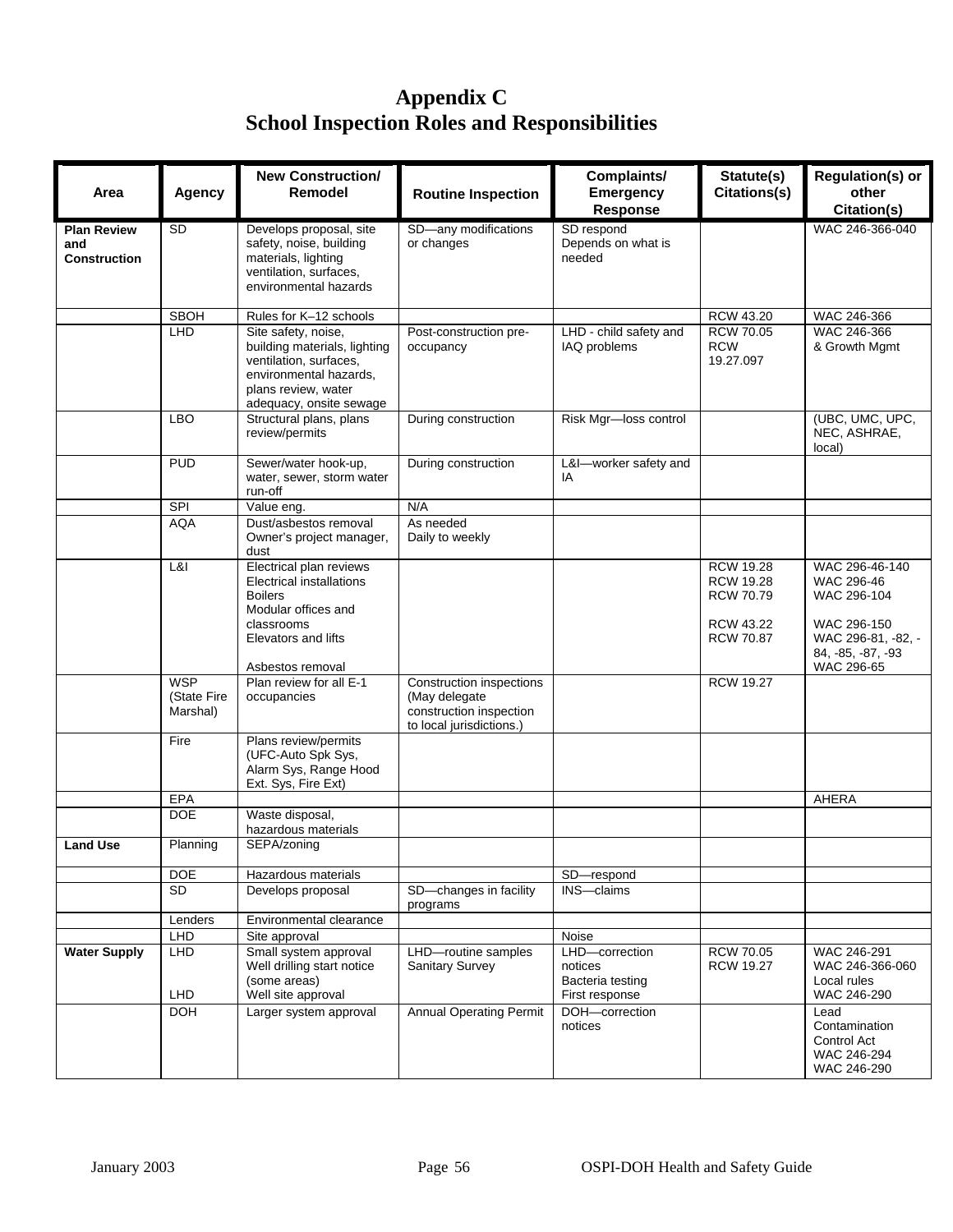# Appendix C
# School Inspection Roles and Responsibilities

| Area | Agency | New Construction/ Remodel | Routine Inspection | Complaints/ Emergency Response | Statute(s) Citations(s) | Regulation(s) or other Citation(s) |
|---|---|---|---|---|---|---|
| **Plan Review and Construction** | SD | Develops proposal, site safety, noise, building materials, lighting ventilation, surfaces, environmental hazards | SD—any modifications or changes | SD respond<br>Depends on what is needed | | WAC 246-366-040 |
| | SBOH | Rules for K–12 schools | | | RCW 43.20 | WAC 246-366 |
| | LHD | Site safety, noise, building materials, lighting ventilation, surfaces, environmental hazards, plans review, water adequacy, onsite sewage | Post-construction pre-occupancy | LHD - child safety and IAQ problems | RCW 70.05<br>RCW 19.27.097 | WAC 246-366<br>& Growth Mgmt |
| | LBO | Structural plans, plans review/permits | During construction | Risk Mgr—loss control | | (UBC, UMC, UPC, NEC, ASHRAE, local) |
| | PUD | Sewer/water hook-up, water, sewer, storm water run-off | During construction | L&I—worker safety and IA | | |
| | SPI | Value eng. | N/A | | | |
| | AQA | Dust/asbestos removal<br>Owner's project manager, dust | As needed<br>Daily to weekly | | | |
| | L&I | Electrical plan reviews<br>Electrical installations<br>Boilers<br>Modular offices and classrooms<br>Elevators and lifts<br><br>Asbestos removal | | | RCW 19.28<br>RCW 19.28<br>RCW 70.79<br><br>RCW 43.22<br>RCW 70.87 | WAC 296-46-140<br>WAC 296-46<br>WAC 296-104<br><br>WAC 296-150<br>WAC 296-81, -82, -84, -85, -87, -93<br>WAC 296-65 |
| | WSP (State Fire Marshal) | Plan review for all E-1 occupancies | Construction inspections (May delegate construction inspection to local jurisdictions.) | | RCW 19.27 | |
| | Fire | Plans review/permits (UFC-Auto Spk Sys, Alarm Sys, Range Hood Ext. Sys, Fire Ext) | | | | |
| | EPA | | | | | AHERA |
| | DOE | Waste disposal, hazardous materials | | | | |
| **Land Use** | Planning | SEPA/zoning | | | | |
| | DOE | Hazardous materials | | SD—respond | | |
| | SD | Develops proposal | SD—changes in facility programs | INS—claims | | |
| | Lenders | Environmental clearance | | | | |
| | LHD | Site approval | | Noise | | |
| **Water Supply** | LHD<br><br><br>LHD | Small system approval<br>Well drilling start notice (some areas)<br>Well site approval | LHD—routine samples<br>Sanitary Survey | LHD—correction notices<br>Bacteria testing<br>First response | RCW 70.05<br>RCW 19.27 | WAC 246-291<br>WAC 246-366-060<br>Local rules<br>WAC 246-290 |
| | DOH | Larger system approval | Annual Operating Permit | DOH—correction notices | | Lead Contamination Control Act<br>WAC 246-294<br>WAC 246-290 |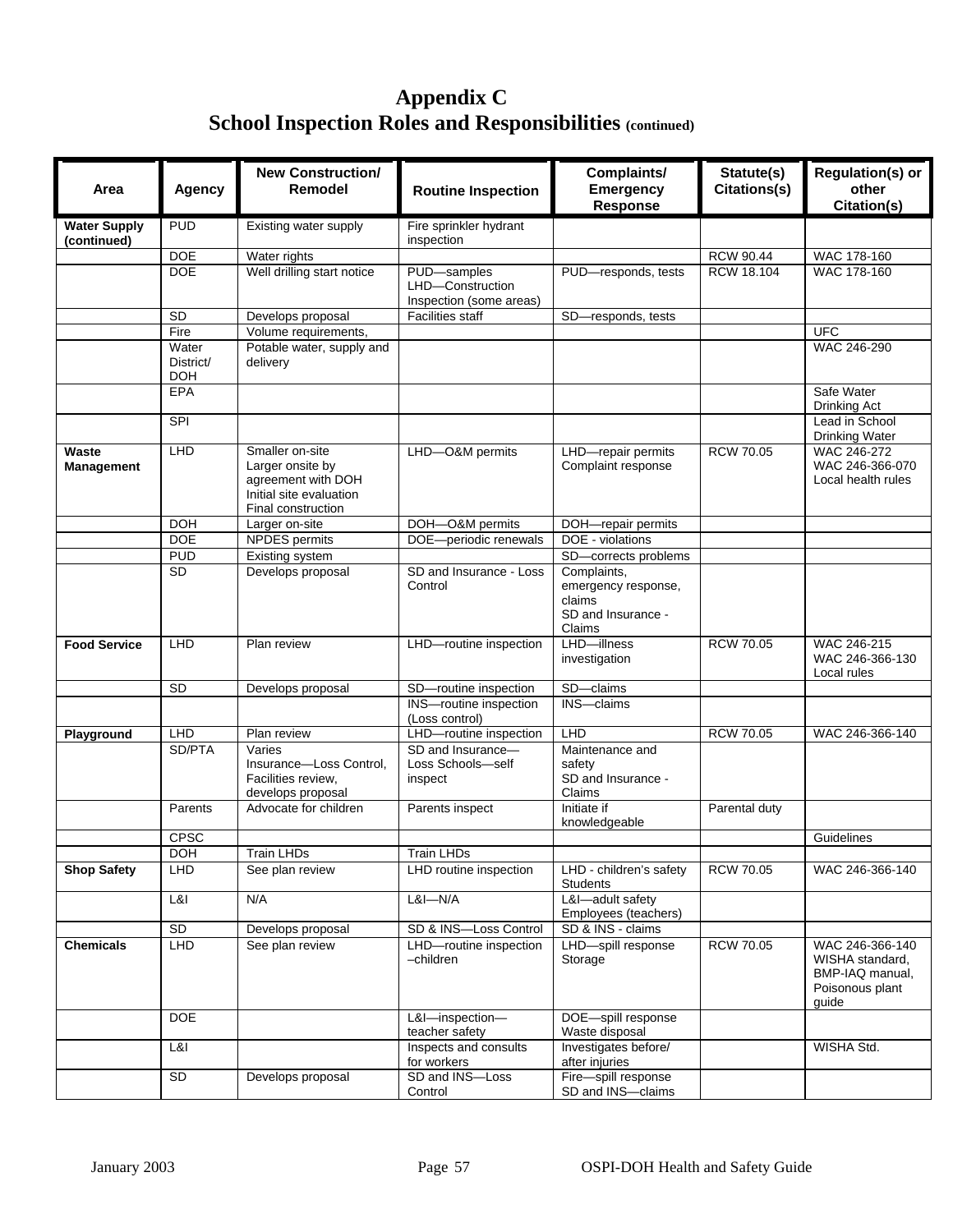# Appendix C
## School Inspection Roles and Responsibilities (continued)

| Area | Agency | New Construction/ Remodel | Routine Inspection | Complaints/ Emergency Response | Statute(s) Citations(s) | Regulation(s) or other Citation(s) |
|---|---|---|---|---|---|---|
| **Water Supply (continued)** | PUD | Existing water supply | Fire sprinkler hydrant inspection | | | |
| | DOE | Water rights | | | RCW 90.44 | WAC 178-160 |
| | DOE | Well drilling start notice | PUD—samples<br>LHD—Construction Inspection (some areas) | PUD—responds, tests | RCW 18.104 | WAC 178-160 |
| | SD | Develops proposal | Facilities staff | SD—responds, tests | | |
| | Fire | Volume requirements, | | | | UFC |
| | Water District/ DOH | Potable water, supply and delivery | | | | WAC 246-290 |
| | EPA | | | | | Safe Water Drinking Act |
| | SPI | | | | | Lead in School Drinking Water |
| **Waste Management** | LHD | Smaller on-site<br>Larger onsite by agreement with DOH<br>Initial site evaluation<br>Final construction | LHD—O&M permits | LHD—repair permits<br>Complaint response | RCW 70.05 | WAC 246-272<br>WAC 246-366-070<br>Local health rules |
| | DOH | Larger on-site | DOH—O&M permits | DOH—repair permits | | |
| | DOE | NPDES permits | DOE—periodic renewals | DOE - violations | | |
| | PUD | Existing system | | SD—corrects problems | | |
| | SD | Develops proposal | SD and Insurance - Loss Control | Complaints, emergency response, claims<br>SD and Insurance - Claims | | |
| **Food Service** | LHD | Plan review | LHD—routine inspection | LHD—illness investigation | RCW 70.05 | WAC 246-215<br>WAC 246-366-130<br>Local rules |
| | SD | Develops proposal | SD—routine inspection | SD—claims | | |
| | | | INS—routine inspection (Loss control) | INS—claims | | |
| **Playground** | LHD | Plan review | LHD—routine inspection | LHD | RCW 70.05 | WAC 246-366-140 |
| | SD/PTA | Varies<br>Insurance—Loss Control, Facilities review, develops proposal | SD and Insurance—Loss Schools—self inspect | Maintenance and safety<br>SD and Insurance - Claims | | |
| | Parents | Advocate for children | Parents inspect | Initiate if knowledgeable | Parental duty | |
| | CPSC | | | | | Guidelines |
| | DOH | Train LHDs | Train LHDs | | | |
| **Shop Safety** | LHD | See plan review | LHD routine inspection | LHD - children's safety Students | RCW 70.05 | WAC 246-366-140 |
| | L&I | N/A | L&I—N/A | L&I—adult safety Employees (teachers) | | |
| | SD | Develops proposal | SD & INS—Loss Control | SD & INS - claims | | |
| **Chemicals** | LHD | See plan review | LHD—routine inspection –children | LHD—spill response Storage | RCW 70.05 | WAC 246-366-140<br>WISHA standard, BMP-IAQ manual, Poisonous plant guide |
| | DOE | | L&I—inspection—teacher safety | DOE—spill response Waste disposal | | |
| | L&I | | Inspects and consults for workers | Investigates before/ after injuries | | WISHA Std. |
| | SD | Develops proposal | SD and INS—Loss Control | Fire—spill response<br>SD and INS—claims | | |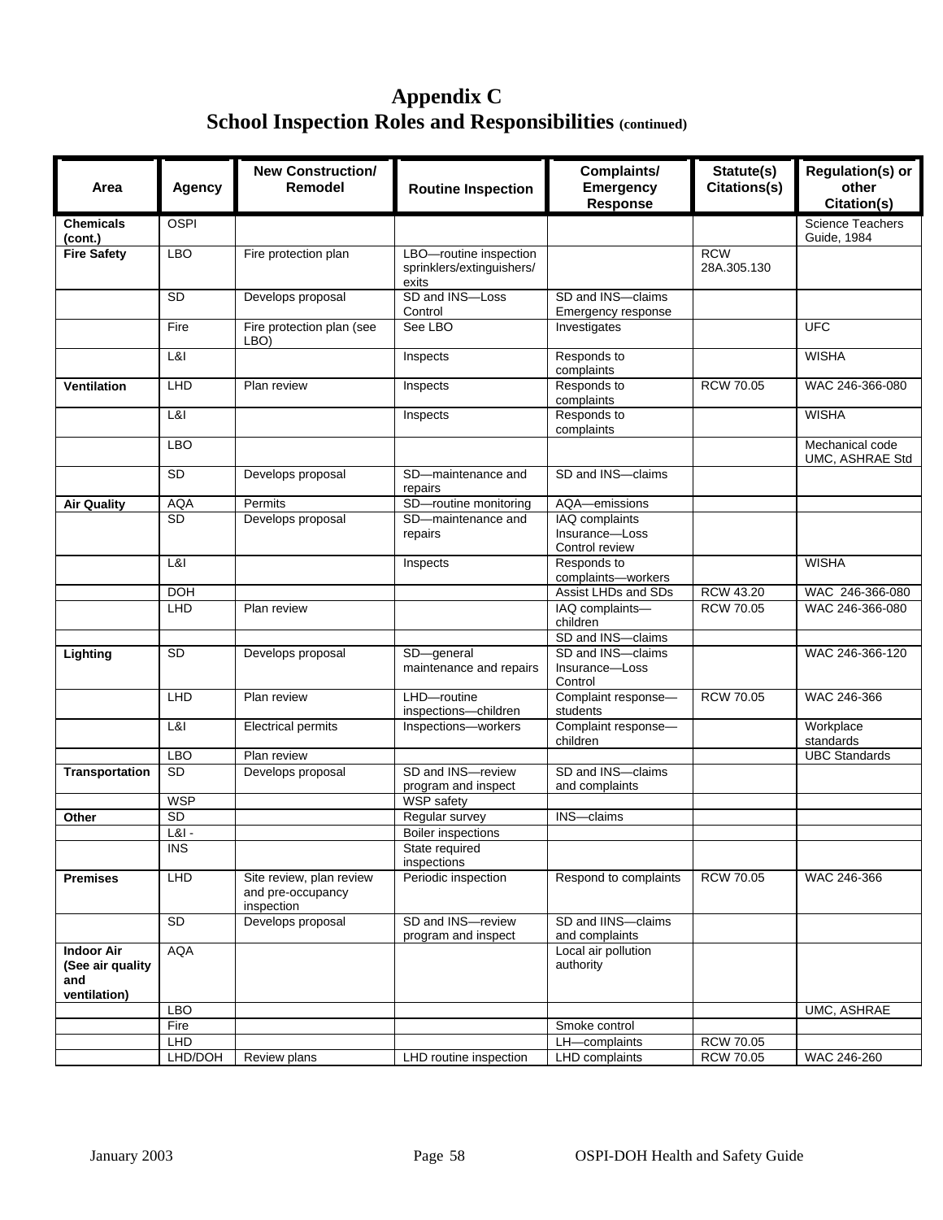# Appendix C
## School Inspection Roles and Responsibilities (continued)

| Area | Agency | New Construction/ Remodel | Routine Inspection | Complaints/ Emergency Response | Statute(s) Citations(s) | Regulation(s) or other Citation(s) |
|---|---|---|---|---|---|---|
| **Chemicals (cont.)** | OSPI | | | | | Science Teachers Guide, 1984 |
| **Fire Safety** | LBO | Fire protection plan | LBO—routine inspection sprinklers/extinguishers/ exits | | RCW 28A.305.130 | |
| | SD | Develops proposal | SD and INS—Loss Control | SD and INS—claims Emergency response | | |
| | Fire | Fire protection plan (see LBO) | See LBO | Investigates | | UFC |
| | L&I | | Inspects | Responds to complaints | | WISHA |
| **Ventilation** | LHD | Plan review | Inspects | Responds to complaints | RCW 70.05 | WAC 246-366-080 |
| | L&I | | Inspects | Responds to complaints | | WISHA |
| | LBO | | | | | Mechanical code UMC, ASHRAE Std |
| | SD | Develops proposal | SD—maintenance and repairs | SD and INS—claims | | |
| **Air Quality** | AQA | Permits | SD—routine monitoring | AQA—emissions | | |
| | SD | Develops proposal | SD—maintenance and repairs | IAQ complaints Insurance—Loss Control review | | |
| | L&I | | Inspects | Responds to complaints—workers | | WISHA |
| | DOH | | | Assist LHDs and SDs | RCW 43.20 | WAC 246-366-080 |
| | LHD | Plan review | | IAQ complaints—children | RCW 70.05 | WAC 246-366-080 |
| | | | | SD and INS—claims | | |
| **Lighting** | SD | Develops proposal | SD—general maintenance and repairs | SD and INS—claims Insurance—Loss Control | | WAC 246-366-120 |
| | LHD | Plan review | LHD—routine inspections—children | Complaint response—students | RCW 70.05 | WAC 246-366 |
| | L&I | Electrical permits | Inspections—workers | Complaint response—children | | Workplace standards |
| | LBO | Plan review | | | | UBC Standards |
| **Transportation** | SD | Develops proposal | SD and INS—review program and inspect | SD and INS—claims and complaints | | |
| | WSP | | WSP safety | | | |
| **Other** | SD | | Regular survey | INS—claims | | |
| | L&I - | | Boiler inspections | | | |
| | INS | | State required inspections | | | |
| **Premises** | LHD | Site review, plan review and pre-occupancy inspection | Periodic inspection | Respond to complaints | RCW 70.05 | WAC 246-366 |
| | SD | Develops proposal | SD and INS—review program and inspect | SD and IINS—claims and complaints | | |
| **Indoor Air (See air quality and ventilation)** | AQA | | | Local air pollution authority | | |
| | LBO | | | | | UMC, ASHRAE |
| | Fire | | | Smoke control | | |
| | LHD | | | LH—complaints | RCW 70.05 | |
| | LHD/DOH | Review plans | LHD routine inspection | LHD complaints | RCW 70.05 | WAC 246-260 |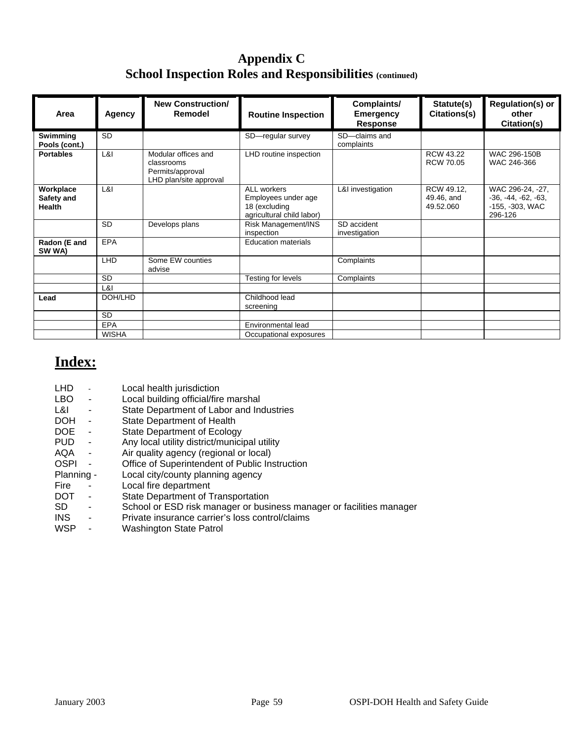# Appendix C
## School Inspection Roles and Responsibilities (continued)

| Area | Agency | New Construction/ Remodel | Routine Inspection | Complaints/ Emergency Response | Statute(s) Citations(s) | Regulation(s) or other Citation(s) |
|---|---|---|---|---|---|---|
| **Swimming Pools (cont.)** | SD | | SD—regular survey | SD—claims and complaints | | |
| **Portables** | L&I | Modular offices and classrooms Permits/approval LHD plan/site approval | LHD routine inspection | | RCW 43.22 RCW 70.05 | WAC 296-150B WAC 246-366 |
| **Workplace Safety and Health** | L&I | | ALL workers Employees under age 18 (excluding agricultural child labor) | L&I investigation | RCW 49.12, 49.46, and 49.52.060 | WAC 296-24, -27, -36, -44, -62, -63, -155, -303, WAC 296-126 |
| | SD | Develops plans | Risk Management/INS inspection | SD accident investigation | | |
| **Radon (E and SW WA)** | EPA | | Education materials | | | |
| | LHD | Some EW counties advise | | Complaints | | |
| | SD | | Testing for levels | Complaints | | |
| | L&I | | | | | |
| **Lead** | DOH/LHD | | Childhood lead screening | | | |
| | SD | | | | | |
| | EPA | | Environmental lead | | | |
| | WISHA | | Occupational exposures | | | |

## Index:

LHD - Local health jurisdiction
LBO - Local building official/fire marshal
L&I - State Department of Labor and Industries
DOH - State Department of Health
DOE - State Department of Ecology
PUD - Any local utility district/municipal utility
AQA - Air quality agency (regional or local)
OSPI - Office of Superintendent of Public Instruction
Planning - Local city/county planning agency
Fire - Local fire department
DOT - State Department of Transportation
SD - School or ESD risk manager or business manager or facilities manager
INS - Private insurance carrier's loss control/claims
WSP - Washington State Patrol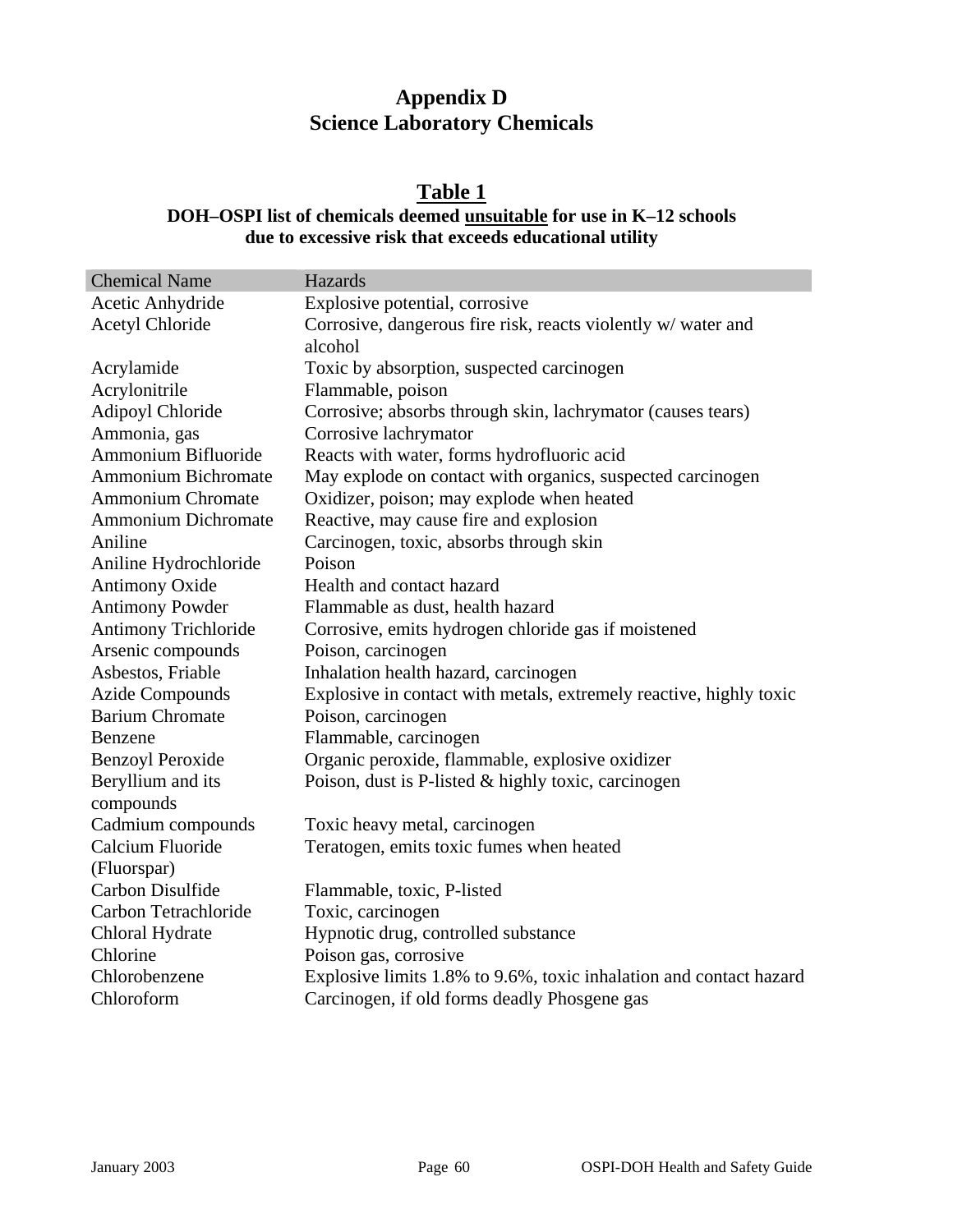# Appendix D
# Science Laboratory Chemicals

## Table 1

**DOH–OSPI list of chemicals deemed <u>unsuitable</u> for use in K–12 schools due to excessive risk that exceeds educational utility**

| Chemical Name | Hazards |
|---|---|
| Acetic Anhydride | Explosive potential, corrosive |
| Acetyl Chloride | Corrosive, dangerous fire risk, reacts violently w/ water and alcohol |
| Acrylamide | Toxic by absorption, suspected carcinogen |
| Acrylonitrile | Flammable, poison |
| Adipoyl Chloride | Corrosive; absorbs through skin, lachrymator (causes tears) |
| Ammonia, gas | Corrosive lachrymator |
| Ammonium Bifluoride | Reacts with water, forms hydrofluoric acid |
| Ammonium Bichromate | May explode on contact with organics, suspected carcinogen |
| Ammonium Chromate | Oxidizer, poison; may explode when heated |
| Ammonium Dichromate | Reactive, may cause fire and explosion |
| Aniline | Carcinogen, toxic, absorbs through skin |
| Aniline Hydrochloride | Poison |
| Antimony Oxide | Health and contact hazard |
| Antimony Powder | Flammable as dust, health hazard |
| Antimony Trichloride | Corrosive, emits hydrogen chloride gas if moistened |
| Arsenic compounds | Poison, carcinogen |
| Asbestos, Friable | Inhalation health hazard, carcinogen |
| Azide Compounds | Explosive in contact with metals, extremely reactive, highly toxic |
| Barium Chromate | Poison, carcinogen |
| Benzene | Flammable, carcinogen |
| Benzoyl Peroxide | Organic peroxide, flammable, explosive oxidizer |
| Beryllium and its compounds | Poison, dust is P-listed & highly toxic, carcinogen |
| Cadmium compounds | Toxic heavy metal, carcinogen |
| Calcium Fluoride (Fluorspar) | Teratogen, emits toxic fumes when heated |
| Carbon Disulfide | Flammable, toxic, P-listed |
| Carbon Tetrachloride | Toxic, carcinogen |
| Chloral Hydrate | Hypnotic drug, controlled substance |
| Chlorine | Poison gas, corrosive |
| Chlorobenzene | Explosive limits 1.8% to 9.6%, toxic inhalation and contact hazard |
| Chloroform | Carcinogen, if old forms deadly Phosgene gas |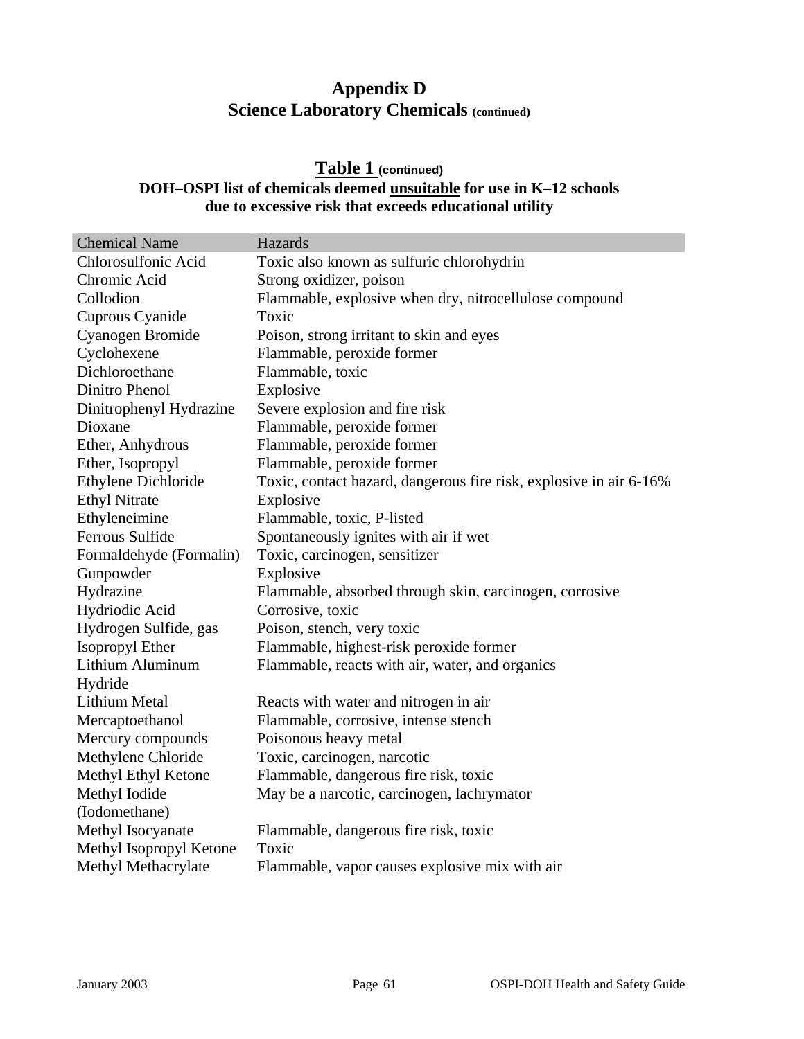# Appendix D
## Science Laboratory Chemicals (continued)

### Table 1 (continued)
**DOH–OSPI list of chemicals deemed unsuitable for use in K–12 schools due to excessive risk that exceeds educational utility**

| Chemical Name | Hazards |
|---|---|
| Chlorosulfonic Acid | Toxic also known as sulfuric chlorohydrin |
| Chromic Acid | Strong oxidizer, poison |
| Collodion | Flammable, explosive when dry, nitrocellulose compound |
| Cuprous Cyanide | Toxic |
| Cyanogen Bromide | Poison, strong irritant to skin and eyes |
| Cyclohexene | Flammable, peroxide former |
| Dichloroethane | Flammable, toxic |
| Dinitro Phenol | Explosive |
| Dinitrophenyl Hydrazine | Severe explosion and fire risk |
| Dioxane | Flammable, peroxide former |
| Ether, Anhydrous | Flammable, peroxide former |
| Ether, Isopropyl | Flammable, peroxide former |
| Ethylene Dichloride | Toxic, contact hazard, dangerous fire risk, explosive in air 6-16% |
| Ethyl Nitrate | Explosive |
| Ethyleneimine | Flammable, toxic, P-listed |
| Ferrous Sulfide | Spontaneously ignites with air if wet |
| Formaldehyde (Formalin) | Toxic, carcinogen, sensitizer |
| Gunpowder | Explosive |
| Hydrazine | Flammable, absorbed through skin, carcinogen, corrosive |
| Hydriodic Acid | Corrosive, toxic |
| Hydrogen Sulfide, gas | Poison, stench, very toxic |
| Isopropyl Ether | Flammable, highest-risk peroxide former |
| Lithium Aluminum Hydride | Flammable, reacts with air, water, and organics |
| Lithium Metal | Reacts with water and nitrogen in air |
| Mercaptoethanol | Flammable, corrosive, intense stench |
| Mercury compounds | Poisonous heavy metal |
| Methylene Chloride | Toxic, carcinogen, narcotic |
| Methyl Ethyl Ketone | Flammable, dangerous fire risk, toxic |
| Methyl Iodide (Iodomethane) | May be a narcotic, carcinogen, lachrymator |
| Methyl Isocyanate | Flammable, dangerous fire risk, toxic |
| Methyl Isopropyl Ketone | Toxic |
| Methyl Methacrylate | Flammable, vapor causes explosive mix with air |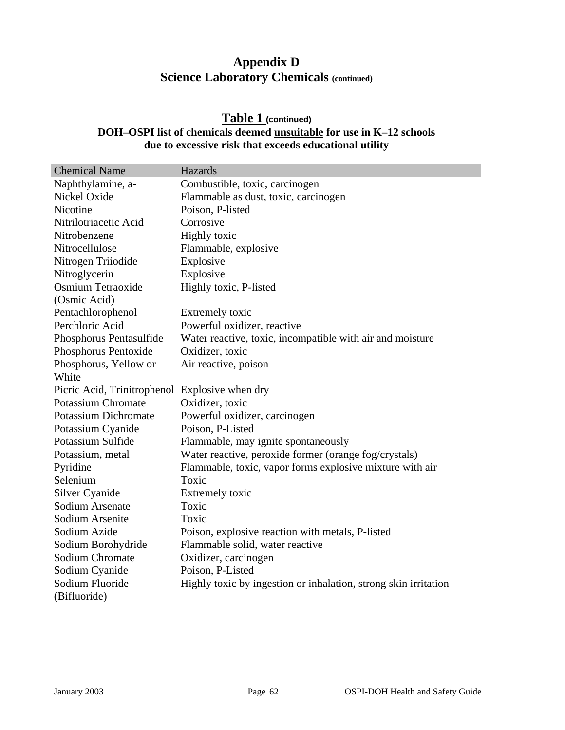## Appendix D
## Science Laboratory Chemicals (continued)

### Table 1 (continued)
**DOH–OSPI list of chemicals deemed unsuitable for use in K–12 schools due to excessive risk that exceeds educational utility**

| Chemical Name | Hazards |
|---|---|
| Naphthylamine, a- | Combustible, toxic, carcinogen |
| Nickel Oxide | Flammable as dust, toxic, carcinogen |
| Nicotine | Poison, P-listed |
| Nitrilotriacetic Acid | Corrosive |
| Nitrobenzene | Highly toxic |
| Nitrocellulose | Flammable, explosive |
| Nitrogen Triiodide | Explosive |
| Nitroglycerin | Explosive |
| Osmium Tetraoxide (Osmic Acid) | Highly toxic, P-listed |
| Pentachlorophenol | Extremely toxic |
| Perchloric Acid | Powerful oxidizer, reactive |
| Phosphorus Pentasulfide | Water reactive, toxic, incompatible with air and moisture |
| Phosphorus Pentoxide | Oxidizer, toxic |
| Phosphorus, Yellow or White | Air reactive, poison |
| Picric Acid, Trinitrophenol | Explosive when dry |
| Potassium Chromate | Oxidizer, toxic |
| Potassium Dichromate | Powerful oxidizer, carcinogen |
| Potassium Cyanide | Poison, P-Listed |
| Potassium Sulfide | Flammable, may ignite spontaneously |
| Potassium, metal | Water reactive, peroxide former (orange fog/crystals) |
| Pyridine | Flammable, toxic, vapor forms explosive mixture with air |
| Selenium | Toxic |
| Silver Cyanide | Extremely toxic |
| Sodium Arsenate | Toxic |
| Sodium Arsenite | Toxic |
| Sodium Azide | Poison, explosive reaction with metals, P-listed |
| Sodium Borohydride | Flammable solid, water reactive |
| Sodium Chromate | Oxidizer, carcinogen |
| Sodium Cyanide | Poison, P-Listed |
| Sodium Fluoride (Bifluoride) | Highly toxic by ingestion or inhalation, strong skin irritation |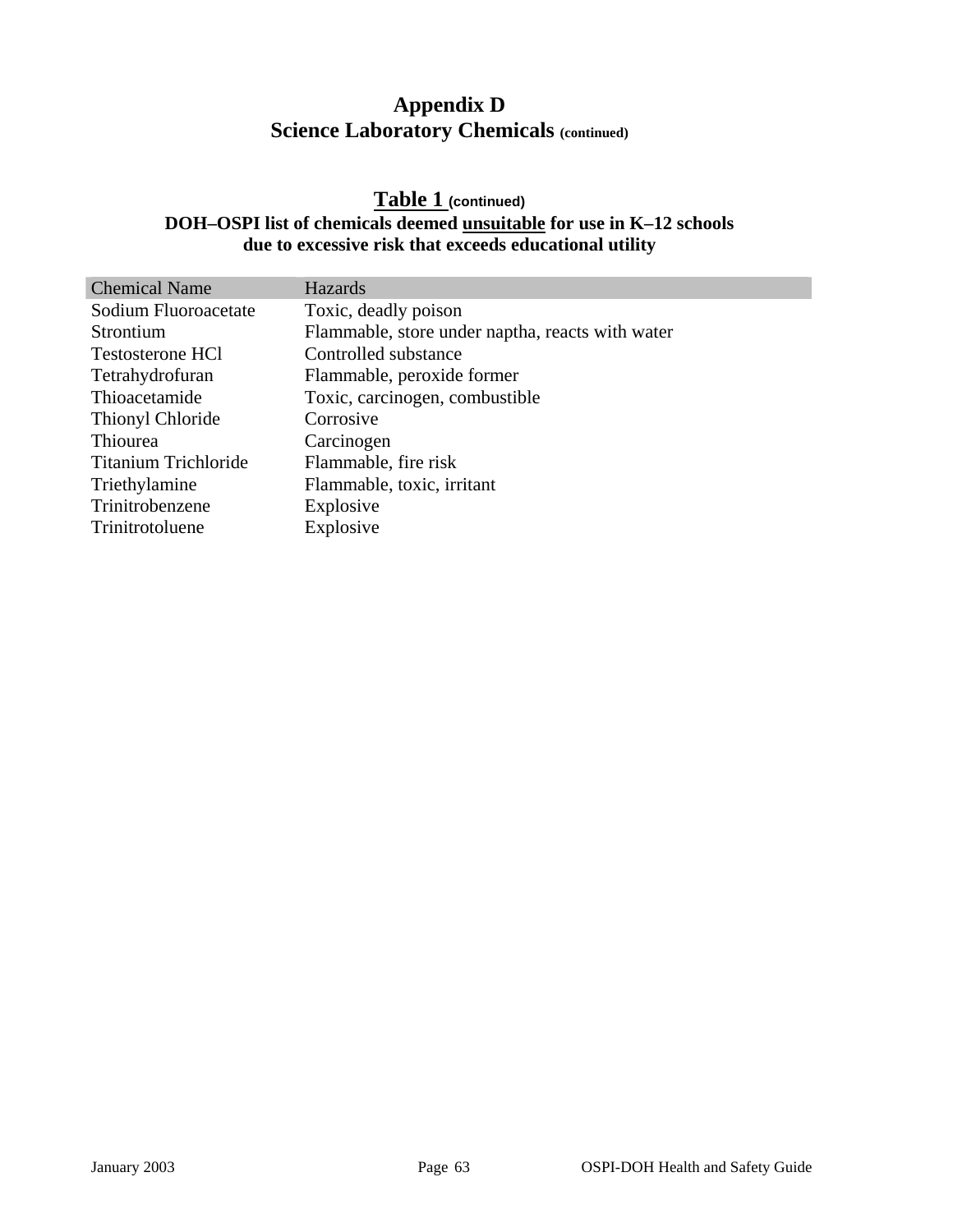# Appendix D
## Science Laboratory Chemicals (continued)

### Table 1 (continued)

**DOH–OSPI list of chemicals deemed unsuitable for use in K–12 schools due to excessive risk that exceeds educational utility**

| Chemical Name | Hazards |
|---|---|
| Sodium Fluoroacetate | Toxic, deadly poison |
| Strontium | Flammable, store under naptha, reacts with water |
| Testosterone HCl | Controlled substance |
| Tetrahydrofuran | Flammable, peroxide former |
| Thioacetamide | Toxic, carcinogen, combustible |
| Thionyl Chloride | Corrosive |
| Thiourea | Carcinogen |
| Titanium Trichloride | Flammable, fire risk |
| Triethylamine | Flammable, toxic, irritant |
| Trinitrobenzene | Explosive |
| Trinitrotoluene | Explosive |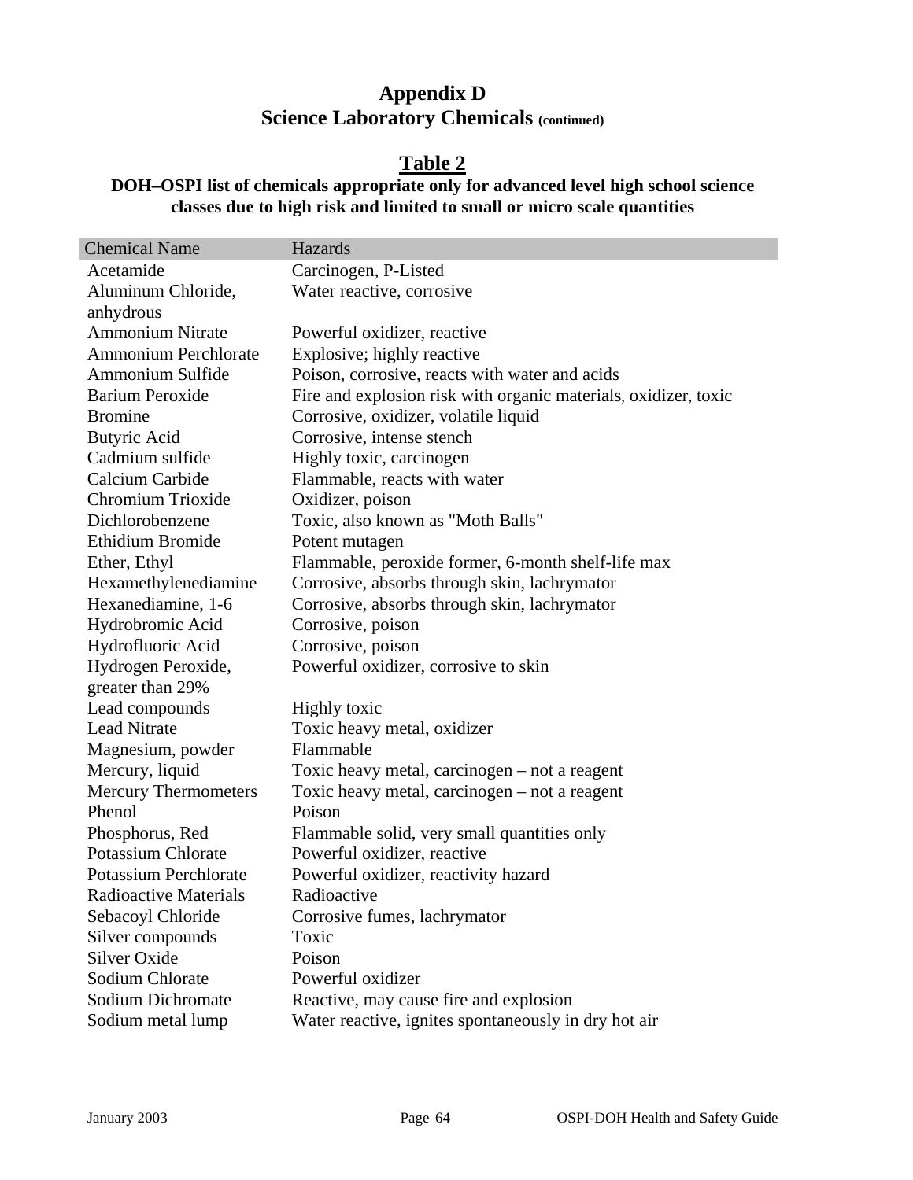# Appendix D
## Science Laboratory Chemicals (continued)

## Table 2

### DOH–OSPI list of chemicals appropriate only for advanced level high school science classes due to high risk and limited to small or micro scale quantities

| Chemical Name | Hazards |
|---|---|
| Acetamide | Carcinogen, P-Listed |
| Aluminum Chloride, anhydrous | Water reactive, corrosive |
| Ammonium Nitrate | Powerful oxidizer, reactive |
| Ammonium Perchlorate | Explosive; highly reactive |
| Ammonium Sulfide | Poison, corrosive, reacts with water and acids |
| Barium Peroxide | Fire and explosion risk with organic materials, oxidizer, toxic |
| Bromine | Corrosive, oxidizer, volatile liquid |
| Butyric Acid | Corrosive, intense stench |
| Cadmium sulfide | Highly toxic, carcinogen |
| Calcium Carbide | Flammable, reacts with water |
| Chromium Trioxide | Oxidizer, poison |
| Dichlorobenzene | Toxic, also known as "Moth Balls" |
| Ethidium Bromide | Potent mutagen |
| Ether, Ethyl | Flammable, peroxide former, 6-month shelf-life max |
| Hexamethylenediamine | Corrosive, absorbs through skin, lachrymator |
| Hexanediamine, 1-6 | Corrosive, absorbs through skin, lachrymator |
| Hydrobromic Acid | Corrosive, poison |
| Hydrofluoric Acid | Corrosive, poison |
| Hydrogen Peroxide, greater than 29% | Powerful oxidizer, corrosive to skin |
| Lead compounds | Highly toxic |
| Lead Nitrate | Toxic heavy metal, oxidizer |
| Magnesium, powder | Flammable |
| Mercury, liquid | Toxic heavy metal, carcinogen – not a reagent |
| Mercury Thermometers | Toxic heavy metal, carcinogen – not a reagent |
| Phenol | Poison |
| Phosphorus, Red | Flammable solid, very small quantities only |
| Potassium Chlorate | Powerful oxidizer, reactive |
| Potassium Perchlorate | Powerful oxidizer, reactivity hazard |
| Radioactive Materials | Radioactive |
| Sebacoyl Chloride | Corrosive fumes, lachrymator |
| Silver compounds | Toxic |
| Silver Oxide | Poison |
| Sodium Chlorate | Powerful oxidizer |
| Sodium Dichromate | Reactive, may cause fire and explosion |
| Sodium metal lump | Water reactive, ignites spontaneously in dry hot air |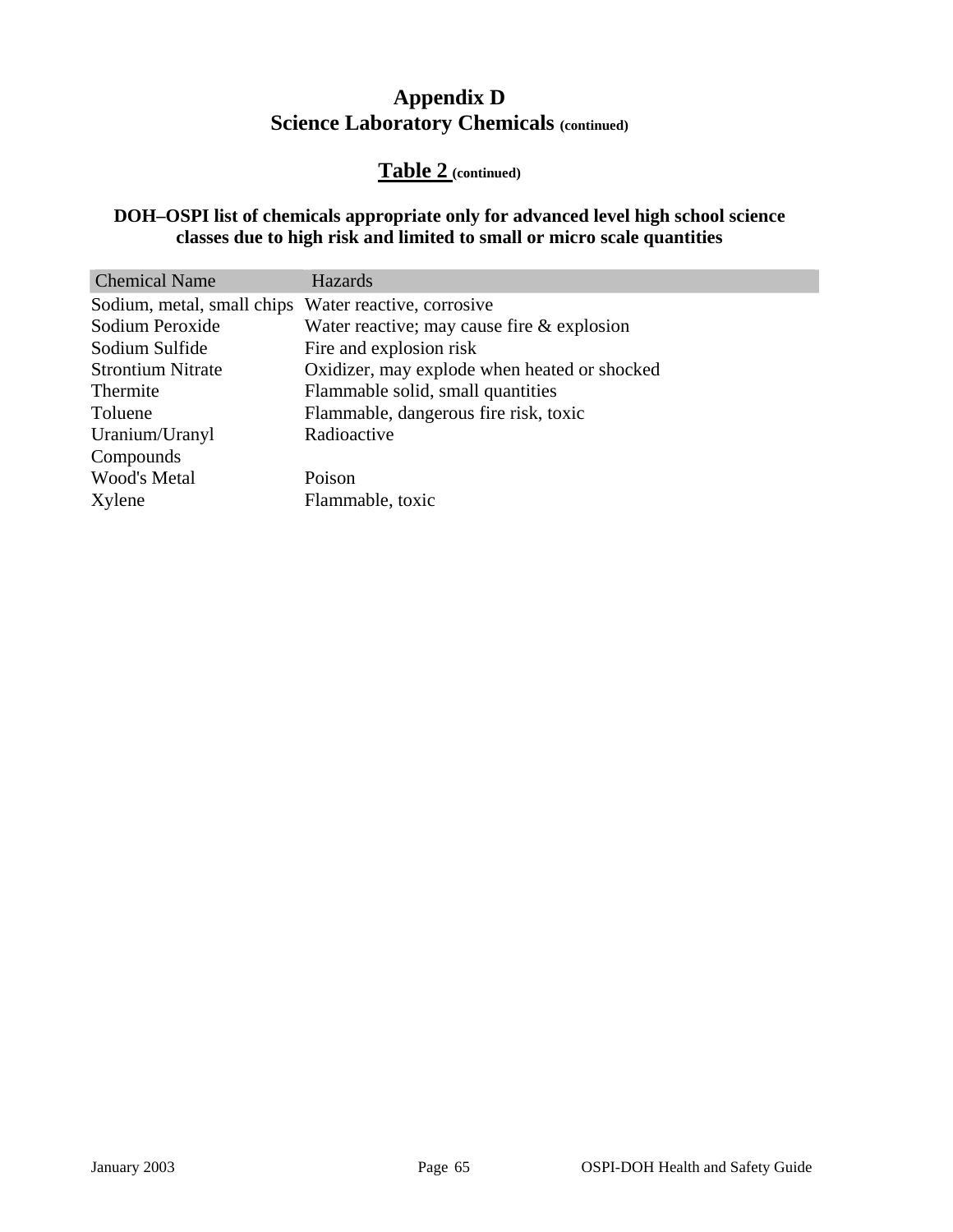# Appendix D
## Science Laboratory Chemicals (continued)

### Table 2 (continued)

**DOH–OSPI list of chemicals appropriate only for advanced level high school science classes due to high risk and limited to small or micro scale quantities**

| Chemical Name | Hazards |
|---|---|
| Sodium, metal, small chips | Water reactive, corrosive |
| Sodium Peroxide | Water reactive; may cause fire & explosion |
| Sodium Sulfide | Fire and explosion risk |
| Strontium Nitrate | Oxidizer, may explode when heated or shocked |
| Thermite | Flammable solid, small quantities |
| Toluene | Flammable, dangerous fire risk, toxic |
| Uranium/Uranyl Compounds | Radioactive |
| Wood's Metal | Poison |
| Xylene | Flammable, toxic |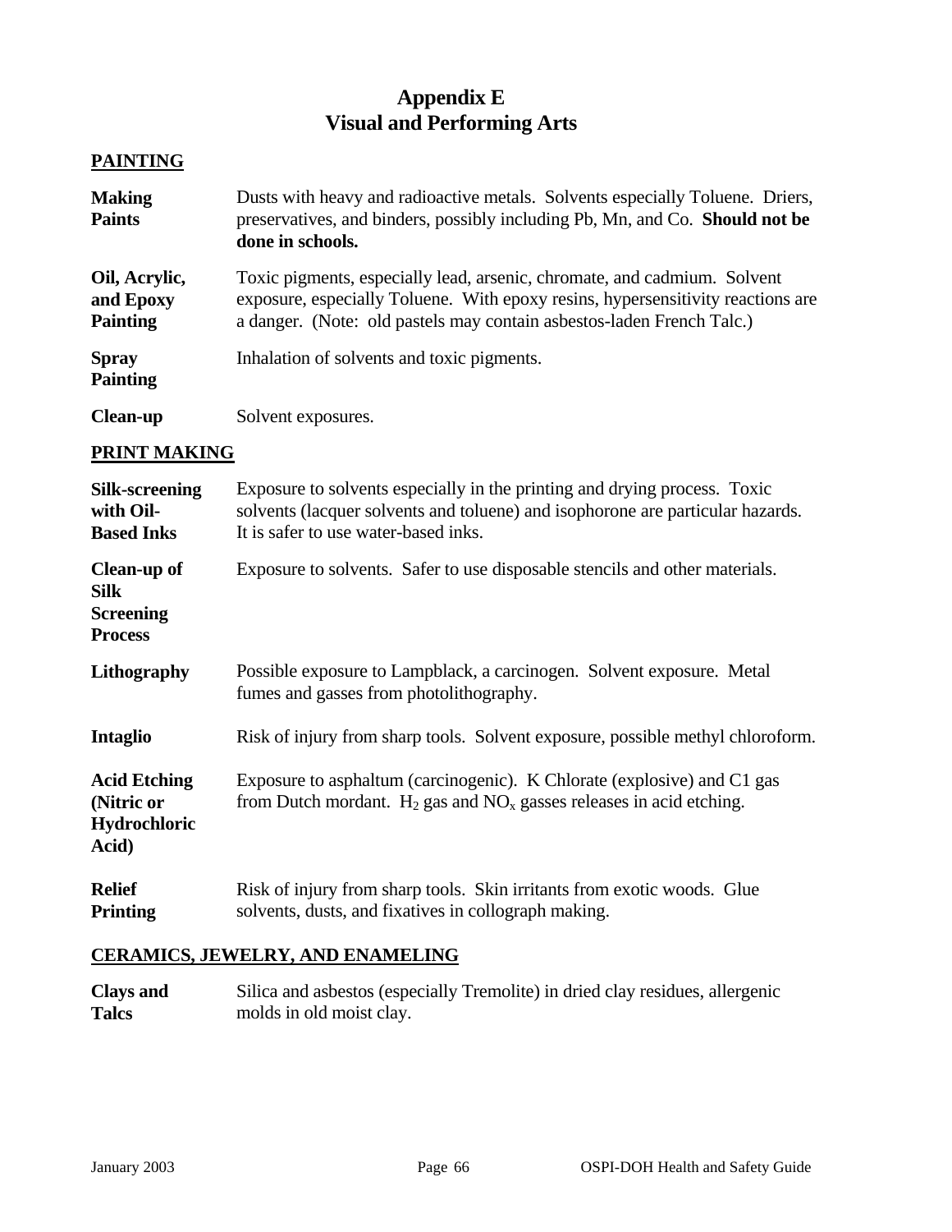# Appendix E
# Visual and Performing Arts

## PAINTING

| | |
|---|---|
| **Making Paints** | Dusts with heavy and radioactive metals. Solvents especially Toluene. Driers, preservatives, and binders, possibly including Pb, Mn, and Co. **Should not be done in schools.** |
| **Oil, Acrylic, and Epoxy Painting** | Toxic pigments, especially lead, arsenic, chromate, and cadmium. Solvent exposure, especially Toluene. With epoxy resins, hypersensitivity reactions are a danger. (Note: old pastels may contain asbestos-laden French Talc.) |
| **Spray Painting** | Inhalation of solvents and toxic pigments. |
| **Clean-up** | Solvent exposures. |

## PRINT MAKING

| | |
|---|---|
| **Silk-screening with Oil-Based Inks** | Exposure to solvents especially in the printing and drying process. Toxic solvents (lacquer solvents and toluene) and isophorone are particular hazards. It is safer to use water-based inks. |
| **Clean-up of Silk Screening Process** | Exposure to solvents. Safer to use disposable stencils and other materials. |
| **Lithography** | Possible exposure to Lampblack, a carcinogen. Solvent exposure. Metal fumes and gasses from photolithography. |
| **Intaglio** | Risk of injury from sharp tools. Solvent exposure, possible methyl chloroform. |
| **Acid Etching (Nitric or Hydrochloric Acid)** | Exposure to asphaltum (carcinogenic). K Chlorate (explosive) and C1 gas from Dutch mordant. $H_2$ gas and $NO_x$ gasses releases in acid etching. |
| **Relief Printing** | Risk of injury from sharp tools. Skin irritants from exotic woods. Glue solvents, dusts, and fixatives in collograph making. |

## CERAMICS, JEWELRY, AND ENAMELING

| | |
|---|---|
| **Clays and Talcs** | Silica and asbestos (especially Tremolite) in dried clay residues, allergenic molds in old moist clay. |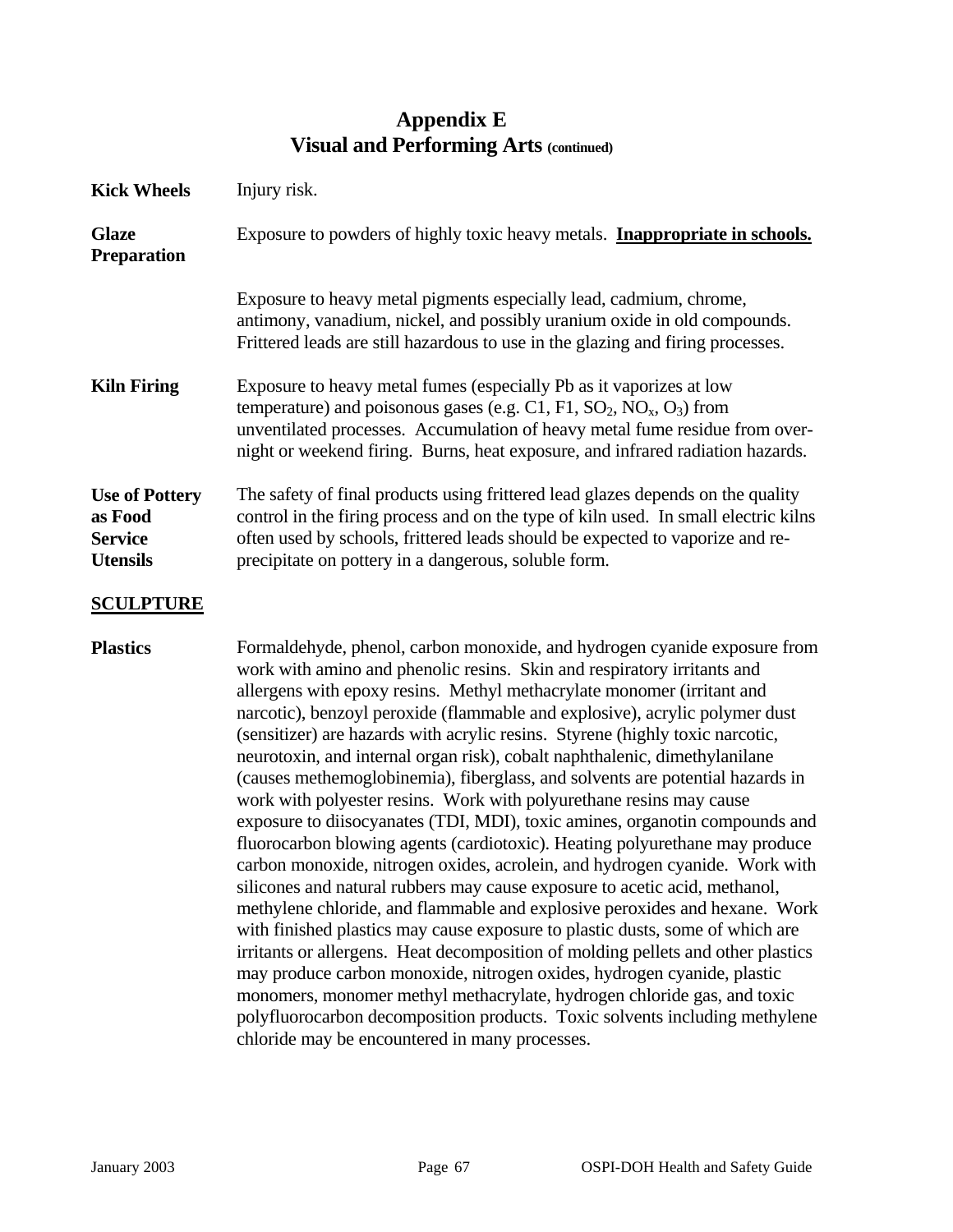# Appendix E
## Visual and Performing Arts (continued)

**Kick Wheels** Injury risk.

**Glaze Preparation** Exposure to powders of highly toxic heavy metals. **Inappropriate in schools.**

Exposure to heavy metal pigments especially lead, cadmium, chrome, antimony, vanadium, nickel, and possibly uranium oxide in old compounds. Frittered leads are still hazardous to use in the glazing and firing processes.

**Kiln Firing** Exposure to heavy metal fumes (especially Pb as it vaporizes at low temperature) and poisonous gases (e.g. C1, F1, $SO_2$, $NO_x$, $O_3$) from unventilated processes. Accumulation of heavy metal fume residue from over-night or weekend firing. Burns, heat exposure, and infrared radiation hazards.

**Use of Pottery as Food Service Utensils** The safety of final products using frittered lead glazes depends on the quality control in the firing process and on the type of kiln used. In small electric kilns often used by schools, frittered leads should be expected to vaporize and re-precipitate on pottery in a dangerous, soluble form.

**SCULPTURE**

**Plastics** Formaldehyde, phenol, carbon monoxide, and hydrogen cyanide exposure from work with amino and phenolic resins. Skin and respiratory irritants and allergens with epoxy resins. Methyl methacrylate monomer (irritant and narcotic), benzoyl peroxide (flammable and explosive), acrylic polymer dust (sensitizer) are hazards with acrylic resins. Styrene (highly toxic narcotic, neurotoxin, and internal organ risk), cobalt naphthalenic, dimethylanilane (causes methemoglobinemia), fiberglass, and solvents are potential hazards in work with polyester resins. Work with polyurethane resins may cause exposure to diisocyanates (TDI, MDI), toxic amines, organotin compounds and fluorocarbon blowing agents (cardiotoxic). Heating polyurethane may produce carbon monoxide, nitrogen oxides, acrolein, and hydrogen cyanide. Work with silicones and natural rubbers may cause exposure to acetic acid, methanol, methylene chloride, and flammable and explosive peroxides and hexane. Work with finished plastics may cause exposure to plastic dusts, some of which are irritants or allergens. Heat decomposition of molding pellets and other plastics may produce carbon monoxide, nitrogen oxides, hydrogen cyanide, plastic monomers, monomer methyl methacrylate, hydrogen chloride gas, and toxic polyfluorocarbon decomposition products. Toxic solvents including methylene chloride may be encountered in many processes.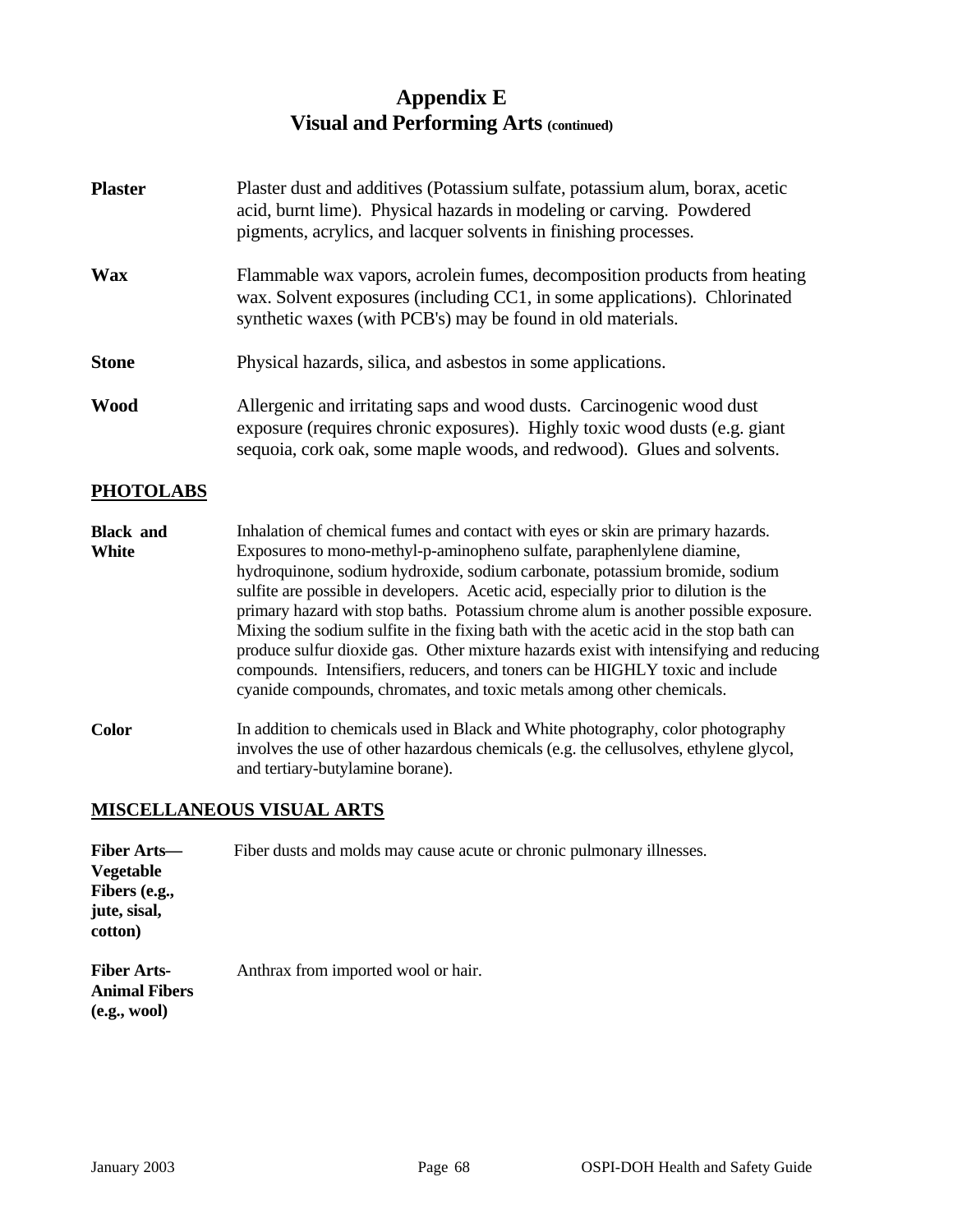# Appendix E
## Visual and Performing Arts (continued)

| | |
|---|---|
| **Plaster** | Plaster dust and additives (Potassium sulfate, potassium alum, borax, acetic acid, burnt lime). Physical hazards in modeling or carving. Powdered pigments, acrylics, and lacquer solvents in finishing processes. |
| **Wax** | Flammable wax vapors, acrolein fumes, decomposition products from heating wax. Solvent exposures (including CC1, in some applications). Chlorinated synthetic waxes (with PCB's) may be found in old materials. |
| **Stone** | Physical hazards, silica, and asbestos in some applications. |
| **Wood** | Allergenic and irritating saps and wood dusts. Carcinogenic wood dust exposure (requires chronic exposures). Highly toxic wood dusts (e.g. giant sequoia, cork oak, some maple woods, and redwood). Glues and solvents. |

## PHOTOLABS

| | |
|---|---|
| **Black and White** | Inhalation of chemical fumes and contact with eyes or skin are primary hazards. Exposures to mono-methyl-p-aminopheno sulfate, paraphenlylene diamine, hydroquinone, sodium hydroxide, sodium carbonate, potassium bromide, sodium sulfite are possible in developers. Acetic acid, especially prior to dilution is the primary hazard with stop baths. Potassium chrome alum is another possible exposure. Mixing the sodium sulfite in the fixing bath with the acetic acid in the stop bath can produce sulfur dioxide gas. Other mixture hazards exist with intensifying and reducing compounds. Intensifiers, reducers, and toners can be HIGHLY toxic and include cyanide compounds, chromates, and toxic metals among other chemicals. |
| **Color** | In addition to chemicals used in Black and White photography, color photography involves the use of other hazardous chemicals (e.g. the cellusolves, ethylene glycol, and tertiary-butylamine borane). |

## MISCELLANEOUS VISUAL ARTS

| | |
|---|---|
| **Fiber Arts—Vegetable Fibers (e.g., jute, sisal, cotton)** | Fiber dusts and molds may cause acute or chronic pulmonary illnesses. |
| **Fiber Arts-Animal Fibers (e.g., wool)** | Anthrax from imported wool or hair. |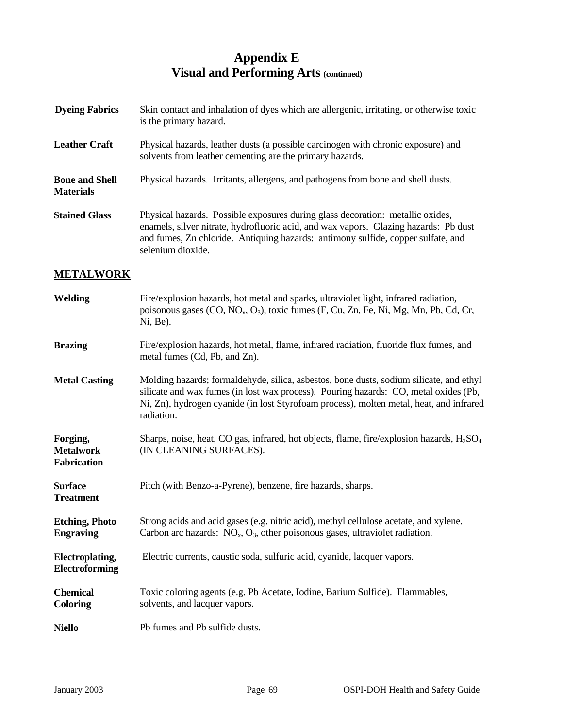# Appendix E
## Visual and Performing Arts (continued)

**Dyeing Fabrics** Skin contact and inhalation of dyes which are allergenic, irritating, or otherwise toxic is the primary hazard.

**Leather Craft** Physical hazards, leather dusts (a possible carcinogen with chronic exposure) and solvents from leather cementing are the primary hazards.

**Bone and Shell Materials** Physical hazards. Irritants, allergens, and pathogens from bone and shell dusts.

**Stained Glass** Physical hazards. Possible exposures during glass decoration: metallic oxides, enamels, silver nitrate, hydrofluoric acid, and wax vapors. Glazing hazards: Pb dust and fumes, Zn chloride. Antiquing hazards: antimony sulfide, copper sulfate, and selenium dioxide.

### METALWORK

**Welding** Fire/explosion hazards, hot metal and sparks, ultraviolet light, infrared radiation, poisonous gases (CO, $NO_x$, $O_3$), toxic fumes (F, Cu, Zn, Fe, Ni, Mg, Mn, Pb, Cd, Cr, Ni, Be).

**Brazing** Fire/explosion hazards, hot metal, flame, infrared radiation, fluoride flux fumes, and metal fumes (Cd, Pb, and Zn).

**Metal Casting** Molding hazards; formaldehyde, silica, asbestos, bone dusts, sodium silicate, and ethyl silicate and wax fumes (in lost wax process). Pouring hazards: CO, metal oxides (Pb, Ni, Zn), hydrogen cyanide (in lost Styrofoam process), molten metal, heat, and infrared radiation.

**Forging, Metalwork Fabrication** Sharps, noise, heat, CO gas, infrared, hot objects, flame, fire/explosion hazards, $H_2SO_4$ (IN CLEANING SURFACES).

**Surface Treatment** Pitch (with Benzo-a-Pyrene), benzene, fire hazards, sharps.

**Etching, Photo Engraving** Strong acids and acid gases (e.g. nitric acid), methyl cellulose acetate, and xylene. Carbon arc hazards: $NO_x$, $O_3$, other poisonous gases, ultraviolet radiation.

**Electroplating, Electroforming** Electric currents, caustic soda, sulfuric acid, cyanide, lacquer vapors.

**Chemical Coloring** Toxic coloring agents (e.g. Pb Acetate, Iodine, Barium Sulfide). Flammables, solvents, and lacquer vapors.

**Niello** Pb fumes and Pb sulfide dusts.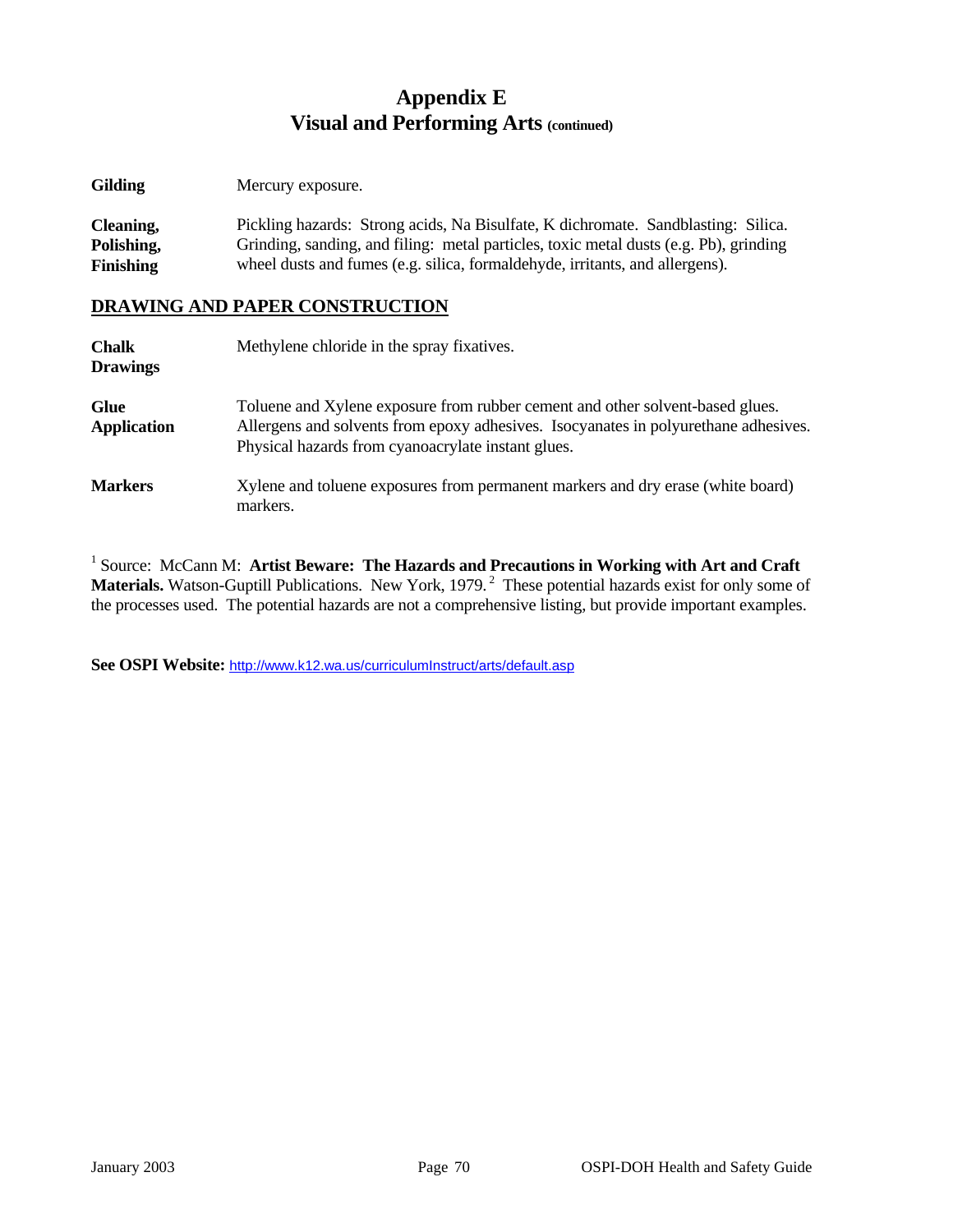# Appendix E
## Visual and Performing Arts (continued)

| | |
|---|---|
| **Gilding** | Mercury exposure. |
| **Cleaning, Polishing, Finishing** | Pickling hazards: Strong acids, Na Bisulfate, K dichromate. Sandblasting: Silica. Grinding, sanding, and filing: metal particles, toxic metal dusts (e.g. Pb), grinding wheel dusts and fumes (e.g. silica, formaldehyde, irritants, and allergens). |

### DRAWING AND PAPER CONSTRUCTION

| | |
|---|---|
| **Chalk Drawings** | Methylene chloride in the spray fixatives. |
| **Glue Application** | Toluene and Xylene exposure from rubber cement and other solvent-based glues. Allergens and solvents from epoxy adhesives. Isocyanates in polyurethane adhesives. Physical hazards from cyanoacrylate instant glues. |
| **Markers** | Xylene and toluene exposures from permanent markers and dry erase (white board) markers. |

[1] Source: McCann M: **Artist Beware: The Hazards and Precautions in Working with Art and Craft Materials.** Watson-Guptill Publications. New York, 1979. [2] These potential hazards exist for only some of the processes used. The potential hazards are not a comprehensive listing, but provide important examples.

**See OSPI Website:** http://www.k12.wa.us/curriculumInstruct/arts/default.asp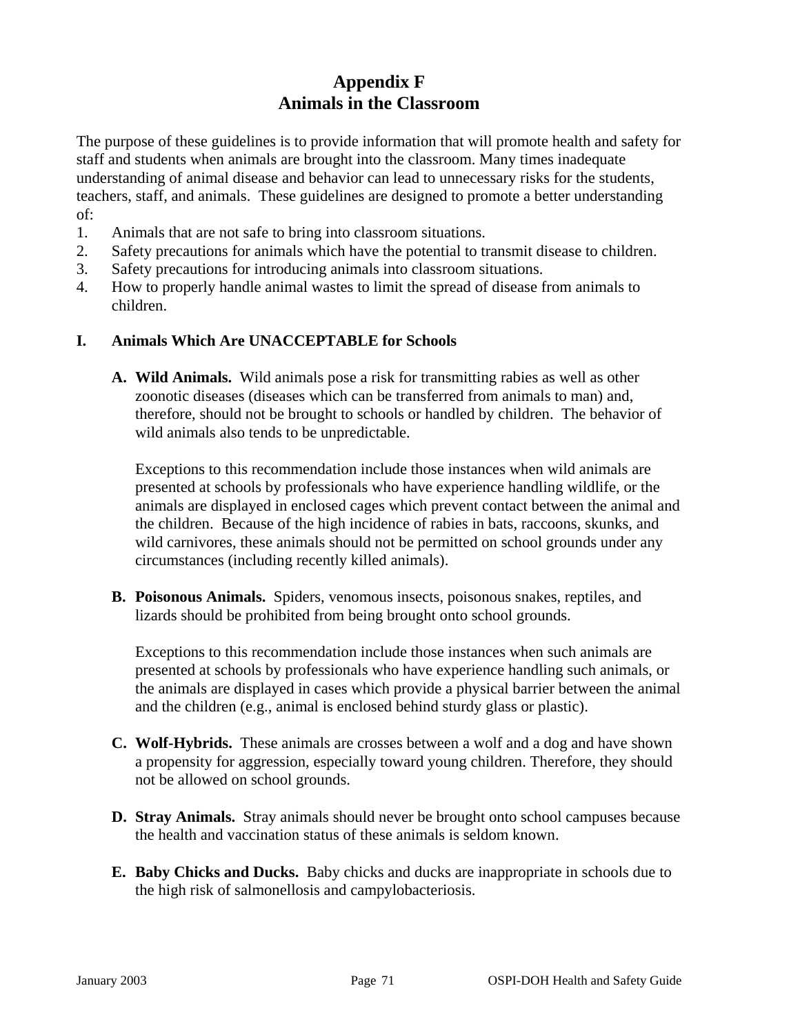# Appendix F
# Animals in the Classroom

The purpose of these guidelines is to provide information that will promote health and safety for staff and students when animals are brought into the classroom. Many times inadequate understanding of animal disease and behavior can lead to unnecessary risks for the students, teachers, staff, and animals. These guidelines are designed to promote a better understanding of:

1. Animals that are not safe to bring into classroom situations.
2. Safety precautions for animals which have the potential to transmit disease to children.
3. Safety precautions for introducing animals into classroom situations.
4. How to properly handle animal wastes to limit the spread of disease from animals to children.

## I. Animals Which Are UNACCEPTABLE for Schools

**A. Wild Animals.** Wild animals pose a risk for transmitting rabies as well as other zoonotic diseases (diseases which can be transferred from animals to man) and, therefore, should not be brought to schools or handled by children. The behavior of wild animals also tends to be unpredictable.

Exceptions to this recommendation include those instances when wild animals are presented at schools by professionals who have experience handling wildlife, or the animals are displayed in enclosed cages which prevent contact between the animal and the children. Because of the high incidence of rabies in bats, raccoons, skunks, and wild carnivores, these animals should not be permitted on school grounds under any circumstances (including recently killed animals).

**B. Poisonous Animals.** Spiders, venomous insects, poisonous snakes, reptiles, and lizards should be prohibited from being brought onto school grounds.

Exceptions to this recommendation include those instances when such animals are presented at schools by professionals who have experience handling such animals, or the animals are displayed in cases which provide a physical barrier between the animal and the children (e.g., animal is enclosed behind sturdy glass or plastic).

**C. Wolf-Hybrids.** These animals are crosses between a wolf and a dog and have shown a propensity for aggression, especially toward young children. Therefore, they should not be allowed on school grounds.

**D. Stray Animals.** Stray animals should never be brought onto school campuses because the health and vaccination status of these animals is seldom known.

**E. Baby Chicks and Ducks.** Baby chicks and ducks are inappropriate in schools due to the high risk of salmonellosis and campylobacteriosis.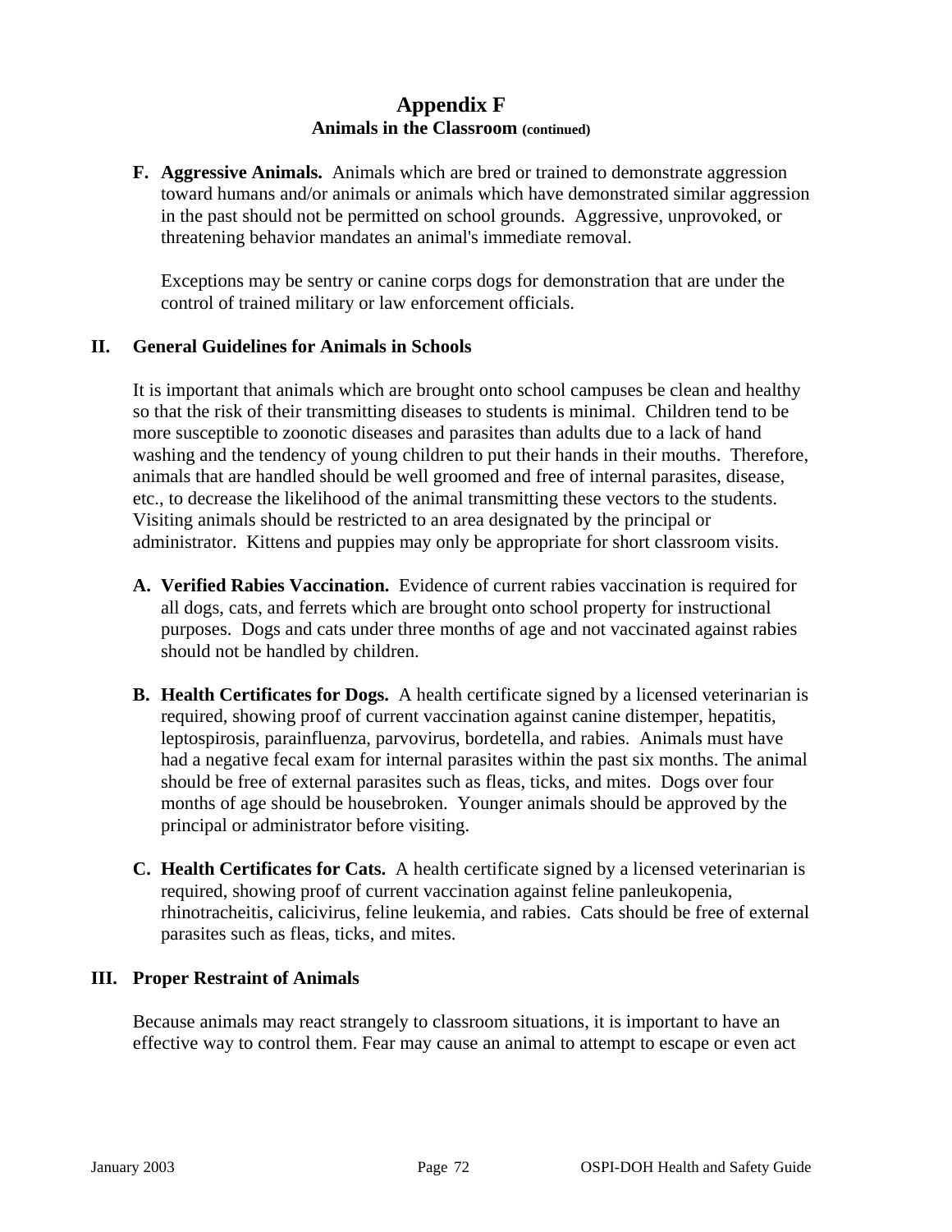# Appendix F
## Animals in the Classroom (continued)

**F. Aggressive Animals.** Animals which are bred or trained to demonstrate aggression toward humans and/or animals or animals which have demonstrated similar aggression in the past should not be permitted on school grounds. Aggressive, unprovoked, or threatening behavior mandates an animal's immediate removal.

Exceptions may be sentry or canine corps dogs for demonstration that are under the control of trained military or law enforcement officials.

## II. General Guidelines for Animals in Schools

It is important that animals which are brought onto school campuses be clean and healthy so that the risk of their transmitting diseases to students is minimal. Children tend to be more susceptible to zoonotic diseases and parasites than adults due to a lack of hand washing and the tendency of young children to put their hands in their mouths. Therefore, animals that are handled should be well groomed and free of internal parasites, disease, etc., to decrease the likelihood of the animal transmitting these vectors to the students. Visiting animals should be restricted to an area designated by the principal or administrator. Kittens and puppies may only be appropriate for short classroom visits.

**A. Verified Rabies Vaccination.** Evidence of current rabies vaccination is required for all dogs, cats, and ferrets which are brought onto school property for instructional purposes. Dogs and cats under three months of age and not vaccinated against rabies should not be handled by children.

**B. Health Certificates for Dogs.** A health certificate signed by a licensed veterinarian is required, showing proof of current vaccination against canine distemper, hepatitis, leptospirosis, parainfluenza, parvovirus, bordetella, and rabies. Animals must have had a negative fecal exam for internal parasites within the past six months. The animal should be free of external parasites such as fleas, ticks, and mites. Dogs over four months of age should be housebroken. Younger animals should be approved by the principal or administrator before visiting.

**C. Health Certificates for Cats.** A health certificate signed by a licensed veterinarian is required, showing proof of current vaccination against feline panleukopenia, rhinotracheitis, calicivirus, feline leukemia, and rabies. Cats should be free of external parasites such as fleas, ticks, and mites.

## III. Proper Restraint of Animals

Because animals may react strangely to classroom situations, it is important to have an effective way to control them. Fear may cause an animal to attempt to escape or even act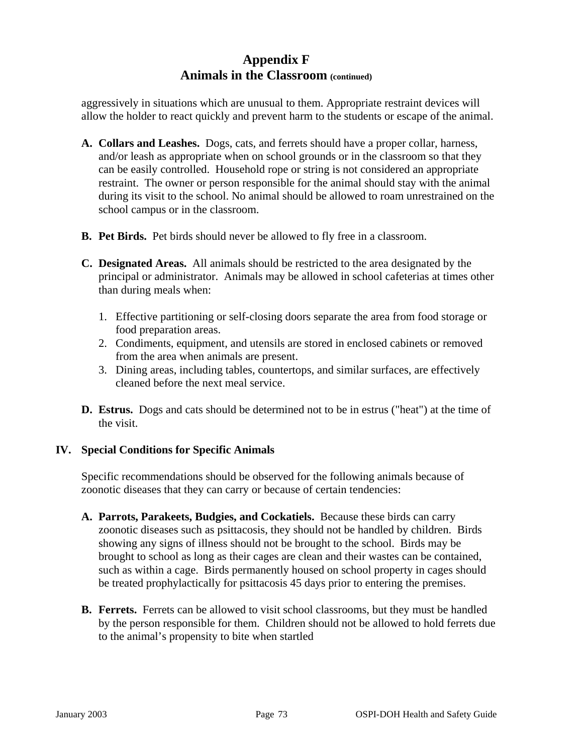# Appendix F
## Animals in the Classroom (continued)

aggressively in situations which are unusual to them. Appropriate restraint devices will allow the holder to react quickly and prevent harm to the students or escape of the animal.

A. **Collars and Leashes.** Dogs, cats, and ferrets should have a proper collar, harness, and/or leash as appropriate when on school grounds or in the classroom so that they can be easily controlled. Household rope or string is not considered an appropriate restraint. The owner or person responsible for the animal should stay with the animal during its visit to the school. No animal should be allowed to roam unrestrained on the school campus or in the classroom.

B. **Pet Birds.** Pet birds should never be allowed to fly free in a classroom.

C. **Designated Areas.** All animals should be restricted to the area designated by the principal or administrator. Animals may be allowed in school cafeterias at times other than during meals when:

   1. Effective partitioning or self-closing doors separate the area from food storage or food preparation areas.
   2. Condiments, equipment, and utensils are stored in enclosed cabinets or removed from the area when animals are present.
   3. Dining areas, including tables, countertops, and similar surfaces, are effectively cleaned before the next meal service.

D. **Estrus.** Dogs and cats should be determined not to be in estrus ("heat") at the time of the visit.

## IV. Special Conditions for Specific Animals

Specific recommendations should be observed for the following animals because of zoonotic diseases that they can carry or because of certain tendencies:

A. **Parrots, Parakeets, Budgies, and Cockatiels.** Because these birds can carry zoonotic diseases such as psittacosis, they should not be handled by children. Birds showing any signs of illness should not be brought to the school. Birds may be brought to school as long as their cages are clean and their wastes can be contained, such as within a cage. Birds permanently housed on school property in cages should be treated prophylactically for psittacosis 45 days prior to entering the premises.

B. **Ferrets.** Ferrets can be allowed to visit school classrooms, but they must be handled by the person responsible for them. Children should not be allowed to hold ferrets due to the animal's propensity to bite when startled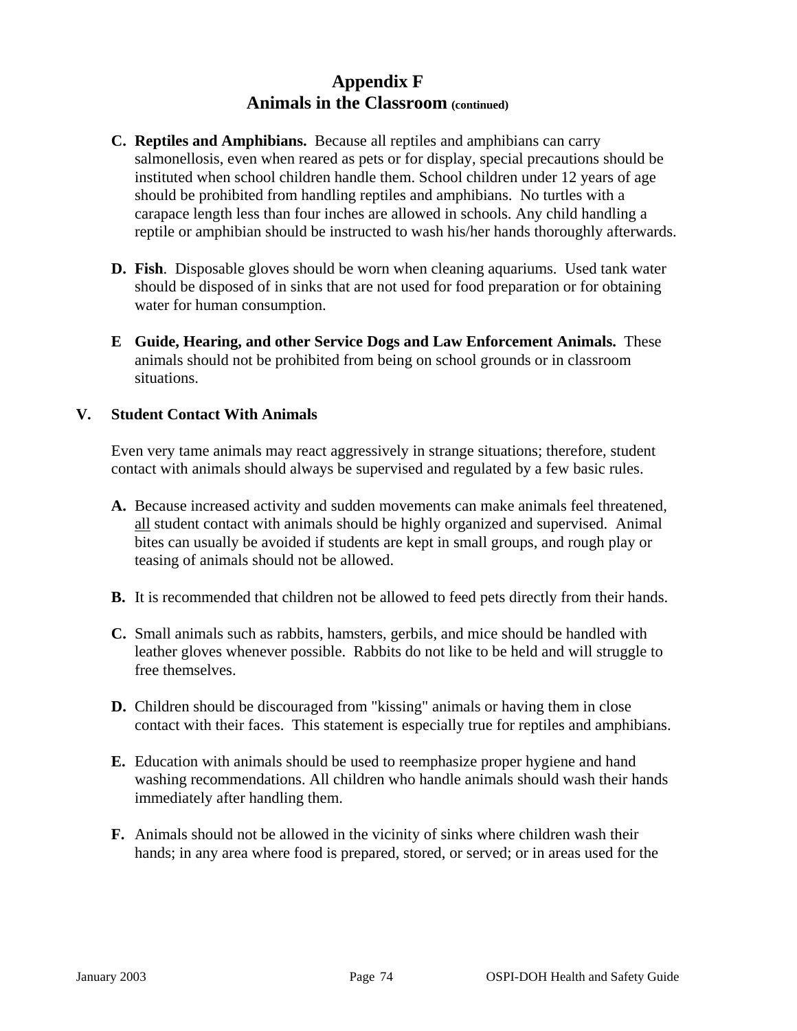# Appendix F
## Animals in the Classroom (continued)

**C. Reptiles and Amphibians.** Because all reptiles and amphibians can carry salmonellosis, even when reared as pets or for display, special precautions should be instituted when school children handle them. School children under 12 years of age should be prohibited from handling reptiles and amphibians. No turtles with a carapace length less than four inches are allowed in schools. Any child handling a reptile or amphibian should be instructed to wash his/her hands thoroughly afterwards.

**D. Fish**. Disposable gloves should be worn when cleaning aquariums. Used tank water should be disposed of in sinks that are not used for food preparation or for obtaining water for human consumption.

**E Guide, Hearing, and other Service Dogs and Law Enforcement Animals.** These animals should not be prohibited from being on school grounds or in classroom situations.

## V. Student Contact With Animals

Even very tame animals may react aggressively in strange situations; therefore, student contact with animals should always be supervised and regulated by a few basic rules.

**A.** Because increased activity and sudden movements can make animals feel threatened, <u>all</u> student contact with animals should be highly organized and supervised. Animal bites can usually be avoided if students are kept in small groups, and rough play or teasing of animals should not be allowed.

**B.** It is recommended that children not be allowed to feed pets directly from their hands.

**C.** Small animals such as rabbits, hamsters, gerbils, and mice should be handled with leather gloves whenever possible. Rabbits do not like to be held and will struggle to free themselves.

**D.** Children should be discouraged from "kissing" animals or having them in close contact with their faces. This statement is especially true for reptiles and amphibians.

**E.** Education with animals should be used to reemphasize proper hygiene and hand washing recommendations. All children who handle animals should wash their hands immediately after handling them.

**F.** Animals should not be allowed in the vicinity of sinks where children wash their hands; in any area where food is prepared, stored, or served; or in areas used for the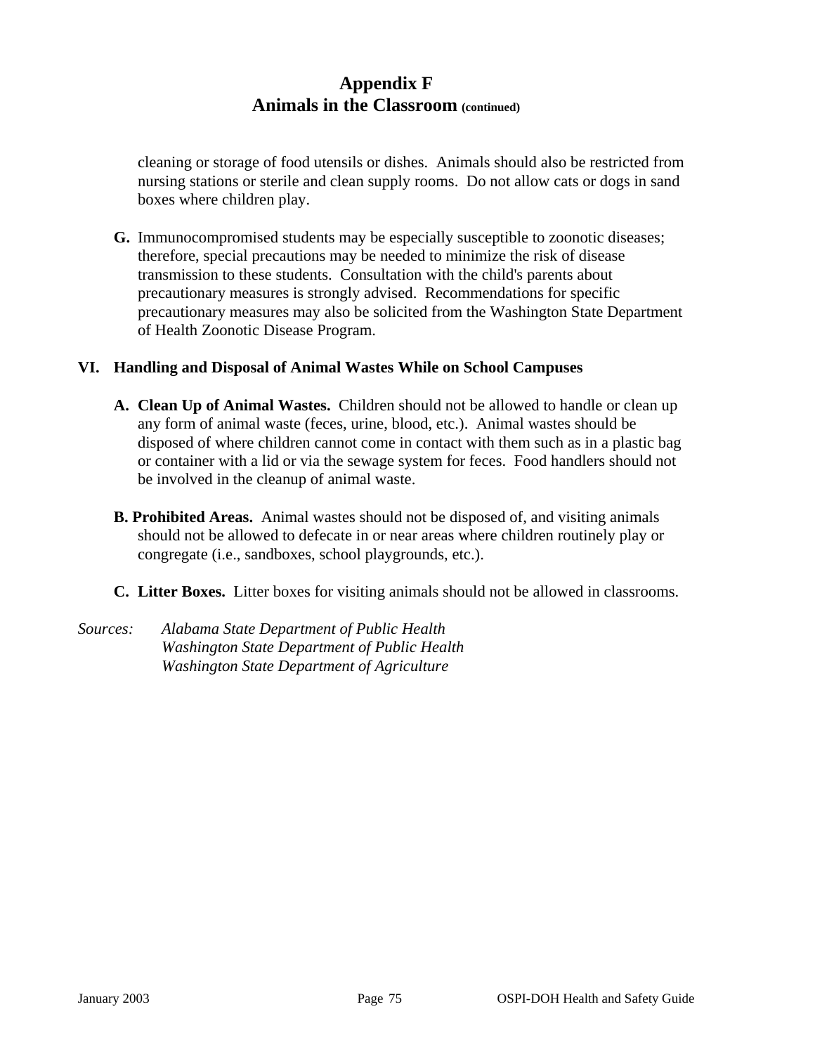# Appendix F
## Animals in the Classroom (continued)

cleaning or storage of food utensils or dishes. Animals should also be restricted from nursing stations or sterile and clean supply rooms. Do not allow cats or dogs in sand boxes where children play.

**G.** Immunocompromised students may be especially susceptible to zoonotic diseases; therefore, special precautions may be needed to minimize the risk of disease transmission to these students. Consultation with the child's parents about precautionary measures is strongly advised. Recommendations for specific precautionary measures may also be solicited from the Washington State Department of Health Zoonotic Disease Program.

### VI. Handling and Disposal of Animal Wastes While on School Campuses

**A. Clean Up of Animal Wastes.** Children should not be allowed to handle or clean up any form of animal waste (feces, urine, blood, etc.). Animal wastes should be disposed of where children cannot come in contact with them such as in a plastic bag or container with a lid or via the sewage system for feces. Food handlers should not be involved in the cleanup of animal waste.

**B. Prohibited Areas.** Animal wastes should not be disposed of, and visiting animals should not be allowed to defecate in or near areas where children routinely play or congregate (i.e., sandboxes, school playgrounds, etc.).

**C. Litter Boxes.** Litter boxes for visiting animals should not be allowed in classrooms.

*Sources:* *Alabama State Department of Public Health*
*Washington State Department of Public Health*
*Washington State Department of Agriculture*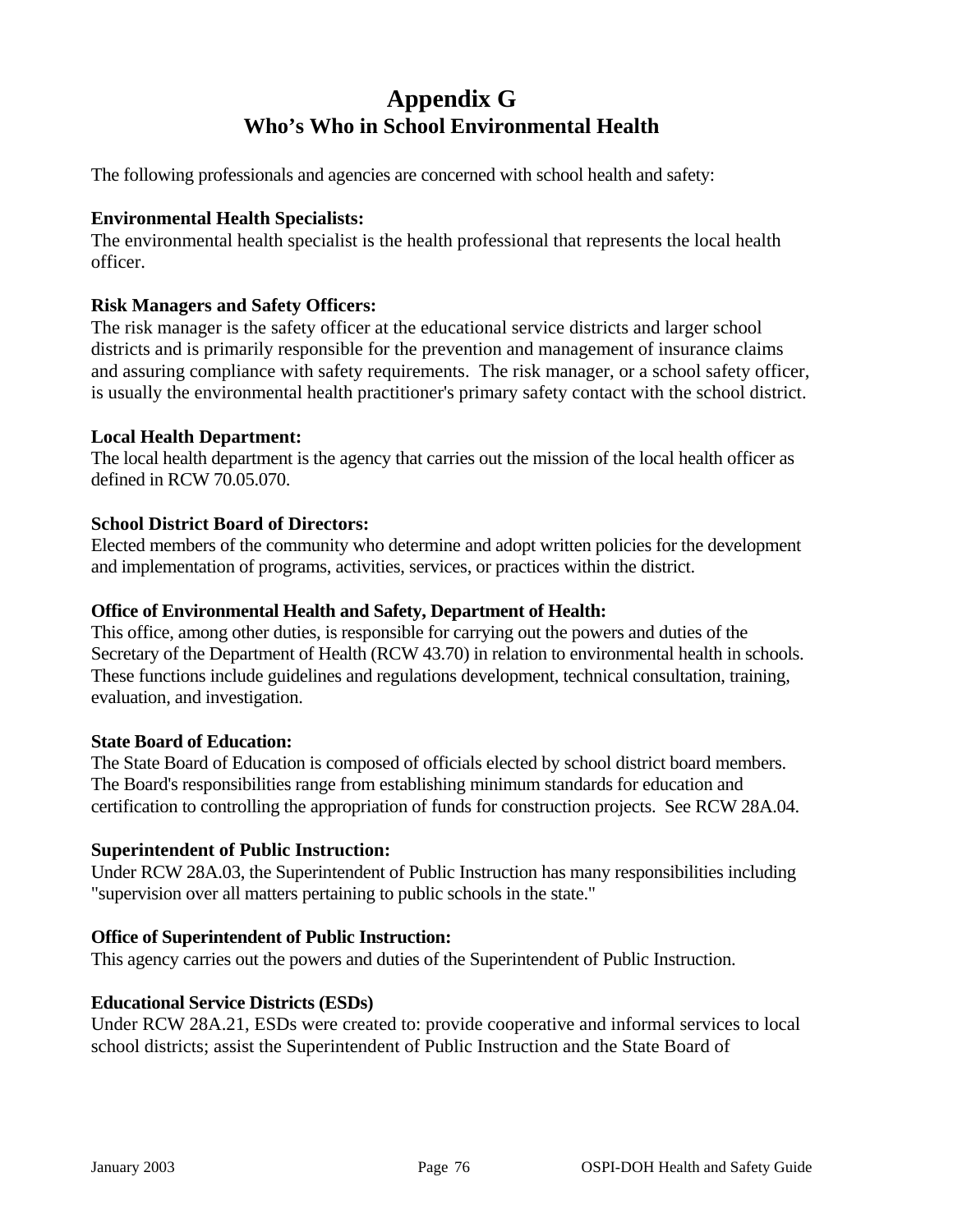# Appendix G
## Who's Who in School Environmental Health

The following professionals and agencies are concerned with school health and safety:

**Environmental Health Specialists:**
The environmental health specialist is the health professional that represents the local health officer.

**Risk Managers and Safety Officers:**
The risk manager is the safety officer at the educational service districts and larger school districts and is primarily responsible for the prevention and management of insurance claims and assuring compliance with safety requirements. The risk manager, or a school safety officer, is usually the environmental health practitioner's primary safety contact with the school district.

**Local Health Department:**
The local health department is the agency that carries out the mission of the local health officer as defined in RCW 70.05.070.

**School District Board of Directors:**
Elected members of the community who determine and adopt written policies for the development and implementation of programs, activities, services, or practices within the district.

**Office of Environmental Health and Safety, Department of Health:**
This office, among other duties, is responsible for carrying out the powers and duties of the Secretary of the Department of Health (RCW 43.70) in relation to environmental health in schools. These functions include guidelines and regulations development, technical consultation, training, evaluation, and investigation.

**State Board of Education:**
The State Board of Education is composed of officials elected by school district board members. The Board's responsibilities range from establishing minimum standards for education and certification to controlling the appropriation of funds for construction projects. See RCW 28A.04.

**Superintendent of Public Instruction:**
Under RCW 28A.03, the Superintendent of Public Instruction has many responsibilities including "supervision over all matters pertaining to public schools in the state."

**Office of Superintendent of Public Instruction:**
This agency carries out the powers and duties of the Superintendent of Public Instruction.

**Educational Service Districts (ESDs)**
Under RCW 28A.21, ESDs were created to: provide cooperative and informal services to local school districts; assist the Superintendent of Public Instruction and the State Board of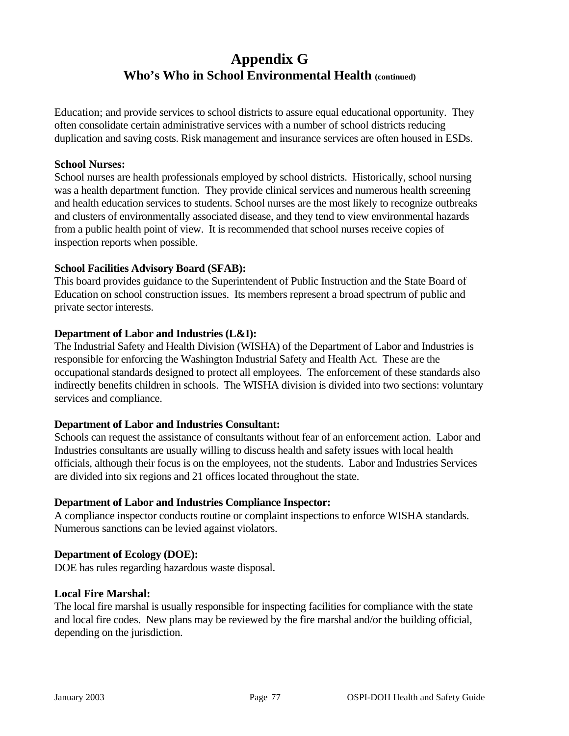# Appendix G
## Who's Who in School Environmental Health (continued)

Education; and provide services to school districts to assure equal educational opportunity. They often consolidate certain administrative services with a number of school districts reducing duplication and saving costs. Risk management and insurance services are often housed in ESDs.

**School Nurses:**
School nurses are health professionals employed by school districts. Historically, school nursing was a health department function. They provide clinical services and numerous health screening and health education services to students. School nurses are the most likely to recognize outbreaks and clusters of environmentally associated disease, and they tend to view environmental hazards from a public health point of view. It is recommended that school nurses receive copies of inspection reports when possible.

**School Facilities Advisory Board (SFAB):**
This board provides guidance to the Superintendent of Public Instruction and the State Board of Education on school construction issues. Its members represent a broad spectrum of public and private sector interests.

**Department of Labor and Industries (L&I):**
The Industrial Safety and Health Division (WISHA) of the Department of Labor and Industries is responsible for enforcing the Washington Industrial Safety and Health Act. These are the occupational standards designed to protect all employees. The enforcement of these standards also indirectly benefits children in schools. The WISHA division is divided into two sections: voluntary services and compliance.

**Department of Labor and Industries Consultant:**
Schools can request the assistance of consultants without fear of an enforcement action. Labor and Industries consultants are usually willing to discuss health and safety issues with local health officials, although their focus is on the employees, not the students. Labor and Industries Services are divided into six regions and 21 offices located throughout the state.

**Department of Labor and Industries Compliance Inspector:**
A compliance inspector conducts routine or complaint inspections to enforce WISHA standards. Numerous sanctions can be levied against violators.

**Department of Ecology (DOE):**
DOE has rules regarding hazardous waste disposal.

**Local Fire Marshal:**
The local fire marshal is usually responsible for inspecting facilities for compliance with the state and local fire codes. New plans may be reviewed by the fire marshal and/or the building official, depending on the jurisdiction.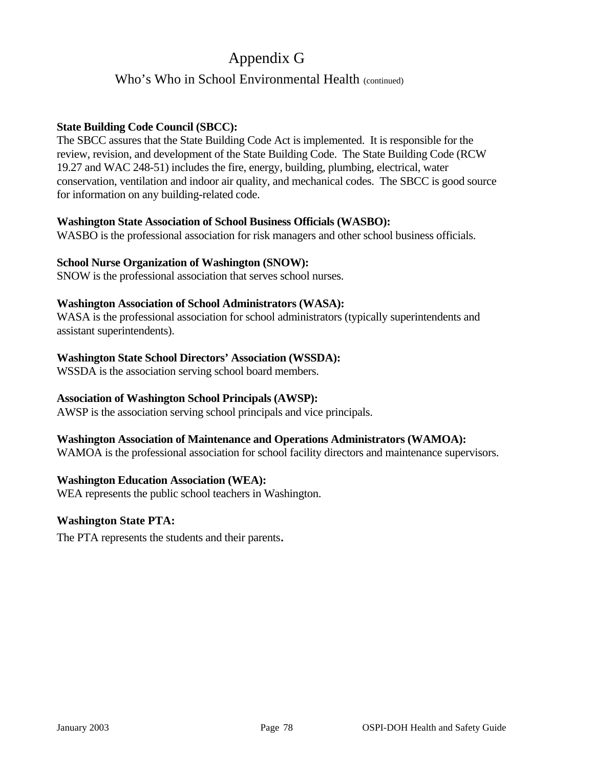# Appendix G

## Who's Who in School Environmental Health (continued)

**State Building Code Council (SBCC):**
The SBCC assures that the State Building Code Act is implemented. It is responsible for the review, revision, and development of the State Building Code. The State Building Code (RCW 19.27 and WAC 248-51) includes the fire, energy, building, plumbing, electrical, water conservation, ventilation and indoor air quality, and mechanical codes. The SBCC is good source for information on any building-related code.

**Washington State Association of School Business Officials (WASBO):**
WASBO is the professional association for risk managers and other school business officials.

**School Nurse Organization of Washington (SNOW):**
SNOW is the professional association that serves school nurses.

**Washington Association of School Administrators (WASA):**
WASA is the professional association for school administrators (typically superintendents and assistant superintendents).

**Washington State School Directors' Association (WSSDA):**
WSSDA is the association serving school board members.

**Association of Washington School Principals (AWSP):**
AWSP is the association serving school principals and vice principals.

**Washington Association of Maintenance and Operations Administrators (WAMOA):**
WAMOA is the professional association for school facility directors and maintenance supervisors.

**Washington Education Association (WEA):**
WEA represents the public school teachers in Washington.

**Washington State PTA:**
The PTA represents the students and their parents.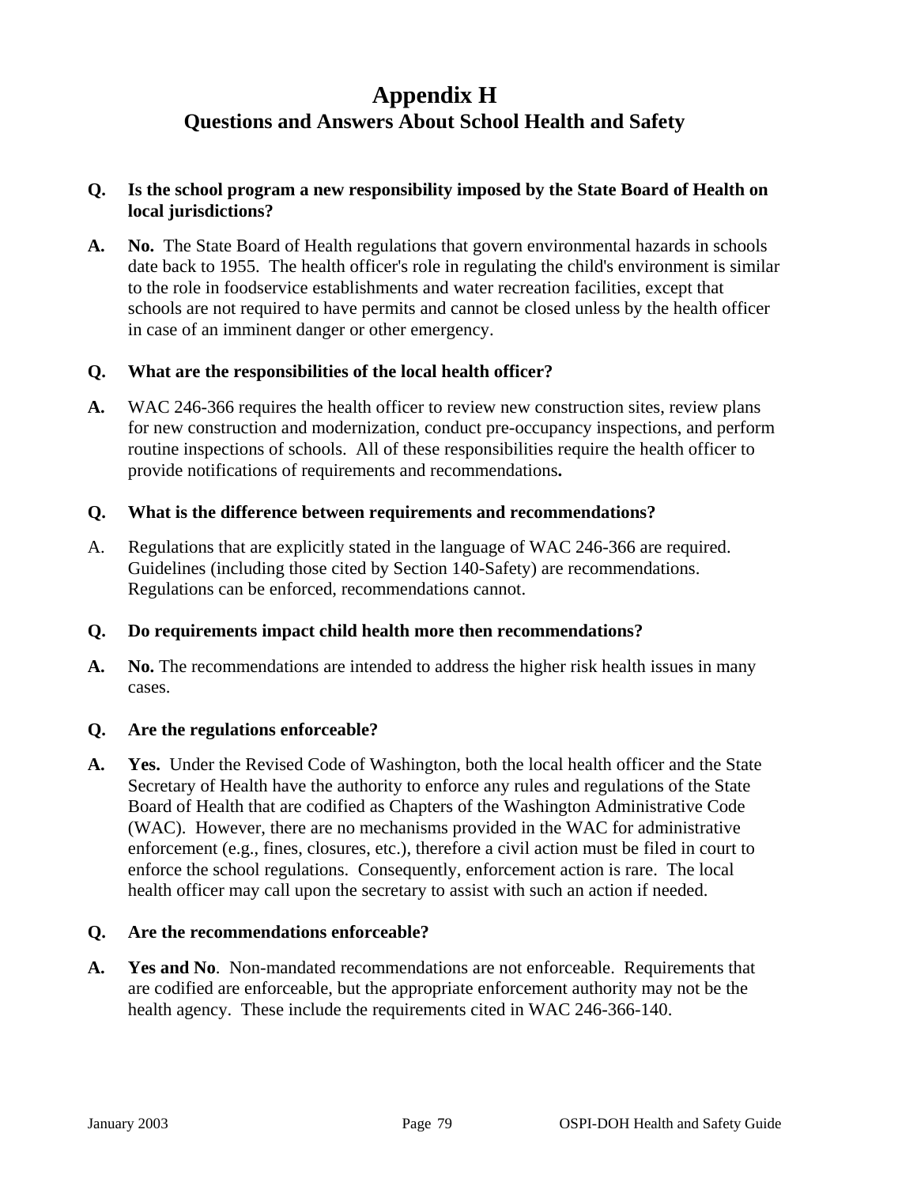# Appendix H
## Questions and Answers About School Health and Safety

**Q. Is the school program a new responsibility imposed by the State Board of Health on local jurisdictions?**

**A. No.** The State Board of Health regulations that govern environmental hazards in schools date back to 1955. The health officer's role in regulating the child's environment is similar to the role in foodservice establishments and water recreation facilities, except that schools are not required to have permits and cannot be closed unless by the health officer in case of an imminent danger or other emergency.

**Q. What are the responsibilities of the local health officer?**

**A.** WAC 246-366 requires the health officer to review new construction sites, review plans for new construction and modernization, conduct pre-occupancy inspections, and perform routine inspections of schools. All of these responsibilities require the health officer to provide notifications of requirements and recommendations**.**

**Q. What is the difference between requirements and recommendations?**

A. Regulations that are explicitly stated in the language of WAC 246-366 are required. Guidelines (including those cited by Section 140-Safety) are recommendations. Regulations can be enforced, recommendations cannot.

**Q. Do requirements impact child health more then recommendations?**

**A. No.** The recommendations are intended to address the higher risk health issues in many cases.

**Q. Are the regulations enforceable?**

**A. Yes.** Under the Revised Code of Washington, both the local health officer and the State Secretary of Health have the authority to enforce any rules and regulations of the State Board of Health that are codified as Chapters of the Washington Administrative Code (WAC). However, there are no mechanisms provided in the WAC for administrative enforcement (e.g., fines, closures, etc.), therefore a civil action must be filed in court to enforce the school regulations. Consequently, enforcement action is rare. The local health officer may call upon the secretary to assist with such an action if needed.

**Q. Are the recommendations enforceable?**

**A. Yes and No**. Non-mandated recommendations are not enforceable. Requirements that are codified are enforceable, but the appropriate enforcement authority may not be the health agency. These include the requirements cited in WAC 246-366-140.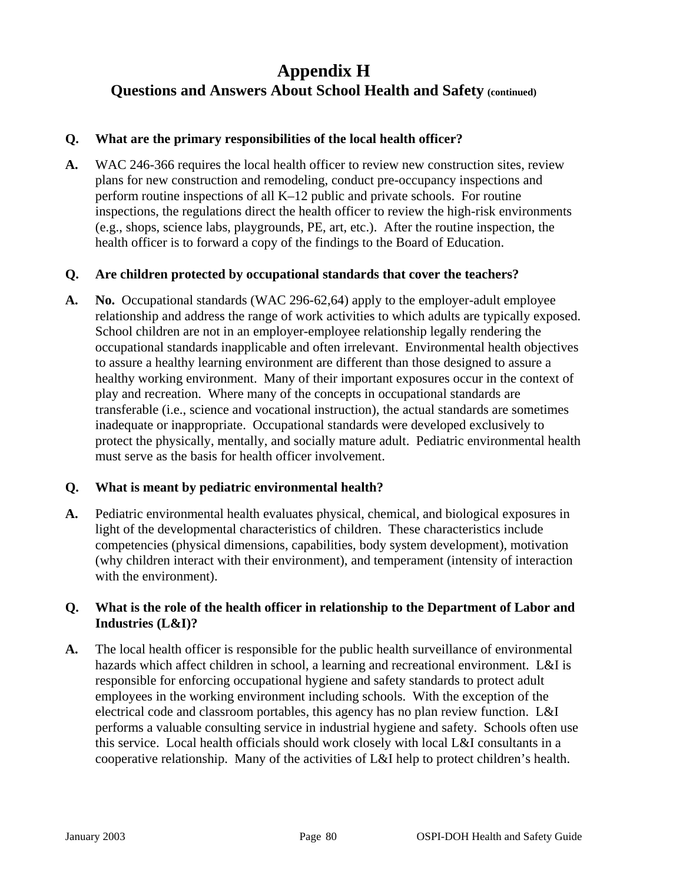# Appendix H
## Questions and Answers About School Health and Safety (continued)

**Q. What are the primary responsibilities of the local health officer?**

**A.** WAC 246-366 requires the local health officer to review new construction sites, review plans for new construction and remodeling, conduct pre-occupancy inspections and perform routine inspections of all K–12 public and private schools. For routine inspections, the regulations direct the health officer to review the high-risk environments (e.g., shops, science labs, playgrounds, PE, art, etc.). After the routine inspection, the health officer is to forward a copy of the findings to the Board of Education.

**Q. Are children protected by occupational standards that cover the teachers?**

**A.** **No.** Occupational standards (WAC 296-62,64) apply to the employer-adult employee relationship and address the range of work activities to which adults are typically exposed. School children are not in an employer-employee relationship legally rendering the occupational standards inapplicable and often irrelevant. Environmental health objectives to assure a healthy learning environment are different than those designed to assure a healthy working environment. Many of their important exposures occur in the context of play and recreation. Where many of the concepts in occupational standards are transferable (i.e., science and vocational instruction), the actual standards are sometimes inadequate or inappropriate. Occupational standards were developed exclusively to protect the physically, mentally, and socially mature adult. Pediatric environmental health must serve as the basis for health officer involvement.

**Q. What is meant by pediatric environmental health?**

**A.** Pediatric environmental health evaluates physical, chemical, and biological exposures in light of the developmental characteristics of children. These characteristics include competencies (physical dimensions, capabilities, body system development), motivation (why children interact with their environment), and temperament (intensity of interaction with the environment).

**Q. What is the role of the health officer in relationship to the Department of Labor and Industries (L&I)?**

**A.** The local health officer is responsible for the public health surveillance of environmental hazards which affect children in school, a learning and recreational environment. L&I is responsible for enforcing occupational hygiene and safety standards to protect adult employees in the working environment including schools. With the exception of the electrical code and classroom portables, this agency has no plan review function. L&I performs a valuable consulting service in industrial hygiene and safety. Schools often use this service. Local health officials should work closely with local L&I consultants in a cooperative relationship. Many of the activities of L&I help to protect children's health.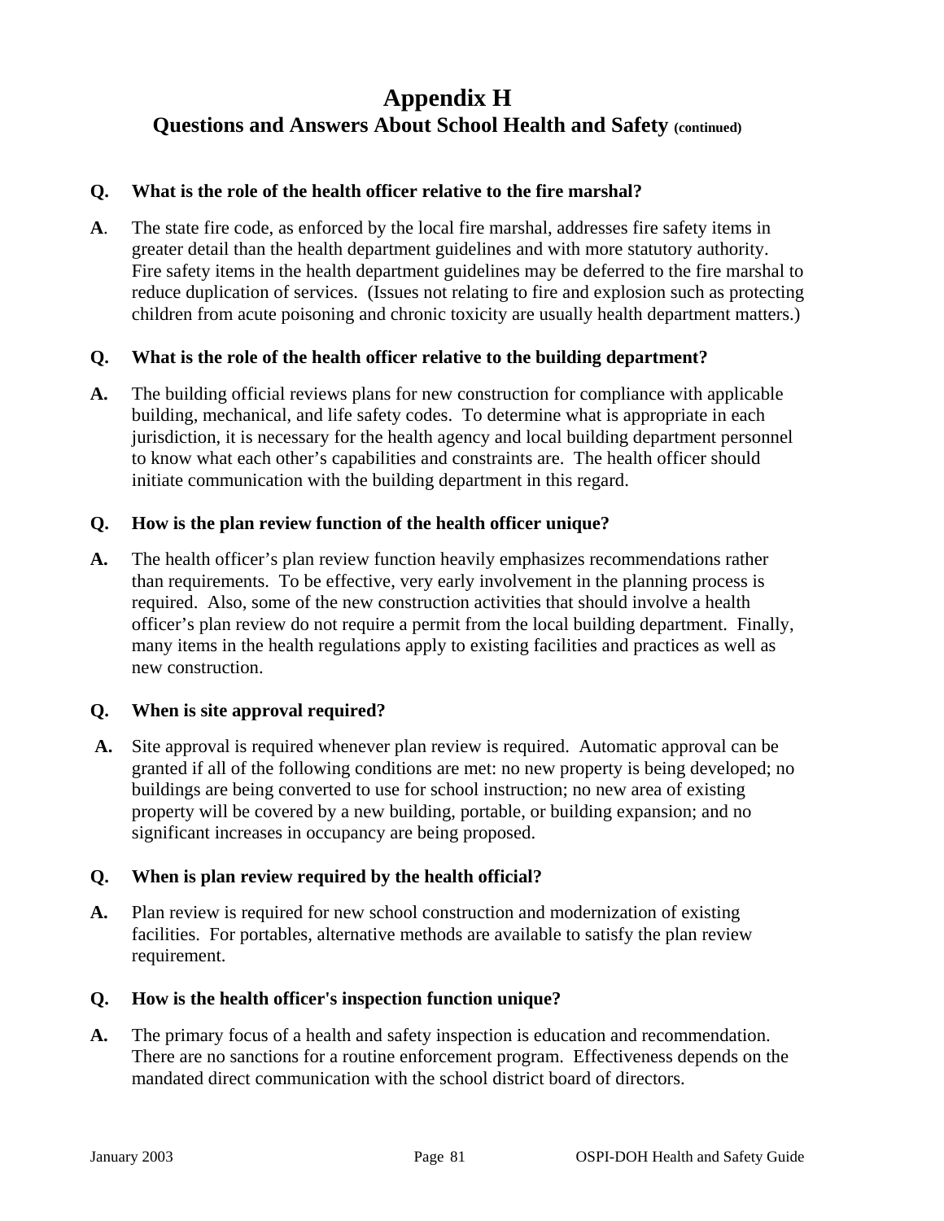# Appendix H

## Questions and Answers About School Health and Safety (continued)

**Q. What is the role of the health officer relative to the fire marshal?**

**A.** The state fire code, as enforced by the local fire marshal, addresses fire safety items in greater detail than the health department guidelines and with more statutory authority. Fire safety items in the health department guidelines may be deferred to the fire marshal to reduce duplication of services. (Issues not relating to fire and explosion such as protecting children from acute poisoning and chronic toxicity are usually health department matters.)

**Q. What is the role of the health officer relative to the building department?**

**A.** The building official reviews plans for new construction for compliance with applicable building, mechanical, and life safety codes. To determine what is appropriate in each jurisdiction, it is necessary for the health agency and local building department personnel to know what each other's capabilities and constraints are. The health officer should initiate communication with the building department in this regard.

**Q. How is the plan review function of the health officer unique?**

**A.** The health officer's plan review function heavily emphasizes recommendations rather than requirements. To be effective, very early involvement in the planning process is required. Also, some of the new construction activities that should involve a health officer's plan review do not require a permit from the local building department. Finally, many items in the health regulations apply to existing facilities and practices as well as new construction.

**Q. When is site approval required?**

**A.** Site approval is required whenever plan review is required. Automatic approval can be granted if all of the following conditions are met: no new property is being developed; no buildings are being converted to use for school instruction; no new area of existing property will be covered by a new building, portable, or building expansion; and no significant increases in occupancy are being proposed.

**Q. When is plan review required by the health official?**

**A.** Plan review is required for new school construction and modernization of existing facilities. For portables, alternative methods are available to satisfy the plan review requirement.

**Q. How is the health officer's inspection function unique?**

**A.** The primary focus of a health and safety inspection is education and recommendation. There are no sanctions for a routine enforcement program. Effectiveness depends on the mandated direct communication with the school district board of directors.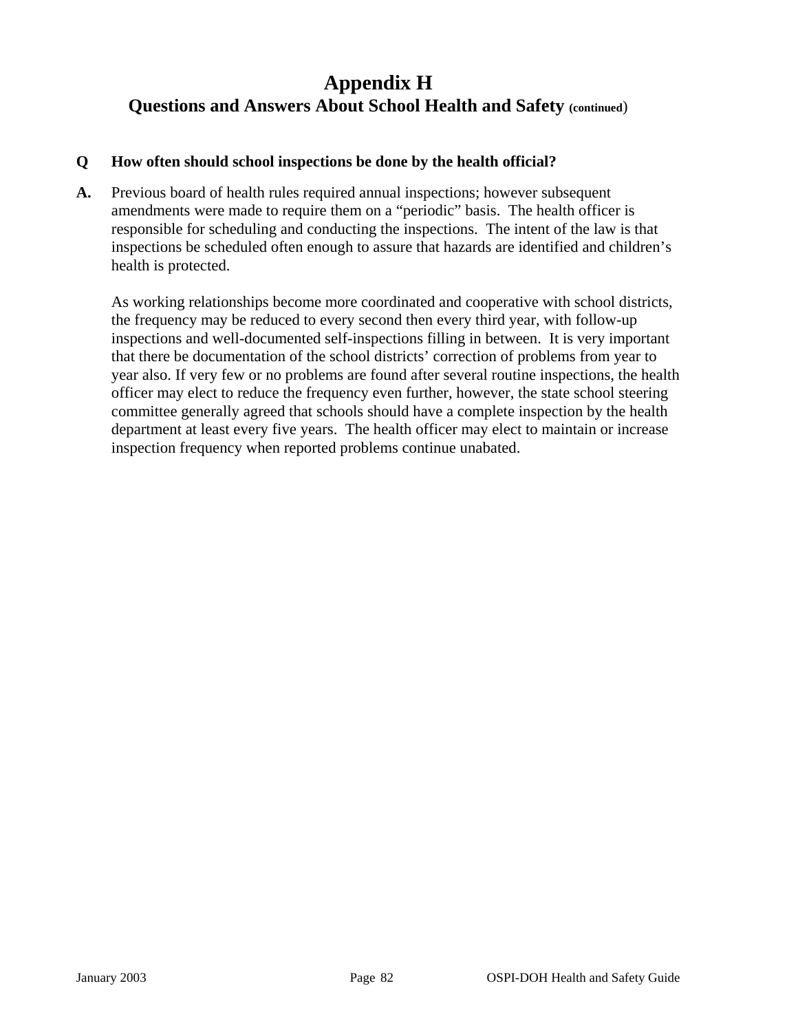# Appendix H

## Questions and Answers About School Health and Safety (continued)

**Q How often should school inspections be done by the health official?**

**A.** Previous board of health rules required annual inspections; however subsequent amendments were made to require them on a "periodic" basis. The health officer is responsible for scheduling and conducting the inspections. The intent of the law is that inspections be scheduled often enough to assure that hazards are identified and children's health is protected.

As working relationships become more coordinated and cooperative with school districts, the frequency may be reduced to every second then every third year, with follow-up inspections and well-documented self-inspections filling in between. It is very important that there be documentation of the school districts' correction of problems from year to year also. If very few or no problems are found after several routine inspections, the health officer may elect to reduce the frequency even further, however, the state school steering committee generally agreed that schools should have a complete inspection by the health department at least every five years. The health officer may elect to maintain or increase inspection frequency when reported problems continue unabated.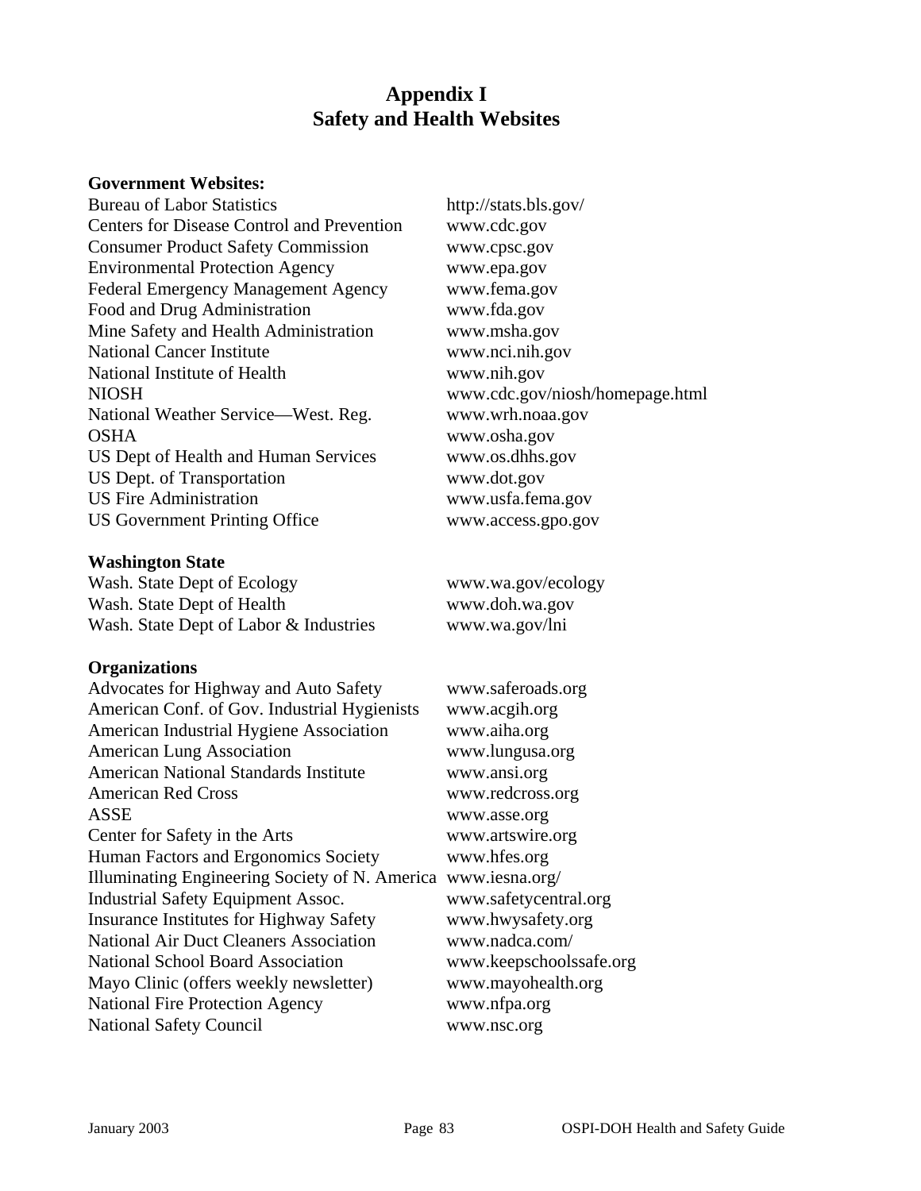# Appendix I
# Safety and Health Websites

**Government Websites:**

| | |
|---|---|
| Bureau of Labor Statistics | http://stats.bls.gov/ |
| Centers for Disease Control and Prevention | www.cdc.gov |
| Consumer Product Safety Commission | www.cpsc.gov |
| Environmental Protection Agency | www.epa.gov |
| Federal Emergency Management Agency | www.fema.gov |
| Food and Drug Administration | www.fda.gov |
| Mine Safety and Health Administration | www.msha.gov |
| National Cancer Institute | www.nci.nih.gov |
| National Institute of Health | www.nih.gov |
| NIOSH | www.cdc.gov/niosh/homepage.html |
| National Weather Service—West. Reg. | www.wrh.noaa.gov |
| OSHA | www.osha.gov |
| US Dept of Health and Human Services | www.os.dhhs.gov |
| US Dept. of Transportation | www.dot.gov |
| US Fire Administration | www.usfa.fema.gov |
| US Government Printing Office | www.access.gpo.gov |

**Washington State**

| | |
|---|---|
| Wash. State Dept of Ecology | www.wa.gov/ecology |
| Wash. State Dept of Health | www.doh.wa.gov |
| Wash. State Dept of Labor & Industries | www.wa.gov/lni |

**Organizations**

| | |
|---|---|
| Advocates for Highway and Auto Safety | www.saferoads.org |
| American Conf. of Gov. Industrial Hygienists | www.acgih.org |
| American Industrial Hygiene Association | www.aiha.org |
| American Lung Association | www.lungusa.org |
| American National Standards Institute | www.ansi.org |
| American Red Cross | www.redcross.org |
| ASSE | www.asse.org |
| Center for Safety in the Arts | www.artswire.org |
| Human Factors and Ergonomics Society | www.hfes.org |
| Illuminating Engineering Society of N. America | www.iesna.org/ |
| Industrial Safety Equipment Assoc. | www.safetycentral.org |
| Insurance Institutes for Highway Safety | www.hwysafety.org |
| National Air Duct Cleaners Association | www.nadca.com/ |
| National School Board Association | www.keepschoolssafe.org |
| Mayo Clinic (offers weekly newsletter) | www.mayohealth.org |
| National Fire Protection Agency | www.nfpa.org |
| National Safety Council | www.nsc.org |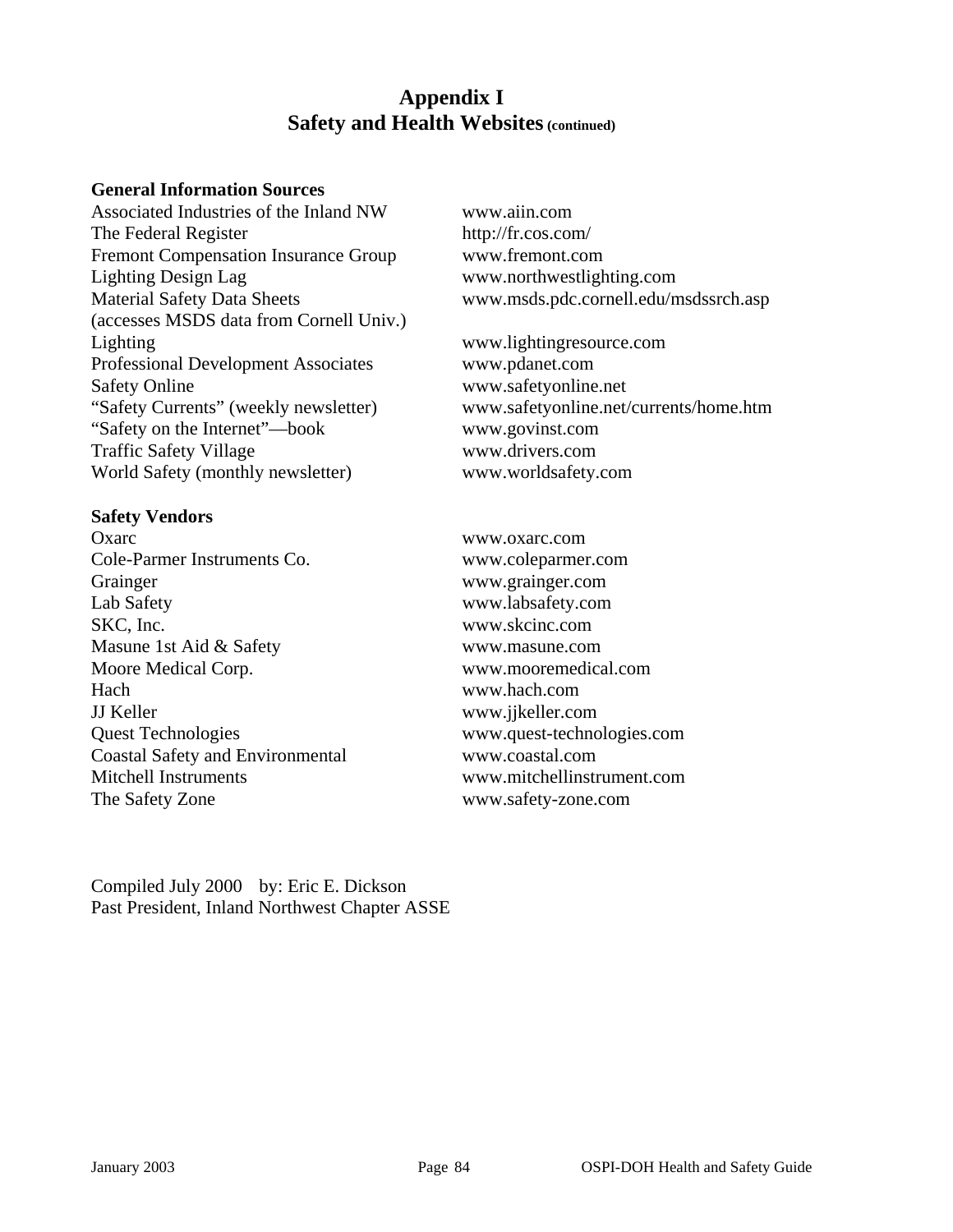# Appendix I
## Safety and Health Websites (continued)

### General Information Sources

| | |
|---|---|
| Associated Industries of the Inland NW | www.aiin.com |
| The Federal Register | http://fr.cos.com/ |
| Fremont Compensation Insurance Group | www.fremont.com |
| Lighting Design Lag | www.northwestlighting.com |
| Material Safety Data Sheets (accesses MSDS data from Cornell Univ.) | www.msds.pdc.cornell.edu/msdssrch.asp |
| Lighting | www.lightingresource.com |
| Professional Development Associates | www.pdanet.com |
| Safety Online | www.safetyonline.net |
| "Safety Currents" (weekly newsletter) | www.safetyonline.net/currents/home.htm |
| "Safety on the Internet"—book | www.govinst.com |
| Traffic Safety Village | www.drivers.com |
| World Safety (monthly newsletter) | www.worldsafety.com |

### Safety Vendors

| | |
|---|---|
| Oxarc | www.oxarc.com |
| Cole-Parmer Instruments Co. | www.coleparmer.com |
| Grainger | www.grainger.com |
| Lab Safety | www.labsafety.com |
| SKC, Inc. | www.skcinc.com |
| Masune 1st Aid & Safety | www.masune.com |
| Moore Medical Corp. | www.mooremedical.com |
| Hach | www.hach.com |
| JJ Keller | www.jjkeller.com |
| Quest Technologies | www.quest-technologies.com |
| Coastal Safety and Environmental | www.coastal.com |
| Mitchell Instruments | www.mitchellinstrument.com |
| The Safety Zone | www.safety-zone.com |

Compiled July 2000 by: Eric E. Dickson
Past President, Inland Northwest Chapter ASSE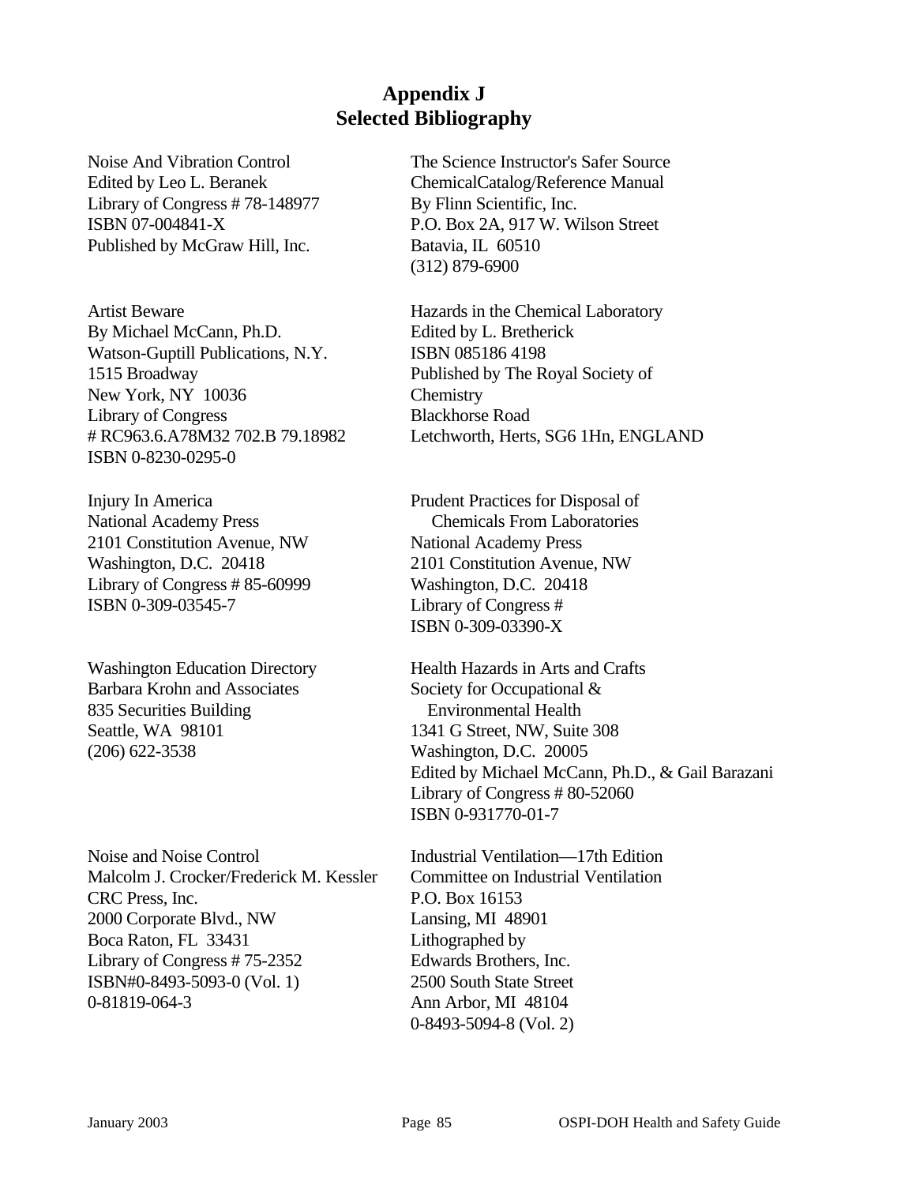# Appendix J
## Selected Bibliography

Noise And Vibration Control
Edited by Leo L. Beranek
Library of Congress # 78-148977
ISBN 07-004841-X
Published by McGraw Hill, Inc.

Artist Beware
By Michael McCann, Ph.D.
Watson-Guptill Publications, N.Y.
1515 Broadway
New York, NY 10036
Library of Congress
# RC963.6.A78M32 702.B 79.18982
ISBN 0-8230-0295-0

Injury In America
National Academy Press
2101 Constitution Avenue, NW
Washington, D.C. 20418
Library of Congress # 85-60999
ISBN 0-309-03545-7

Washington Education Directory
Barbara Krohn and Associates
835 Securities Building
Seattle, WA 98101
(206) 622-3538

Noise and Noise Control
Malcolm J. Crocker/Frederick M. Kessler
CRC Press, Inc.
2000 Corporate Blvd., NW
Boca Raton, FL 33431
Library of Congress # 75-2352
ISBN#0-8493-5093-0 (Vol. 1)
0-81819-064-3

The Science Instructor's Safer Source
ChemicalCatalog/Reference Manual
By Flinn Scientific, Inc.
P.O. Box 2A, 917 W. Wilson Street
Batavia, IL 60510
(312) 879-6900

Hazards in the Chemical Laboratory
Edited by L. Bretherick
ISBN 085186 4198
Published by The Royal Society of Chemistry
Blackhorse Road
Letchworth, Herts, SG6 1Hn, ENGLAND

Prudent Practices for Disposal of Chemicals From Laboratories
National Academy Press
2101 Constitution Avenue, NW
Washington, D.C. 20418
Library of Congress #
ISBN 0-309-03390-X

Health Hazards in Arts and Crafts
Society for Occupational & Environmental Health
1341 G Street, NW, Suite 308
Washington, D.C. 20005
Edited by Michael McCann, Ph.D., & Gail Barazani
Library of Congress # 80-52060
ISBN 0-931770-01-7

Industrial Ventilation—17th Edition
Committee on Industrial Ventilation
P.O. Box 16153
Lansing, MI 48901
Lithographed by
Edwards Brothers, Inc.
2500 South State Street
Ann Arbor, MI 48104
0-8493-5094-8 (Vol. 2)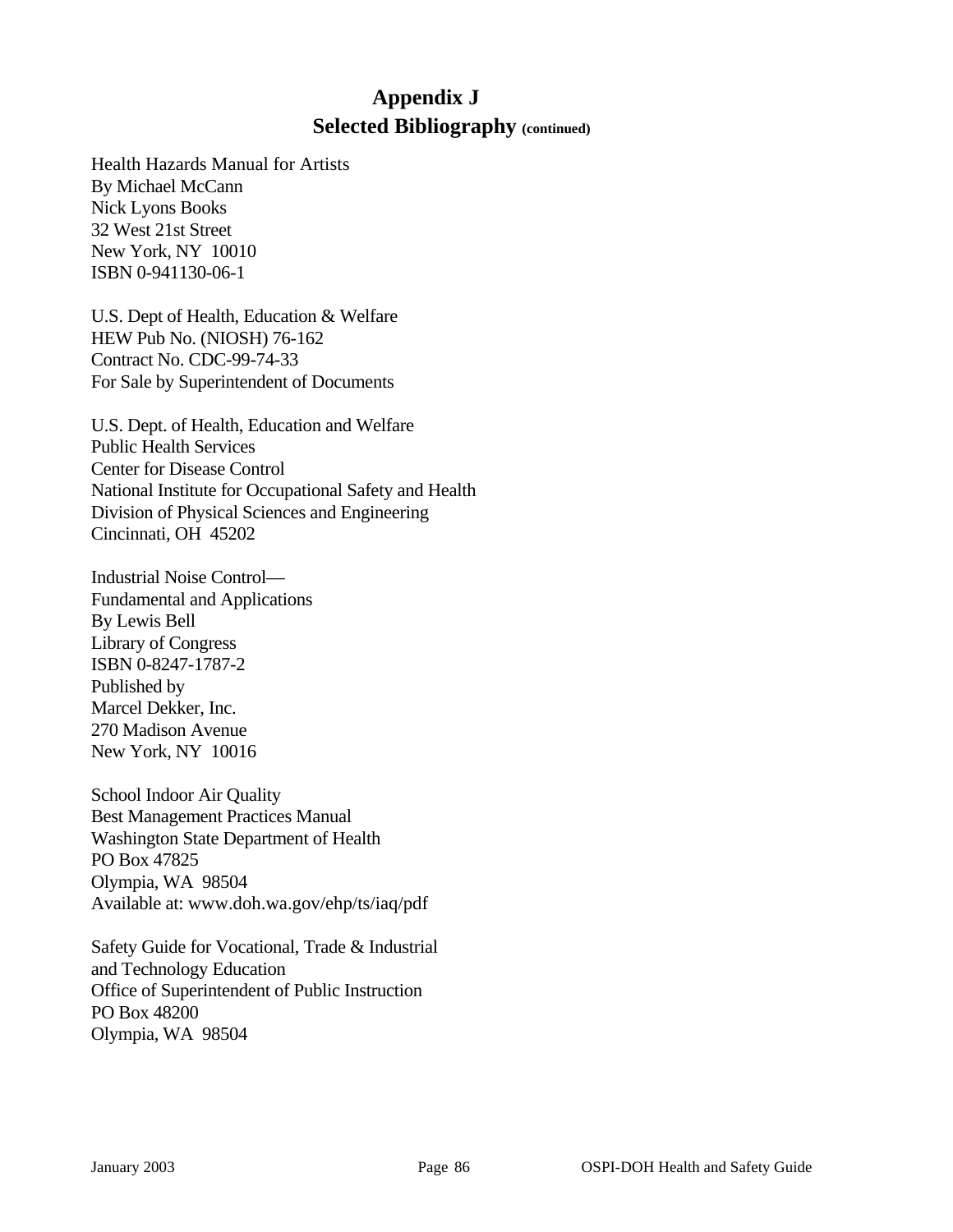# Appendix J
## Selected Bibliography (continued)

Health Hazards Manual for Artists
By Michael McCann
Nick Lyons Books
32 West 21st Street
New York, NY 10010
ISBN 0-941130-06-1

U.S. Dept of Health, Education & Welfare
HEW Pub No. (NIOSH) 76-162
Contract No. CDC-99-74-33
For Sale by Superintendent of Documents

U.S. Dept. of Health, Education and Welfare
Public Health Services
Center for Disease Control
National Institute for Occupational Safety and Health
Division of Physical Sciences and Engineering
Cincinnati, OH 45202

Industrial Noise Control—
Fundamental and Applications
By Lewis Bell
Library of Congress
ISBN 0-8247-1787-2
Published by
Marcel Dekker, Inc.
270 Madison Avenue
New York, NY 10016

School Indoor Air Quality
Best Management Practices Manual
Washington State Department of Health
PO Box 47825
Olympia, WA 98504
Available at: www.doh.wa.gov/ehp/ts/iaq/pdf

Safety Guide for Vocational, Trade & Industrial
and Technology Education
Office of Superintendent of Public Instruction
PO Box 48200
Olympia, WA 98504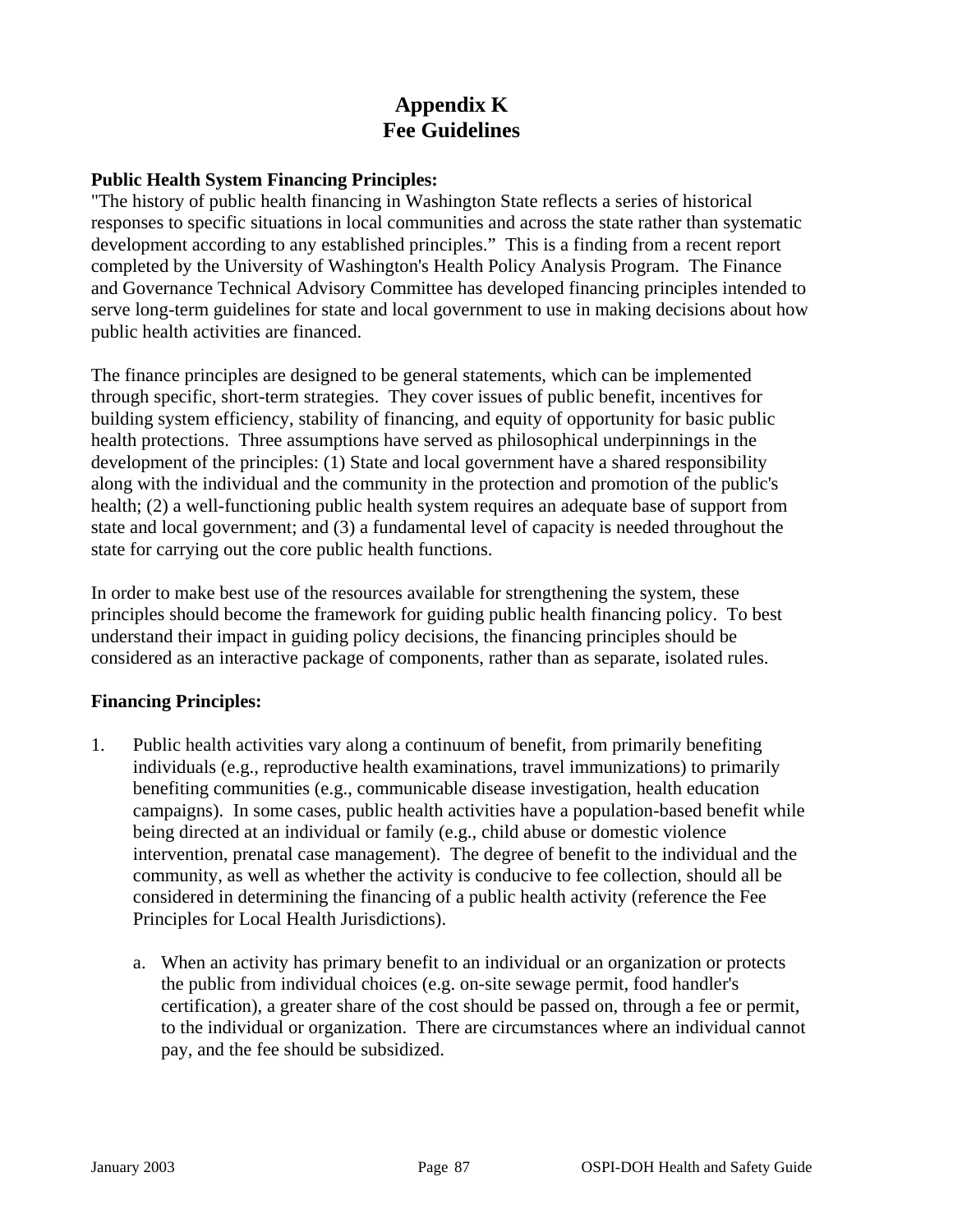# Appendix K
# Fee Guidelines

**Public Health System Financing Principles:**
"The history of public health financing in Washington State reflects a series of historical responses to specific situations in local communities and across the state rather than systematic development according to any established principles." This is a finding from a recent report completed by the University of Washington's Health Policy Analysis Program. The Finance and Governance Technical Advisory Committee has developed financing principles intended to serve long-term guidelines for state and local government to use in making decisions about how public health activities are financed.

The finance principles are designed to be general statements, which can be implemented through specific, short-term strategies. They cover issues of public benefit, incentives for building system efficiency, stability of financing, and equity of opportunity for basic public health protections. Three assumptions have served as philosophical underpinnings in the development of the principles: (1) State and local government have a shared responsibility along with the individual and the community in the protection and promotion of the public's health; (2) a well-functioning public health system requires an adequate base of support from state and local government; and (3) a fundamental level of capacity is needed throughout the state for carrying out the core public health functions.

In order to make best use of the resources available for strengthening the system, these principles should become the framework for guiding public health financing policy. To best understand their impact in guiding policy decisions, the financing principles should be considered as an interactive package of components, rather than as separate, isolated rules.

**Financing Principles:**

1. Public health activities vary along a continuum of benefit, from primarily benefiting individuals (e.g., reproductive health examinations, travel immunizations) to primarily benefiting communities (e.g., communicable disease investigation, health education campaigns). In some cases, public health activities have a population-based benefit while being directed at an individual or family (e.g., child abuse or domestic violence intervention, prenatal case management). The degree of benefit to the individual and the community, as well as whether the activity is conducive to fee collection, should all be considered in determining the financing of a public health activity (reference the Fee Principles for Local Health Jurisdictions).

   a. When an activity has primary benefit to an individual or an organization or protects the public from individual choices (e.g. on-site sewage permit, food handler's certification), a greater share of the cost should be passed on, through a fee or permit, to the individual or organization. There are circumstances where an individual cannot pay, and the fee should be subsidized.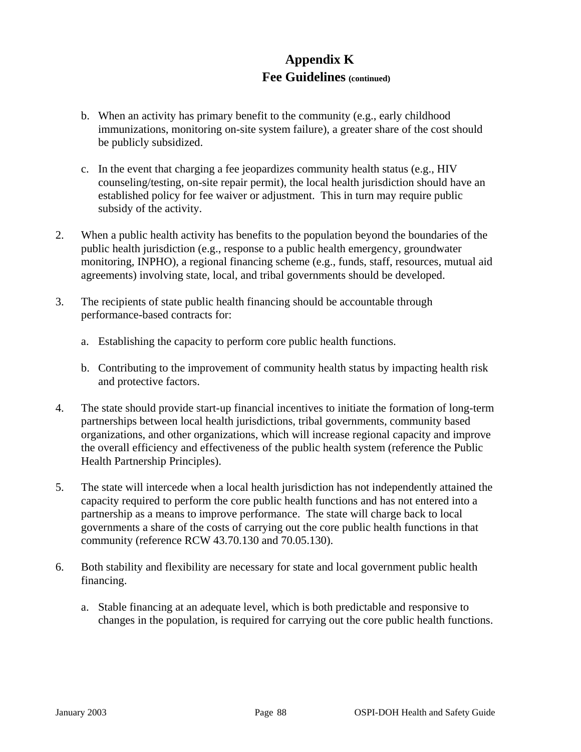# Appendix K
## Fee Guidelines (continued)

   b. When an activity has primary benefit to the community (e.g., early childhood immunizations, monitoring on-site system failure), a greater share of the cost should be publicly subsidized.

   c. In the event that charging a fee jeopardizes community health status (e.g., HIV counseling/testing, on-site repair permit), the local health jurisdiction should have an established policy for fee waiver or adjustment. This in turn may require public subsidy of the activity.

2. When a public health activity has benefits to the population beyond the boundaries of the public health jurisdiction (e.g., response to a public health emergency, groundwater monitoring, INPHO), a regional financing scheme (e.g., funds, staff, resources, mutual aid agreements) involving state, local, and tribal governments should be developed.

3. The recipients of state public health financing should be accountable through performance-based contracts for:

   a. Establishing the capacity to perform core public health functions.

   b. Contributing to the improvement of community health status by impacting health risk and protective factors.

4. The state should provide start-up financial incentives to initiate the formation of long-term partnerships between local health jurisdictions, tribal governments, community based organizations, and other organizations, which will increase regional capacity and improve the overall efficiency and effectiveness of the public health system (reference the Public Health Partnership Principles).

5. The state will intercede when a local health jurisdiction has not independently attained the capacity required to perform the core public health functions and has not entered into a partnership as a means to improve performance. The state will charge back to local governments a share of the costs of carrying out the core public health functions in that community (reference RCW 43.70.130 and 70.05.130).

6. Both stability and flexibility are necessary for state and local government public health financing.

   a. Stable financing at an adequate level, which is both predictable and responsive to changes in the population, is required for carrying out the core public health functions.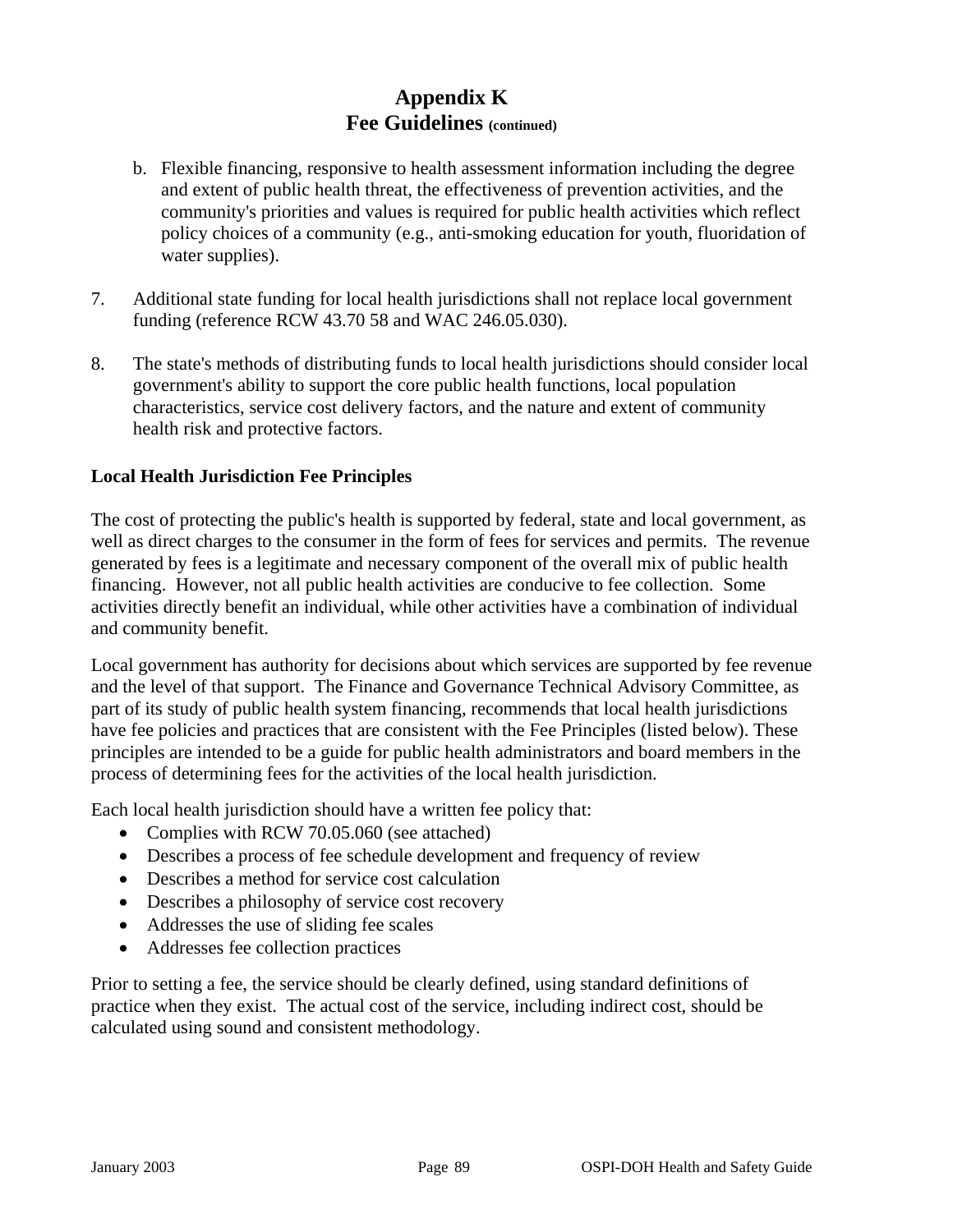# Appendix K
## Fee Guidelines (continued)

b. Flexible financing, responsive to health assessment information including the degree and extent of public health threat, the effectiveness of prevention activities, and the community's priorities and values is required for public health activities which reflect policy choices of a community (e.g., anti-smoking education for youth, fluoridation of water supplies).

7. Additional state funding for local health jurisdictions shall not replace local government funding (reference RCW 43.70 58 and WAC 246.05.030).

8. The state's methods of distributing funds to local health jurisdictions should consider local government's ability to support the core public health functions, local population characteristics, service cost delivery factors, and the nature and extent of community health risk and protective factors.

**Local Health Jurisdiction Fee Principles**

The cost of protecting the public's health is supported by federal, state and local government, as well as direct charges to the consumer in the form of fees for services and permits. The revenue generated by fees is a legitimate and necessary component of the overall mix of public health financing. However, not all public health activities are conducive to fee collection. Some activities directly benefit an individual, while other activities have a combination of individual and community benefit.

Local government has authority for decisions about which services are supported by fee revenue and the level of that support. The Finance and Governance Technical Advisory Committee, as part of its study of public health system financing, recommends that local health jurisdictions have fee policies and practices that are consistent with the Fee Principles (listed below). These principles are intended to be a guide for public health administrators and board members in the process of determining fees for the activities of the local health jurisdiction.

Each local health jurisdiction should have a written fee policy that:

- Complies with RCW 70.05.060 (see attached)
- Describes a process of fee schedule development and frequency of review
- Describes a method for service cost calculation
- Describes a philosophy of service cost recovery
- Addresses the use of sliding fee scales
- Addresses fee collection practices

Prior to setting a fee, the service should be clearly defined, using standard definitions of practice when they exist. The actual cost of the service, including indirect cost, should be calculated using sound and consistent methodology.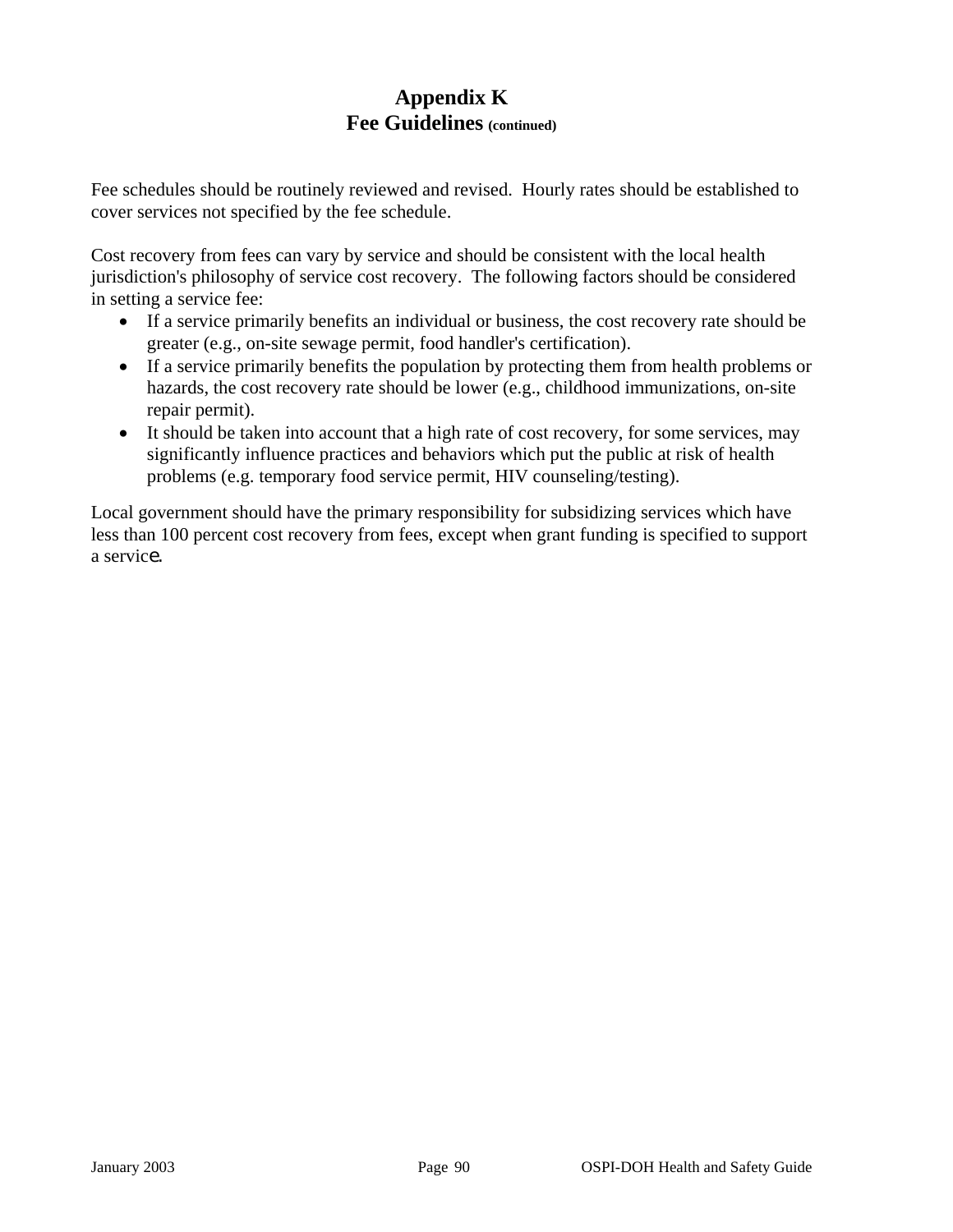# Appendix K
## Fee Guidelines (continued)

Fee schedules should be routinely reviewed and revised. Hourly rates should be established to cover services not specified by the fee schedule.

Cost recovery from fees can vary by service and should be consistent with the local health jurisdiction's philosophy of service cost recovery. The following factors should be considered in setting a service fee:

- If a service primarily benefits an individual or business, the cost recovery rate should be greater (e.g., on-site sewage permit, food handler's certification).
- If a service primarily benefits the population by protecting them from health problems or hazards, the cost recovery rate should be lower (e.g., childhood immunizations, on-site repair permit).
- It should be taken into account that a high rate of cost recovery, for some services, may significantly influence practices and behaviors which put the public at risk of health problems (e.g. temporary food service permit, HIV counseling/testing).

Local government should have the primary responsibility for subsidizing services which have less than 100 percent cost recovery from fees, except when grant funding is specified to support a service.